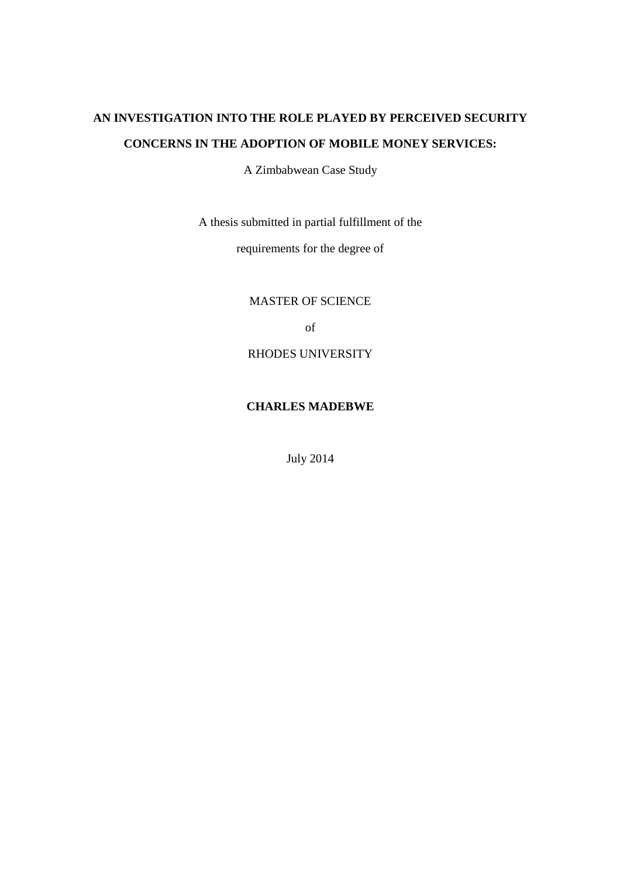# AN INVESTIGATION INTO THE ROLE PLAYED BY PERCEIVED SECURITY CONCERNS IN THE ADOPTION OF MOBILE MONEY SERVICES:

A Zimbabwean Case Study

A thesis submitted in partial fulfillment of the

requirements for the degree of

MASTER OF SCIENCE

of

RHODES UNIVERSITY

**CHARLES MADEBWE**

July 2014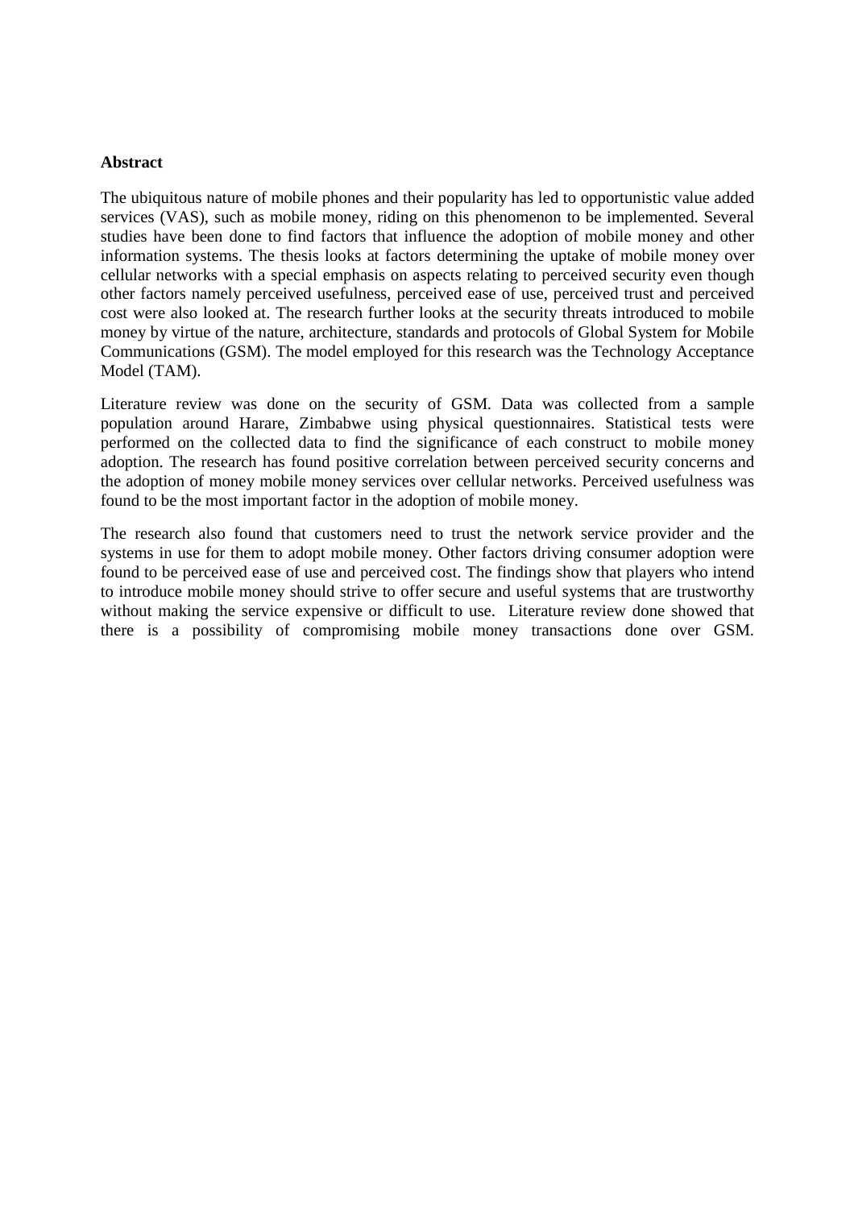**Abstract**

The ubiquitous nature of mobile phones and their popularity has led to opportunistic value added services (VAS), such as mobile money, riding on this phenomenon to be implemented. Several studies have been done to find factors that influence the adoption of mobile money and other information systems. The thesis looks at factors determining the uptake of mobile money over cellular networks with a special emphasis on aspects relating to perceived security even though other factors namely perceived usefulness, perceived ease of use, perceived trust and perceived cost were also looked at. The research further looks at the security threats introduced to mobile money by virtue of the nature, architecture, standards and protocols of Global System for Mobile Communications (GSM). The model employed for this research was the Technology Acceptance Model (TAM).

Literature review was done on the security of GSM. Data was collected from a sample population around Harare, Zimbabwe using physical questionnaires. Statistical tests were performed on the collected data to find the significance of each construct to mobile money adoption. The research has found positive correlation between perceived security concerns and the adoption of money mobile money services over cellular networks. Perceived usefulness was found to be the most important factor in the adoption of mobile money.

The research also found that customers need to trust the network service provider and the systems in use for them to adopt mobile money. Other factors driving consumer adoption were found to be perceived ease of use and perceived cost. The findings show that players who intend to introduce mobile money should strive to offer secure and useful systems that are trustworthy without making the service expensive or difficult to use. Literature review done showed that there is a possibility of compromising mobile money transactions done over GSM.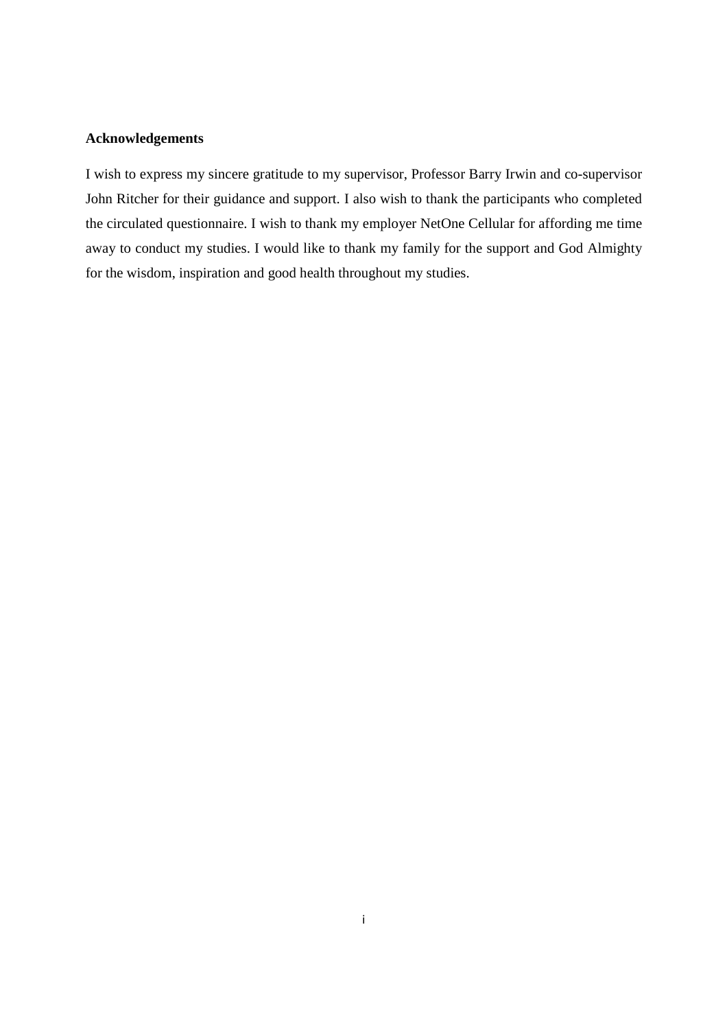## Acknowledgements

I wish to express my sincere gratitude to my supervisor, Professor Barry Irwin and co-supervisor John Ritcher for their guidance and support. I also wish to thank the participants who completed the circulated questionnaire. I wish to thank my employer NetOne Cellular for affording me time away to conduct my studies. I would like to thank my family for the support and God Almighty for the wisdom, inspiration and good health throughout my studies.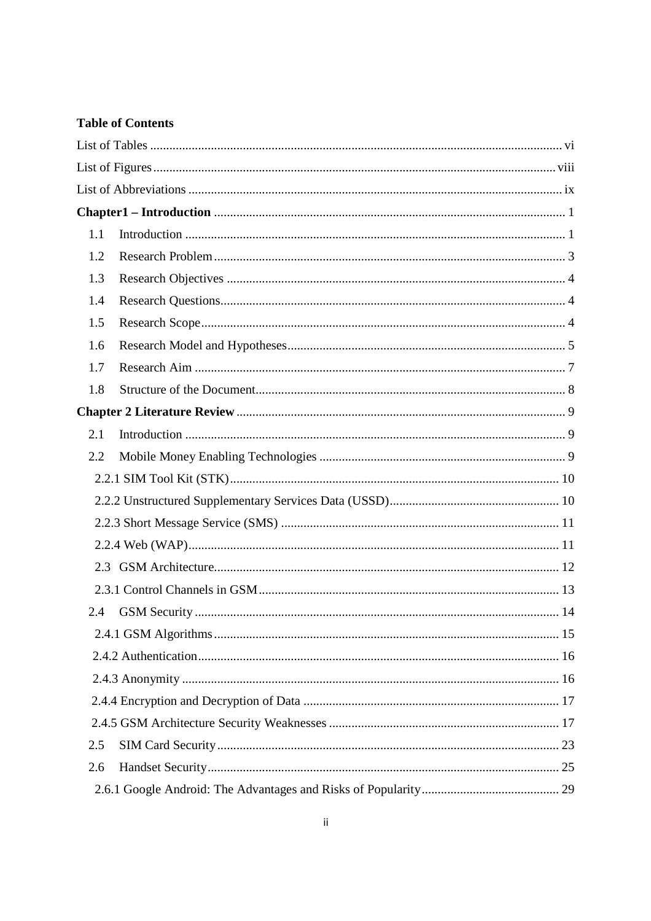**Table of Contents**

List of Tables ... vi
List of Figures ... viii
List of Abbreviations ... ix
**Chapter1 – Introduction** ... 1
- 1.1 Introduction ... 1
- 1.2 Research Problem ... 3
- 1.3 Research Objectives ... 4
- 1.4 Research Questions ... 4
- 1.5 Research Scope ... 4
- 1.6 Research Model and Hypotheses ... 5
- 1.7 Research Aim ... 7
- 1.8 Structure of the Document ... 8

**Chapter 2 Literature Review** ... 9
- 2.1 Introduction ... 9
- 2.2 Mobile Money Enabling Technologies ... 9
  - 2.2.1 SIM Tool Kit (STK) ... 10
  - 2.2.2 Unstructured Supplementary Services Data (USSD) ... 10
  - 2.2.3 Short Message Service (SMS) ... 11
  - 2.2.4 Web (WAP) ... 11
- 2.3 GSM Architecture ... 12
  - 2.3.1 Control Channels in GSM ... 13
- 2.4 GSM Security ... 14
  - 2.4.1 GSM Algorithms ... 15
  - 2.4.2 Authentication ... 16
  - 2.4.3 Anonymity ... 16
  - 2.4.4 Encryption and Decryption of Data ... 17
  - 2.4.5 GSM Architecture Security Weaknesses ... 17
- 2.5 SIM Card Security ... 23
- 2.6 Handset Security ... 25
  - 2.6.1 Google Android: The Advantages and Risks of Popularity ... 29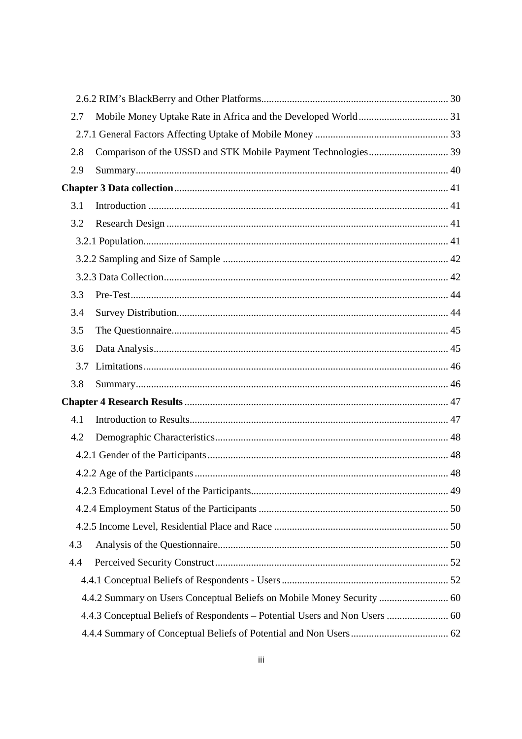2.6.2 RIM's BlackBerry and Other Platforms ........ 30

2.7 Mobile Money Uptake Rate in Africa and the Developed World ........ 31

2.7.1 General Factors Affecting Uptake of Mobile Money ........ 33

2.8 Comparison of the USSD and STK Mobile Payment Technologies ........ 39

2.9 Summary ........ 40

**Chapter 3 Data collection** ........ 41

3.1 Introduction ........ 41

3.2 Research Design ........ 41

3.2.1 Population ........ 41

3.2.2 Sampling and Size of Sample ........ 42

3.2.3 Data Collection ........ 42

3.3 Pre-Test ........ 44

3.4 Survey Distribution ........ 44

3.5 The Questionnaire ........ 45

3.6 Data Analysis ........ 45

3.7 Limitations ........ 46

3.8 Summary ........ 46

**Chapter 4 Research Results** ........ 47

4.1 Introduction to Results ........ 47

4.2 Demographic Characteristics ........ 48

4.2.1 Gender of the Participants ........ 48

4.2.2 Age of the Participants ........ 48

4.2.3 Educational Level of the Participants ........ 49

4.2.4 Employment Status of the Participants ........ 50

4.2.5 Income Level, Residential Place and Race ........ 50

4.3 Analysis of the Questionnaire ........ 50

4.4 Perceived Security Construct ........ 52

4.4.1 Conceptual Beliefs of Respondents - Users ........ 52

4.4.2 Summary on Users Conceptual Beliefs on Mobile Money Security ........ 60

4.4.3 Conceptual Beliefs of Respondents – Potential Users and Non Users ........ 60

4.4.4 Summary of Conceptual Beliefs of Potential and Non Users ........ 62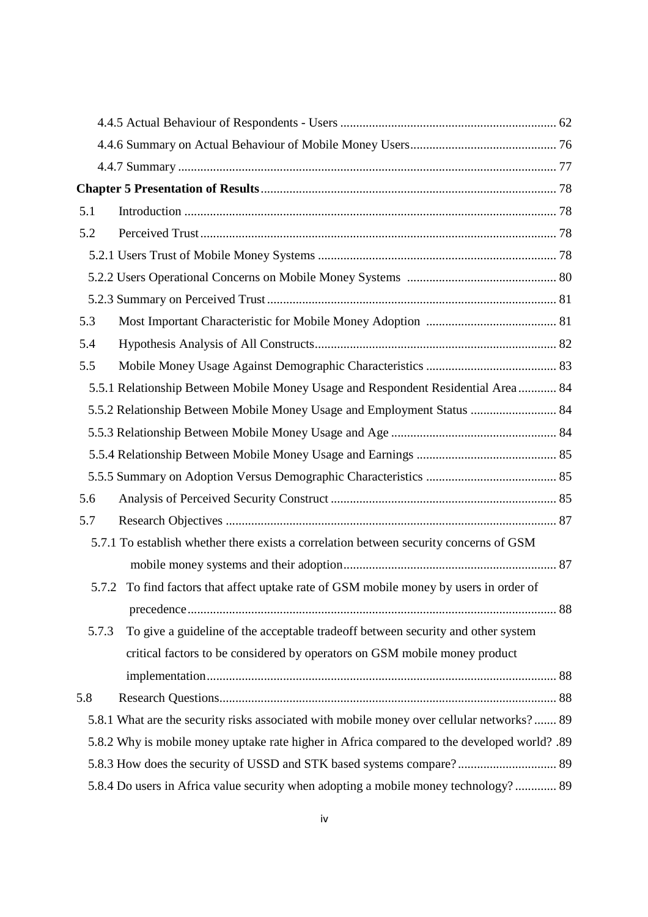4.4.5 Actual Behaviour of Respondents - Users ... 62

4.4.6 Summary on Actual Behaviour of Mobile Money Users ... 76

4.4.7 Summary ... 77

**Chapter 5 Presentation of Results** ... 78

5.1 Introduction ... 78

5.2 Perceived Trust ... 78

5.2.1 Users Trust of Mobile Money Systems ... 78

5.2.2 Users Operational Concerns on Mobile Money Systems ... 80

5.2.3 Summary on Perceived Trust ... 81

5.3 Most Important Characteristic for Mobile Money Adoption ... 81

5.4 Hypothesis Analysis of All Constructs ... 82

5.5 Mobile Money Usage Against Demographic Characteristics ... 83

5.5.1 Relationship Between Mobile Money Usage and Respondent Residential Area ... 84

5.5.2 Relationship Between Mobile Money Usage and Employment Status ... 84

5.5.3 Relationship Between Mobile Money Usage and Age ... 84

5.5.4 Relationship Between Mobile Money Usage and Earnings ... 85

5.5.5 Summary on Adoption Versus Demographic Characteristics ... 85

5.6 Analysis of Perceived Security Construct ... 85

5.7 Research Objectives ... 87

5.7.1 To establish whether there exists a correlation between security concerns of GSM mobile money systems and their adoption ... 87

5.7.2 To find factors that affect uptake rate of GSM mobile money by users in order of precedence ... 88

5.7.3 To give a guideline of the acceptable tradeoff between security and other system critical factors to be considered by operators on GSM mobile money product implementation ... 88

5.8 Research Questions ... 88

5.8.1 What are the security risks associated with mobile money over cellular networks? ... 89

5.8.2 Why is mobile money uptake rate higher in Africa compared to the developed world? .89

5.8.3 How does the security of USSD and STK based systems compare? ... 89

5.8.4 Do users in Africa value security when adopting a mobile money technology? ... 89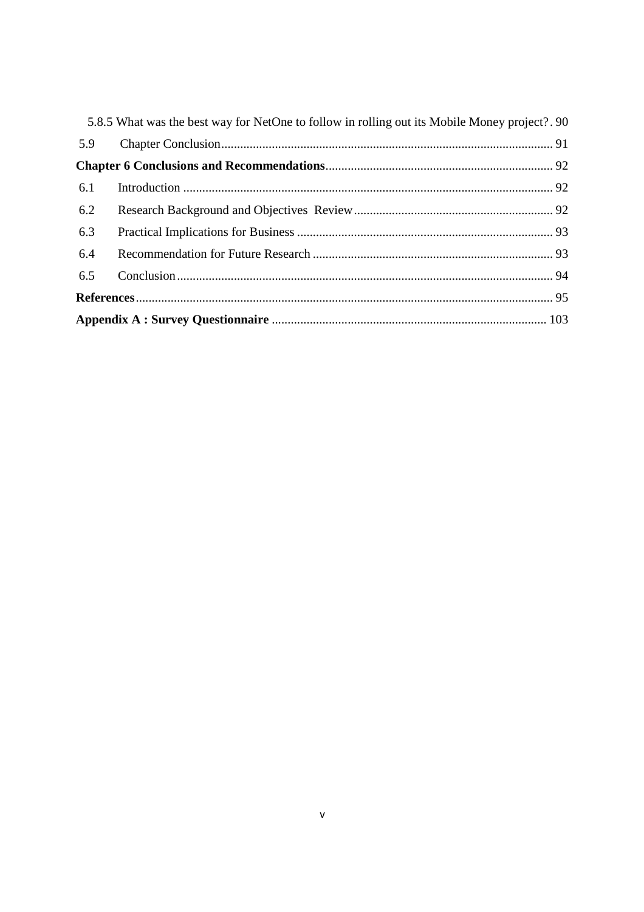5.8.5 What was the best way for NetOne to follow in rolling out its Mobile Money project? . 90

5.9 Chapter Conclusion ........................................................................................................ 91

**Chapter 6 Conclusions and Recommendations** ........................................................................ 92

6.1 Introduction ..................................................................................................................... 92

6.2 Research Background and Objectives Review ............................................................... 92

6.3 Practical Implications for Business ................................................................................. 93

6.4 Recommendation for Future Research ............................................................................ 93

6.5 Conclusion ....................................................................................................................... 94

**References** ................................................................................................................................... 95

**Appendix A : Survey Questionnaire** ...................................................................................... 103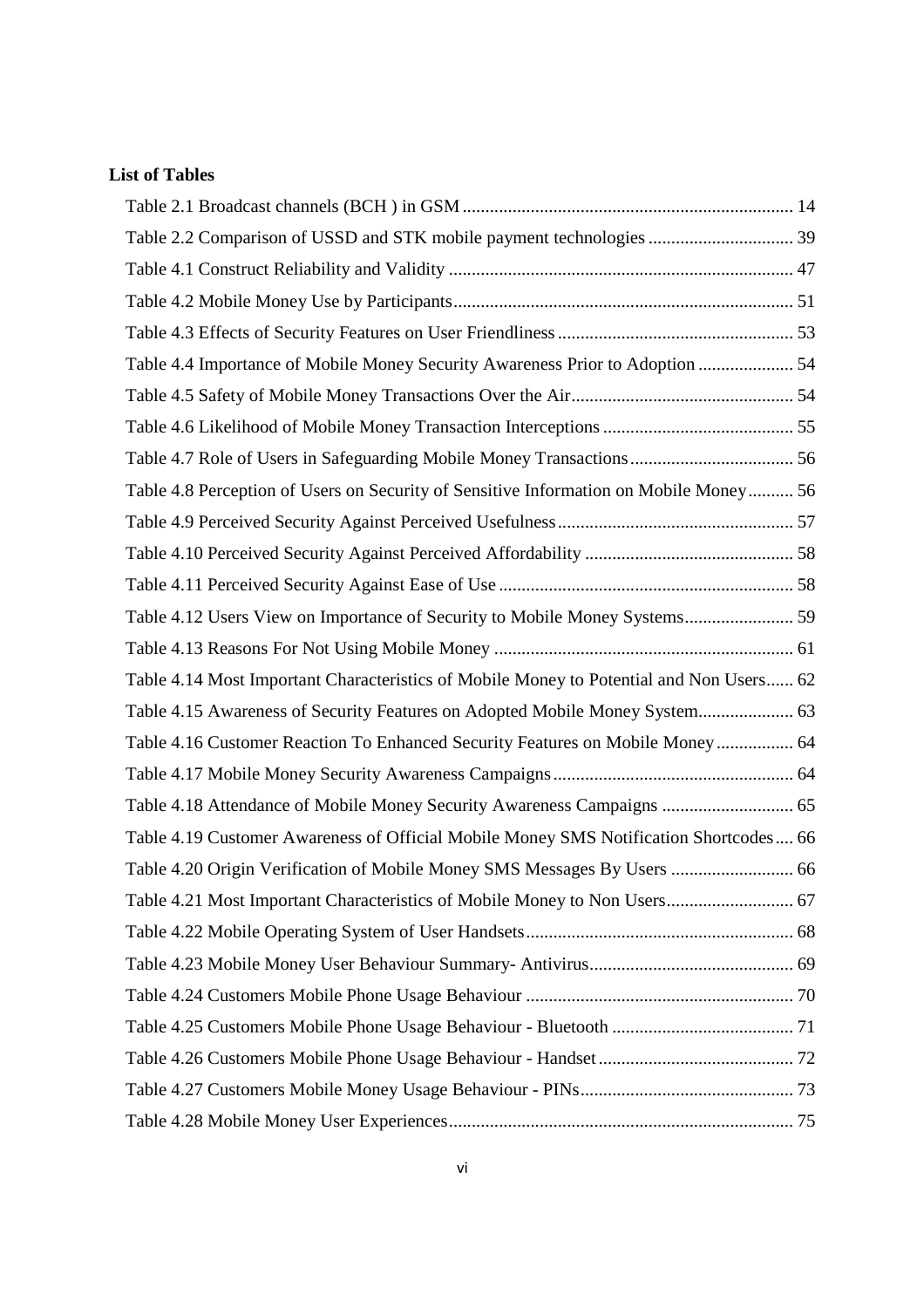**List of Tables**

Table 2.1 Broadcast channels (BCH ) in GSM ........................................................................ 14

Table 2.2 Comparison of USSD and STK mobile payment technologies ................................ 39

Table 4.1 Construct Reliability and Validity ............................................................................ 47

Table 4.2 Mobile Money Use by Participants........................................................................... 51

Table 4.3 Effects of Security Features on User Friendliness .................................................... 53

Table 4.4 Importance of Mobile Money Security Awareness Prior to Adoption ..................... 54

Table 4.5 Safety of Mobile Money Transactions Over the Air................................................. 54

Table 4.6 Likelihood of Mobile Money Transaction Interceptions .......................................... 55

Table 4.7 Role of Users in Safeguarding Mobile Money Transactions.................................... 56

Table 4.8 Perception of Users on Security of Sensitive Information on Mobile Money.......... 56

Table 4.9 Perceived Security Against Perceived Usefulness.................................................... 57

Table 4.10 Perceived Security Against Perceived Affordability .............................................. 58

Table 4.11 Perceived Security Against Ease of Use ................................................................. 58

Table 4.12 Users View on Importance of Security to Mobile Money Systems........................ 59

Table 4.13 Reasons For Not Using Mobile Money .................................................................. 61

Table 4.14 Most Important Characteristics of Mobile Money to Potential and Non Users...... 62

Table 4.15 Awareness of Security Features on Adopted Mobile Money System..................... 63

Table 4.16 Customer Reaction To Enhanced Security Features on Mobile Money ................. 64

Table 4.17 Mobile Money Security Awareness Campaigns..................................................... 64

Table 4.18 Attendance of Mobile Money Security Awareness Campaigns ............................. 65

Table 4.19 Customer Awareness of Official Mobile Money SMS Notification Shortcodes.... 66

Table 4.20 Origin Verification of Mobile Money SMS Messages By Users ........................... 66

Table 4.21 Most Important Characteristics of Mobile Money to Non Users............................ 67

Table 4.22 Mobile Operating System of User Handsets........................................................... 68

Table 4.23 Mobile Money User Behaviour Summary- Antivirus............................................. 69

Table 4.24 Customers Mobile Phone Usage Behaviour ........................................................... 70

Table 4.25 Customers Mobile Phone Usage Behaviour - Bluetooth ........................................ 71

Table 4.26 Customers Mobile Phone Usage Behaviour - Handset........................................... 72

Table 4.27 Customers Mobile Money Usage Behaviour - PINs............................................... 73

Table 4.28 Mobile Money User Experiences............................................................................ 75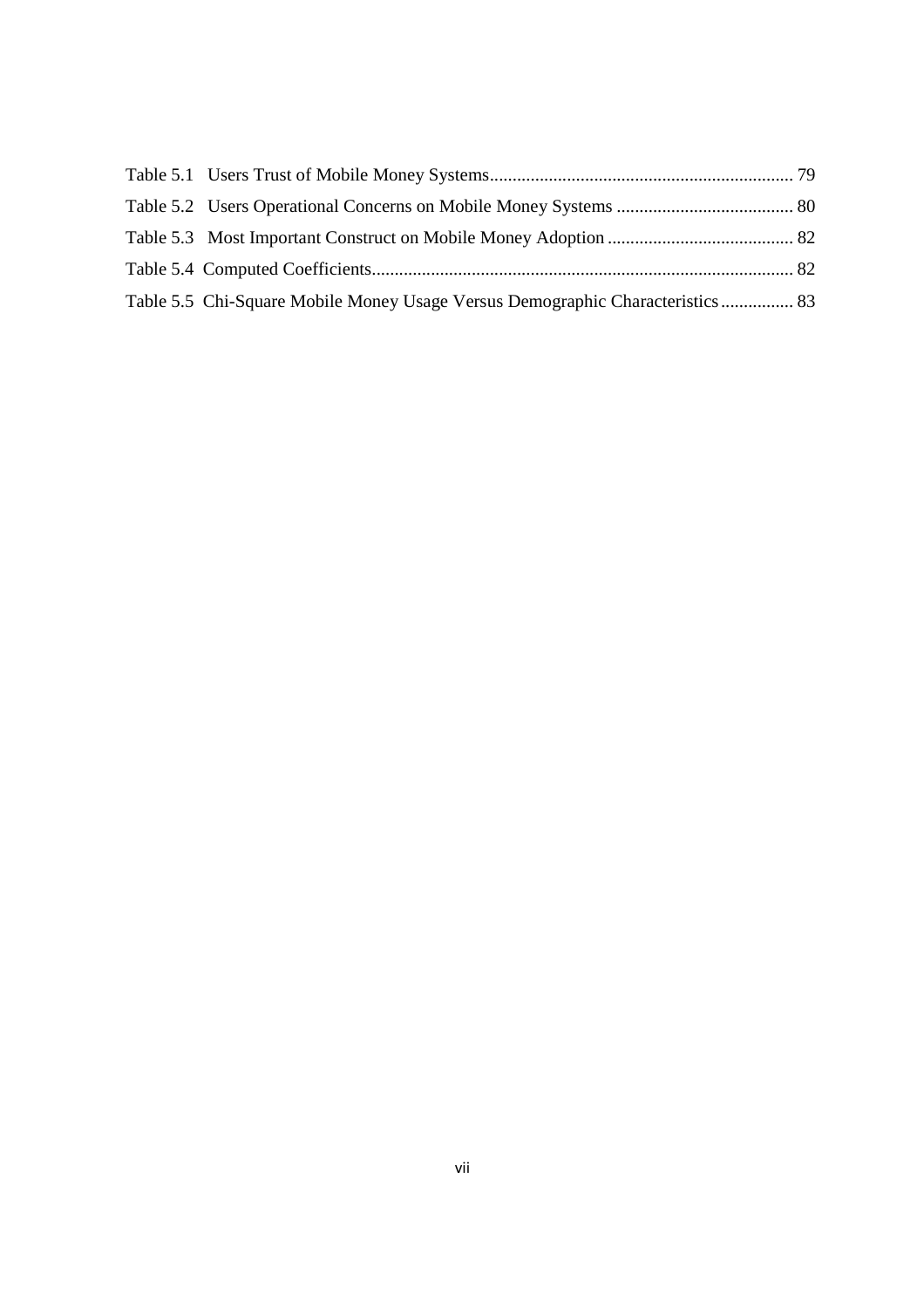Table 5.1 Users Trust of Mobile Money Systems .................................................................. 79

Table 5.2 Users Operational Concerns on Mobile Money Systems ....................................... 80

Table 5.3 Most Important Construct on Mobile Money Adoption ......................................... 82

Table 5.4 Computed Coefficients........................................................................................... 82

Table 5.5 Chi-Square Mobile Money Usage Versus Demographic Characteristics ................ 83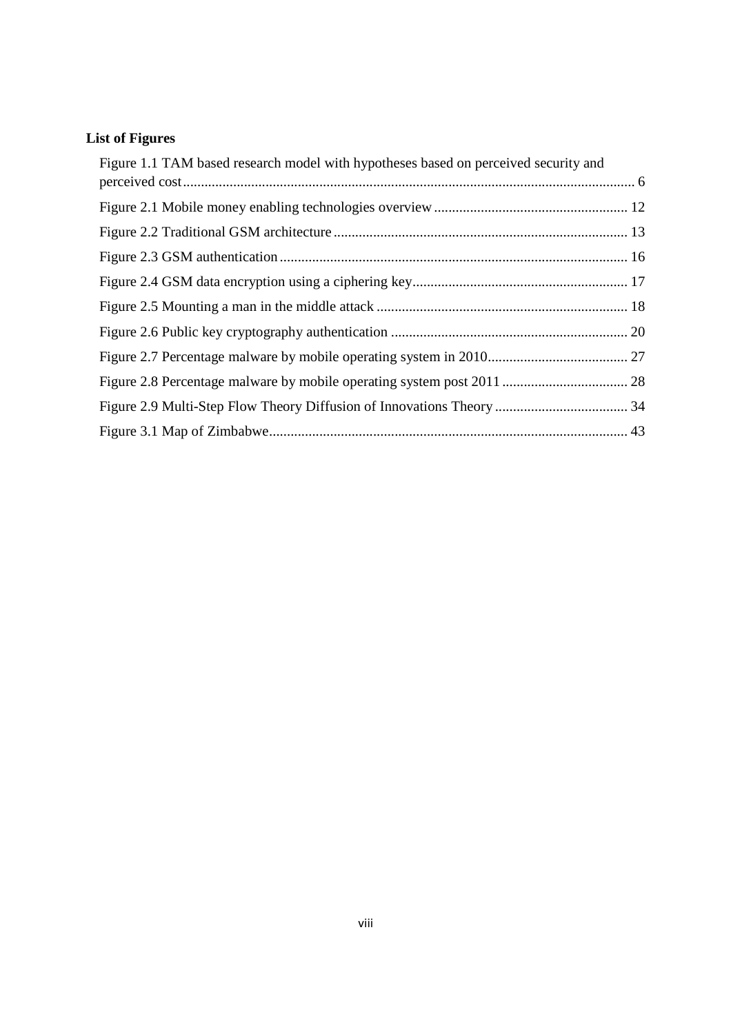## List of Figures

Figure 1.1 TAM based research model with hypotheses based on perceived security and perceived cost ... 6

Figure 2.1 Mobile money enabling technologies overview ... 12

Figure 2.2 Traditional GSM architecture ... 13

Figure 2.3 GSM authentication ... 16

Figure 2.4 GSM data encryption using a ciphering key ... 17

Figure 2.5 Mounting a man in the middle attack ... 18

Figure 2.6 Public key cryptography authentication ... 20

Figure 2.7 Percentage malware by mobile operating system in 2010 ... 27

Figure 2.8 Percentage malware by mobile operating system post 2011 ... 28

Figure 2.9 Multi-Step Flow Theory Diffusion of Innovations Theory ... 34

Figure 3.1 Map of Zimbabwe ... 43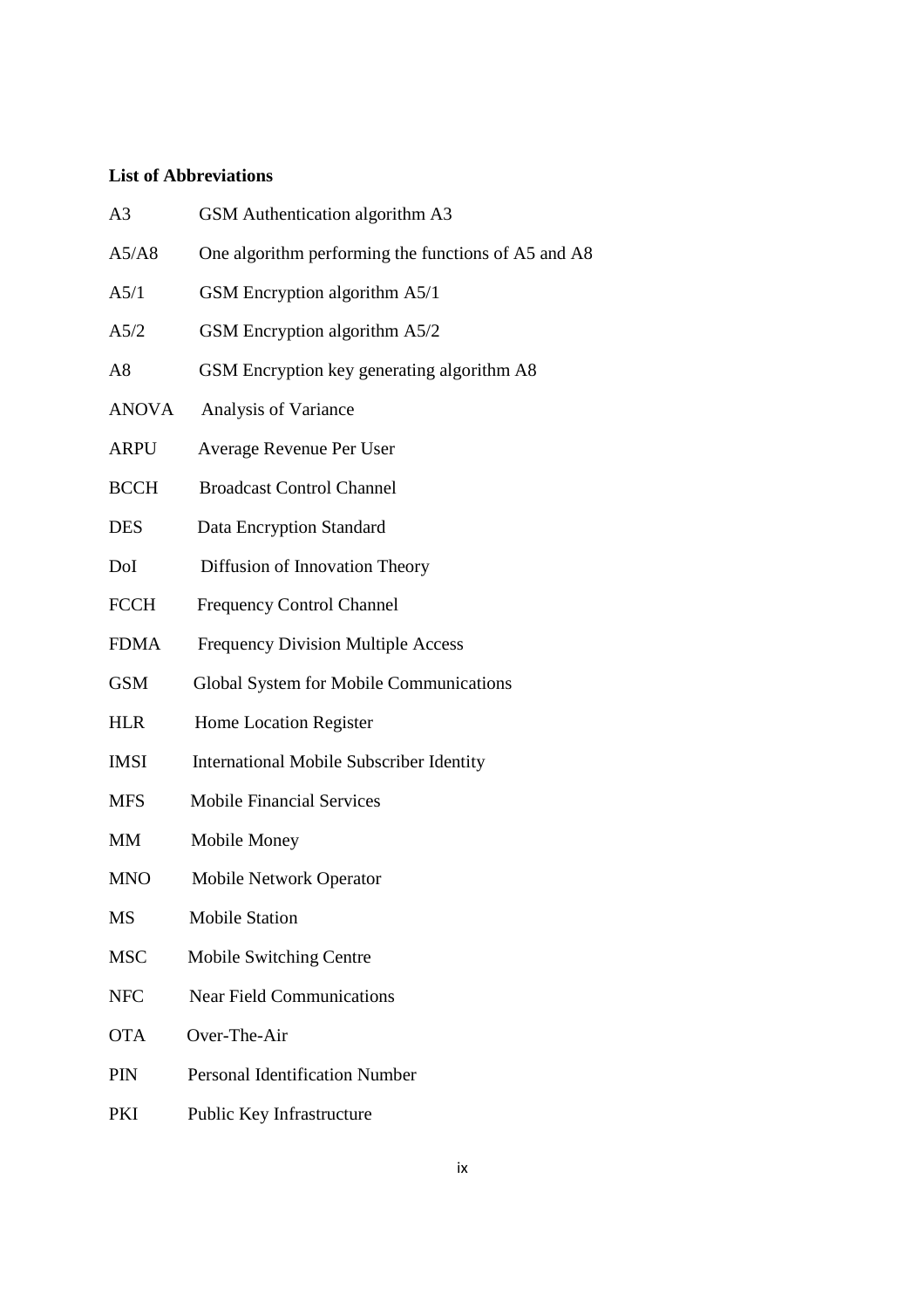**List of Abbreviations**

| | |
|---|---|
| A3 | GSM Authentication algorithm A3 |
| A5/A8 | One algorithm performing the functions of A5 and A8 |
| A5/1 | GSM Encryption algorithm A5/1 |
| A5/2 | GSM Encryption algorithm A5/2 |
| A8 | GSM Encryption key generating algorithm A8 |
| ANOVA | Analysis of Variance |
| ARPU | Average Revenue Per User |
| BCCH | Broadcast Control Channel |
| DES | Data Encryption Standard |
| DoI | Diffusion of Innovation Theory |
| FCCH | Frequency Control Channel |
| FDMA | Frequency Division Multiple Access |
| GSM | Global System for Mobile Communications |
| HLR | Home Location Register |
| IMSI | International Mobile Subscriber Identity |
| MFS | Mobile Financial Services |
| MM | Mobile Money |
| MNO | Mobile Network Operator |
| MS | Mobile Station |
| MSC | Mobile Switching Centre |
| NFC | Near Field Communications |
| OTA | Over-The-Air |
| PIN | Personal Identification Number |
| PKI | Public Key Infrastructure |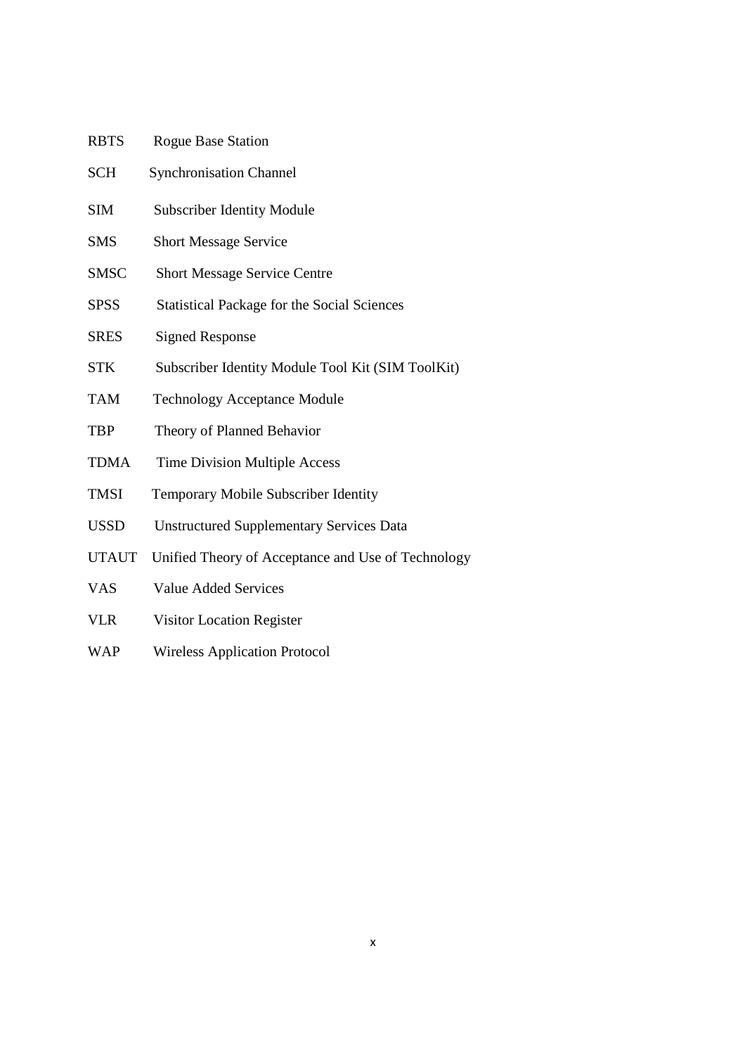| | |
|---|---|
| RBTS | Rogue Base Station |
| SCH | Synchronisation Channel |
| SIM | Subscriber Identity Module |
| SMS | Short Message Service |
| SMSC | Short Message Service Centre |
| SPSS | Statistical Package for the Social Sciences |
| SRES | Signed Response |
| STK | Subscriber Identity Module Tool Kit (SIM ToolKit) |
| TAM | Technology Acceptance Module |
| TBP | Theory of Planned Behavior |
| TDMA | Time Division Multiple Access |
| TMSI | Temporary Mobile Subscriber Identity |
| USSD | Unstructured Supplementary Services Data |
| UTAUT | Unified Theory of Acceptance and Use of Technology |
| VAS | Value Added Services |
| VLR | Visitor Location Register |
| WAP | Wireless Application Protocol |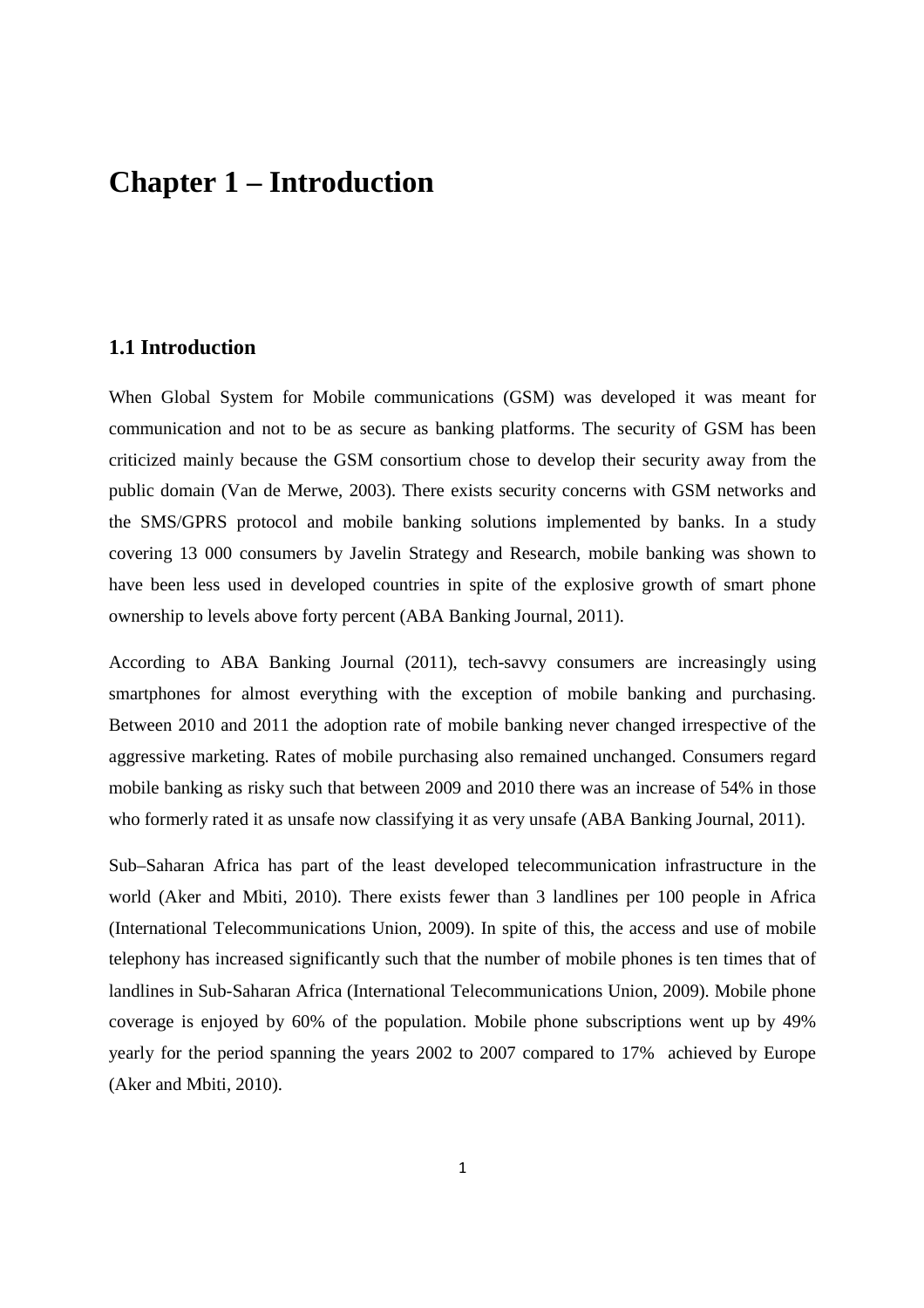# Chapter 1 – Introduction

## 1.1 Introduction

When Global System for Mobile communications (GSM) was developed it was meant for communication and not to be as secure as banking platforms. The security of GSM has been criticized mainly because the GSM consortium chose to develop their security away from the public domain (Van de Merwe, 2003). There exists security concerns with GSM networks and the SMS/GPRS protocol and mobile banking solutions implemented by banks. In a study covering 13 000 consumers by Javelin Strategy and Research, mobile banking was shown to have been less used in developed countries in spite of the explosive growth of smart phone ownership to levels above forty percent (ABA Banking Journal, 2011).

According to ABA Banking Journal (2011), tech-savvy consumers are increasingly using smartphones for almost everything with the exception of mobile banking and purchasing. Between 2010 and 2011 the adoption rate of mobile banking never changed irrespective of the aggressive marketing. Rates of mobile purchasing also remained unchanged. Consumers regard mobile banking as risky such that between 2009 and 2010 there was an increase of 54% in those who formerly rated it as unsafe now classifying it as very unsafe (ABA Banking Journal, 2011).

Sub–Saharan Africa has part of the least developed telecommunication infrastructure in the world (Aker and Mbiti, 2010). There exists fewer than 3 landlines per 100 people in Africa (International Telecommunications Union, 2009). In spite of this, the access and use of mobile telephony has increased significantly such that the number of mobile phones is ten times that of landlines in Sub-Saharan Africa (International Telecommunications Union, 2009). Mobile phone coverage is enjoyed by 60% of the population. Mobile phone subscriptions went up by 49% yearly for the period spanning the years 2002 to 2007 compared to 17% achieved by Europe (Aker and Mbiti, 2010).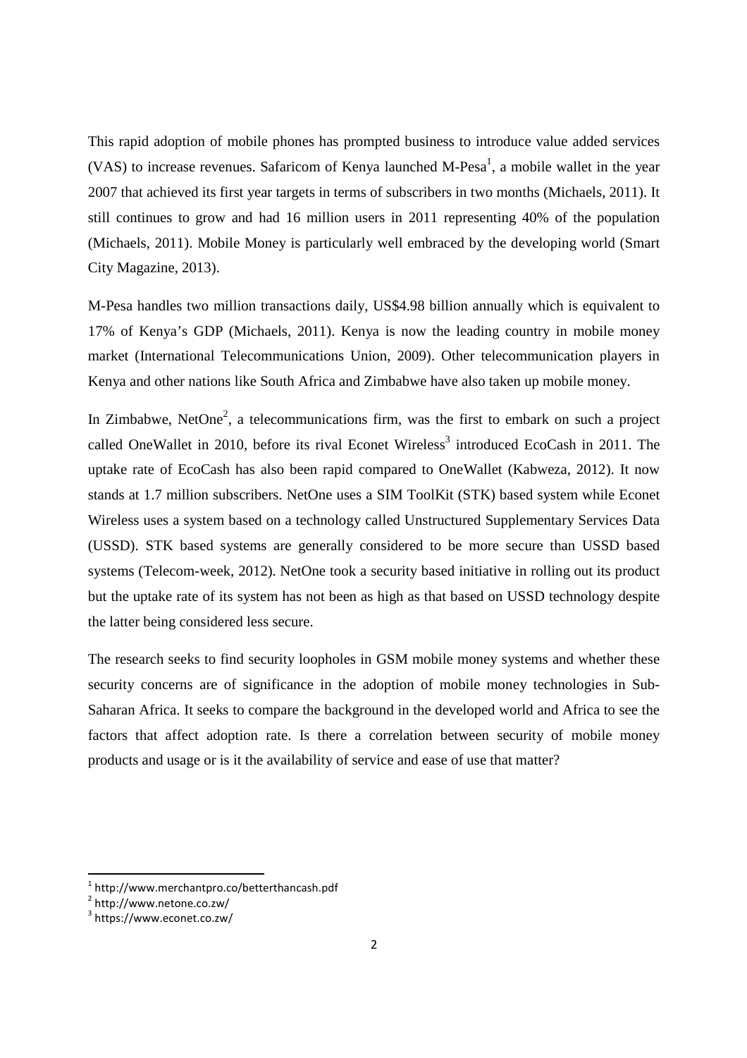This rapid adoption of mobile phones has prompted business to introduce value added services (VAS) to increase revenues. Safaricom of Kenya launched M-Pesa[1], a mobile wallet in the year 2007 that achieved its first year targets in terms of subscribers in two months (Michaels, 2011). It still continues to grow and had 16 million users in 2011 representing 40% of the population (Michaels, 2011). Mobile Money is particularly well embraced by the developing world (Smart City Magazine, 2013).

M-Pesa handles two million transactions daily, US$4.98 billion annually which is equivalent to 17% of Kenya's GDP (Michaels, 2011). Kenya is now the leading country in mobile money market (International Telecommunications Union, 2009). Other telecommunication players in Kenya and other nations like South Africa and Zimbabwe have also taken up mobile money.

In Zimbabwe, NetOne[2], a telecommunications firm, was the first to embark on such a project called OneWallet in 2010, before its rival Econet Wireless[3] introduced EcoCash in 2011. The uptake rate of EcoCash has also been rapid compared to OneWallet (Kabweza, 2012). It now stands at 1.7 million subscribers. NetOne uses a SIM ToolKit (STK) based system while Econet Wireless uses a system based on a technology called Unstructured Supplementary Services Data (USSD). STK based systems are generally considered to be more secure than USSD based systems (Telecom-week, 2012). NetOne took a security based initiative in rolling out its product but the uptake rate of its system has not been as high as that based on USSD technology despite the latter being considered less secure.

The research seeks to find security loopholes in GSM mobile money systems and whether these security concerns are of significance in the adoption of mobile money technologies in Sub-Saharan Africa. It seeks to compare the background in the developed world and Africa to see the factors that affect adoption rate. Is there a correlation between security of mobile money products and usage or is it the availability of service and ease of use that matter?

---

[1] http://www.merchantpro.co/betterthancash.pdf

[2] http://www.netone.co.zw/

[3] https://www.econet.co.zw/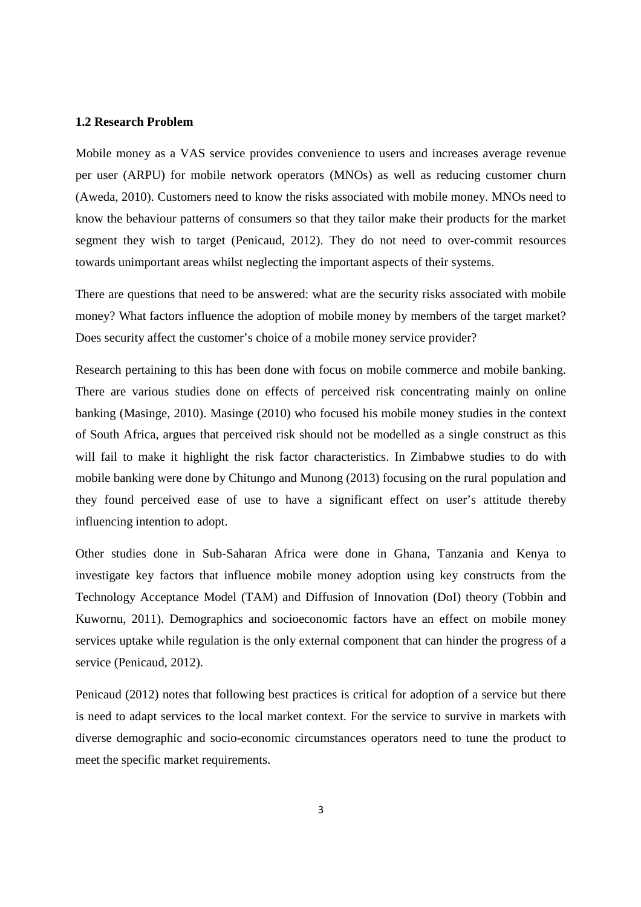### 1.2 Research Problem

Mobile money as a VAS service provides convenience to users and increases average revenue per user (ARPU) for mobile network operators (MNOs) as well as reducing customer churn (Aweda, 2010). Customers need to know the risks associated with mobile money. MNOs need to know the behaviour patterns of consumers so that they tailor make their products for the market segment they wish to target (Penicaud, 2012). They do not need to over-commit resources towards unimportant areas whilst neglecting the important aspects of their systems.

There are questions that need to be answered: what are the security risks associated with mobile money? What factors influence the adoption of mobile money by members of the target market? Does security affect the customer's choice of a mobile money service provider?

Research pertaining to this has been done with focus on mobile commerce and mobile banking. There are various studies done on effects of perceived risk concentrating mainly on online banking (Masinge, 2010). Masinge (2010) who focused his mobile money studies in the context of South Africa, argues that perceived risk should not be modelled as a single construct as this will fail to make it highlight the risk factor characteristics. In Zimbabwe studies to do with mobile banking were done by Chitungo and Munong (2013) focusing on the rural population and they found perceived ease of use to have a significant effect on user's attitude thereby influencing intention to adopt.

Other studies done in Sub-Saharan Africa were done in Ghana, Tanzania and Kenya to investigate key factors that influence mobile money adoption using key constructs from the Technology Acceptance Model (TAM) and Diffusion of Innovation (DoI) theory (Tobbin and Kuwornu, 2011). Demographics and socioeconomic factors have an effect on mobile money services uptake while regulation is the only external component that can hinder the progress of a service (Penicaud, 2012).

Penicaud (2012) notes that following best practices is critical for adoption of a service but there is need to adapt services to the local market context. For the service to survive in markets with diverse demographic and socio-economic circumstances operators need to tune the product to meet the specific market requirements.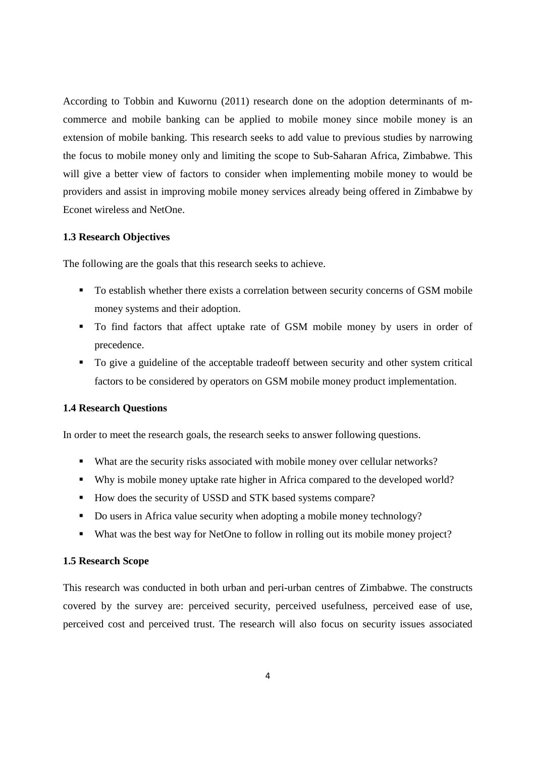According to Tobbin and Kuwornu (2011) research done on the adoption determinants of m-commerce and mobile banking can be applied to mobile money since mobile money is an extension of mobile banking. This research seeks to add value to previous studies by narrowing the focus to mobile money only and limiting the scope to Sub-Saharan Africa, Zimbabwe. This will give a better view of factors to consider when implementing mobile money to would be providers and assist in improving mobile money services already being offered in Zimbabwe by Econet wireless and NetOne.

### 1.3 Research Objectives

The following are the goals that this research seeks to achieve.

- To establish whether there exists a correlation between security concerns of GSM mobile money systems and their adoption.
- To find factors that affect uptake rate of GSM mobile money by users in order of precedence.
- To give a guideline of the acceptable tradeoff between security and other system critical factors to be considered by operators on GSM mobile money product implementation.

### 1.4 Research Questions

In order to meet the research goals, the research seeks to answer following questions.

- What are the security risks associated with mobile money over cellular networks?
- Why is mobile money uptake rate higher in Africa compared to the developed world?
- How does the security of USSD and STK based systems compare?
- Do users in Africa value security when adopting a mobile money technology?
- What was the best way for NetOne to follow in rolling out its mobile money project?

### 1.5 Research Scope

This research was conducted in both urban and peri-urban centres of Zimbabwe. The constructs covered by the survey are: perceived security, perceived usefulness, perceived ease of use, perceived cost and perceived trust. The research will also focus on security issues associated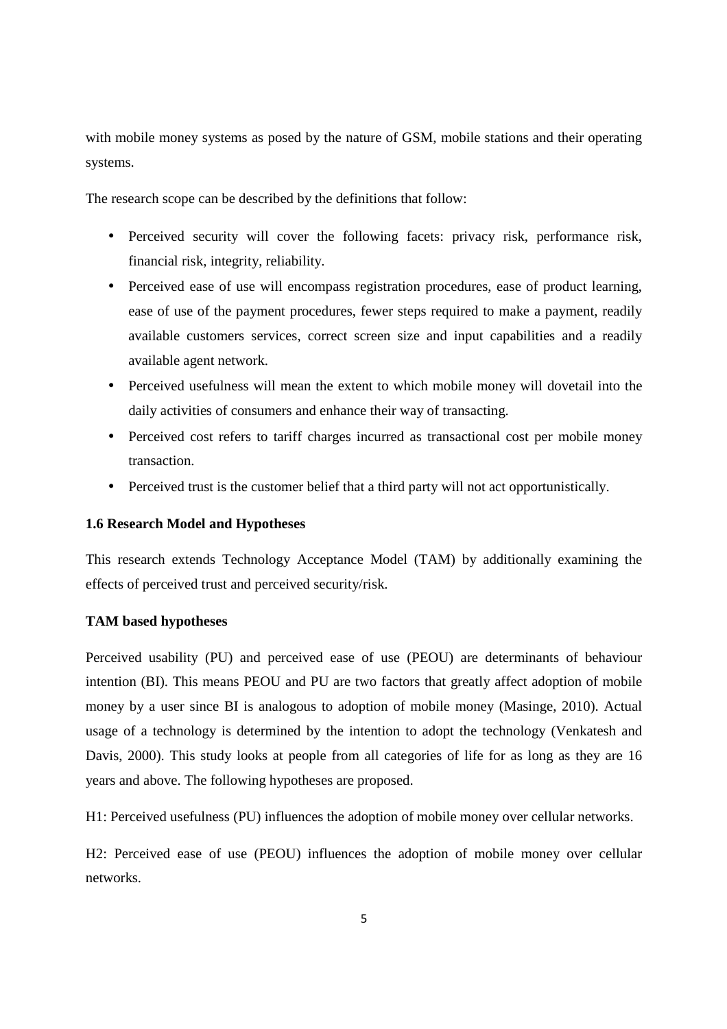with mobile money systems as posed by the nature of GSM, mobile stations and their operating systems.

The research scope can be described by the definitions that follow:

- Perceived security will cover the following facets: privacy risk, performance risk, financial risk, integrity, reliability.
- Perceived ease of use will encompass registration procedures, ease of product learning, ease of use of the payment procedures, fewer steps required to make a payment, readily available customers services, correct screen size and input capabilities and a readily available agent network.
- Perceived usefulness will mean the extent to which mobile money will dovetail into the daily activities of consumers and enhance their way of transacting.
- Perceived cost refers to tariff charges incurred as transactional cost per mobile money transaction.
- Perceived trust is the customer belief that a third party will not act opportunistically.

### 1.6 Research Model and Hypotheses

This research extends Technology Acceptance Model (TAM) by additionally examining the effects of perceived trust and perceived security/risk.

#### TAM based hypotheses

Perceived usability (PU) and perceived ease of use (PEOU) are determinants of behaviour intention (BI). This means PEOU and PU are two factors that greatly affect adoption of mobile money by a user since BI is analogous to adoption of mobile money (Masinge, 2010). Actual usage of a technology is determined by the intention to adopt the technology (Venkatesh and Davis, 2000). This study looks at people from all categories of life for as long as they are 16 years and above. The following hypotheses are proposed.

H1: Perceived usefulness (PU) influences the adoption of mobile money over cellular networks.

H2: Perceived ease of use (PEOU) influences the adoption of mobile money over cellular networks.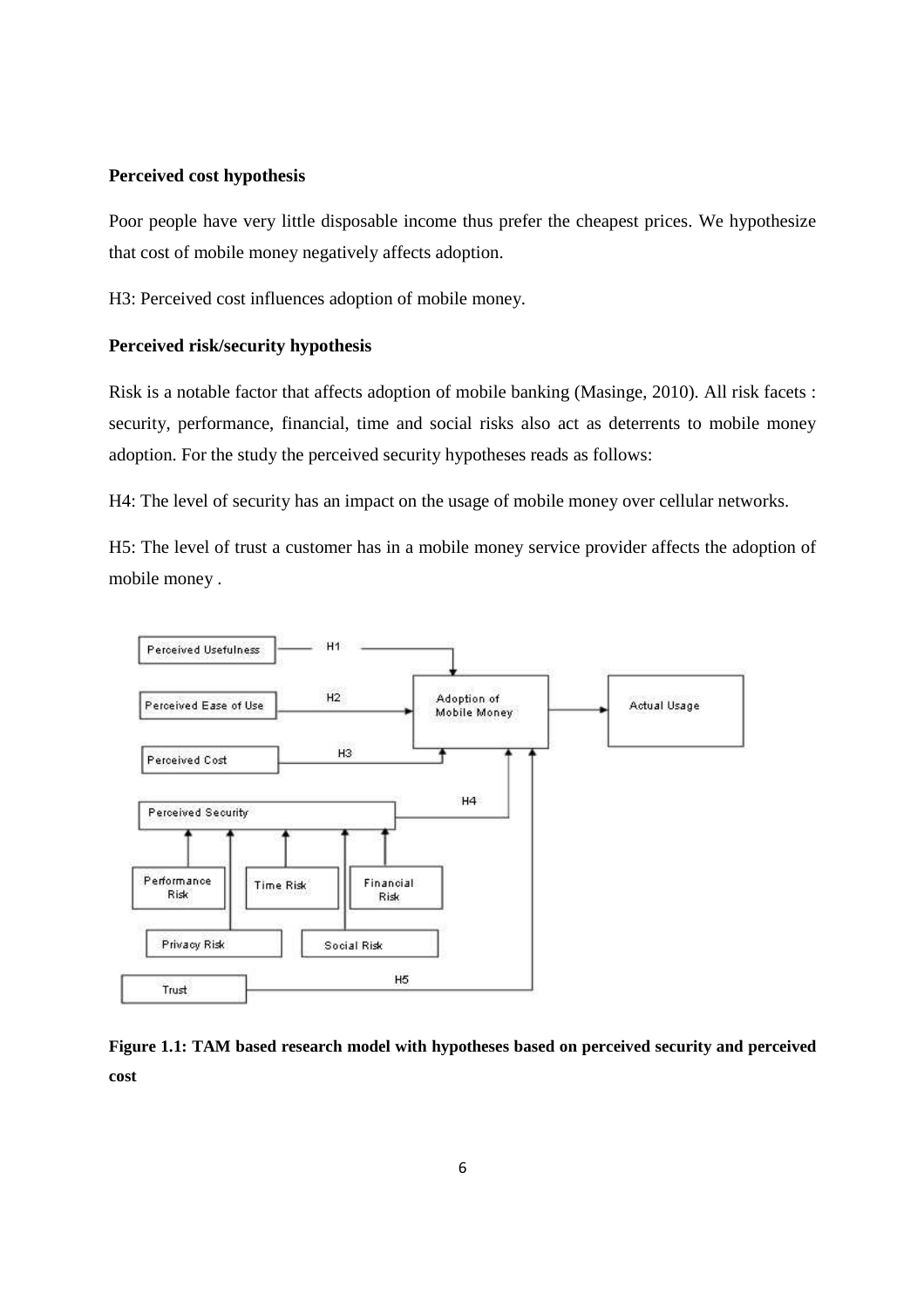**Perceived cost hypothesis**

Poor people have very little disposable income thus prefer the cheapest prices. We hypothesize that cost of mobile money negatively affects adoption.

H3: Perceived cost influences adoption of mobile money.

**Perceived risk/security hypothesis**

Risk is a notable factor that affects adoption of mobile banking (Masinge, 2010). All risk facets : security, performance, financial, time and social risks also act as deterrents to mobile money adoption. For the study the perceived security hypotheses reads as follows:

H4: The level of security has an impact on the usage of mobile money over cellular networks.

H5: The level of trust a customer has in a mobile money service provider affects the adoption of mobile money .

**Figure 1.1: TAM based research model with hypotheses based on perceived security and perceived cost**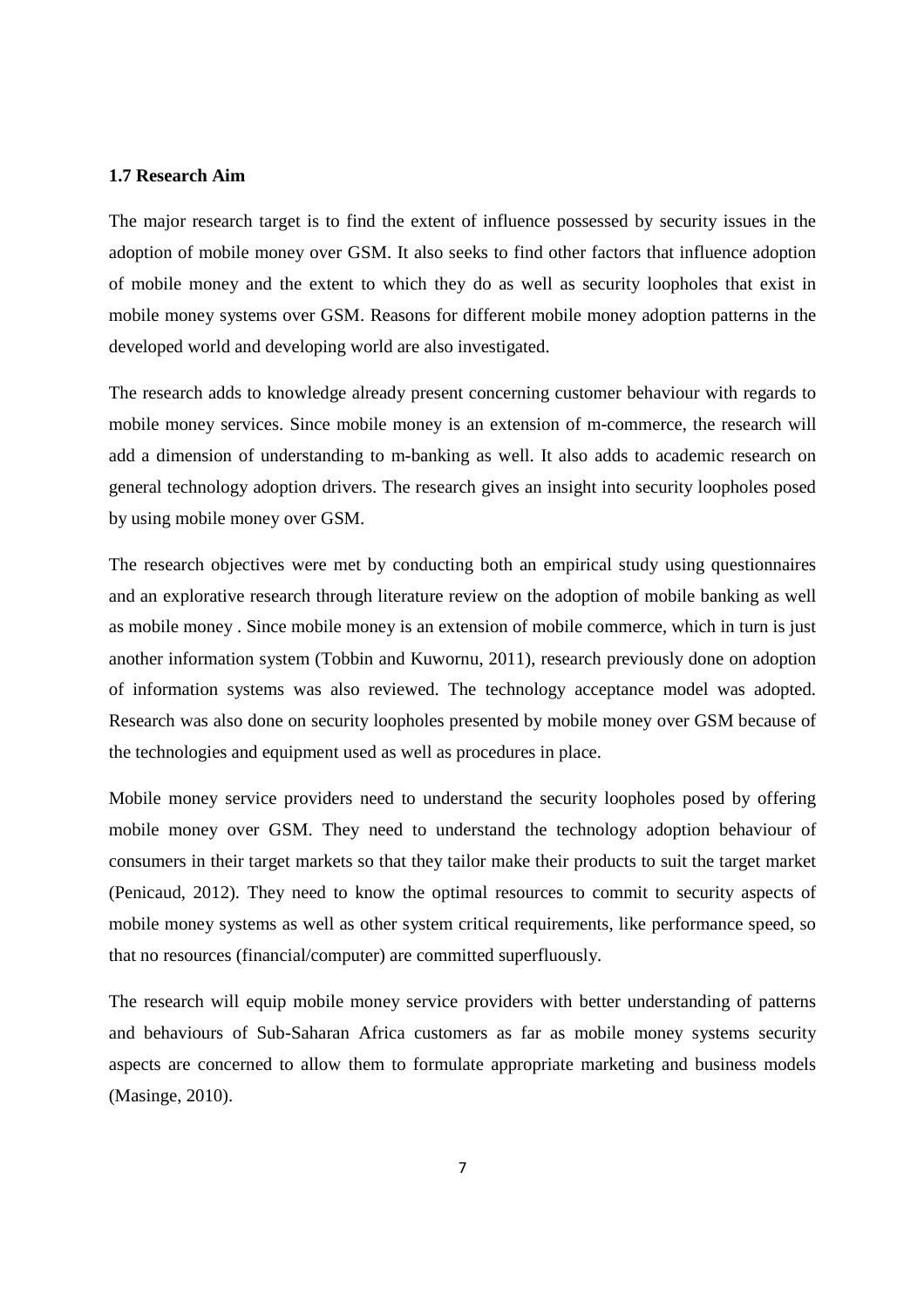### 1.7 Research Aim

The major research target is to find the extent of influence possessed by security issues in the adoption of mobile money over GSM. It also seeks to find other factors that influence adoption of mobile money and the extent to which they do as well as security loopholes that exist in mobile money systems over GSM. Reasons for different mobile money adoption patterns in the developed world and developing world are also investigated.

The research adds to knowledge already present concerning customer behaviour with regards to mobile money services. Since mobile money is an extension of m-commerce, the research will add a dimension of understanding to m-banking as well. It also adds to academic research on general technology adoption drivers. The research gives an insight into security loopholes posed by using mobile money over GSM.

The research objectives were met by conducting both an empirical study using questionnaires and an explorative research through literature review on the adoption of mobile banking as well as mobile money . Since mobile money is an extension of mobile commerce, which in turn is just another information system (Tobbin and Kuwornu, 2011), research previously done on adoption of information systems was also reviewed. The technology acceptance model was adopted. Research was also done on security loopholes presented by mobile money over GSM because of the technologies and equipment used as well as procedures in place.

Mobile money service providers need to understand the security loopholes posed by offering mobile money over GSM. They need to understand the technology adoption behaviour of consumers in their target markets so that they tailor make their products to suit the target market (Penicaud, 2012). They need to know the optimal resources to commit to security aspects of mobile money systems as well as other system critical requirements, like performance speed, so that no resources (financial/computer) are committed superfluously.

The research will equip mobile money service providers with better understanding of patterns and behaviours of Sub-Saharan Africa customers as far as mobile money systems security aspects are concerned to allow them to formulate appropriate marketing and business models (Masinge, 2010).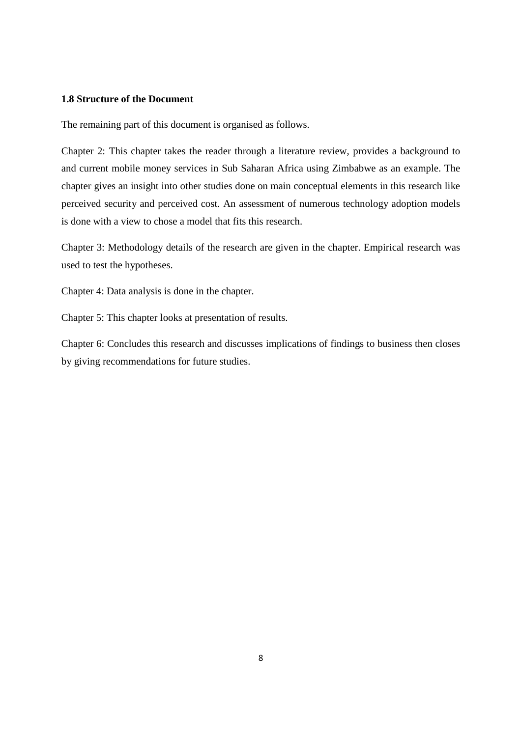### 1.8 Structure of the Document

The remaining part of this document is organised as follows.

Chapter 2: This chapter takes the reader through a literature review, provides a background to and current mobile money services in Sub Saharan Africa using Zimbabwe as an example. The chapter gives an insight into other studies done on main conceptual elements in this research like perceived security and perceived cost. An assessment of numerous technology adoption models is done with a view to chose a model that fits this research.

Chapter 3: Methodology details of the research are given in the chapter. Empirical research was used to test the hypotheses.

Chapter 4: Data analysis is done in the chapter.

Chapter 5: This chapter looks at presentation of results.

Chapter 6: Concludes this research and discusses implications of findings to business then closes by giving recommendations for future studies.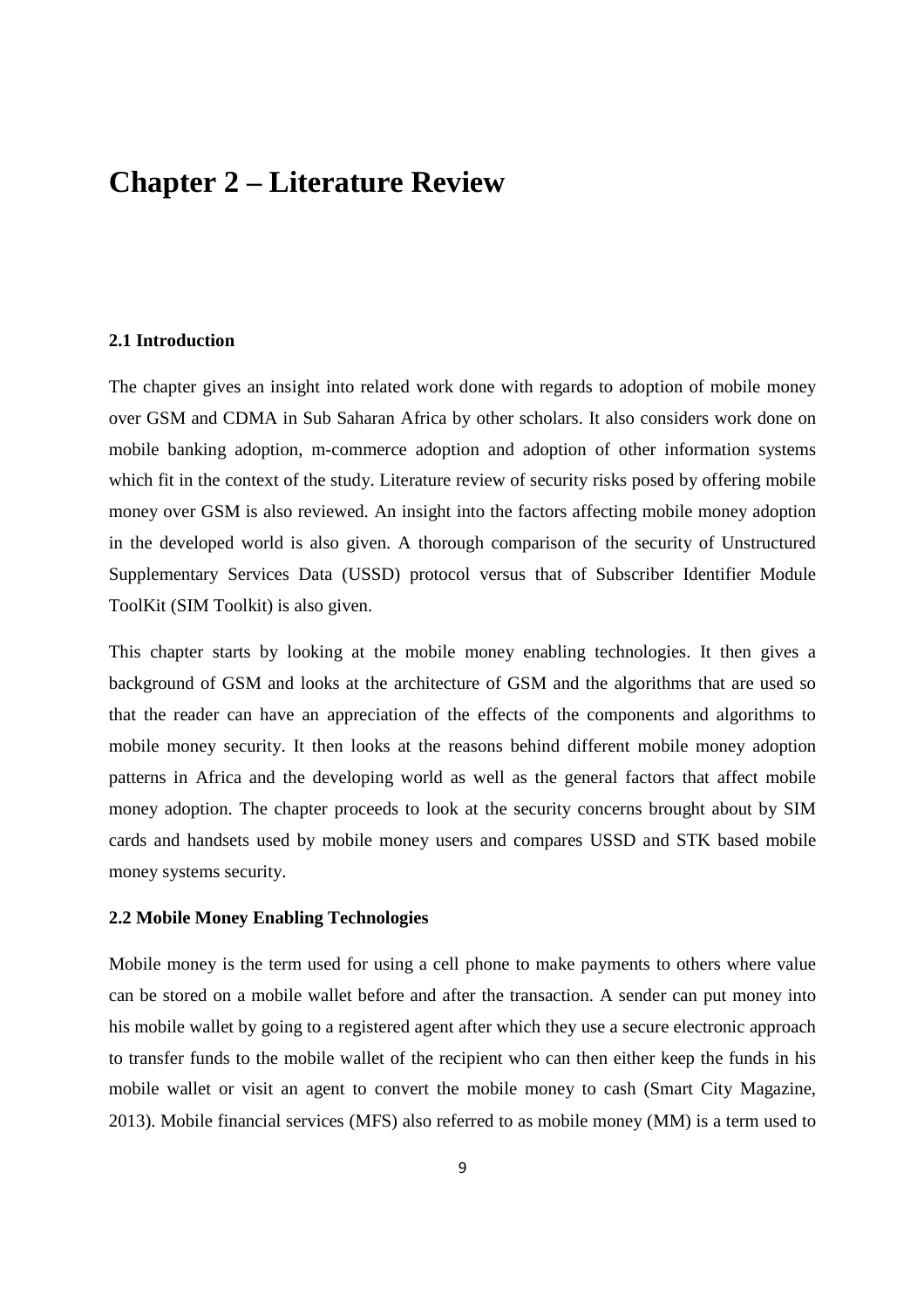# Chapter 2 – Literature Review

## 2.1 Introduction

The chapter gives an insight into related work done with regards to adoption of mobile money over GSM and CDMA in Sub Saharan Africa by other scholars. It also considers work done on mobile banking adoption, m-commerce adoption and adoption of other information systems which fit in the context of the study. Literature review of security risks posed by offering mobile money over GSM is also reviewed. An insight into the factors affecting mobile money adoption in the developed world is also given. A thorough comparison of the security of Unstructured Supplementary Services Data (USSD) protocol versus that of Subscriber Identifier Module ToolKit (SIM Toolkit) is also given.

This chapter starts by looking at the mobile money enabling technologies. It then gives a background of GSM and looks at the architecture of GSM and the algorithms that are used so that the reader can have an appreciation of the effects of the components and algorithms to mobile money security. It then looks at the reasons behind different mobile money adoption patterns in Africa and the developing world as well as the general factors that affect mobile money adoption. The chapter proceeds to look at the security concerns brought about by SIM cards and handsets used by mobile money users and compares USSD and STK based mobile money systems security.

## 2.2 Mobile Money Enabling Technologies

Mobile money is the term used for using a cell phone to make payments to others where value can be stored on a mobile wallet before and after the transaction. A sender can put money into his mobile wallet by going to a registered agent after which they use a secure electronic approach to transfer funds to the mobile wallet of the recipient who can then either keep the funds in his mobile wallet or visit an agent to convert the mobile money to cash (Smart City Magazine, 2013). Mobile financial services (MFS) also referred to as mobile money (MM) is a term used to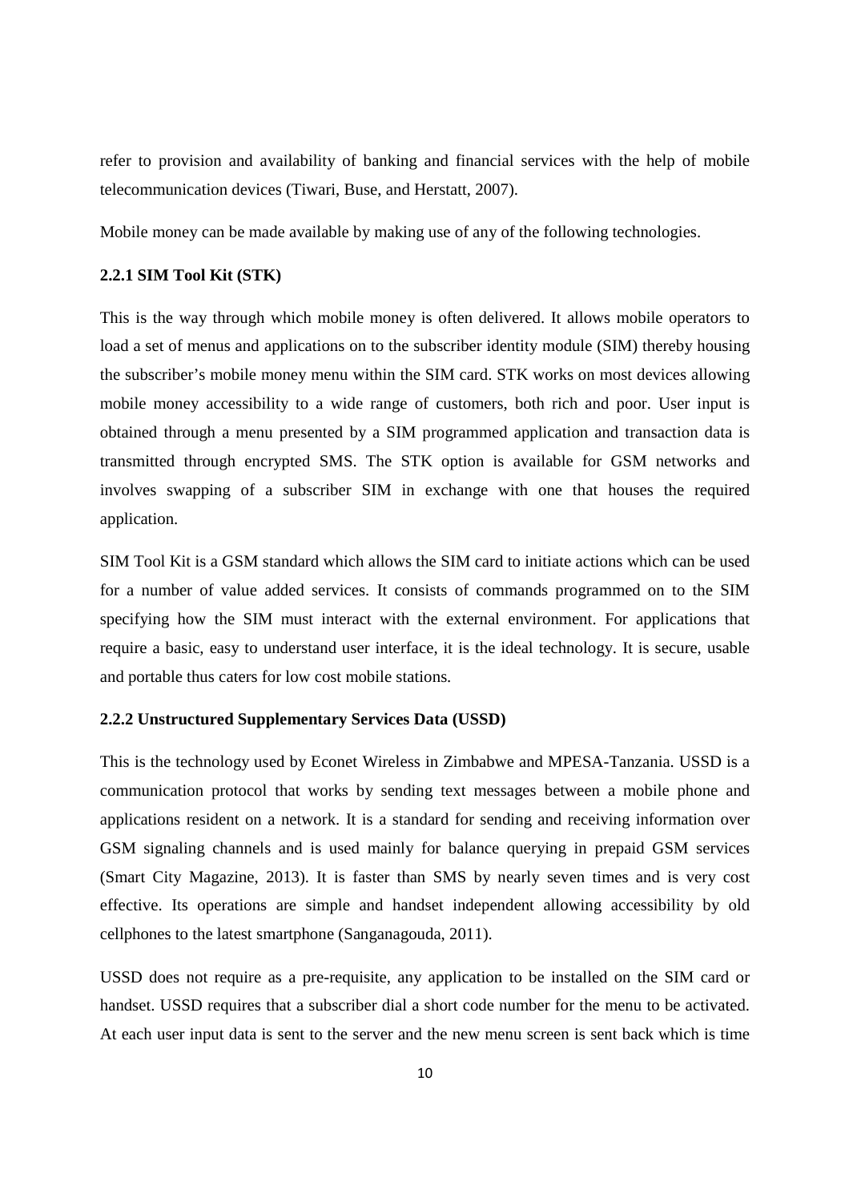refer to provision and availability of banking and financial services with the help of mobile telecommunication devices (Tiwari, Buse, and Herstatt, 2007).

Mobile money can be made available by making use of any of the following technologies.

### 2.2.1 SIM Tool Kit (STK)

This is the way through which mobile money is often delivered. It allows mobile operators to load a set of menus and applications on to the subscriber identity module (SIM) thereby housing the subscriber's mobile money menu within the SIM card. STK works on most devices allowing mobile money accessibility to a wide range of customers, both rich and poor. User input is obtained through a menu presented by a SIM programmed application and transaction data is transmitted through encrypted SMS. The STK option is available for GSM networks and involves swapping of a subscriber SIM in exchange with one that houses the required application.

SIM Tool Kit is a GSM standard which allows the SIM card to initiate actions which can be used for a number of value added services. It consists of commands programmed on to the SIM specifying how the SIM must interact with the external environment. For applications that require a basic, easy to understand user interface, it is the ideal technology. It is secure, usable and portable thus caters for low cost mobile stations.

### 2.2.2 Unstructured Supplementary Services Data (USSD)

This is the technology used by Econet Wireless in Zimbabwe and MPESA-Tanzania. USSD is a communication protocol that works by sending text messages between a mobile phone and applications resident on a network. It is a standard for sending and receiving information over GSM signaling channels and is used mainly for balance querying in prepaid GSM services (Smart City Magazine, 2013). It is faster than SMS by nearly seven times and is very cost effective. Its operations are simple and handset independent allowing accessibility by old cellphones to the latest smartphone (Sanganagouda, 2011).

USSD does not require as a pre-requisite, any application to be installed on the SIM card or handset. USSD requires that a subscriber dial a short code number for the menu to be activated. At each user input data is sent to the server and the new menu screen is sent back which is time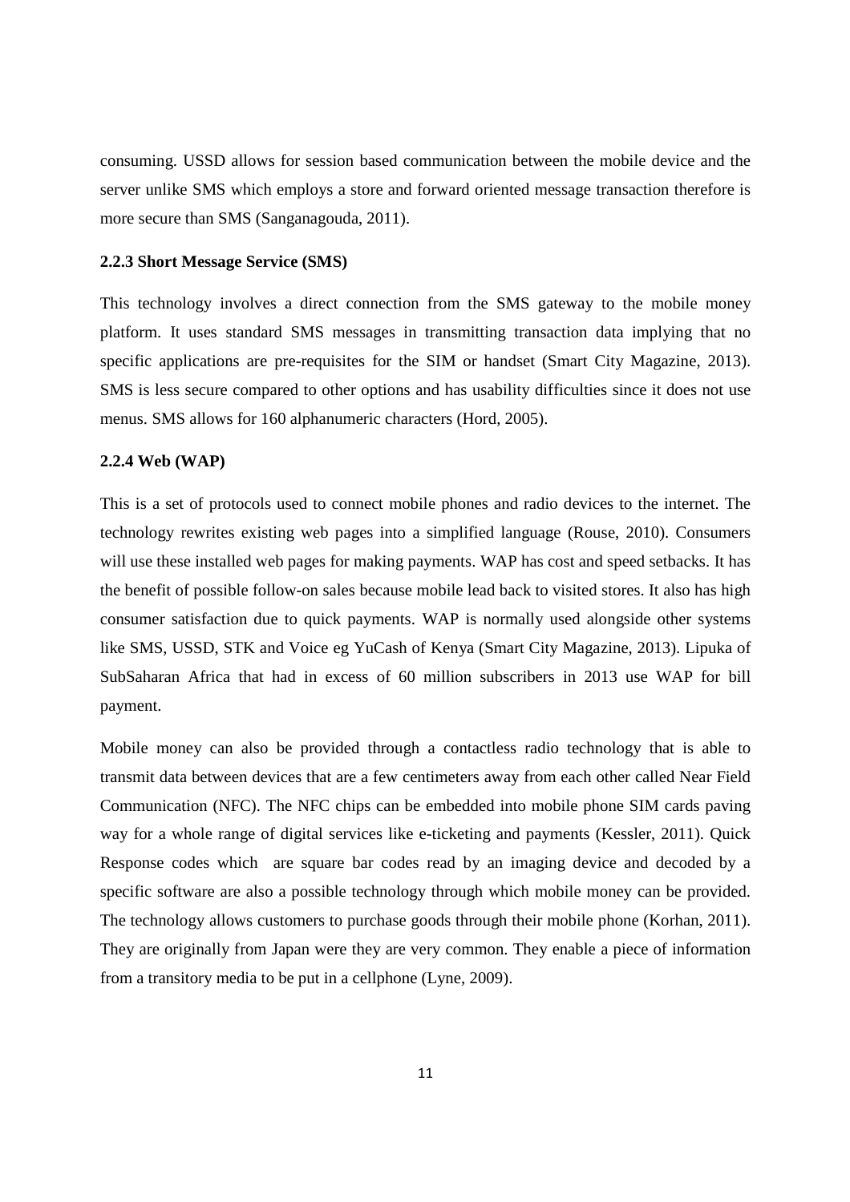consuming. USSD allows for session based communication between the mobile device and the server unlike SMS which employs a store and forward oriented message transaction therefore is more secure than SMS (Sanganagouda, 2011).

### 2.2.3 Short Message Service (SMS)

This technology involves a direct connection from the SMS gateway to the mobile money platform. It uses standard SMS messages in transmitting transaction data implying that no specific applications are pre-requisites for the SIM or handset (Smart City Magazine, 2013). SMS is less secure compared to other options and has usability difficulties since it does not use menus. SMS allows for 160 alphanumeric characters (Hord, 2005).

### 2.2.4 Web (WAP)

This is a set of protocols used to connect mobile phones and radio devices to the internet. The technology rewrites existing web pages into a simplified language (Rouse, 2010). Consumers will use these installed web pages for making payments. WAP has cost and speed setbacks. It has the benefit of possible follow-on sales because mobile lead back to visited stores. It also has high consumer satisfaction due to quick payments. WAP is normally used alongside other systems like SMS, USSD, STK and Voice eg YuCash of Kenya (Smart City Magazine, 2013). Lipuka of SubSaharan Africa that had in excess of 60 million subscribers in 2013 use WAP for bill payment.

Mobile money can also be provided through a contactless radio technology that is able to transmit data between devices that are a few centimeters away from each other called Near Field Communication (NFC). The NFC chips can be embedded into mobile phone SIM cards paving way for a whole range of digital services like e-ticketing and payments (Kessler, 2011). Quick Response codes which are square bar codes read by an imaging device and decoded by a specific software are also a possible technology through which mobile money can be provided. The technology allows customers to purchase goods through their mobile phone (Korhan, 2011). They are originally from Japan were they are very common. They enable a piece of information from a transitory media to be put in a cellphone (Lyne, 2009).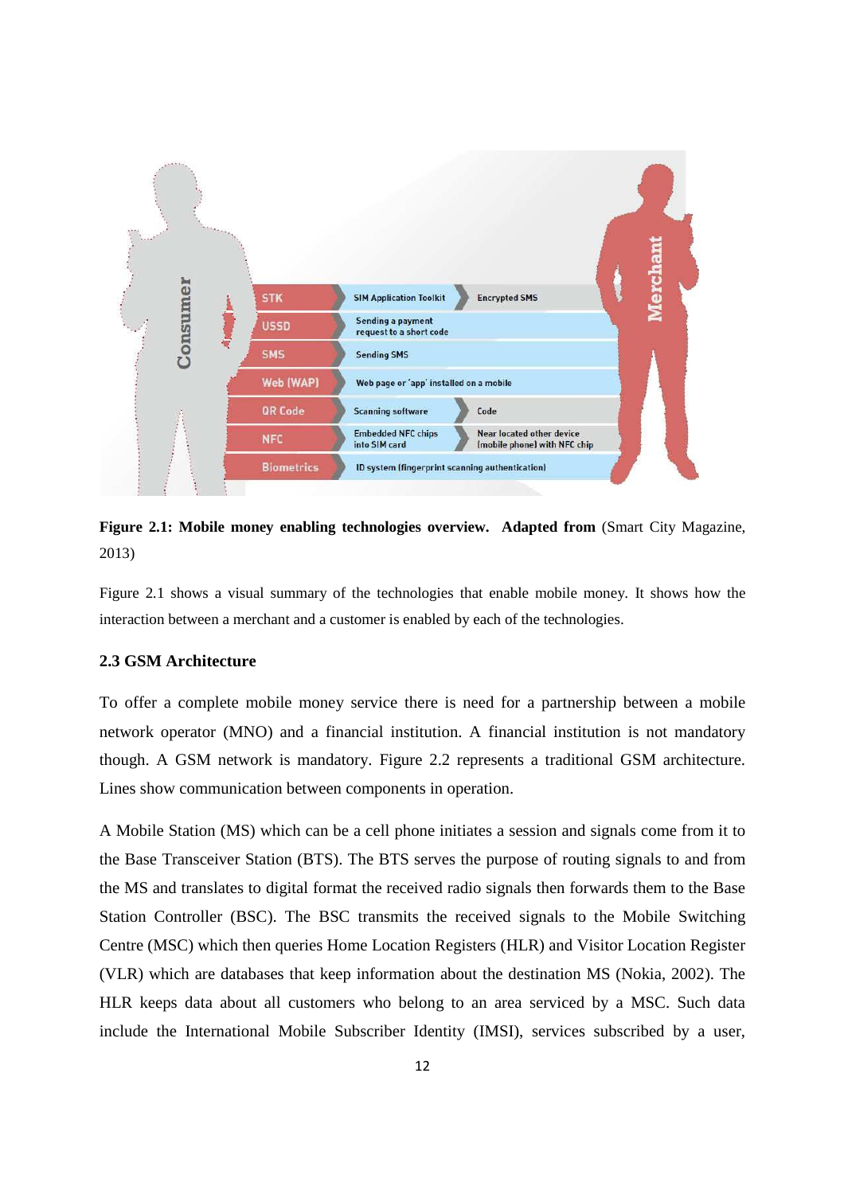**Figure 2.1: Mobile money enabling technologies overview. Adapted from** (Smart City Magazine, 2013)

Figure 2.1 shows a visual summary of the technologies that enable mobile money. It shows how the interaction between a merchant and a customer is enabled by each of the technologies.

### 2.3 GSM Architecture

To offer a complete mobile money service there is need for a partnership between a mobile network operator (MNO) and a financial institution. A financial institution is not mandatory though. A GSM network is mandatory. Figure 2.2 represents a traditional GSM architecture. Lines show communication between components in operation.

A Mobile Station (MS) which can be a cell phone initiates a session and signals come from it to the Base Transceiver Station (BTS). The BTS serves the purpose of routing signals to and from the MS and translates to digital format the received radio signals then forwards them to the Base Station Controller (BSC). The BSC transmits the received signals to the Mobile Switching Centre (MSC) which then queries Home Location Registers (HLR) and Visitor Location Register (VLR) which are databases that keep information about the destination MS (Nokia, 2002). The HLR keeps data about all customers who belong to an area serviced by a MSC. Such data include the International Mobile Subscriber Identity (IMSI), services subscribed by a user,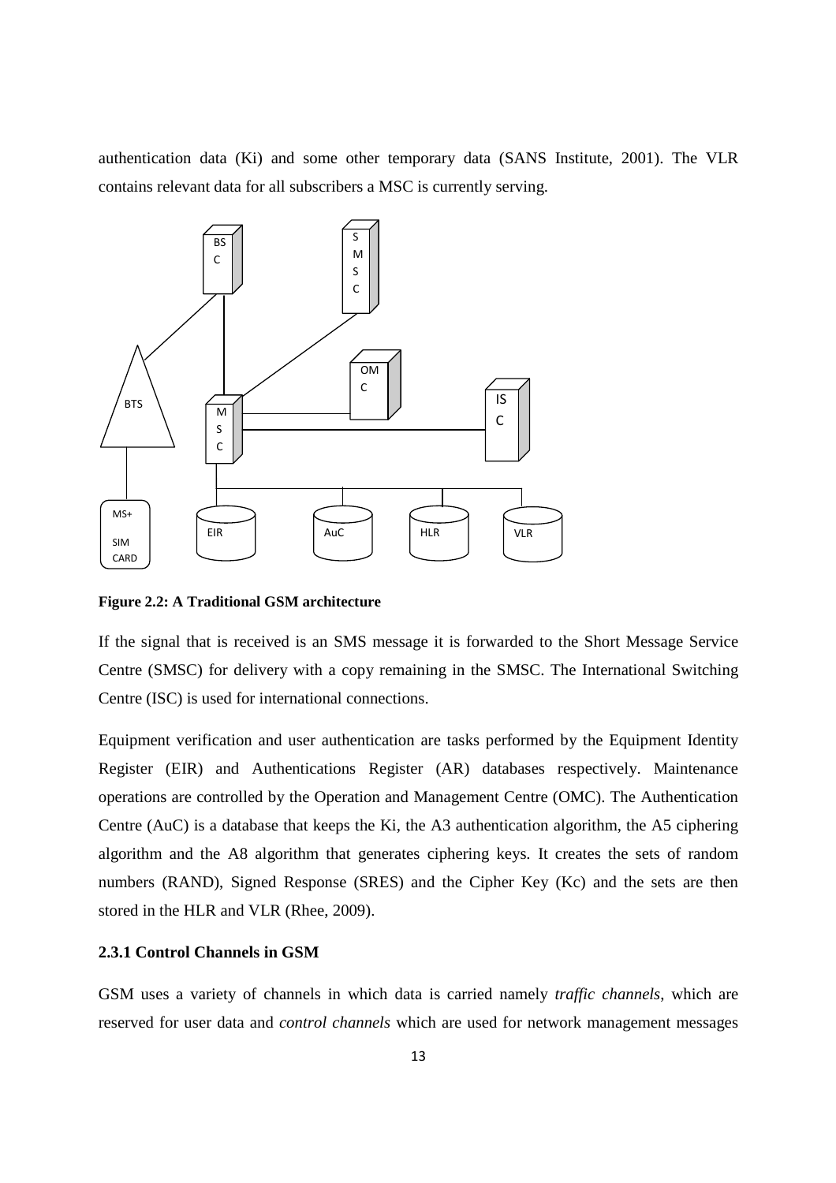authentication data (Ki) and some other temporary data (SANS Institute, 2001). The VLR contains relevant data for all subscribers a MSC is currently serving.

**Figure 2.2: A Traditional GSM architecture**

If the signal that is received is an SMS message it is forwarded to the Short Message Service Centre (SMSC) for delivery with a copy remaining in the SMSC. The International Switching Centre (ISC) is used for international connections.

Equipment verification and user authentication are tasks performed by the Equipment Identity Register (EIR) and Authentications Register (AR) databases respectively. Maintenance operations are controlled by the Operation and Management Centre (OMC). The Authentication Centre (AuC) is a database that keeps the Ki, the A3 authentication algorithm, the A5 ciphering algorithm and the A8 algorithm that generates ciphering keys. It creates the sets of random numbers (RAND), Signed Response (SRES) and the Cipher Key (Kc) and the sets are then stored in the HLR and VLR (Rhee, 2009).

### 2.3.1 Control Channels in GSM

GSM uses a variety of channels in which data is carried namely *traffic channels*, which are reserved for user data and *control channels* which are used for network management messages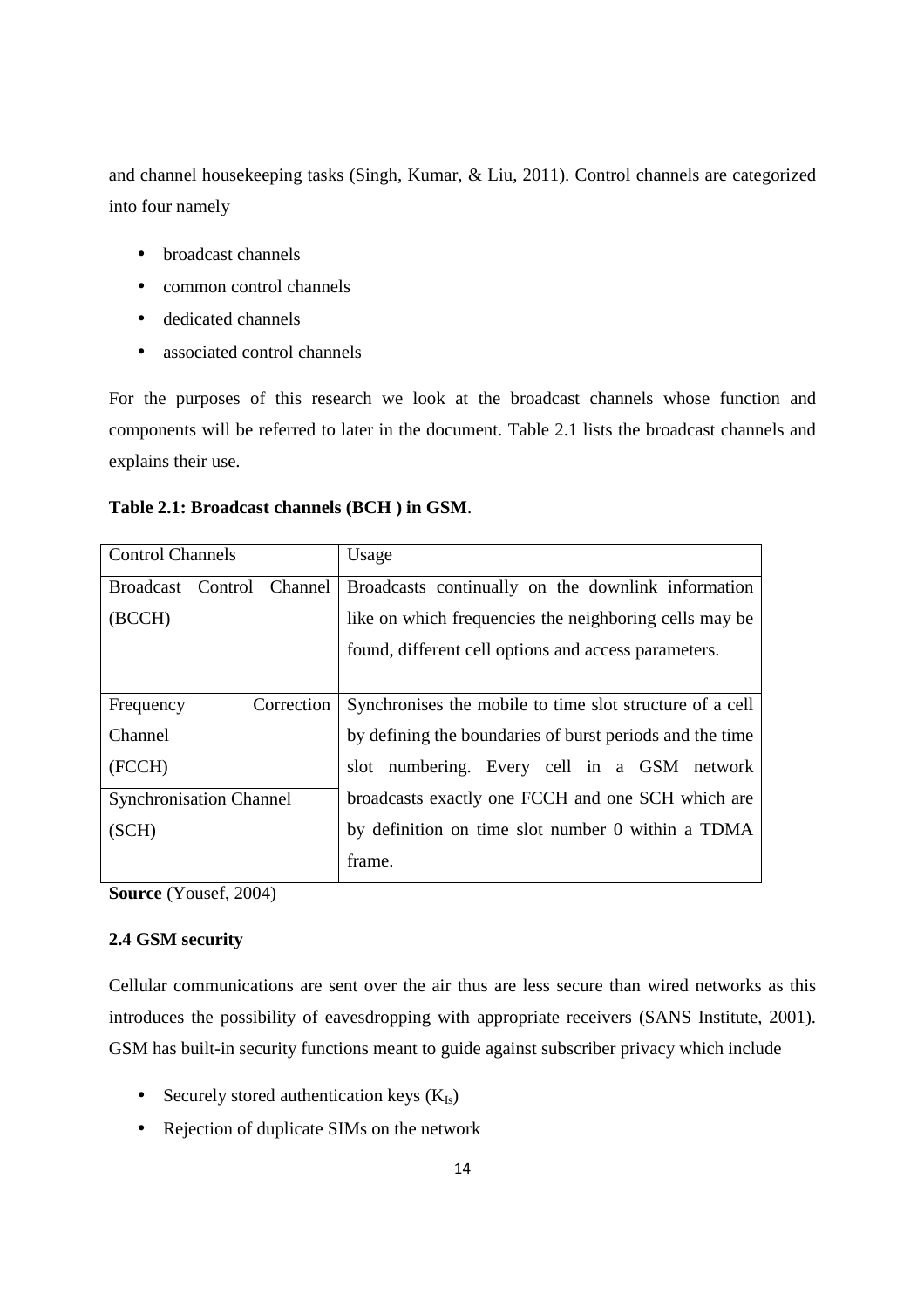and channel housekeeping tasks (Singh, Kumar, & Liu, 2011). Control channels are categorized into four namely

- broadcast channels
- common control channels
- dedicated channels
- associated control channels

For the purposes of this research we look at the broadcast channels whose function and components will be referred to later in the document. Table 2.1 lists the broadcast channels and explains their use.

**Table 2.1: Broadcast channels (BCH ) in GSM**.

| Control Channels | Usage |
| --- | --- |
| Broadcast Control Channel (BCCH) | Broadcasts continually on the downlink information like on which frequencies the neighboring cells may be found, different cell options and access parameters. |
| Frequency Correction Channel (FCCH) | Synchronises the mobile to time slot structure of a cell by defining the boundaries of burst periods and the time slot numbering. Every cell in a GSM network broadcasts exactly one FCCH and one SCH which are by definition on time slot number 0 within a TDMA frame. |
| Synchronisation Channel (SCH) | |

**Source** (Yousef, 2004)

### 2.4 GSM security

Cellular communications are sent over the air thus are less secure than wired networks as this introduces the possibility of eavesdropping with appropriate receivers (SANS Institute, 2001). GSM has built-in security functions meant to guide against subscriber privacy which include

- Securely stored authentication keys ($K_{Is}$)
- Rejection of duplicate SIMs on the network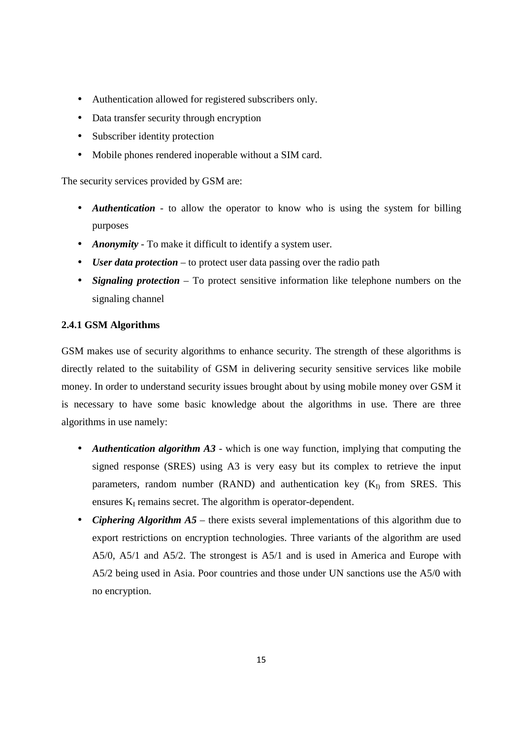- Authentication allowed for registered subscribers only.
- Data transfer security through encryption
- Subscriber identity protection
- Mobile phones rendered inoperable without a SIM card.

The security services provided by GSM are:

- ***Authentication*** - to allow the operator to know who is using the system for billing purposes
- ***Anonymity*** - To make it difficult to identify a system user.
- ***User data protection*** – to protect user data passing over the radio path
- ***Signaling protection*** – To protect sensitive information like telephone numbers on the signaling channel

**2.4.1 GSM Algorithms**

GSM makes use of security algorithms to enhance security. The strength of these algorithms is directly related to the suitability of GSM in delivering security sensitive services like mobile money. In order to understand security issues brought about by using mobile money over GSM it is necessary to have some basic knowledge about the algorithms in use. There are three algorithms in use namely:

- ***Authentication algorithm A3*** - which is one way function, implying that computing the signed response (SRES) using A3 is very easy but its complex to retrieve the input parameters, random number (RAND) and authentication key ($K_{I)}$ from SRES. This ensures $K_I$ remains secret. The algorithm is operator-dependent.
- ***Ciphering Algorithm A5*** – there exists several implementations of this algorithm due to export restrictions on encryption technologies. Three variants of the algorithm are used A5/0, A5/1 and A5/2. The strongest is A5/1 and is used in America and Europe with A5/2 being used in Asia. Poor countries and those under UN sanctions use the A5/0 with no encryption.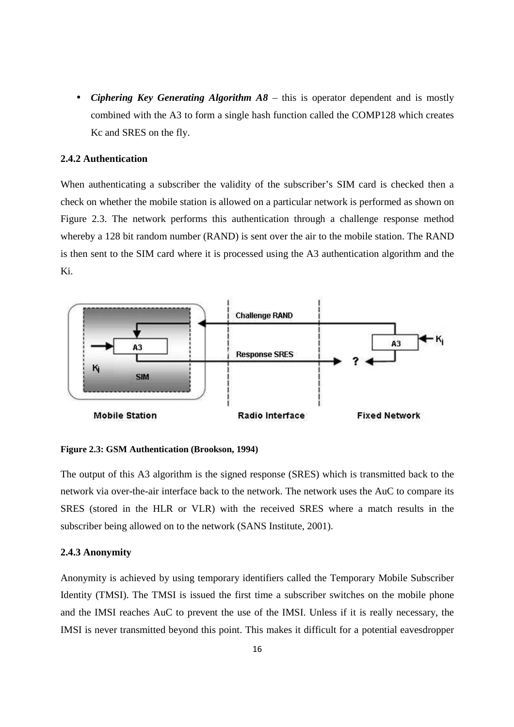- ***Ciphering Key Generating Algorithm A8*** – this is operator dependent and is mostly combined with the A3 to form a single hash function called the COMP128 which creates Kc and SRES on the fly.

### 2.4.2 Authentication

When authenticating a subscriber the validity of the subscriber's SIM card is checked then a check on whether the mobile station is allowed on a particular network is performed as shown on Figure 2.3. The network performs this authentication through a challenge response method whereby a 128 bit random number (RAND) is sent over the air to the mobile station. The RAND is then sent to the SIM card where it is processed using the A3 authentication algorithm and the Ki.

**Figure 2.3: GSM Authentication (Brookson, 1994)**

The output of this A3 algorithm is the signed response (SRES) which is transmitted back to the network via over-the-air interface back to the network. The network uses the AuC to compare its SRES (stored in the HLR or VLR) with the received SRES where a match results in the subscriber being allowed on to the network (SANS Institute, 2001).

### 2.4.3 Anonymity

Anonymity is achieved by using temporary identifiers called the Temporary Mobile Subscriber Identity (TMSI). The TMSI is issued the first time a subscriber switches on the mobile phone and the IMSI reaches AuC to prevent the use of the IMSI. Unless if it is really necessary, the IMSI is never transmitted beyond this point. This makes it difficult for a potential eavesdropper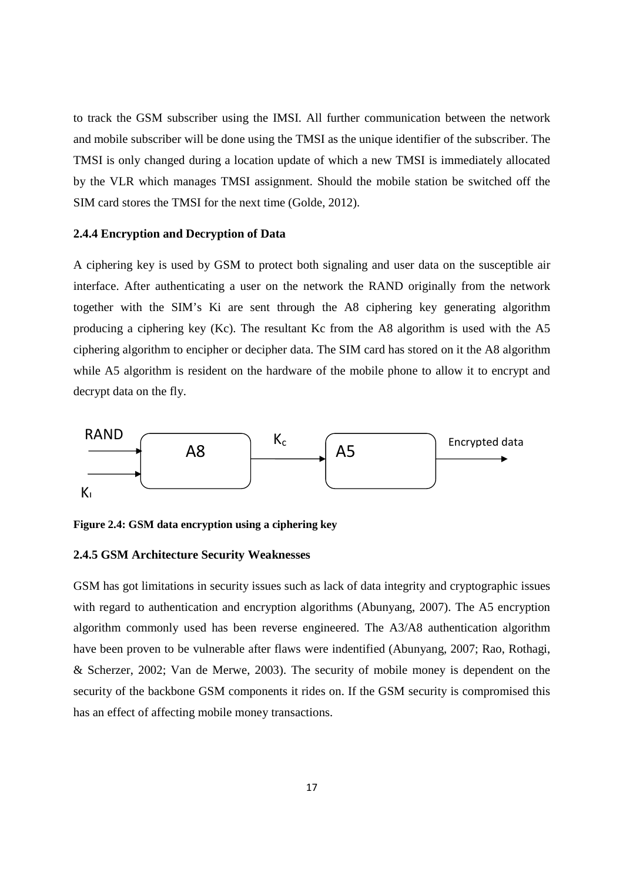to track the GSM subscriber using the IMSI. All further communication between the network and mobile subscriber will be done using the TMSI as the unique identifier of the subscriber. The TMSI is only changed during a location update of which a new TMSI is immediately allocated by the VLR which manages TMSI assignment. Should the mobile station be switched off the SIM card stores the TMSI for the next time (Golde, 2012).

### 2.4.4 Encryption and Decryption of Data

A ciphering key is used by GSM to protect both signaling and user data on the susceptible air interface. After authenticating a user on the network the RAND originally from the network together with the SIM's Ki are sent through the A8 ciphering key generating algorithm producing a ciphering key (Kc). The resultant Kc from the A8 algorithm is used with the A5 ciphering algorithm to encipher or decipher data. The SIM card has stored on it the A8 algorithm while A5 algorithm is resident on the hardware of the mobile phone to allow it to encrypt and decrypt data on the fly.

RAND → A8 ← $K_I$ ; A8 → $K_c$ → A5 → Encrypted data

**Figure 2.4: GSM data encryption using a ciphering key**

### 2.4.5 GSM Architecture Security Weaknesses

GSM has got limitations in security issues such as lack of data integrity and cryptographic issues with regard to authentication and encryption algorithms (Abunyang, 2007). The A5 encryption algorithm commonly used has been reverse engineered. The A3/A8 authentication algorithm have been proven to be vulnerable after flaws were indentified (Abunyang, 2007; Rao, Rothagi, & Scherzer, 2002; Van de Merwe, 2003). The security of mobile money is dependent on the security of the backbone GSM components it rides on. If the GSM security is compromised this has an effect of affecting mobile money transactions.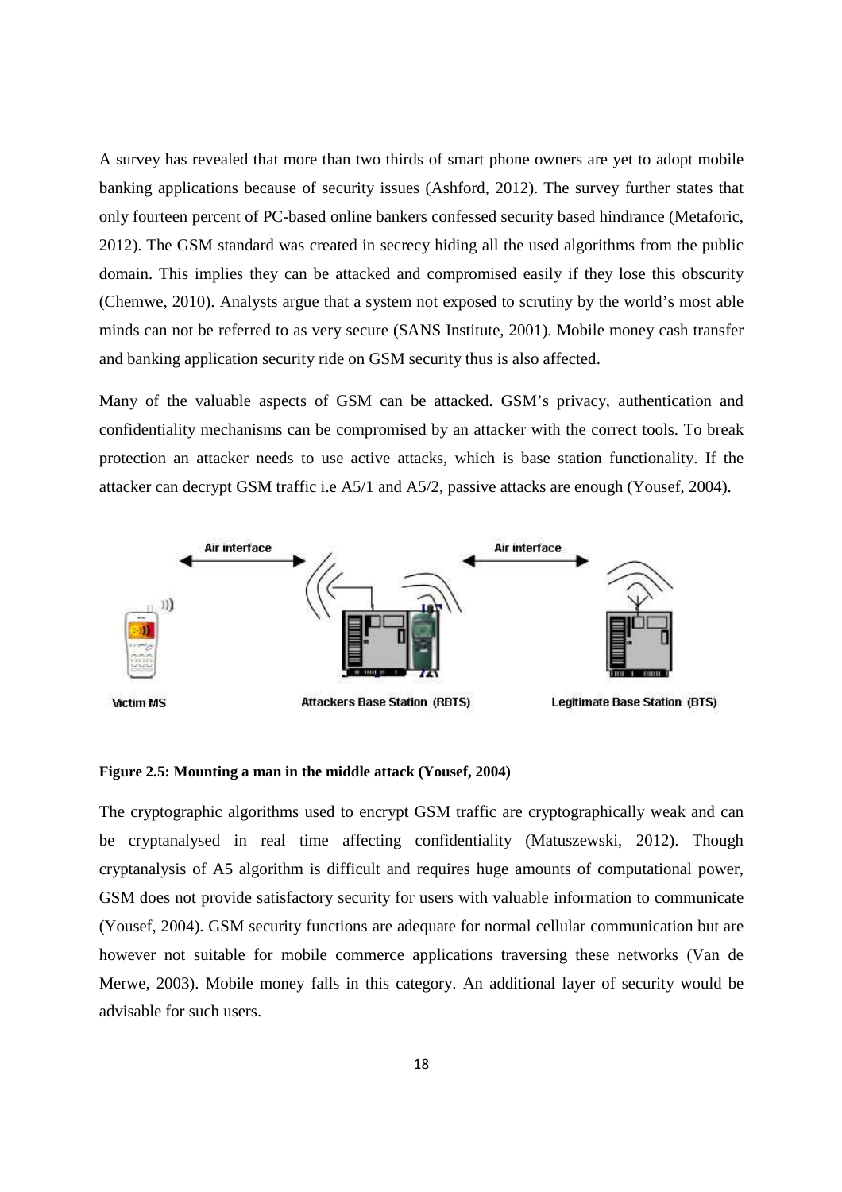A survey has revealed that more than two thirds of smart phone owners are yet to adopt mobile banking applications because of security issues (Ashford, 2012). The survey further states that only fourteen percent of PC-based online bankers confessed security based hindrance (Metaforic, 2012). The GSM standard was created in secrecy hiding all the used algorithms from the public domain. This implies they can be attacked and compromised easily if they lose this obscurity (Chemwe, 2010). Analysts argue that a system not exposed to scrutiny by the world's most able minds can not be referred to as very secure (SANS Institute, 2001). Mobile money cash transfer and banking application security ride on GSM security thus is also affected.

Many of the valuable aspects of GSM can be attacked. GSM's privacy, authentication and confidentiality mechanisms can be compromised by an attacker with the correct tools. To break protection an attacker needs to use active attacks, which is base station functionality. If the attacker can decrypt GSM traffic i.e A5/1 and A5/2, passive attacks are enough (Yousef, 2004).

**Figure 2.5: Mounting a man in the middle attack (Yousef, 2004)**

The cryptographic algorithms used to encrypt GSM traffic are cryptographically weak and can be cryptanalysed in real time affecting confidentiality (Matuszewski, 2012). Though cryptanalysis of A5 algorithm is difficult and requires huge amounts of computational power, GSM does not provide satisfactory security for users with valuable information to communicate (Yousef, 2004). GSM security functions are adequate for normal cellular communication but are however not suitable for mobile commerce applications traversing these networks (Van de Merwe, 2003). Mobile money falls in this category. An additional layer of security would be advisable for such users.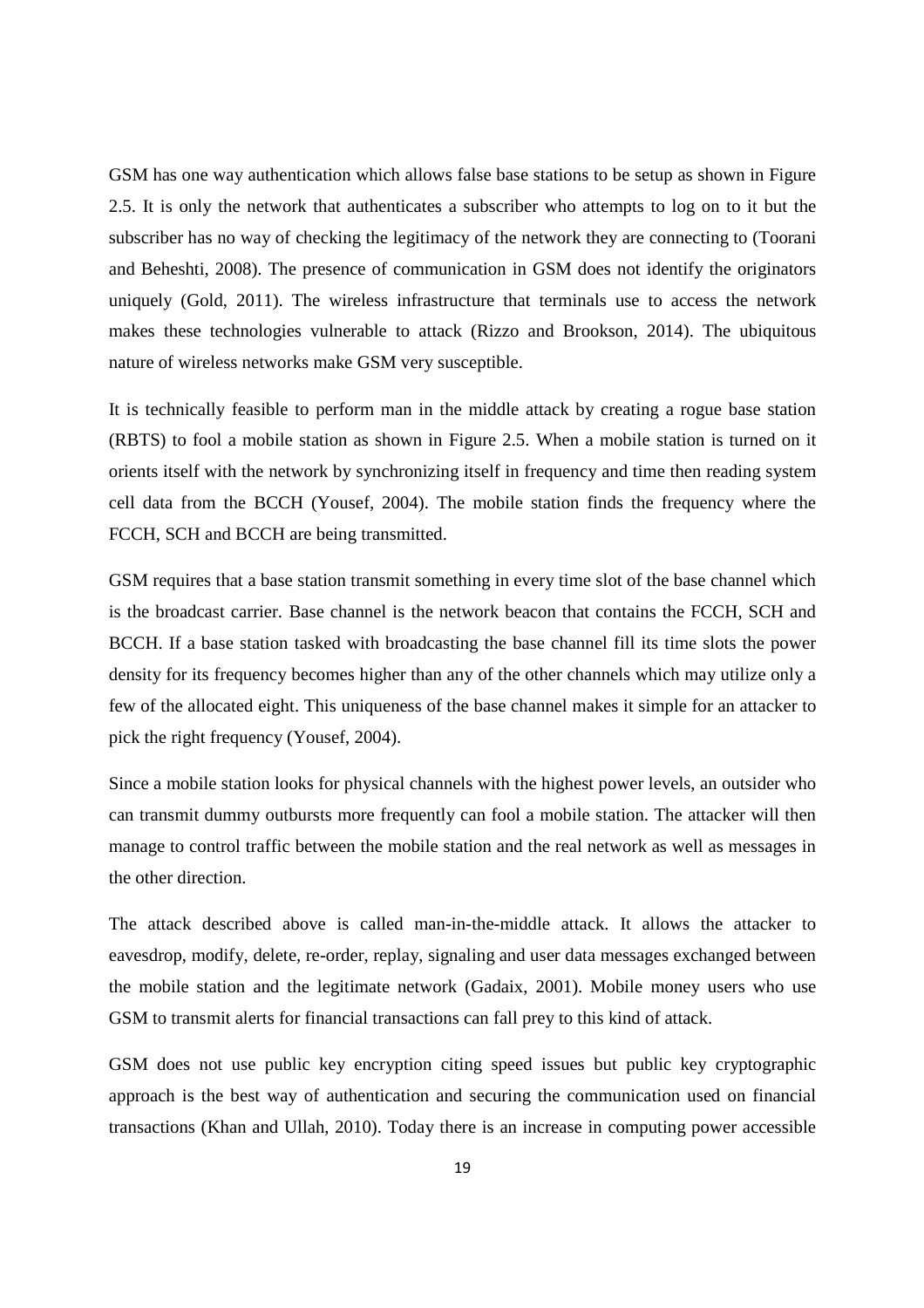GSM has one way authentication which allows false base stations to be setup as shown in Figure 2.5. It is only the network that authenticates a subscriber who attempts to log on to it but the subscriber has no way of checking the legitimacy of the network they are connecting to (Toorani and Beheshti, 2008). The presence of communication in GSM does not identify the originators uniquely (Gold, 2011). The wireless infrastructure that terminals use to access the network makes these technologies vulnerable to attack (Rizzo and Brookson, 2014). The ubiquitous nature of wireless networks make GSM very susceptible.

It is technically feasible to perform man in the middle attack by creating a rogue base station (RBTS) to fool a mobile station as shown in Figure 2.5. When a mobile station is turned on it orients itself with the network by synchronizing itself in frequency and time then reading system cell data from the BCCH (Yousef, 2004). The mobile station finds the frequency where the FCCH, SCH and BCCH are being transmitted.

GSM requires that a base station transmit something in every time slot of the base channel which is the broadcast carrier. Base channel is the network beacon that contains the FCCH, SCH and BCCH. If a base station tasked with broadcasting the base channel fill its time slots the power density for its frequency becomes higher than any of the other channels which may utilize only a few of the allocated eight. This uniqueness of the base channel makes it simple for an attacker to pick the right frequency (Yousef, 2004).

Since a mobile station looks for physical channels with the highest power levels, an outsider who can transmit dummy outbursts more frequently can fool a mobile station. The attacker will then manage to control traffic between the mobile station and the real network as well as messages in the other direction.

The attack described above is called man-in-the-middle attack. It allows the attacker to eavesdrop, modify, delete, re-order, replay, signaling and user data messages exchanged between the mobile station and the legitimate network (Gadaix, 2001). Mobile money users who use GSM to transmit alerts for financial transactions can fall prey to this kind of attack.

GSM does not use public key encryption citing speed issues but public key cryptographic approach is the best way of authentication and securing the communication used on financial transactions (Khan and Ullah, 2010). Today there is an increase in computing power accessible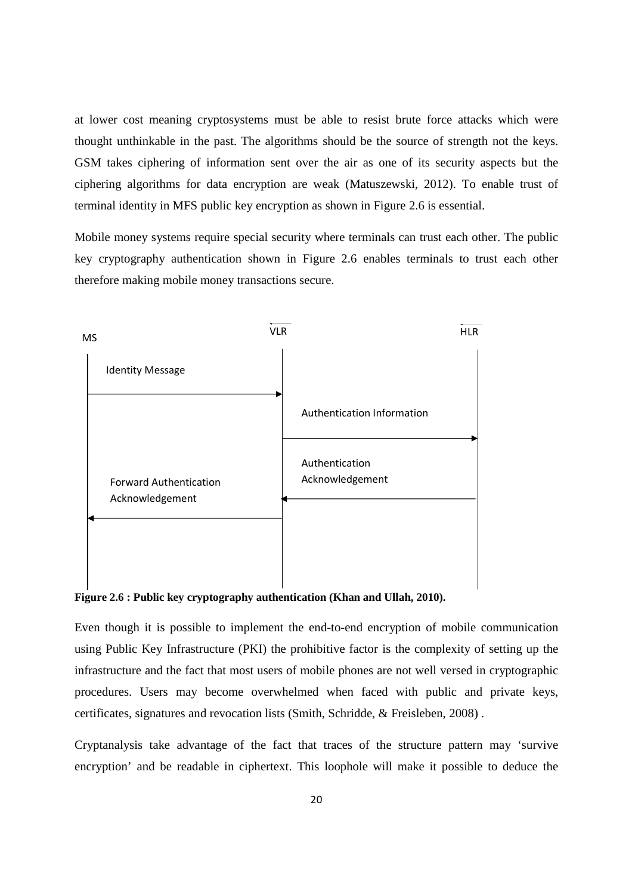at lower cost meaning cryptosystems must be able to resist brute force attacks which were thought unthinkable in the past. The algorithms should be the source of strength not the keys. GSM takes ciphering of information sent over the air as one of its security aspects but the ciphering algorithms for data encryption are weak (Matuszewski, 2012). To enable trust of terminal identity in MFS public key encryption as shown in Figure 2.6 is essential.

Mobile money systems require special security where terminals can trust each other. The public key cryptography authentication shown in Figure 2.6 enables terminals to trust each other therefore making mobile money transactions secure.

MS VLR HLR

Identity Message

Authentication Information

Authentication Acknowledgement

Forward Authentication Acknowledgement

**Figure 2.6 : Public key cryptography authentication (Khan and Ullah, 2010).**

Even though it is possible to implement the end-to-end encryption of mobile communication using Public Key Infrastructure (PKI) the prohibitive factor is the complexity of setting up the infrastructure and the fact that most users of mobile phones are not well versed in cryptographic procedures. Users may become overwhelmed when faced with public and private keys, certificates, signatures and revocation lists (Smith, Schridde, & Freisleben, 2008) .

Cryptanalysis take advantage of the fact that traces of the structure pattern may 'survive encryption' and be readable in ciphertext. This loophole will make it possible to deduce the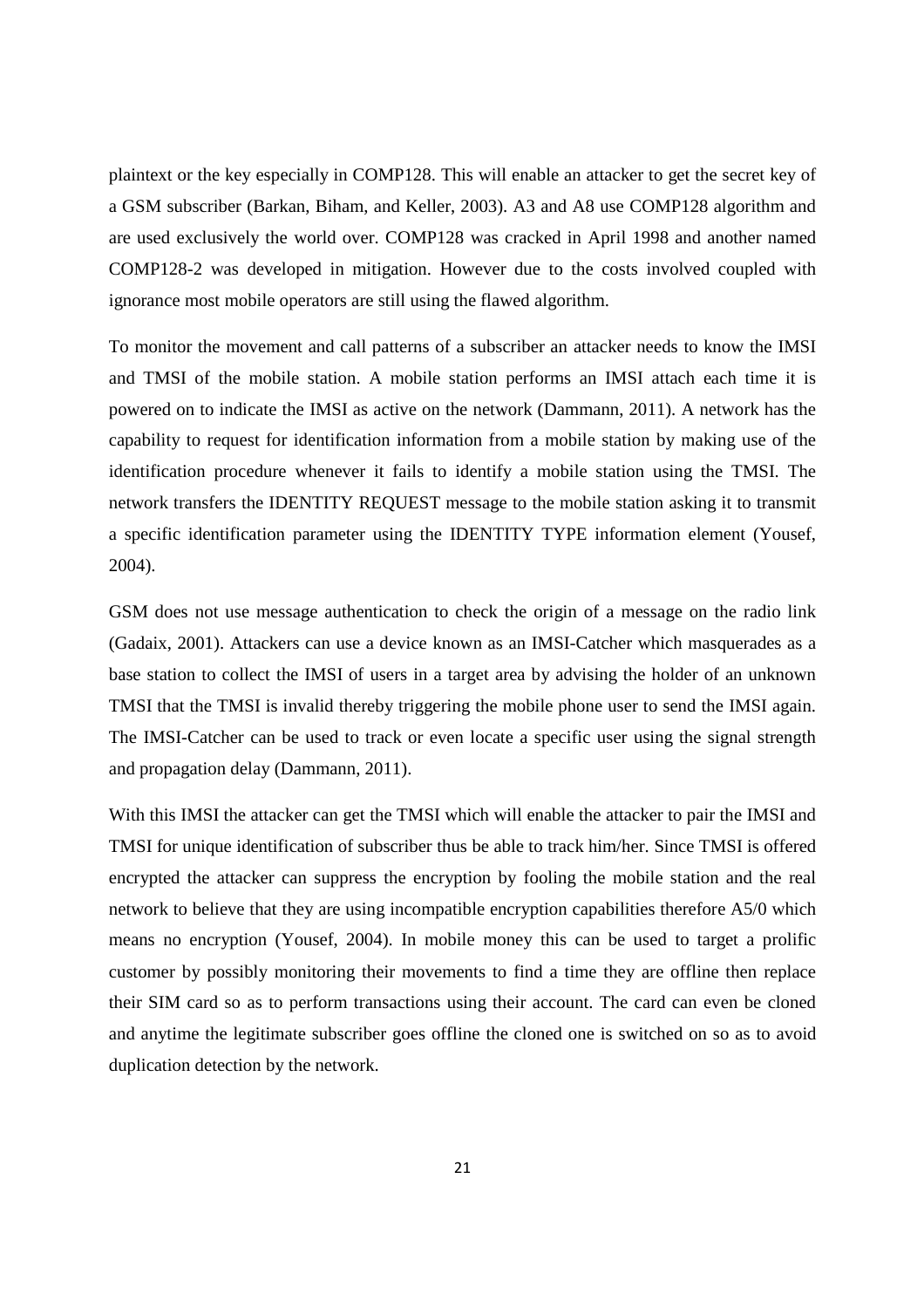plaintext or the key especially in COMP128. This will enable an attacker to get the secret key of a GSM subscriber (Barkan, Biham, and Keller, 2003). A3 and A8 use COMP128 algorithm and are used exclusively the world over. COMP128 was cracked in April 1998 and another named COMP128-2 was developed in mitigation. However due to the costs involved coupled with ignorance most mobile operators are still using the flawed algorithm.

To monitor the movement and call patterns of a subscriber an attacker needs to know the IMSI and TMSI of the mobile station. A mobile station performs an IMSI attach each time it is powered on to indicate the IMSI as active on the network (Dammann, 2011). A network has the capability to request for identification information from a mobile station by making use of the identification procedure whenever it fails to identify a mobile station using the TMSI. The network transfers the IDENTITY REQUEST message to the mobile station asking it to transmit a specific identification parameter using the IDENTITY TYPE information element (Yousef, 2004).

GSM does not use message authentication to check the origin of a message on the radio link (Gadaix, 2001). Attackers can use a device known as an IMSI-Catcher which masquerades as a base station to collect the IMSI of users in a target area by advising the holder of an unknown TMSI that the TMSI is invalid thereby triggering the mobile phone user to send the IMSI again. The IMSI-Catcher can be used to track or even locate a specific user using the signal strength and propagation delay (Dammann, 2011).

With this IMSI the attacker can get the TMSI which will enable the attacker to pair the IMSI and TMSI for unique identification of subscriber thus be able to track him/her. Since TMSI is offered encrypted the attacker can suppress the encryption by fooling the mobile station and the real network to believe that they are using incompatible encryption capabilities therefore A5/0 which means no encryption (Yousef, 2004). In mobile money this can be used to target a prolific customer by possibly monitoring their movements to find a time they are offline then replace their SIM card so as to perform transactions using their account. The card can even be cloned and anytime the legitimate subscriber goes offline the cloned one is switched on so as to avoid duplication detection by the network.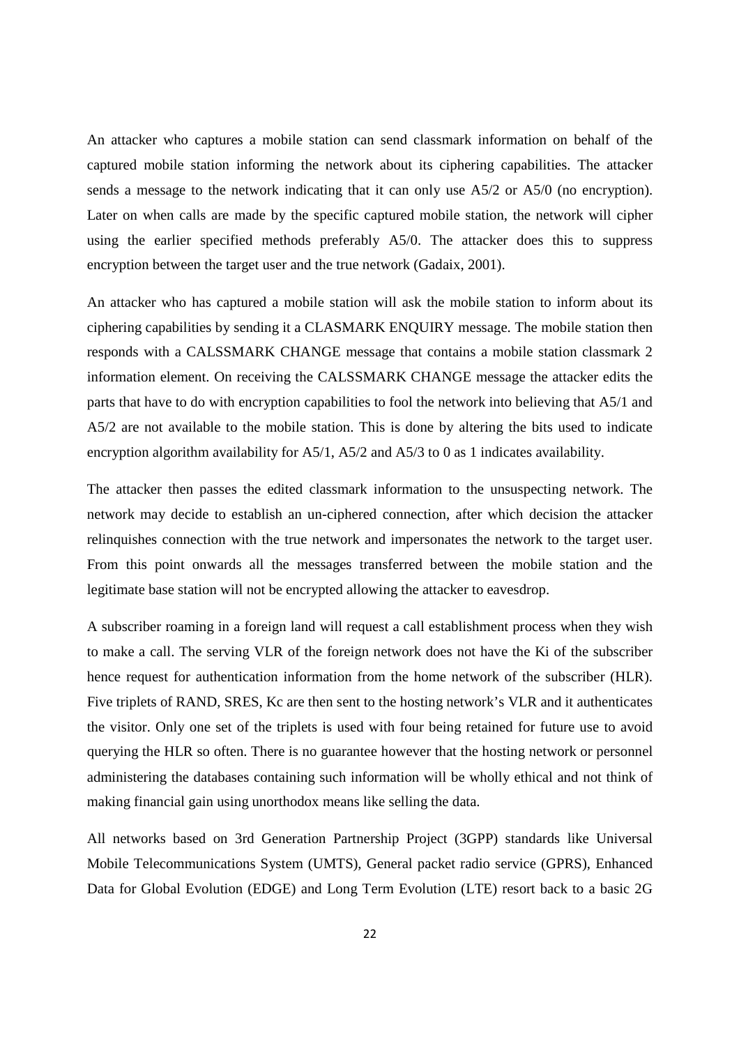An attacker who captures a mobile station can send classmark information on behalf of the captured mobile station informing the network about its ciphering capabilities. The attacker sends a message to the network indicating that it can only use A5/2 or A5/0 (no encryption). Later on when calls are made by the specific captured mobile station, the network will cipher using the earlier specified methods preferably A5/0. The attacker does this to suppress encryption between the target user and the true network (Gadaix, 2001).

An attacker who has captured a mobile station will ask the mobile station to inform about its ciphering capabilities by sending it a CLASMARK ENQUIRY message. The mobile station then responds with a CALSSMARK CHANGE message that contains a mobile station classmark 2 information element. On receiving the CALSSMARK CHANGE message the attacker edits the parts that have to do with encryption capabilities to fool the network into believing that A5/1 and A5/2 are not available to the mobile station. This is done by altering the bits used to indicate encryption algorithm availability for A5/1, A5/2 and A5/3 to 0 as 1 indicates availability.

The attacker then passes the edited classmark information to the unsuspecting network. The network may decide to establish an un-ciphered connection, after which decision the attacker relinquishes connection with the true network and impersonates the network to the target user. From this point onwards all the messages transferred between the mobile station and the legitimate base station will not be encrypted allowing the attacker to eavesdrop.

A subscriber roaming in a foreign land will request a call establishment process when they wish to make a call. The serving VLR of the foreign network does not have the Ki of the subscriber hence request for authentication information from the home network of the subscriber (HLR). Five triplets of RAND, SRES, Kc are then sent to the hosting network's VLR and it authenticates the visitor. Only one set of the triplets is used with four being retained for future use to avoid querying the HLR so often. There is no guarantee however that the hosting network or personnel administering the databases containing such information will be wholly ethical and not think of making financial gain using unorthodox means like selling the data.

All networks based on 3rd Generation Partnership Project (3GPP) standards like Universal Mobile Telecommunications System (UMTS), General packet radio service (GPRS), Enhanced Data for Global Evolution (EDGE) and Long Term Evolution (LTE) resort back to a basic 2G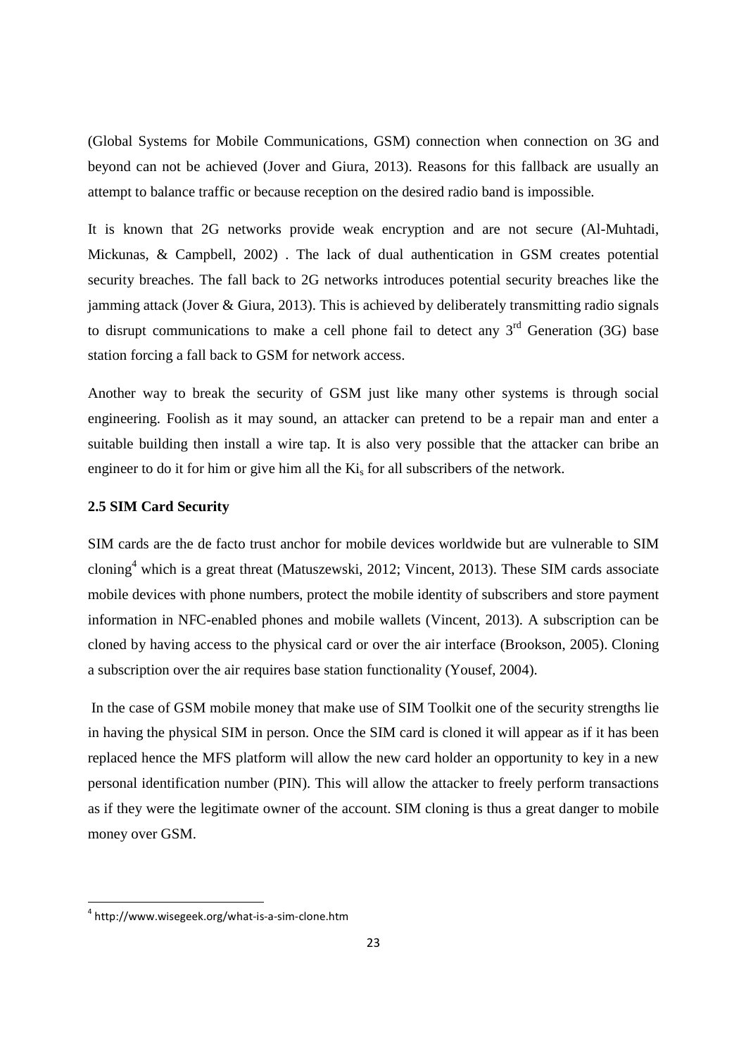(Global Systems for Mobile Communications, GSM) connection when connection on 3G and beyond can not be achieved (Jover and Giura, 2013). Reasons for this fallback are usually an attempt to balance traffic or because reception on the desired radio band is impossible.

It is known that 2G networks provide weak encryption and are not secure (Al-Muhtadi, Mickunas, & Campbell, 2002) . The lack of dual authentication in GSM creates potential security breaches. The fall back to 2G networks introduces potential security breaches like the jamming attack (Jover & Giura, 2013). This is achieved by deliberately transmitting radio signals to disrupt communications to make a cell phone fail to detect any 3rd Generation (3G) base station forcing a fall back to GSM for network access.

Another way to break the security of GSM just like many other systems is through social engineering. Foolish as it may sound, an attacker can pretend to be a repair man and enter a suitable building then install a wire tap. It is also very possible that the attacker can bribe an engineer to do it for him or give him all the $Ki_s$ for all subscribers of the network.

### 2.5 SIM Card Security

SIM cards are the de facto trust anchor for mobile devices worldwide but are vulnerable to SIM cloning[4] which is a great threat (Matuszewski, 2012; Vincent, 2013). These SIM cards associate mobile devices with phone numbers, protect the mobile identity of subscribers and store payment information in NFC-enabled phones and mobile wallets (Vincent, 2013). A subscription can be cloned by having access to the physical card or over the air interface (Brookson, 2005). Cloning a subscription over the air requires base station functionality (Yousef, 2004).

In the case of GSM mobile money that make use of SIM Toolkit one of the security strengths lie in having the physical SIM in person. Once the SIM card is cloned it will appear as if it has been replaced hence the MFS platform will allow the new card holder an opportunity to key in a new personal identification number (PIN). This will allow the attacker to freely perform transactions as if they were the legitimate owner of the account. SIM cloning is thus a great danger to mobile money over GSM.

---

[4] http://www.wisegeek.org/what-is-a-sim-clone.htm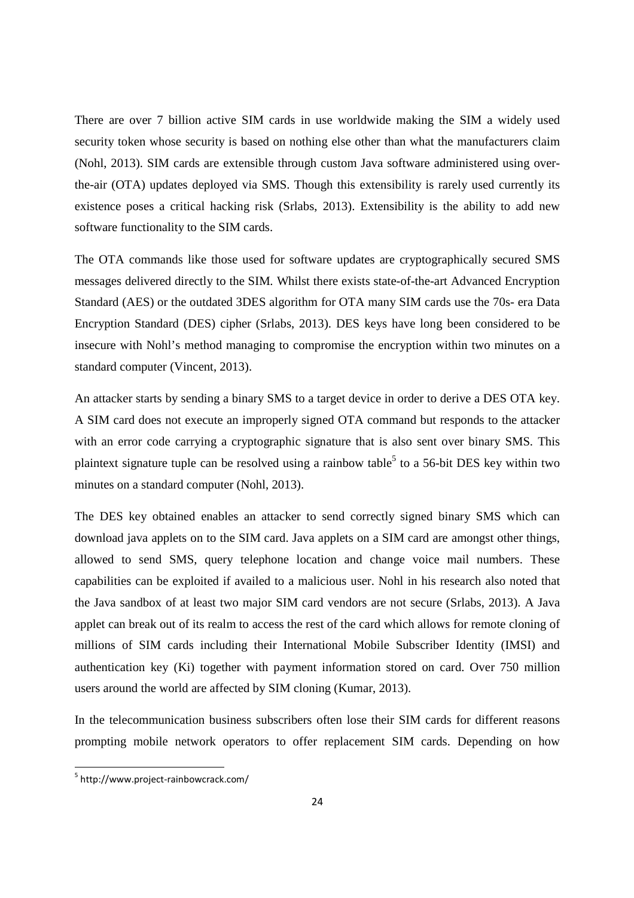There are over 7 billion active SIM cards in use worldwide making the SIM a widely used security token whose security is based on nothing else other than what the manufacturers claim (Nohl, 2013). SIM cards are extensible through custom Java software administered using over-the-air (OTA) updates deployed via SMS. Though this extensibility is rarely used currently its existence poses a critical hacking risk (Srlabs, 2013). Extensibility is the ability to add new software functionality to the SIM cards.

The OTA commands like those used for software updates are cryptographically secured SMS messages delivered directly to the SIM. Whilst there exists state-of-the-art Advanced Encryption Standard (AES) or the outdated 3DES algorithm for OTA many SIM cards use the 70s- era Data Encryption Standard (DES) cipher (Srlabs, 2013). DES keys have long been considered to be insecure with Nohl's method managing to compromise the encryption within two minutes on a standard computer (Vincent, 2013).

An attacker starts by sending a binary SMS to a target device in order to derive a DES OTA key. A SIM card does not execute an improperly signed OTA command but responds to the attacker with an error code carrying a cryptographic signature that is also sent over binary SMS. This plaintext signature tuple can be resolved using a rainbow table[5] to a 56-bit DES key within two minutes on a standard computer (Nohl, 2013).

The DES key obtained enables an attacker to send correctly signed binary SMS which can download java applets on to the SIM card. Java applets on a SIM card are amongst other things, allowed to send SMS, query telephone location and change voice mail numbers. These capabilities can be exploited if availed to a malicious user. Nohl in his research also noted that the Java sandbox of at least two major SIM card vendors are not secure (Srlabs, 2013). A Java applet can break out of its realm to access the rest of the card which allows for remote cloning of millions of SIM cards including their International Mobile Subscriber Identity (IMSI) and authentication key (Ki) together with payment information stored on card. Over 750 million users around the world are affected by SIM cloning (Kumar, 2013).

In the telecommunication business subscribers often lose their SIM cards for different reasons prompting mobile network operators to offer replacement SIM cards. Depending on how

[5] http://www.project-rainbowcrack.com/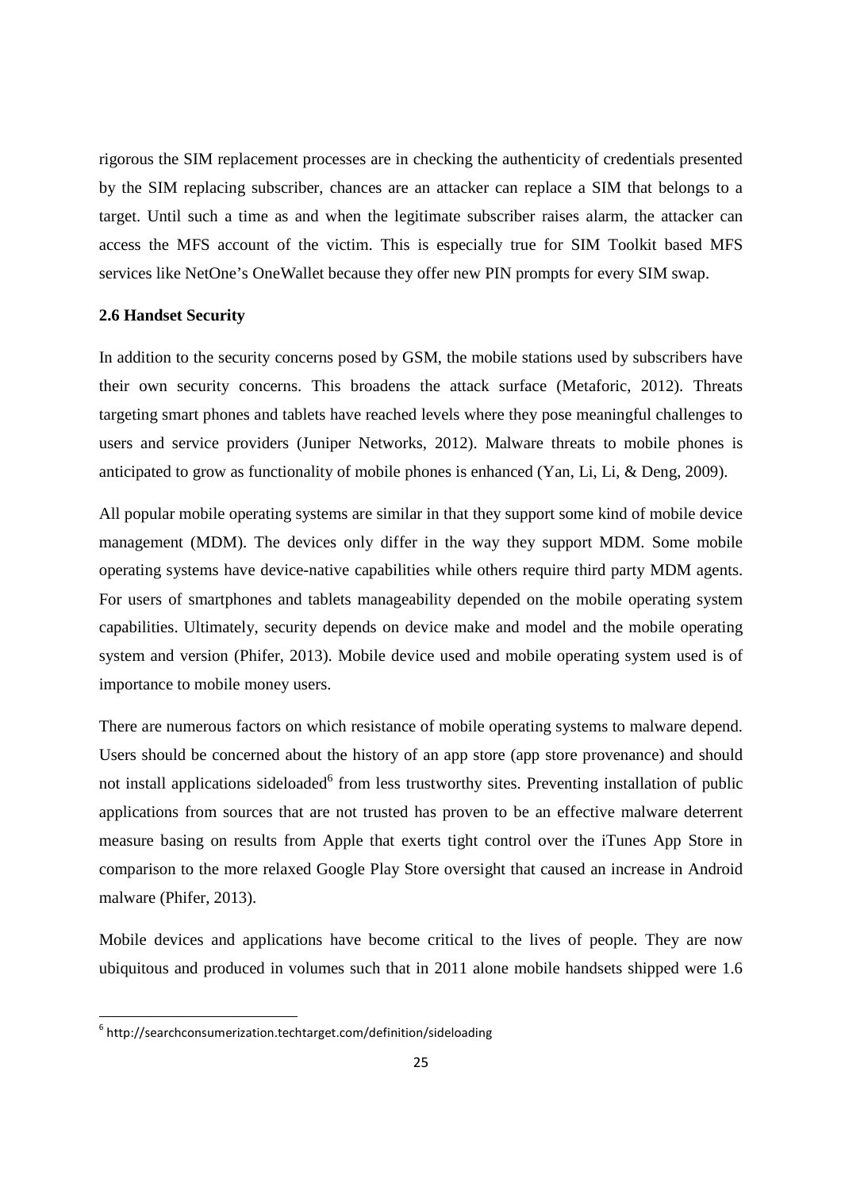rigorous the SIM replacement processes are in checking the authenticity of credentials presented by the SIM replacing subscriber, chances are an attacker can replace a SIM that belongs to a target. Until such a time as and when the legitimate subscriber raises alarm, the attacker can access the MFS account of the victim. This is especially true for SIM Toolkit based MFS services like NetOne's OneWallet because they offer new PIN prompts for every SIM swap.

### 2.6 Handset Security

In addition to the security concerns posed by GSM, the mobile stations used by subscribers have their own security concerns. This broadens the attack surface (Metaforic, 2012). Threats targeting smart phones and tablets have reached levels where they pose meaningful challenges to users and service providers (Juniper Networks, 2012). Malware threats to mobile phones is anticipated to grow as functionality of mobile phones is enhanced (Yan, Li, Li, & Deng, 2009).

All popular mobile operating systems are similar in that they support some kind of mobile device management (MDM). The devices only differ in the way they support MDM. Some mobile operating systems have device-native capabilities while others require third party MDM agents. For users of smartphones and tablets manageability depended on the mobile operating system capabilities. Ultimately, security depends on device make and model and the mobile operating system and version (Phifer, 2013). Mobile device used and mobile operating system used is of importance to mobile money users.

There are numerous factors on which resistance of mobile operating systems to malware depend. Users should be concerned about the history of an app store (app store provenance) and should not install applications sideloaded[6] from less trustworthy sites. Preventing installation of public applications from sources that are not trusted has proven to be an effective malware deterrent measure basing on results from Apple that exerts tight control over the iTunes App Store in comparison to the more relaxed Google Play Store oversight that caused an increase in Android malware (Phifer, 2013).

Mobile devices and applications have become critical to the lives of people. They are now ubiquitous and produced in volumes such that in 2011 alone mobile handsets shipped were 1.6

[6] http://searchconsumerization.techtarget.com/definition/sideloading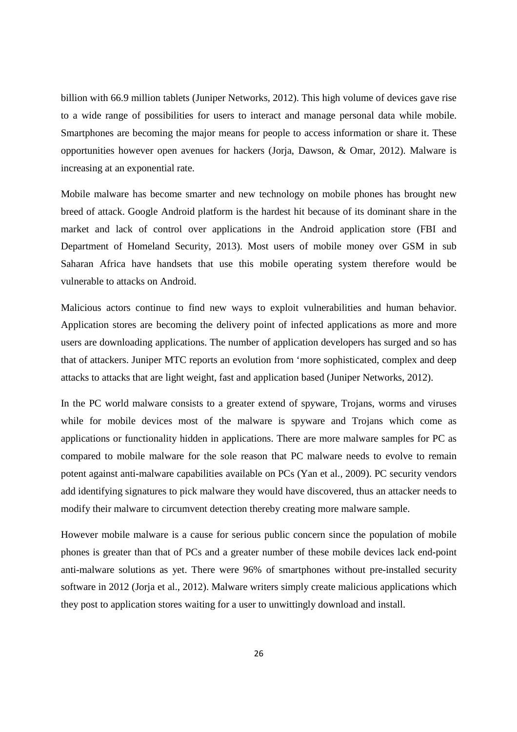billion with 66.9 million tablets (Juniper Networks, 2012). This high volume of devices gave rise to a wide range of possibilities for users to interact and manage personal data while mobile. Smartphones are becoming the major means for people to access information or share it. These opportunities however open avenues for hackers (Jorja, Dawson, & Omar, 2012). Malware is increasing at an exponential rate.

Mobile malware has become smarter and new technology on mobile phones has brought new breed of attack. Google Android platform is the hardest hit because of its dominant share in the market and lack of control over applications in the Android application store (FBI and Department of Homeland Security, 2013). Most users of mobile money over GSM in sub Saharan Africa have handsets that use this mobile operating system therefore would be vulnerable to attacks on Android.

Malicious actors continue to find new ways to exploit vulnerabilities and human behavior. Application stores are becoming the delivery point of infected applications as more and more users are downloading applications. The number of application developers has surged and so has that of attackers. Juniper MTC reports an evolution from 'more sophisticated, complex and deep attacks to attacks that are light weight, fast and application based (Juniper Networks, 2012).

In the PC world malware consists to a greater extend of spyware, Trojans, worms and viruses while for mobile devices most of the malware is spyware and Trojans which come as applications or functionality hidden in applications. There are more malware samples for PC as compared to mobile malware for the sole reason that PC malware needs to evolve to remain potent against anti-malware capabilities available on PCs (Yan et al., 2009). PC security vendors add identifying signatures to pick malware they would have discovered, thus an attacker needs to modify their malware to circumvent detection thereby creating more malware sample.

However mobile malware is a cause for serious public concern since the population of mobile phones is greater than that of PCs and a greater number of these mobile devices lack end-point anti-malware solutions as yet. There were 96% of smartphones without pre-installed security software in 2012 (Jorja et al., 2012). Malware writers simply create malicious applications which they post to application stores waiting for a user to unwittingly download and install.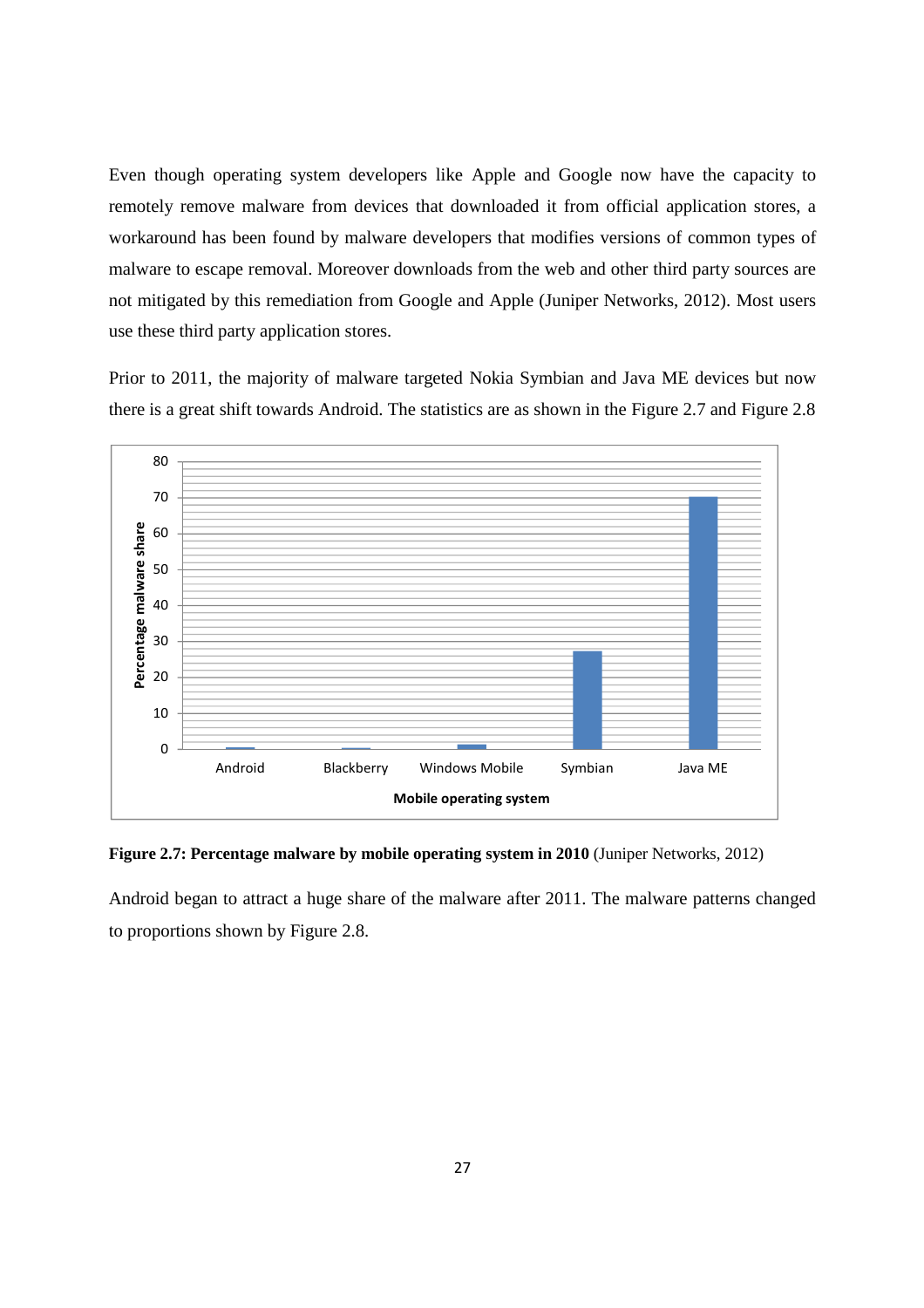Even though operating system developers like Apple and Google now have the capacity to remotely remove malware from devices that downloaded it from official application stores, a workaround has been found by malware developers that modifies versions of common types of malware to escape removal. Moreover downloads from the web and other third party sources are not mitigated by this remediation from Google and Apple (Juniper Networks, 2012). Most users use these third party application stores.

Prior to 2011, the majority of malware targeted Nokia Symbian and Java ME devices but now there is a great shift towards Android. The statistics are as shown in the Figure 2.7 and Figure 2.8

**Figure 2.7: Percentage malware by mobile operating system in 2010** (Juniper Networks, 2012)

Android began to attract a huge share of the malware after 2011. The malware patterns changed to proportions shown by Figure 2.8.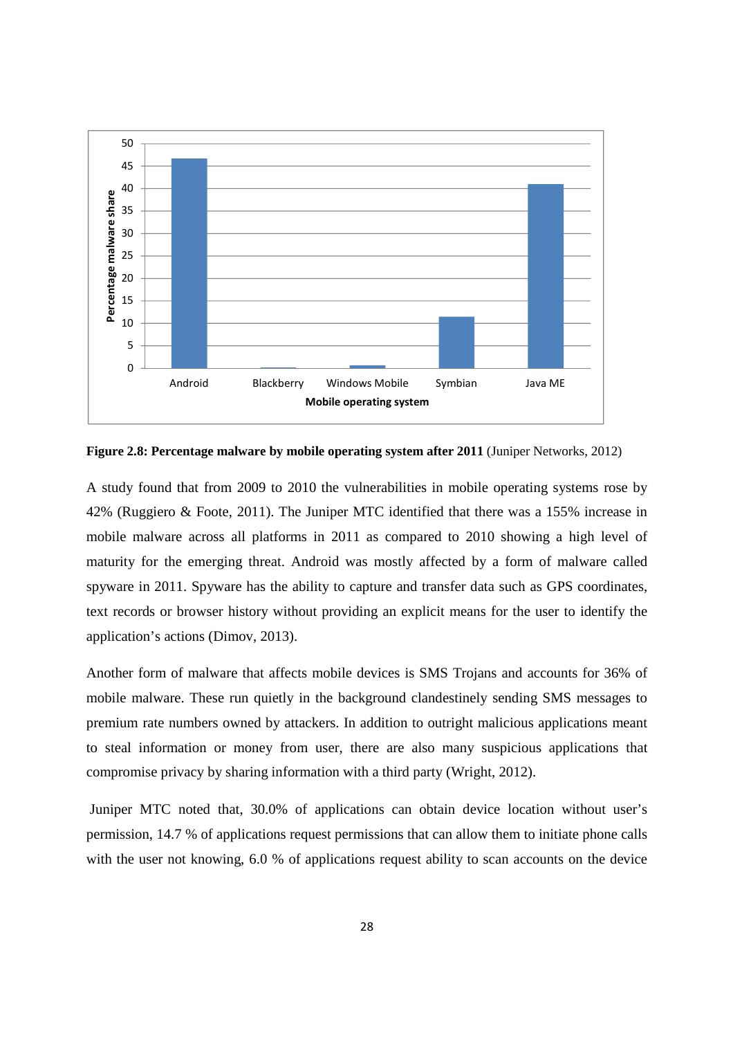**Figure 2.8: Percentage malware by mobile operating system after 2011** (Juniper Networks, 2012)

A study found that from 2009 to 2010 the vulnerabilities in mobile operating systems rose by 42% (Ruggiero & Foote, 2011). The Juniper MTC identified that there was a 155% increase in mobile malware across all platforms in 2011 as compared to 2010 showing a high level of maturity for the emerging threat. Android was mostly affected by a form of malware called spyware in 2011. Spyware has the ability to capture and transfer data such as GPS coordinates, text records or browser history without providing an explicit means for the user to identify the application's actions (Dimov, 2013).

Another form of malware that affects mobile devices is SMS Trojans and accounts for 36% of mobile malware. These run quietly in the background clandestinely sending SMS messages to premium rate numbers owned by attackers. In addition to outright malicious applications meant to steal information or money from user, there are also many suspicious applications that compromise privacy by sharing information with a third party (Wright, 2012).

Juniper MTC noted that, 30.0% of applications can obtain device location without user's permission, 14.7 % of applications request permissions that can allow them to initiate phone calls with the user not knowing, 6.0 % of applications request ability to scan accounts on the device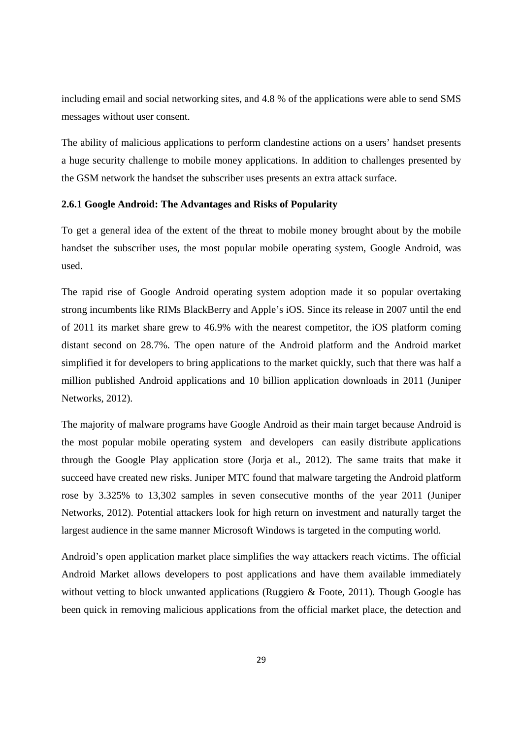including email and social networking sites, and 4.8 % of the applications were able to send SMS messages without user consent.

The ability of malicious applications to perform clandestine actions on a users' handset presents a huge security challenge to mobile money applications. In addition to challenges presented by the GSM network the handset the subscriber uses presents an extra attack surface.

### 2.6.1 Google Android: The Advantages and Risks of Popularity

To get a general idea of the extent of the threat to mobile money brought about by the mobile handset the subscriber uses, the most popular mobile operating system, Google Android, was used.

The rapid rise of Google Android operating system adoption made it so popular overtaking strong incumbents like RIMs BlackBerry and Apple's iOS. Since its release in 2007 until the end of 2011 its market share grew to 46.9% with the nearest competitor, the iOS platform coming distant second on 28.7%. The open nature of the Android platform and the Android market simplified it for developers to bring applications to the market quickly, such that there was half a million published Android applications and 10 billion application downloads in 2011 (Juniper Networks, 2012).

The majority of malware programs have Google Android as their main target because Android is the most popular mobile operating system and developers can easily distribute applications through the Google Play application store (Jorja et al., 2012). The same traits that make it succeed have created new risks. Juniper MTC found that malware targeting the Android platform rose by 3.325% to 13,302 samples in seven consecutive months of the year 2011 (Juniper Networks, 2012). Potential attackers look for high return on investment and naturally target the largest audience in the same manner Microsoft Windows is targeted in the computing world.

Android's open application market place simplifies the way attackers reach victims. The official Android Market allows developers to post applications and have them available immediately without vetting to block unwanted applications (Ruggiero & Foote, 2011). Though Google has been quick in removing malicious applications from the official market place, the detection and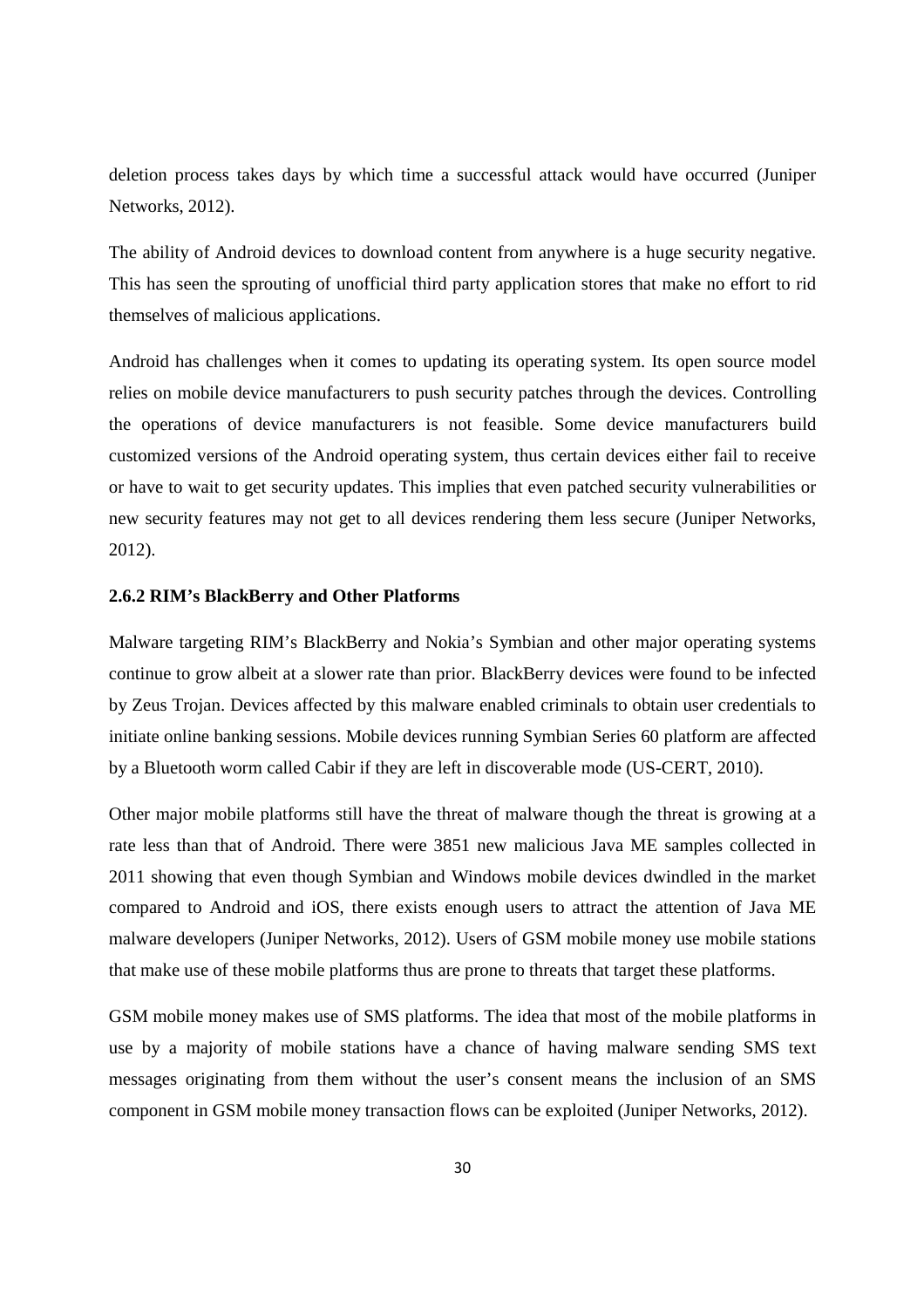deletion process takes days by which time a successful attack would have occurred (Juniper Networks, 2012).

The ability of Android devices to download content from anywhere is a huge security negative. This has seen the sprouting of unofficial third party application stores that make no effort to rid themselves of malicious applications.

Android has challenges when it comes to updating its operating system. Its open source model relies on mobile device manufacturers to push security patches through the devices. Controlling the operations of device manufacturers is not feasible. Some device manufacturers build customized versions of the Android operating system, thus certain devices either fail to receive or have to wait to get security updates. This implies that even patched security vulnerabilities or new security features may not get to all devices rendering them less secure (Juniper Networks, 2012).

### 2.6.2 RIM's BlackBerry and Other Platforms

Malware targeting RIM's BlackBerry and Nokia's Symbian and other major operating systems continue to grow albeit at a slower rate than prior. BlackBerry devices were found to be infected by Zeus Trojan. Devices affected by this malware enabled criminals to obtain user credentials to initiate online banking sessions. Mobile devices running Symbian Series 60 platform are affected by a Bluetooth worm called Cabir if they are left in discoverable mode (US-CERT, 2010).

Other major mobile platforms still have the threat of malware though the threat is growing at a rate less than that of Android. There were 3851 new malicious Java ME samples collected in 2011 showing that even though Symbian and Windows mobile devices dwindled in the market compared to Android and iOS, there exists enough users to attract the attention of Java ME malware developers (Juniper Networks, 2012). Users of GSM mobile money use mobile stations that make use of these mobile platforms thus are prone to threats that target these platforms.

GSM mobile money makes use of SMS platforms. The idea that most of the mobile platforms in use by a majority of mobile stations have a chance of having malware sending SMS text messages originating from them without the user's consent means the inclusion of an SMS component in GSM mobile money transaction flows can be exploited (Juniper Networks, 2012).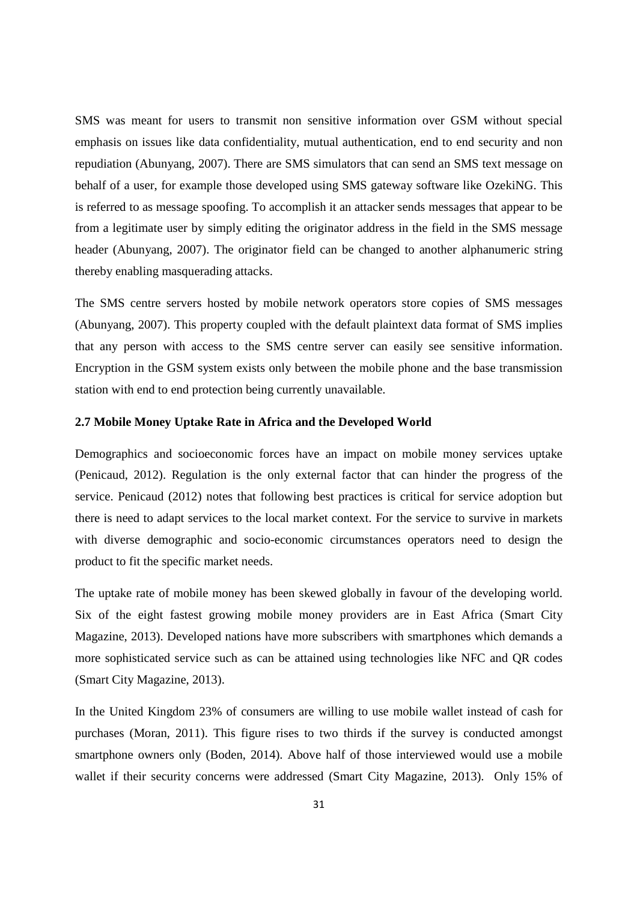SMS was meant for users to transmit non sensitive information over GSM without special emphasis on issues like data confidentiality, mutual authentication, end to end security and non repudiation (Abunyang, 2007). There are SMS simulators that can send an SMS text message on behalf of a user, for example those developed using SMS gateway software like OzekiNG. This is referred to as message spoofing. To accomplish it an attacker sends messages that appear to be from a legitimate user by simply editing the originator address in the field in the SMS message header (Abunyang, 2007). The originator field can be changed to another alphanumeric string thereby enabling masquerading attacks.

The SMS centre servers hosted by mobile network operators store copies of SMS messages (Abunyang, 2007). This property coupled with the default plaintext data format of SMS implies that any person with access to the SMS centre server can easily see sensitive information. Encryption in the GSM system exists only between the mobile phone and the base transmission station with end to end protection being currently unavailable.

### 2.7 Mobile Money Uptake Rate in Africa and the Developed World

Demographics and socioeconomic forces have an impact on mobile money services uptake (Penicaud, 2012). Regulation is the only external factor that can hinder the progress of the service. Penicaud (2012) notes that following best practices is critical for service adoption but there is need to adapt services to the local market context. For the service to survive in markets with diverse demographic and socio-economic circumstances operators need to design the product to fit the specific market needs.

The uptake rate of mobile money has been skewed globally in favour of the developing world. Six of the eight fastest growing mobile money providers are in East Africa (Smart City Magazine, 2013). Developed nations have more subscribers with smartphones which demands a more sophisticated service such as can be attained using technologies like NFC and QR codes (Smart City Magazine, 2013).

In the United Kingdom 23% of consumers are willing to use mobile wallet instead of cash for purchases (Moran, 2011). This figure rises to two thirds if the survey is conducted amongst smartphone owners only (Boden, 2014). Above half of those interviewed would use a mobile wallet if their security concerns were addressed (Smart City Magazine, 2013). Only 15% of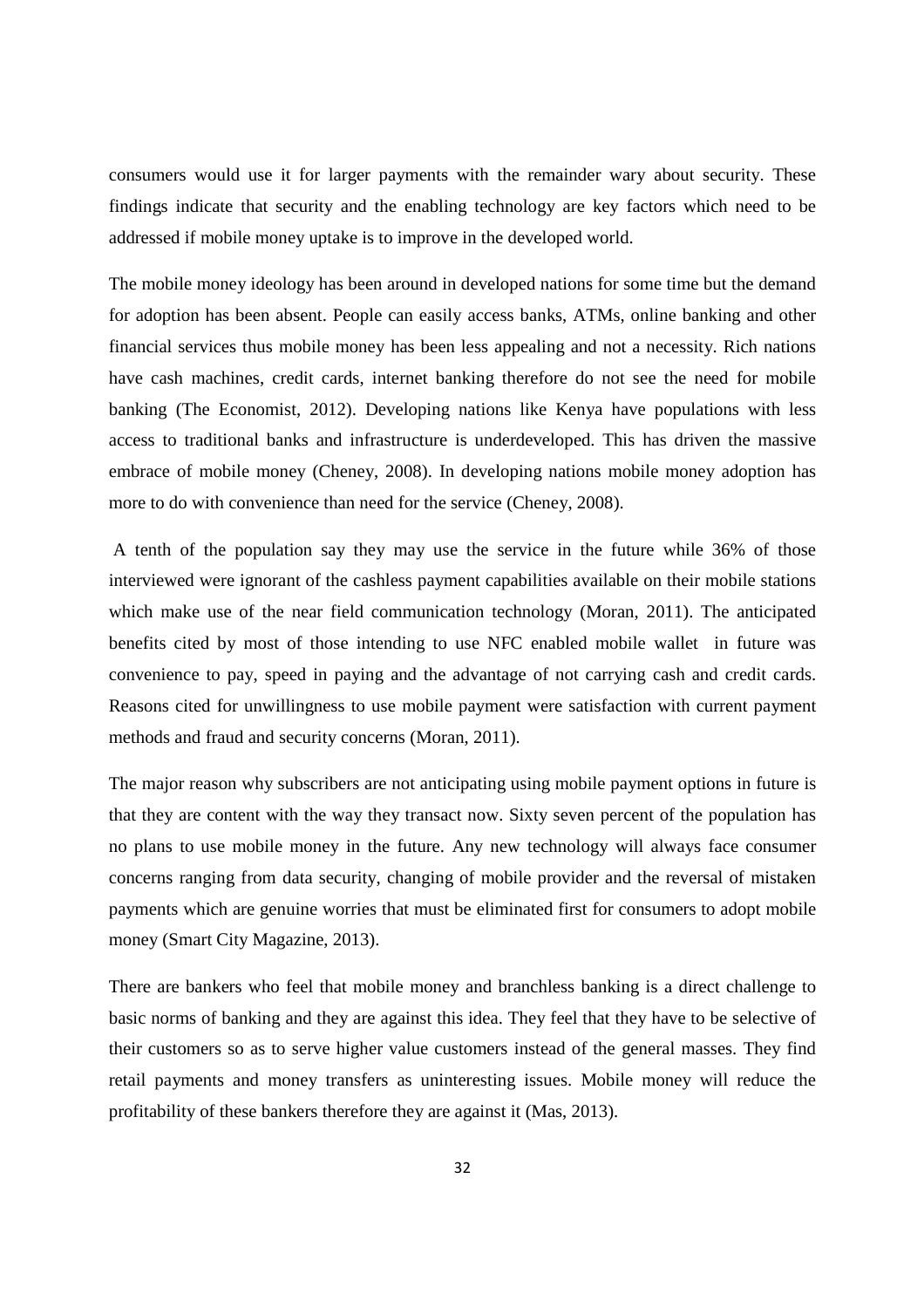consumers would use it for larger payments with the remainder wary about security. These findings indicate that security and the enabling technology are key factors which need to be addressed if mobile money uptake is to improve in the developed world.

The mobile money ideology has been around in developed nations for some time but the demand for adoption has been absent. People can easily access banks, ATMs, online banking and other financial services thus mobile money has been less appealing and not a necessity. Rich nations have cash machines, credit cards, internet banking therefore do not see the need for mobile banking (The Economist, 2012). Developing nations like Kenya have populations with less access to traditional banks and infrastructure is underdeveloped. This has driven the massive embrace of mobile money (Cheney, 2008). In developing nations mobile money adoption has more to do with convenience than need for the service (Cheney, 2008).

A tenth of the population say they may use the service in the future while 36% of those interviewed were ignorant of the cashless payment capabilities available on their mobile stations which make use of the near field communication technology (Moran, 2011). The anticipated benefits cited by most of those intending to use NFC enabled mobile wallet in future was convenience to pay, speed in paying and the advantage of not carrying cash and credit cards. Reasons cited for unwillingness to use mobile payment were satisfaction with current payment methods and fraud and security concerns (Moran, 2011).

The major reason why subscribers are not anticipating using mobile payment options in future is that they are content with the way they transact now. Sixty seven percent of the population has no plans to use mobile money in the future. Any new technology will always face consumer concerns ranging from data security, changing of mobile provider and the reversal of mistaken payments which are genuine worries that must be eliminated first for consumers to adopt mobile money (Smart City Magazine, 2013).

There are bankers who feel that mobile money and branchless banking is a direct challenge to basic norms of banking and they are against this idea. They feel that they have to be selective of their customers so as to serve higher value customers instead of the general masses. They find retail payments and money transfers as uninteresting issues. Mobile money will reduce the profitability of these bankers therefore they are against it (Mas, 2013).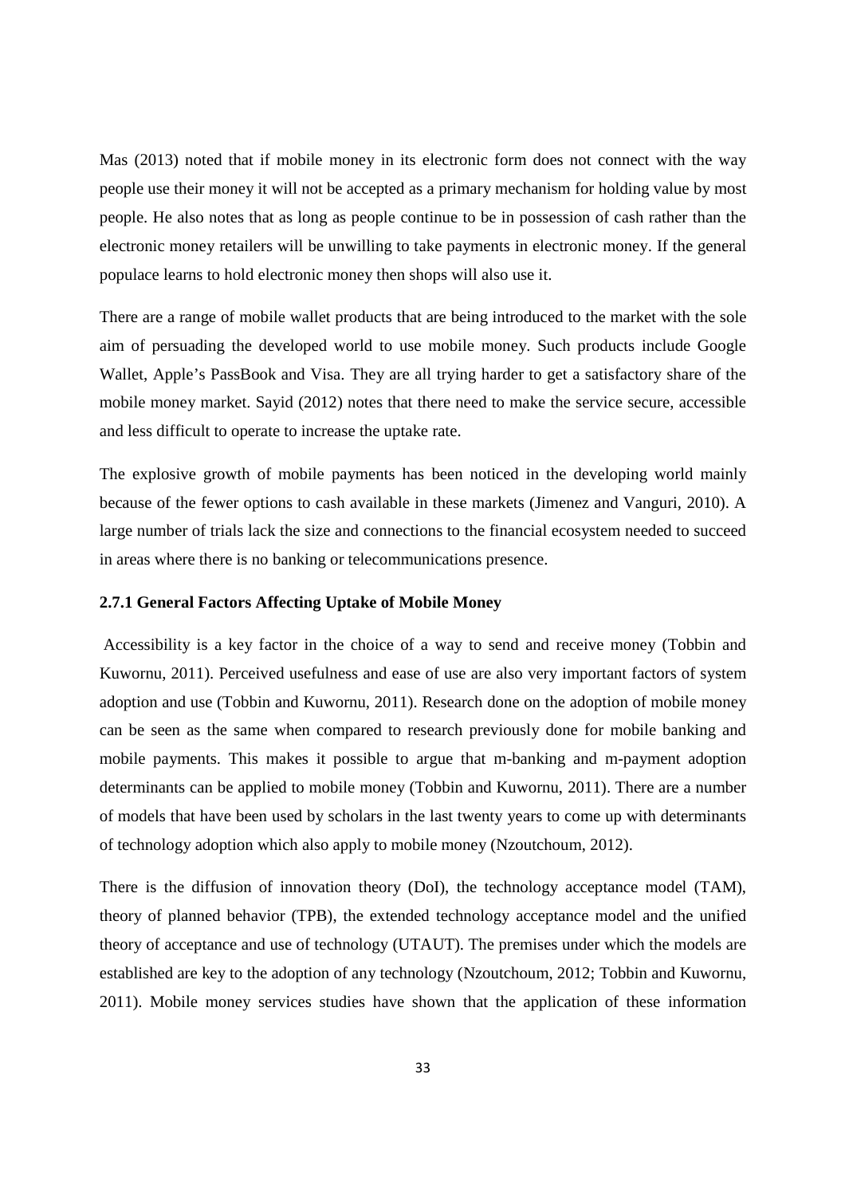Mas (2013) noted that if mobile money in its electronic form does not connect with the way people use their money it will not be accepted as a primary mechanism for holding value by most people. He also notes that as long as people continue to be in possession of cash rather than the electronic money retailers will be unwilling to take payments in electronic money. If the general populace learns to hold electronic money then shops will also use it.

There are a range of mobile wallet products that are being introduced to the market with the sole aim of persuading the developed world to use mobile money. Such products include Google Wallet, Apple's PassBook and Visa. They are all trying harder to get a satisfactory share of the mobile money market. Sayid (2012) notes that there need to make the service secure, accessible and less difficult to operate to increase the uptake rate.

The explosive growth of mobile payments has been noticed in the developing world mainly because of the fewer options to cash available in these markets (Jimenez and Vanguri, 2010). A large number of trials lack the size and connections to the financial ecosystem needed to succeed in areas where there is no banking or telecommunications presence.

### 2.7.1 General Factors Affecting Uptake of Mobile Money

Accessibility is a key factor in the choice of a way to send and receive money (Tobbin and Kuwornu, 2011). Perceived usefulness and ease of use are also very important factors of system adoption and use (Tobbin and Kuwornu, 2011). Research done on the adoption of mobile money can be seen as the same when compared to research previously done for mobile banking and mobile payments. This makes it possible to argue that m-banking and m-payment adoption determinants can be applied to mobile money (Tobbin and Kuwornu, 2011). There are a number of models that have been used by scholars in the last twenty years to come up with determinants of technology adoption which also apply to mobile money (Nzoutchoum, 2012).

There is the diffusion of innovation theory (DoI), the technology acceptance model (TAM), theory of planned behavior (TPB), the extended technology acceptance model and the unified theory of acceptance and use of technology (UTAUT). The premises under which the models are established are key to the adoption of any technology (Nzoutchoum, 2012; Tobbin and Kuwornu, 2011). Mobile money services studies have shown that the application of these information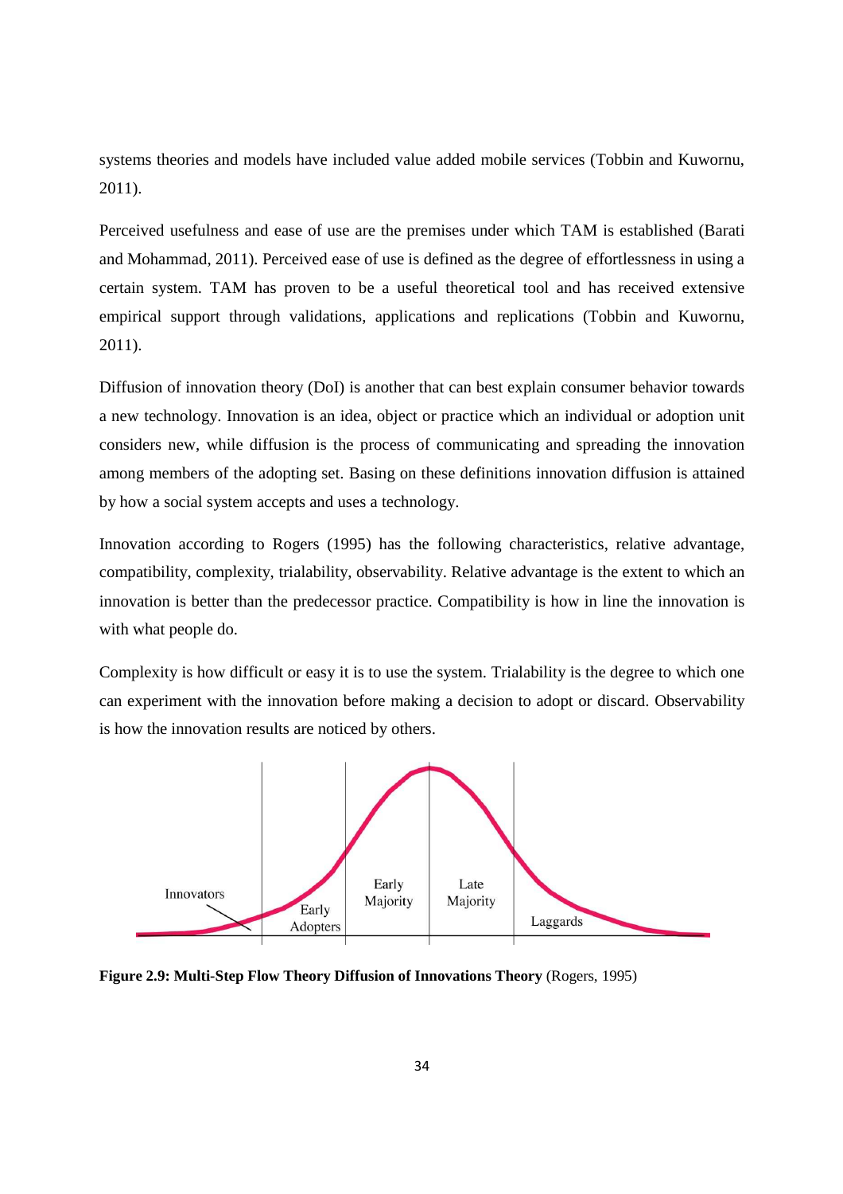systems theories and models have included value added mobile services (Tobbin and Kuwornu, 2011).

Perceived usefulness and ease of use are the premises under which TAM is established (Barati and Mohammad, 2011). Perceived ease of use is defined as the degree of effortlessness in using a certain system. TAM has proven to be a useful theoretical tool and has received extensive empirical support through validations, applications and replications (Tobbin and Kuwornu, 2011).

Diffusion of innovation theory (DoI) is another that can best explain consumer behavior towards a new technology. Innovation is an idea, object or practice which an individual or adoption unit considers new, while diffusion is the process of communicating and spreading the innovation among members of the adopting set. Basing on these definitions innovation diffusion is attained by how a social system accepts and uses a technology.

Innovation according to Rogers (1995) has the following characteristics, relative advantage, compatibility, complexity, trialability, observability. Relative advantage is the extent to which an innovation is better than the predecessor practice. Compatibility is how in line the innovation is with what people do.

Complexity is how difficult or easy it is to use the system. Trialability is the degree to which one can experiment with the innovation before making a decision to adopt or discard. Observability is how the innovation results are noticed by others.

**Figure 2.9: Multi-Step Flow Theory Diffusion of Innovations Theory** (Rogers, 1995)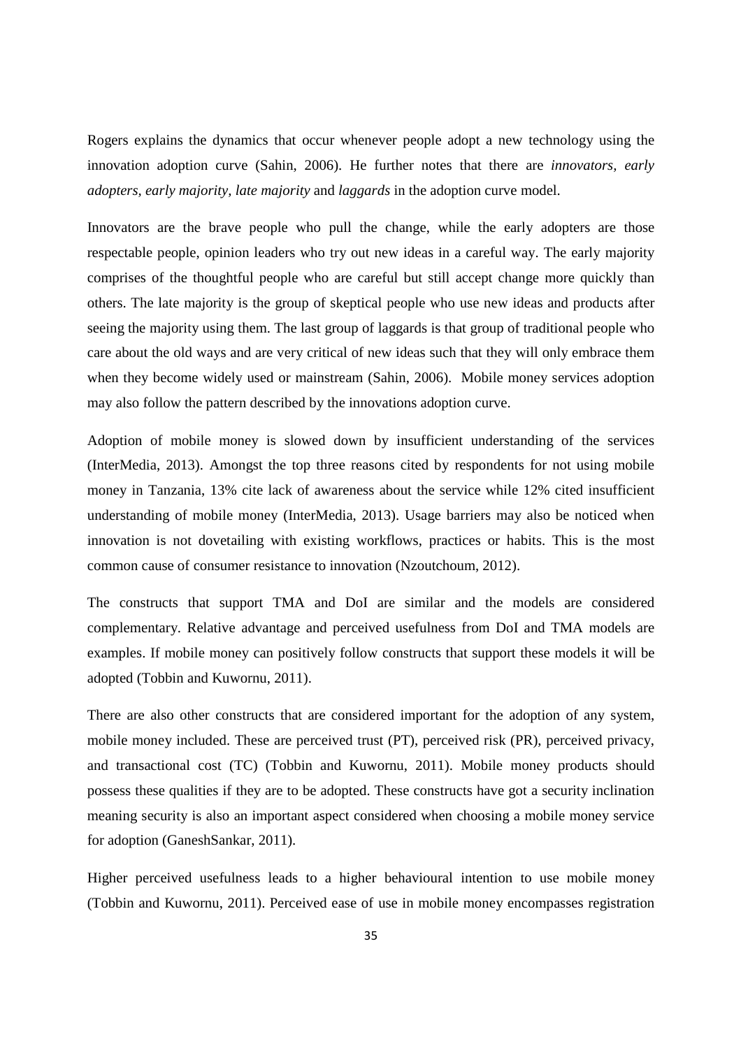Rogers explains the dynamics that occur whenever people adopt a new technology using the innovation adoption curve (Sahin, 2006). He further notes that there are *innovators, early adopters, early majority, late majority* and *laggards* in the adoption curve model.

Innovators are the brave people who pull the change, while the early adopters are those respectable people, opinion leaders who try out new ideas in a careful way. The early majority comprises of the thoughtful people who are careful but still accept change more quickly than others. The late majority is the group of skeptical people who use new ideas and products after seeing the majority using them. The last group of laggards is that group of traditional people who care about the old ways and are very critical of new ideas such that they will only embrace them when they become widely used or mainstream (Sahin, 2006). Mobile money services adoption may also follow the pattern described by the innovations adoption curve.

Adoption of mobile money is slowed down by insufficient understanding of the services (InterMedia, 2013). Amongst the top three reasons cited by respondents for not using mobile money in Tanzania, 13% cite lack of awareness about the service while 12% cited insufficient understanding of mobile money (InterMedia, 2013). Usage barriers may also be noticed when innovation is not dovetailing with existing workflows, practices or habits. This is the most common cause of consumer resistance to innovation (Nzoutchoum, 2012).

The constructs that support TMA and DoI are similar and the models are considered complementary. Relative advantage and perceived usefulness from DoI and TMA models are examples. If mobile money can positively follow constructs that support these models it will be adopted (Tobbin and Kuwornu, 2011).

There are also other constructs that are considered important for the adoption of any system, mobile money included. These are perceived trust (PT), perceived risk (PR), perceived privacy, and transactional cost (TC) (Tobbin and Kuwornu, 2011). Mobile money products should possess these qualities if they are to be adopted. These constructs have got a security inclination meaning security is also an important aspect considered when choosing a mobile money service for adoption (GaneshSankar, 2011).

Higher perceived usefulness leads to a higher behavioural intention to use mobile money (Tobbin and Kuwornu, 2011). Perceived ease of use in mobile money encompasses registration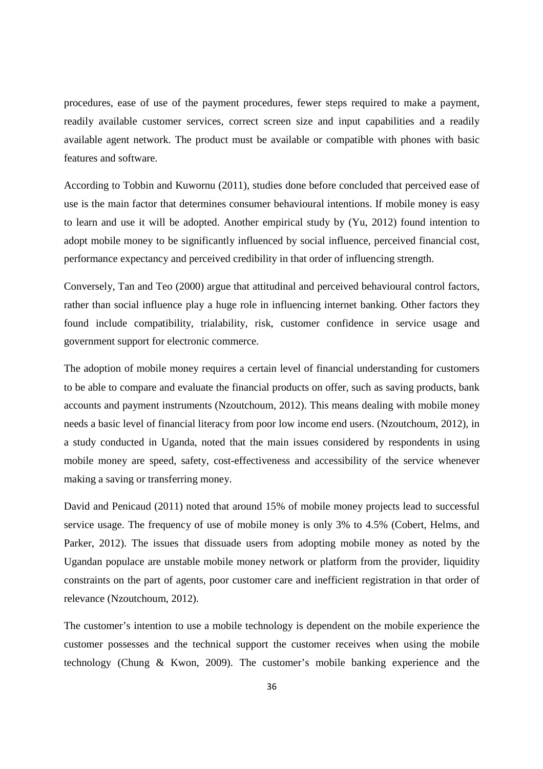procedures, ease of use of the payment procedures, fewer steps required to make a payment, readily available customer services, correct screen size and input capabilities and a readily available agent network. The product must be available or compatible with phones with basic features and software.

According to Tobbin and Kuwornu (2011), studies done before concluded that perceived ease of use is the main factor that determines consumer behavioural intentions. If mobile money is easy to learn and use it will be adopted. Another empirical study by (Yu, 2012) found intention to adopt mobile money to be significantly influenced by social influence, perceived financial cost, performance expectancy and perceived credibility in that order of influencing strength.

Conversely, Tan and Teo (2000) argue that attitudinal and perceived behavioural control factors, rather than social influence play a huge role in influencing internet banking. Other factors they found include compatibility, trialability, risk, customer confidence in service usage and government support for electronic commerce.

The adoption of mobile money requires a certain level of financial understanding for customers to be able to compare and evaluate the financial products on offer, such as saving products, bank accounts and payment instruments (Nzoutchoum, 2012). This means dealing with mobile money needs a basic level of financial literacy from poor low income end users. (Nzoutchoum, 2012), in a study conducted in Uganda, noted that the main issues considered by respondents in using mobile money are speed, safety, cost-effectiveness and accessibility of the service whenever making a saving or transferring money.

David and Penicaud (2011) noted that around 15% of mobile money projects lead to successful service usage. The frequency of use of mobile money is only 3% to 4.5% (Cobert, Helms, and Parker, 2012). The issues that dissuade users from adopting mobile money as noted by the Ugandan populace are unstable mobile money network or platform from the provider, liquidity constraints on the part of agents, poor customer care and inefficient registration in that order of relevance (Nzoutchoum, 2012).

The customer's intention to use a mobile technology is dependent on the mobile experience the customer possesses and the technical support the customer receives when using the mobile technology (Chung & Kwon, 2009). The customer's mobile banking experience and the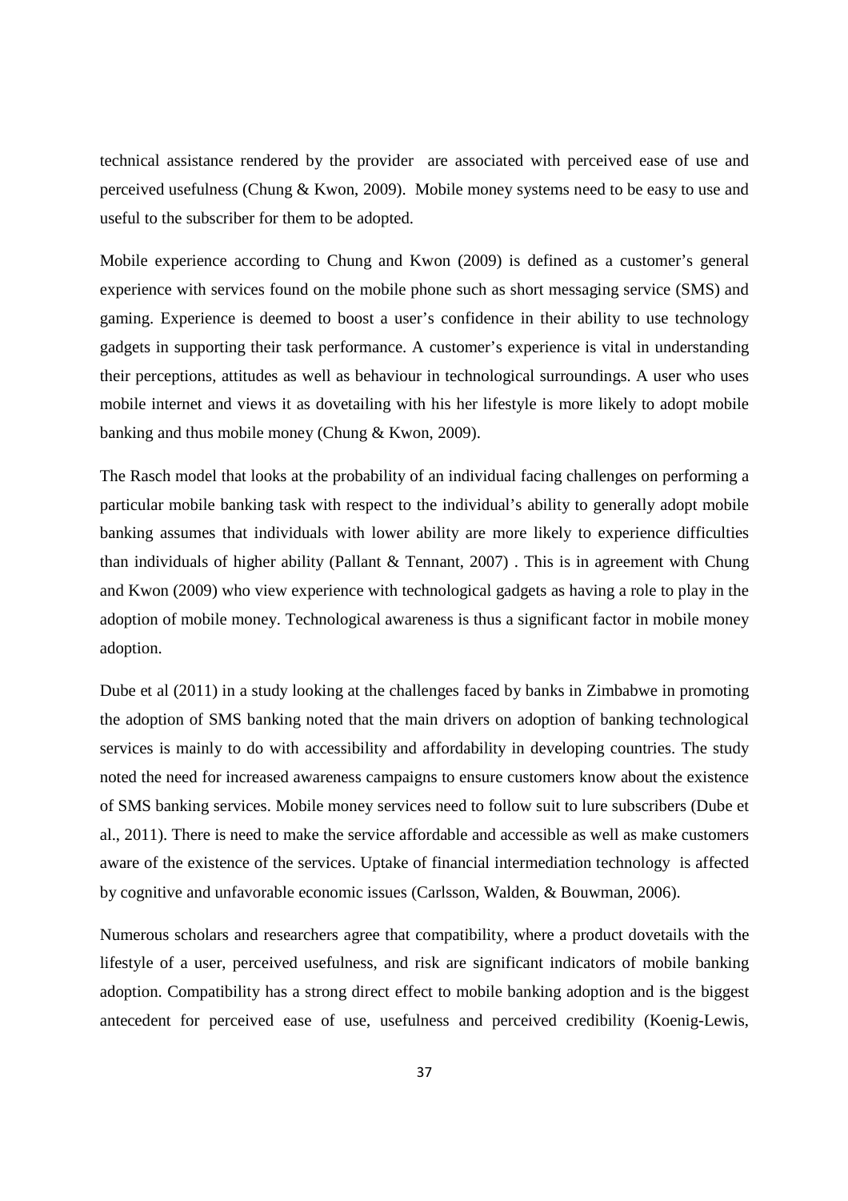technical assistance rendered by the provider  are associated with perceived ease of use and perceived usefulness (Chung & Kwon, 2009).  Mobile money systems need to be easy to use and useful to the subscriber for them to be adopted.

Mobile experience according to Chung and Kwon (2009) is defined as a customer's general experience with services found on the mobile phone such as short messaging service (SMS) and gaming. Experience is deemed to boost a user's confidence in their ability to use technology gadgets in supporting their task performance. A customer's experience is vital in understanding their perceptions, attitudes as well as behaviour in technological surroundings. A user who uses mobile internet and views it as dovetailing with his her lifestyle is more likely to adopt mobile banking and thus mobile money (Chung & Kwon, 2009).

The Rasch model that looks at the probability of an individual facing challenges on performing a particular mobile banking task with respect to the individual's ability to generally adopt mobile banking assumes that individuals with lower ability are more likely to experience difficulties than individuals of higher ability (Pallant & Tennant, 2007) . This is in agreement with Chung and Kwon (2009) who view experience with technological gadgets as having a role to play in the adoption of mobile money. Technological awareness is thus a significant factor in mobile money adoption.

Dube et al (2011) in a study looking at the challenges faced by banks in Zimbabwe in promoting the adoption of SMS banking noted that the main drivers on adoption of banking technological services is mainly to do with accessibility and affordability in developing countries. The study noted the need for increased awareness campaigns to ensure customers know about the existence of SMS banking services. Mobile money services need to follow suit to lure subscribers (Dube et al., 2011). There is need to make the service affordable and accessible as well as make customers aware of the existence of the services. Uptake of financial intermediation technology  is affected by cognitive and unfavorable economic issues (Carlsson, Walden, & Bouwman, 2006).

Numerous scholars and researchers agree that compatibility, where a product dovetails with the lifestyle of a user, perceived usefulness, and risk are significant indicators of mobile banking adoption. Compatibility has a strong direct effect to mobile banking adoption and is the biggest antecedent for perceived ease of use, usefulness and perceived credibility (Koenig-Lewis,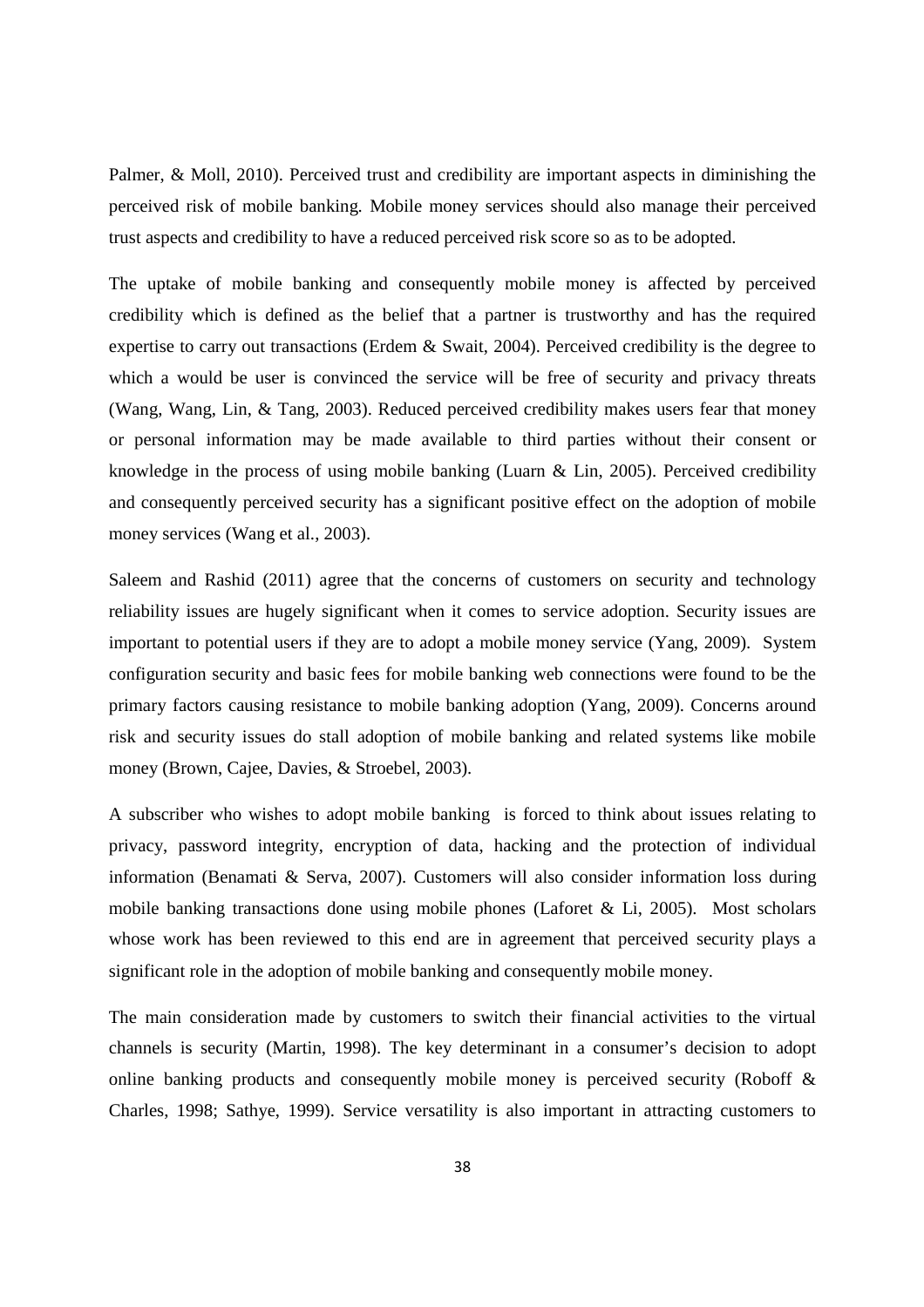Palmer, & Moll, 2010). Perceived trust and credibility are important aspects in diminishing the perceived risk of mobile banking. Mobile money services should also manage their perceived trust aspects and credibility to have a reduced perceived risk score so as to be adopted.

The uptake of mobile banking and consequently mobile money is affected by perceived credibility which is defined as the belief that a partner is trustworthy and has the required expertise to carry out transactions (Erdem & Swait, 2004). Perceived credibility is the degree to which a would be user is convinced the service will be free of security and privacy threats (Wang, Wang, Lin, & Tang, 2003). Reduced perceived credibility makes users fear that money or personal information may be made available to third parties without their consent or knowledge in the process of using mobile banking (Luarn & Lin, 2005). Perceived credibility and consequently perceived security has a significant positive effect on the adoption of mobile money services (Wang et al., 2003).

Saleem and Rashid (2011) agree that the concerns of customers on security and technology reliability issues are hugely significant when it comes to service adoption. Security issues are important to potential users if they are to adopt a mobile money service (Yang, 2009). System configuration security and basic fees for mobile banking web connections were found to be the primary factors causing resistance to mobile banking adoption (Yang, 2009). Concerns around risk and security issues do stall adoption of mobile banking and related systems like mobile money (Brown, Cajee, Davies, & Stroebel, 2003).

A subscriber who wishes to adopt mobile banking is forced to think about issues relating to privacy, password integrity, encryption of data, hacking and the protection of individual information (Benamati & Serva, 2007). Customers will also consider information loss during mobile banking transactions done using mobile phones (Laforet & Li, 2005). Most scholars whose work has been reviewed to this end are in agreement that perceived security plays a significant role in the adoption of mobile banking and consequently mobile money.

The main consideration made by customers to switch their financial activities to the virtual channels is security (Martin, 1998). The key determinant in a consumer's decision to adopt online banking products and consequently mobile money is perceived security (Roboff & Charles, 1998; Sathye, 1999). Service versatility is also important in attracting customers to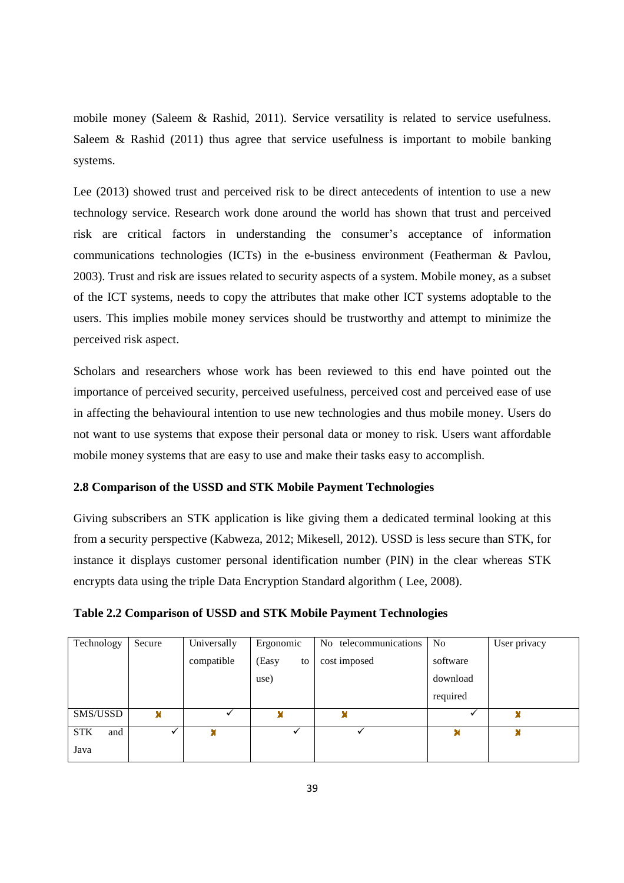mobile money (Saleem & Rashid, 2011). Service versatility is related to service usefulness. Saleem & Rashid (2011) thus agree that service usefulness is important to mobile banking systems.

Lee (2013) showed trust and perceived risk to be direct antecedents of intention to use a new technology service. Research work done around the world has shown that trust and perceived risk are critical factors in understanding the consumer's acceptance of information communications technologies (ICTs) in the e-business environment (Featherman & Pavlou, 2003). Trust and risk are issues related to security aspects of a system. Mobile money, as a subset of the ICT systems, needs to copy the attributes that make other ICT systems adoptable to the users. This implies mobile money services should be trustworthy and attempt to minimize the perceived risk aspect.

Scholars and researchers whose work has been reviewed to this end have pointed out the importance of perceived security, perceived usefulness, perceived cost and perceived ease of use in affecting the behavioural intention to use new technologies and thus mobile money. Users do not want to use systems that expose their personal data or money to risk. Users want affordable mobile money systems that are easy to use and make their tasks easy to accomplish.

### 2.8 Comparison of the USSD and STK Mobile Payment Technologies

Giving subscribers an STK application is like giving them a dedicated terminal looking at this from a security perspective (Kabweza, 2012; Mikesell, 2012). USSD is less secure than STK, for instance it displays customer personal identification number (PIN) in the clear whereas STK encrypts data using the triple Data Encryption Standard algorithm ( Lee, 2008).

**Table 2.2 Comparison of USSD and STK Mobile Payment Technologies**

| Technology | Secure | Universally compatible | Ergonomic (Easy to use) | No telecommunications cost imposed | No software download required | User privacy |
|---|---|---|---|---|---|---|
| SMS/USSD | ✗ | ✓ | ✗ | ✗ | ✓ | ✗ |
| STK and Java | ✓ | ✗ | ✓ | ✓ | ✗ | ✗ |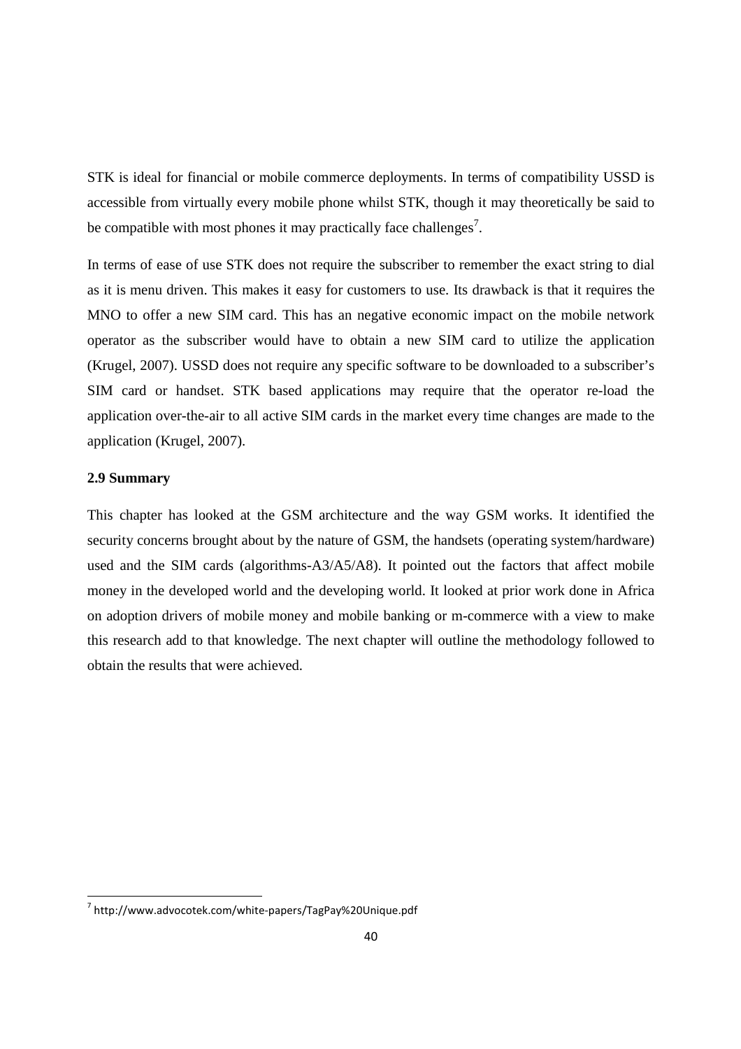STK is ideal for financial or mobile commerce deployments. In terms of compatibility USSD is accessible from virtually every mobile phone whilst STK, though it may theoretically be said to be compatible with most phones it may practically face challenges[7].

In terms of ease of use STK does not require the subscriber to remember the exact string to dial as it is menu driven. This makes it easy for customers to use. Its drawback is that it requires the MNO to offer a new SIM card. This has an negative economic impact on the mobile network operator as the subscriber would have to obtain a new SIM card to utilize the application (Krugel, 2007). USSD does not require any specific software to be downloaded to a subscriber's SIM card or handset. STK based applications may require that the operator re-load the application over-the-air to all active SIM cards in the market every time changes are made to the application (Krugel, 2007).

### 2.9 Summary

This chapter has looked at the GSM architecture and the way GSM works. It identified the security concerns brought about by the nature of GSM, the handsets (operating system/hardware) used and the SIM cards (algorithms-A3/A5/A8). It pointed out the factors that affect mobile money in the developed world and the developing world. It looked at prior work done in Africa on adoption drivers of mobile money and mobile banking or m-commerce with a view to make this research add to that knowledge. The next chapter will outline the methodology followed to obtain the results that were achieved.

---

[7] http://www.advocotek.com/white-papers/TagPay%20Unique.pdf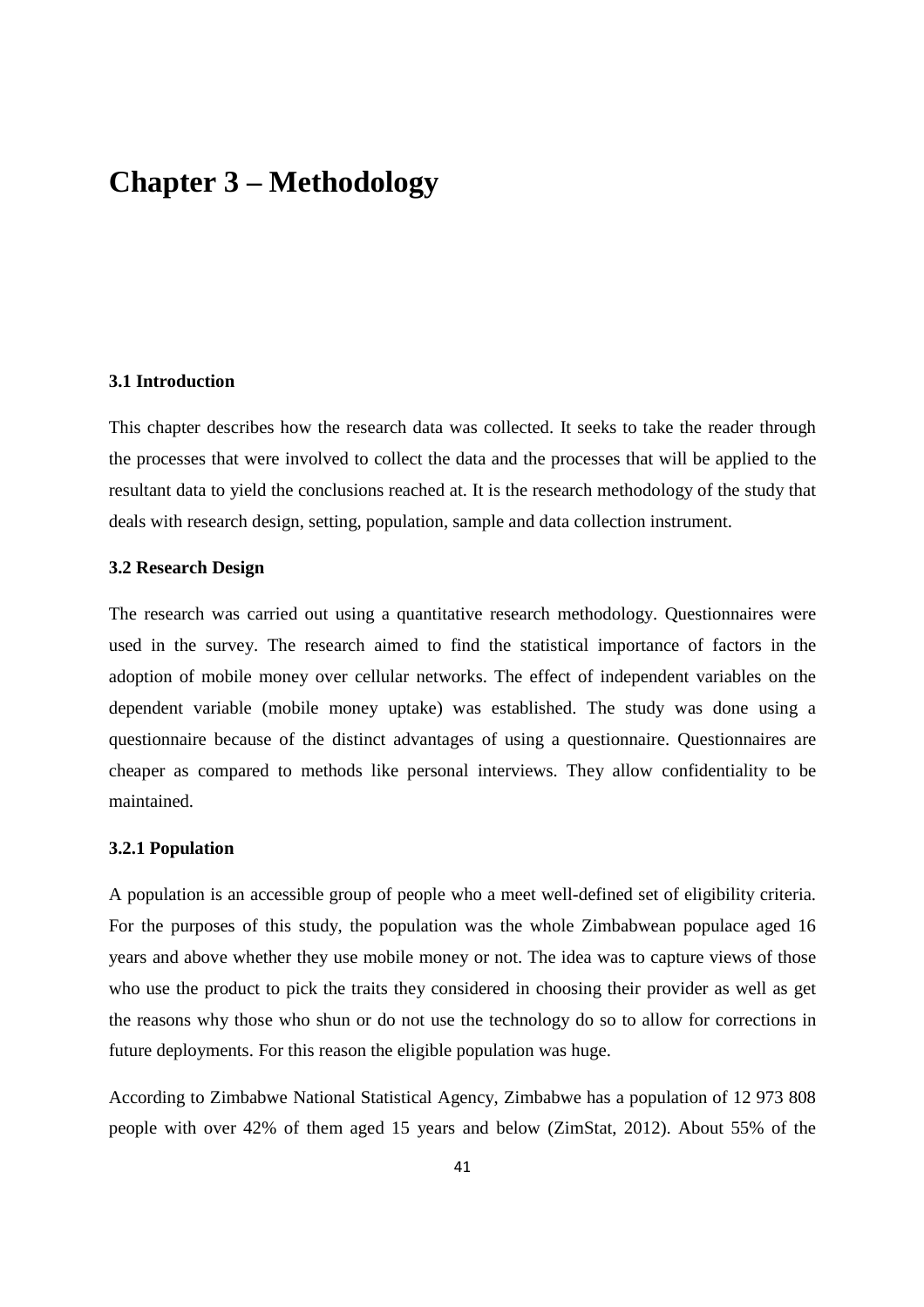# Chapter 3 – Methodology

### 3.1 Introduction

This chapter describes how the research data was collected. It seeks to take the reader through the processes that were involved to collect the data and the processes that will be applied to the resultant data to yield the conclusions reached at. It is the research methodology of the study that deals with research design, setting, population, sample and data collection instrument.

### 3.2 Research Design

The research was carried out using a quantitative research methodology. Questionnaires were used in the survey. The research aimed to find the statistical importance of factors in the adoption of mobile money over cellular networks. The effect of independent variables on the dependent variable (mobile money uptake) was established. The study was done using a questionnaire because of the distinct advantages of using a questionnaire. Questionnaires are cheaper as compared to methods like personal interviews. They allow confidentiality to be maintained.

#### 3.2.1 Population

A population is an accessible group of people who a meet well-defined set of eligibility criteria. For the purposes of this study, the population was the whole Zimbabwean populace aged 16 years and above whether they use mobile money or not. The idea was to capture views of those who use the product to pick the traits they considered in choosing their provider as well as get the reasons why those who shun or do not use the technology do so to allow for corrections in future deployments. For this reason the eligible population was huge.

According to Zimbabwe National Statistical Agency, Zimbabwe has a population of 12 973 808 people with over 42% of them aged 15 years and below (ZimStat, 2012). About 55% of the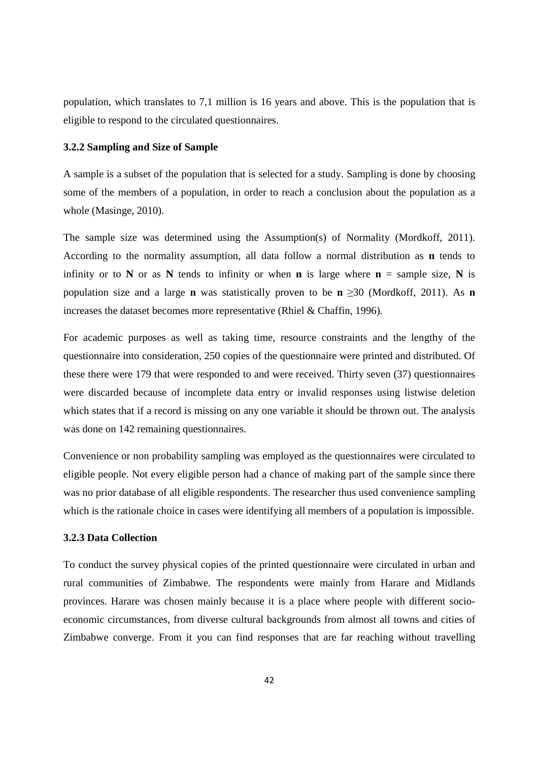population, which translates to 7,1 million is 16 years and above. This is the population that is eligible to respond to the circulated questionnaires.

### 3.2.2 Sampling and Size of Sample

A sample is a subset of the population that is selected for a study. Sampling is done by choosing some of the members of a population, in order to reach a conclusion about the population as a whole (Masinge, 2010).

The sample size was determined using the Assumption(s) of Normality (Mordkoff, 2011). According to the normality assumption, all data follow a normal distribution as **n** tends to infinity or to **N** or as **N** tends to infinity or when **n** is large where **n** = sample size, **N** is population size and a large **n** was statistically proven to be **n** $\geq 30$ (Mordkoff, 2011). As **n** increases the dataset becomes more representative (Rhiel & Chaffin, 1996).

For academic purposes as well as taking time, resource constraints and the lengthy of the questionnaire into consideration, 250 copies of the questionnaire were printed and distributed. Of these there were 179 that were responded to and were received. Thirty seven (37) questionnaires were discarded because of incomplete data entry or invalid responses using listwise deletion which states that if a record is missing on any one variable it should be thrown out. The analysis was done on 142 remaining questionnaires.

Convenience or non probability sampling was employed as the questionnaires were circulated to eligible people. Not every eligible person had a chance of making part of the sample since there was no prior database of all eligible respondents. The researcher thus used convenience sampling which is the rationale choice in cases were identifying all members of a population is impossible.

### 3.2.3 Data Collection

To conduct the survey physical copies of the printed questionnaire were circulated in urban and rural communities of Zimbabwe. The respondents were mainly from Harare and Midlands provinces. Harare was chosen mainly because it is a place where people with different socio-economic circumstances, from diverse cultural backgrounds from almost all towns and cities of Zimbabwe converge. From it you can find responses that are far reaching without travelling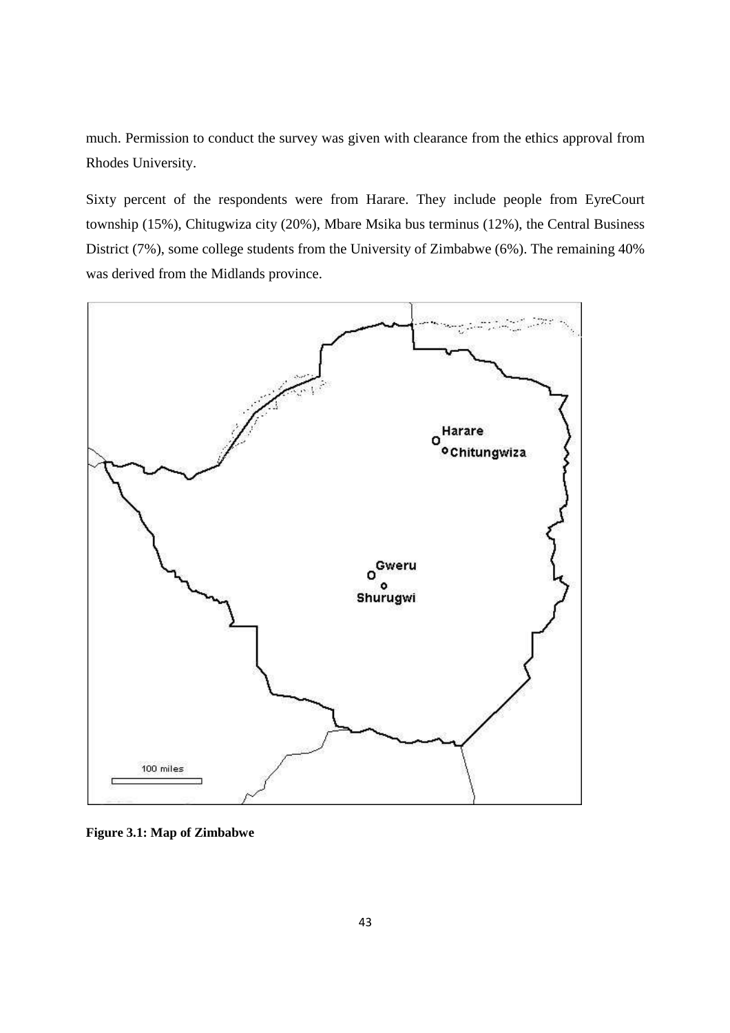much. Permission to conduct the survey was given with clearance from the ethics approval from Rhodes University.

Sixty percent of the respondents were from Harare. They include people from EyreCourt township (15%), Chitugwiza city (20%), Mbare Msika bus terminus (12%), the Central Business District (7%), some college students from the University of Zimbabwe (6%). The remaining 40% was derived from the Midlands province.

**Figure 3.1: Map of Zimbabwe**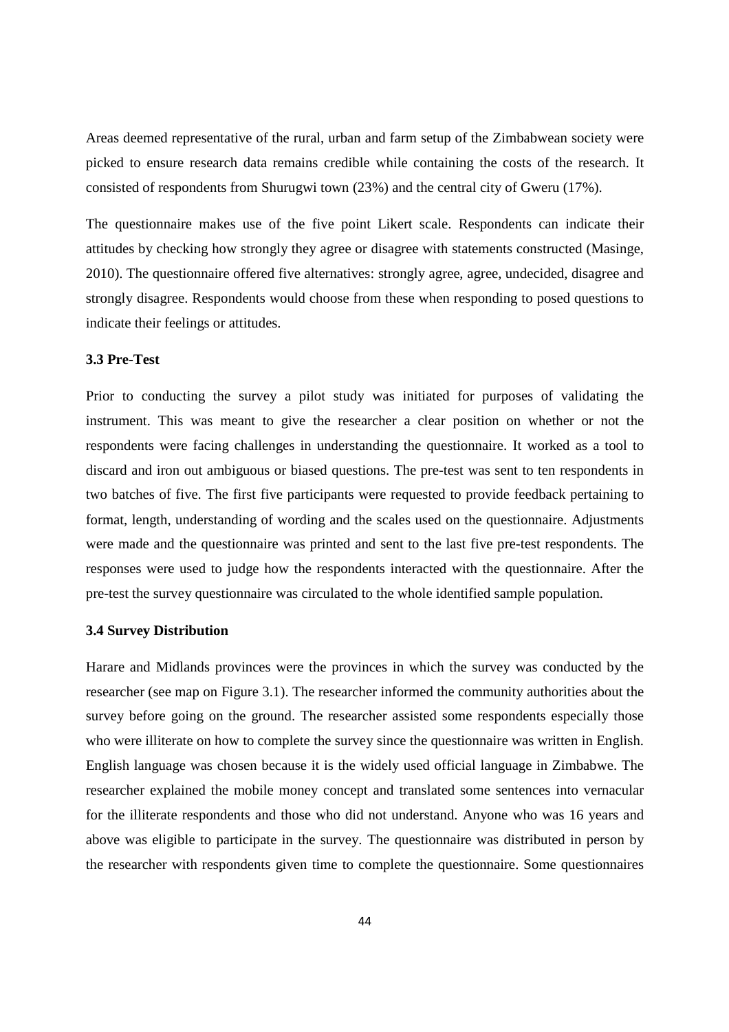Areas deemed representative of the rural, urban and farm setup of the Zimbabwean society were picked to ensure research data remains credible while containing the costs of the research. It consisted of respondents from Shurugwi town (23%) and the central city of Gweru (17%).

The questionnaire makes use of the five point Likert scale. Respondents can indicate their attitudes by checking how strongly they agree or disagree with statements constructed (Masinge, 2010). The questionnaire offered five alternatives: strongly agree, agree, undecided, disagree and strongly disagree. Respondents would choose from these when responding to posed questions to indicate their feelings or attitudes.

### 3.3 Pre-Test

Prior to conducting the survey a pilot study was initiated for purposes of validating the instrument. This was meant to give the researcher a clear position on whether or not the respondents were facing challenges in understanding the questionnaire. It worked as a tool to discard and iron out ambiguous or biased questions. The pre-test was sent to ten respondents in two batches of five. The first five participants were requested to provide feedback pertaining to format, length, understanding of wording and the scales used on the questionnaire. Adjustments were made and the questionnaire was printed and sent to the last five pre-test respondents. The responses were used to judge how the respondents interacted with the questionnaire. After the pre-test the survey questionnaire was circulated to the whole identified sample population.

### 3.4 Survey Distribution

Harare and Midlands provinces were the provinces in which the survey was conducted by the researcher (see map on Figure 3.1). The researcher informed the community authorities about the survey before going on the ground. The researcher assisted some respondents especially those who were illiterate on how to complete the survey since the questionnaire was written in English. English language was chosen because it is the widely used official language in Zimbabwe. The researcher explained the mobile money concept and translated some sentences into vernacular for the illiterate respondents and those who did not understand. Anyone who was 16 years and above was eligible to participate in the survey. The questionnaire was distributed in person by the researcher with respondents given time to complete the questionnaire. Some questionnaires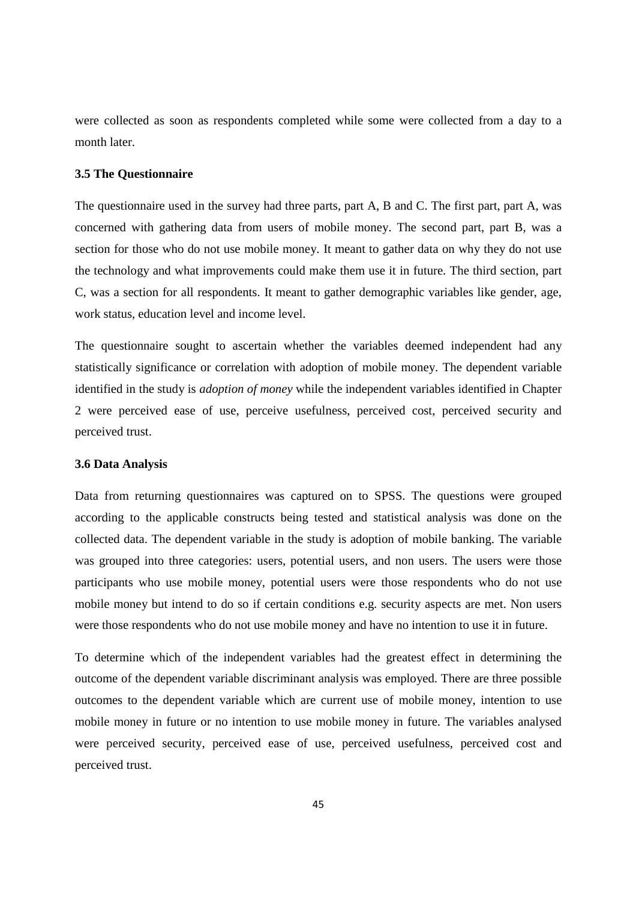were collected as soon as respondents completed while some were collected from a day to a month later.

### 3.5 The Questionnaire

The questionnaire used in the survey had three parts, part A, B and C. The first part, part A, was concerned with gathering data from users of mobile money. The second part, part B, was a section for those who do not use mobile money. It meant to gather data on why they do not use the technology and what improvements could make them use it in future. The third section, part C, was a section for all respondents. It meant to gather demographic variables like gender, age, work status, education level and income level.

The questionnaire sought to ascertain whether the variables deemed independent had any statistically significance or correlation with adoption of mobile money. The dependent variable identified in the study is *adoption of money* while the independent variables identified in Chapter 2 were perceived ease of use, perceive usefulness, perceived cost, perceived security and perceived trust.

### 3.6 Data Analysis

Data from returning questionnaires was captured on to SPSS. The questions were grouped according to the applicable constructs being tested and statistical analysis was done on the collected data. The dependent variable in the study is adoption of mobile banking. The variable was grouped into three categories: users, potential users, and non users. The users were those participants who use mobile money, potential users were those respondents who do not use mobile money but intend to do so if certain conditions e.g. security aspects are met. Non users were those respondents who do not use mobile money and have no intention to use it in future.

To determine which of the independent variables had the greatest effect in determining the outcome of the dependent variable discriminant analysis was employed. There are three possible outcomes to the dependent variable which are current use of mobile money, intention to use mobile money in future or no intention to use mobile money in future. The variables analysed were perceived security, perceived ease of use, perceived usefulness, perceived cost and perceived trust.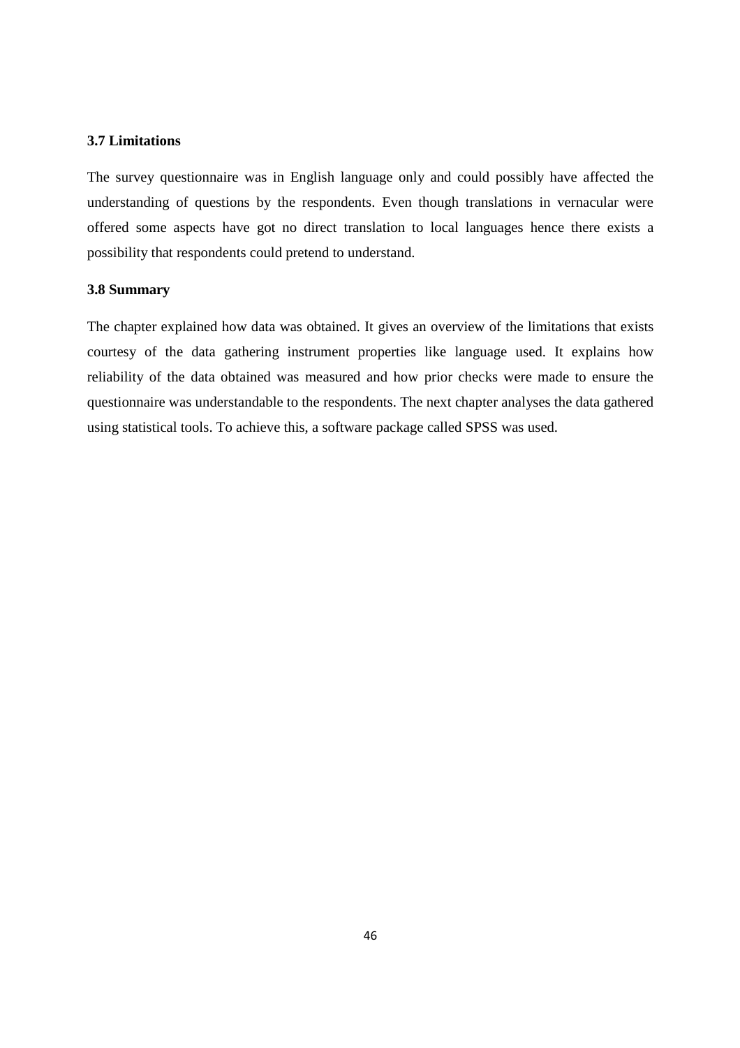### 3.7 Limitations

The survey questionnaire was in English language only and could possibly have affected the understanding of questions by the respondents. Even though translations in vernacular were offered some aspects have got no direct translation to local languages hence there exists a possibility that respondents could pretend to understand.

### 3.8 Summary

The chapter explained how data was obtained. It gives an overview of the limitations that exists courtesy of the data gathering instrument properties like language used. It explains how reliability of the data obtained was measured and how prior checks were made to ensure the questionnaire was understandable to the respondents. The next chapter analyses the data gathered using statistical tools. To achieve this, a software package called SPSS was used.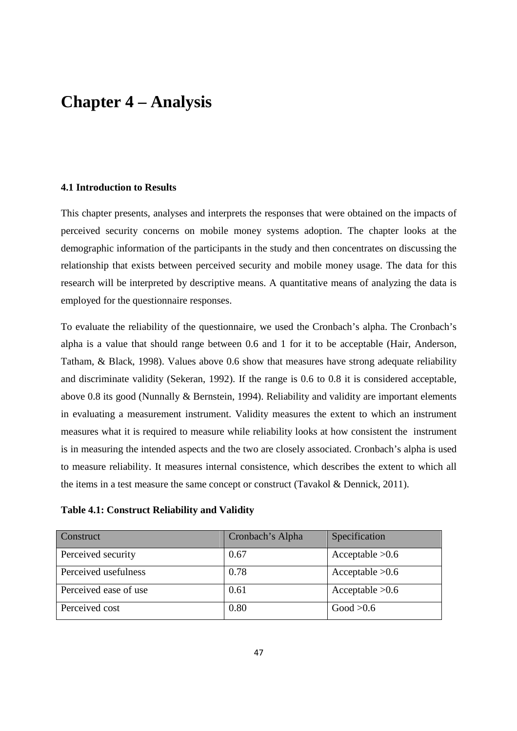# Chapter 4 – Analysis

### 4.1 Introduction to Results

This chapter presents, analyses and interprets the responses that were obtained on the impacts of perceived security concerns on mobile money systems adoption. The chapter looks at the demographic information of the participants in the study and then concentrates on discussing the relationship that exists between perceived security and mobile money usage. The data for this research will be interpreted by descriptive means. A quantitative means of analyzing the data is employed for the questionnaire responses.

To evaluate the reliability of the questionnaire, we used the Cronbach's alpha. The Cronbach's alpha is a value that should range between 0.6 and 1 for it to be acceptable (Hair, Anderson, Tatham, & Black, 1998). Values above 0.6 show that measures have strong adequate reliability and discriminate validity (Sekeran, 1992). If the range is 0.6 to 0.8 it is considered acceptable, above 0.8 its good (Nunnally & Bernstein, 1994). Reliability and validity are important elements in evaluating a measurement instrument. Validity measures the extent to which an instrument measures what it is required to measure while reliability looks at how consistent the instrument is in measuring the intended aspects and the two are closely associated. Cronbach's alpha is used to measure reliability. It measures internal consistence, which describes the extent to which all the items in a test measure the same concept or construct (Tavakol & Dennick, 2011).

**Table 4.1: Construct Reliability and Validity**

| Construct | Cronbach's Alpha | Specification |
|---|---|---|
| Perceived security | 0.67 | Acceptable >0.6 |
| Perceived usefulness | 0.78 | Acceptable >0.6 |
| Perceived ease of use | 0.61 | Acceptable >0.6 |
| Perceived cost | 0.80 | Good >0.6 |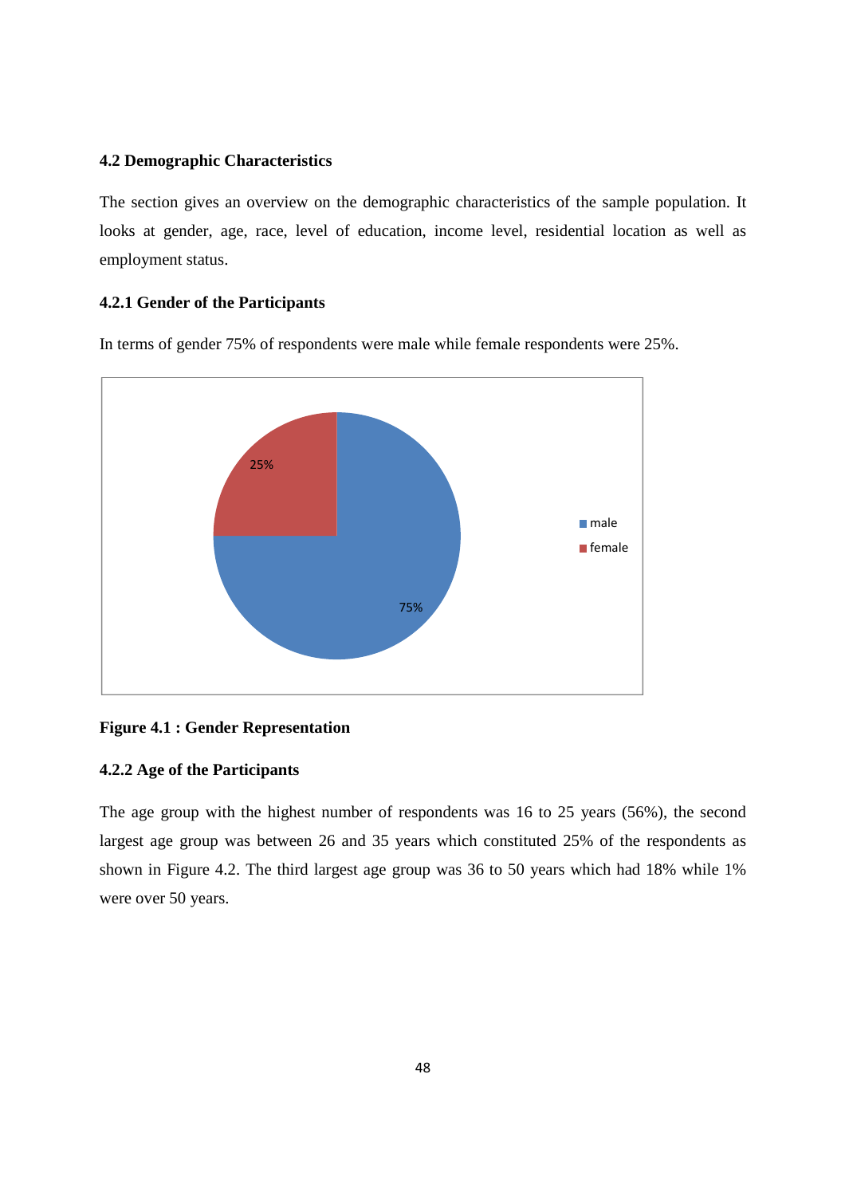### 4.2 Demographic Characteristics

The section gives an overview on the demographic characteristics of the sample population. It looks at gender, age, race, level of education, income level, residential location as well as employment status.

#### 4.2.1 Gender of the Participants

In terms of gender 75% of respondents were male while female respondents were 25%.

**Figure 4.1 : Gender Representation**

#### 4.2.2 Age of the Participants

The age group with the highest number of respondents was 16 to 25 years (56%), the second largest age group was between 26 and 35 years which constituted 25% of the respondents as shown in Figure 4.2. The third largest age group was 36 to 50 years which had 18% while 1% were over 50 years.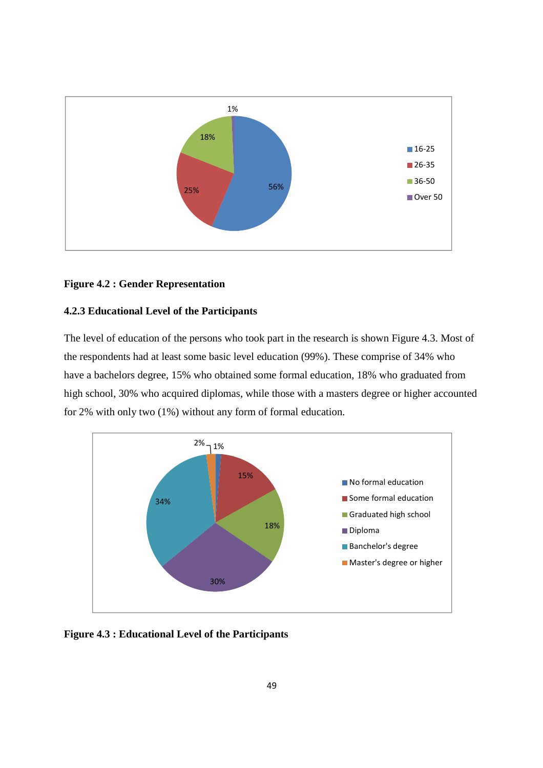**Figure 4.2 : Gender Representation**

### 4.2.3 Educational Level of the Participants

The level of education of the persons who took part in the research is shown Figure 4.3. Most of the respondents had at least some basic level education (99%). These comprise of 34% who have a bachelors degree, 15% who obtained some formal education, 18% who graduated from high school, 30% who acquired diplomas, while those with a masters degree or higher accounted for 2% with only two (1%) without any form of formal education.

**Figure 4.3 : Educational Level of the Participants**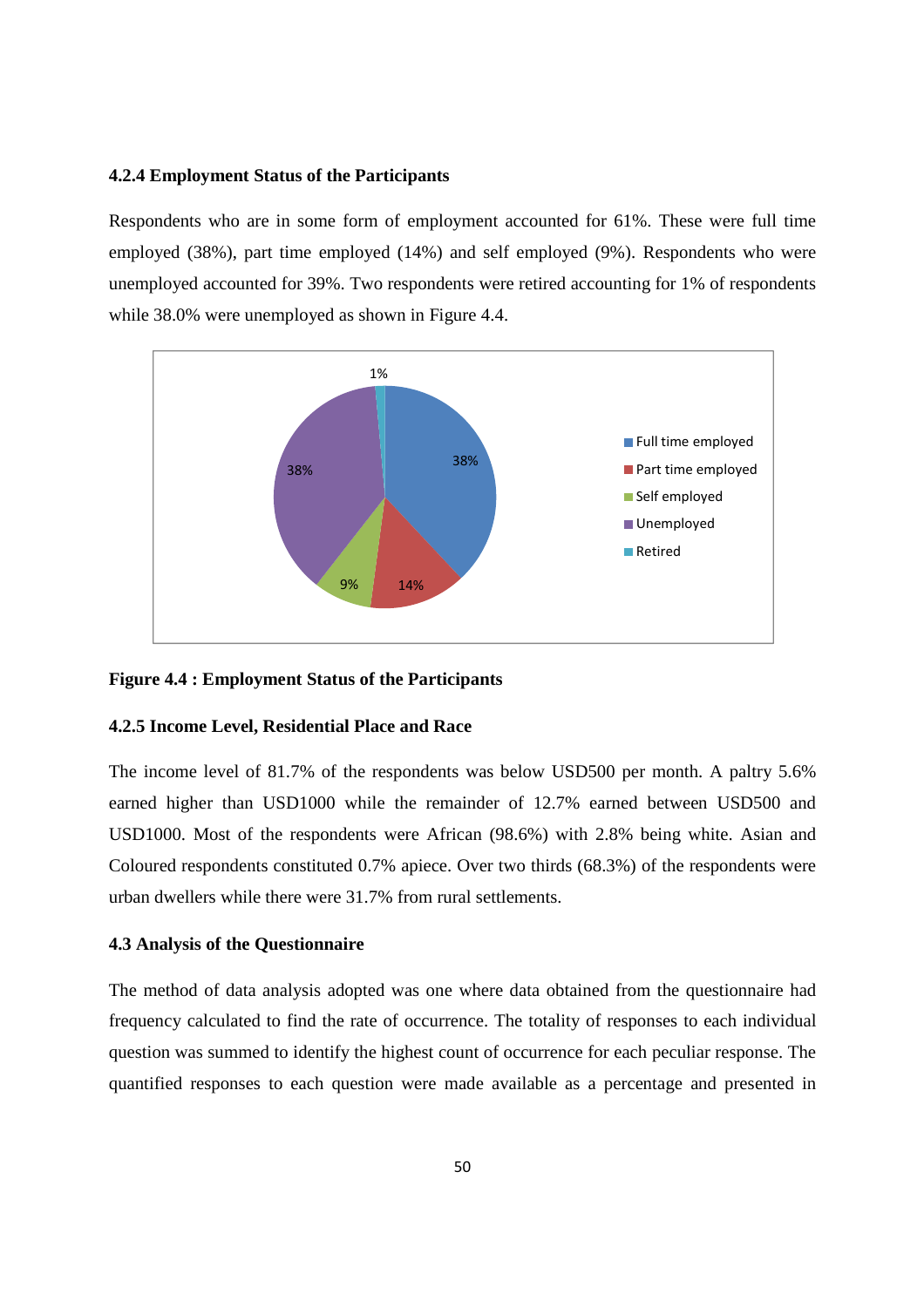### 4.2.4 Employment Status of the Participants

Respondents who are in some form of employment accounted for 61%. These were full time employed (38%), part time employed (14%) and self employed (9%). Respondents who were unemployed accounted for 39%. Two respondents were retired accounting for 1% of respondents while 38.0% were unemployed as shown in Figure 4.4.

**Figure 4.4 : Employment Status of the Participants**

### 4.2.5 Income Level, Residential Place and Race

The income level of 81.7% of the respondents was below USD500 per month. A paltry 5.6% earned higher than USD1000 while the remainder of 12.7% earned between USD500 and USD1000. Most of the respondents were African (98.6%) with 2.8% being white. Asian and Coloured respondents constituted 0.7% apiece. Over two thirds (68.3%) of the respondents were urban dwellers while there were 31.7% from rural settlements.

### 4.3 Analysis of the Questionnaire

The method of data analysis adopted was one where data obtained from the questionnaire had frequency calculated to find the rate of occurrence. The totality of responses to each individual question was summed to identify the highest count of occurrence for each peculiar response. The quantified responses to each question were made available as a percentage and presented in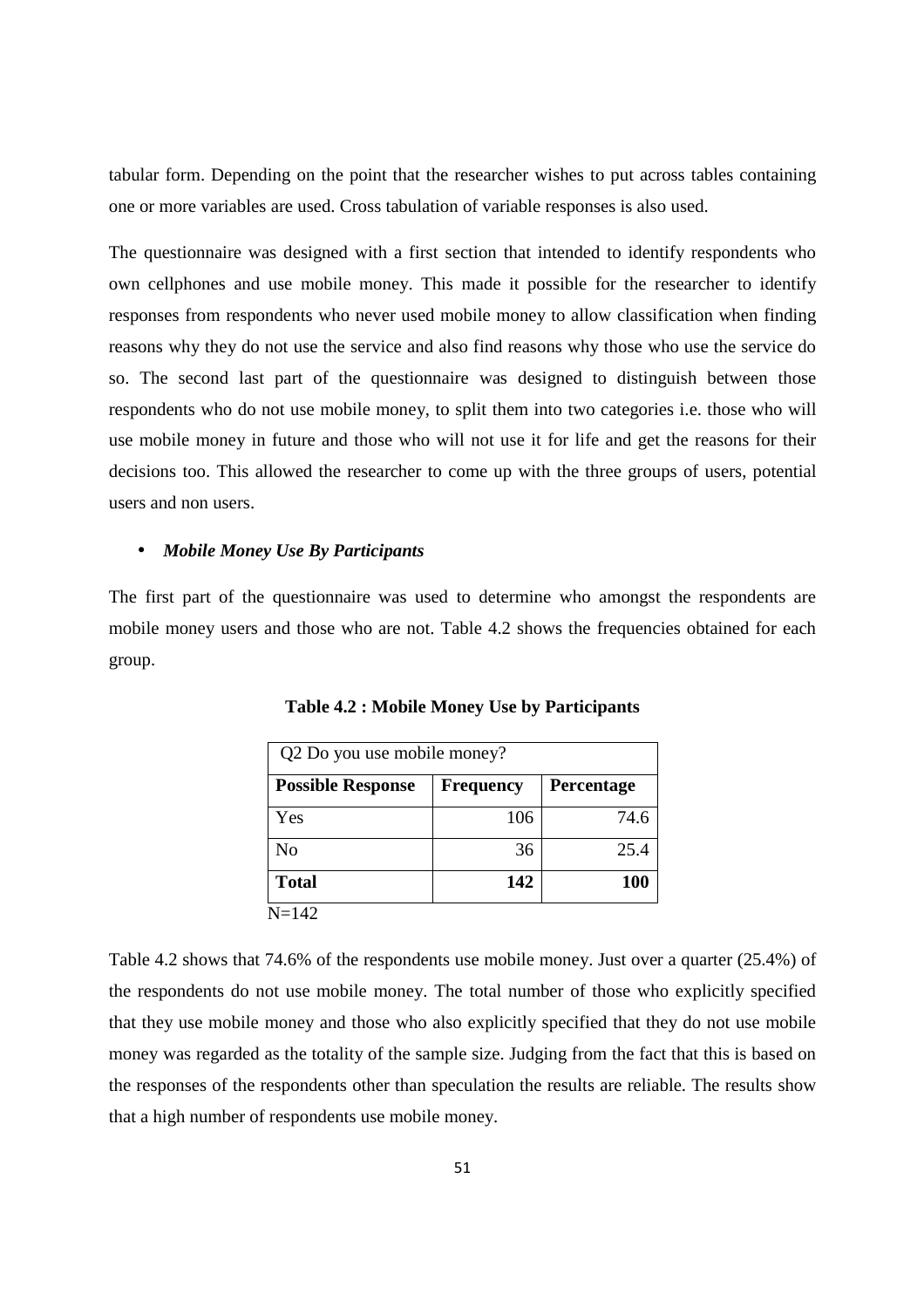tabular form. Depending on the point that the researcher wishes to put across tables containing one or more variables are used. Cross tabulation of variable responses is also used.

The questionnaire was designed with a first section that intended to identify respondents who own cellphones and use mobile money. This made it possible for the researcher to identify responses from respondents who never used mobile money to allow classification when finding reasons why they do not use the service and also find reasons why those who use the service do so. The second last part of the questionnaire was designed to distinguish between those respondents who do not use mobile money, to split them into two categories i.e. those who will use mobile money in future and those who will not use it for life and get the reasons for their decisions too. This allowed the researcher to come up with the three groups of users, potential users and non users.

- ***Mobile Money Use By Participants***

The first part of the questionnaire was used to determine who amongst the respondents are mobile money users and those who are not. Table 4.2 shows the frequencies obtained for each group.

**Table 4.2 : Mobile Money Use by Participants**

| Q2 Do you use mobile money? | | |
|---|---|---|
| **Possible Response** | **Frequency** | **Percentage** |
| Yes | 106 | 74.6 |
| No | 36 | 25.4 |
| **Total** | **142** | **100** |

N=142

Table 4.2 shows that 74.6% of the respondents use mobile money. Just over a quarter (25.4%) of the respondents do not use mobile money. The total number of those who explicitly specified that they use mobile money and those who also explicitly specified that they do not use mobile money was regarded as the totality of the sample size. Judging from the fact that this is based on the responses of the respondents other than speculation the results are reliable. The results show that a high number of respondents use mobile money.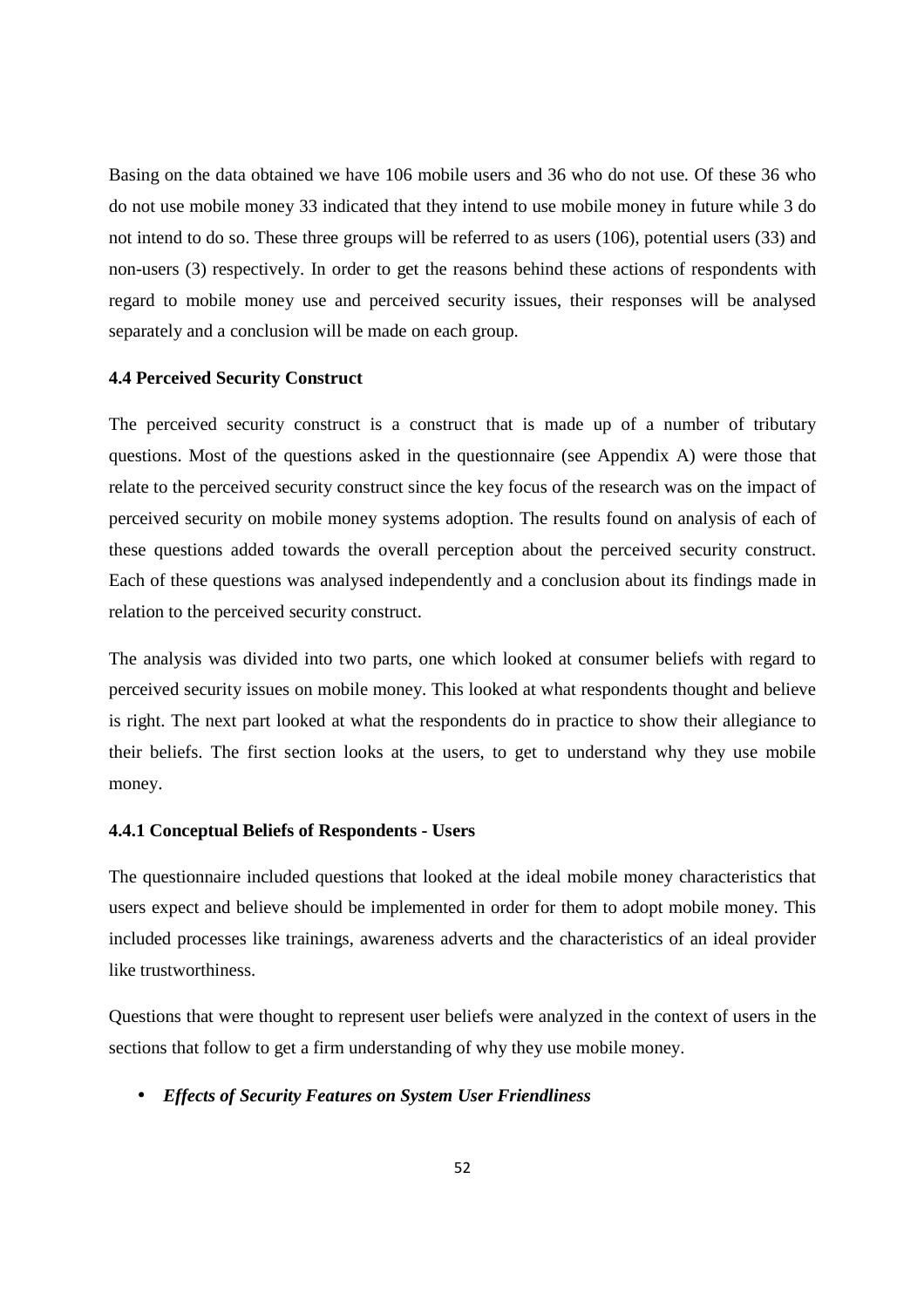Basing on the data obtained we have 106 mobile users and 36 who do not use. Of these 36 who do not use mobile money 33 indicated that they intend to use mobile money in future while 3 do not intend to do so. These three groups will be referred to as users (106), potential users (33) and non-users (3) respectively. In order to get the reasons behind these actions of respondents with regard to mobile money use and perceived security issues, their responses will be analysed separately and a conclusion will be made on each group.

### 4.4 Perceived Security Construct

The perceived security construct is a construct that is made up of a number of tributary questions. Most of the questions asked in the questionnaire (see Appendix A) were those that relate to the perceived security construct since the key focus of the research was on the impact of perceived security on mobile money systems adoption. The results found on analysis of each of these questions added towards the overall perception about the perceived security construct. Each of these questions was analysed independently and a conclusion about its findings made in relation to the perceived security construct.

The analysis was divided into two parts, one which looked at consumer beliefs with regard to perceived security issues on mobile money. This looked at what respondents thought and believe is right. The next part looked at what the respondents do in practice to show their allegiance to their beliefs. The first section looks at the users, to get to understand why they use mobile money.

#### 4.4.1 Conceptual Beliefs of Respondents - Users

The questionnaire included questions that looked at the ideal mobile money characteristics that users expect and believe should be implemented in order for them to adopt mobile money. This included processes like trainings, awareness adverts and the characteristics of an ideal provider like trustworthiness.

Questions that were thought to represent user beliefs were analyzed in the context of users in the sections that follow to get a firm understanding of why they use mobile money.

- ***Effects of Security Features on System User Friendliness***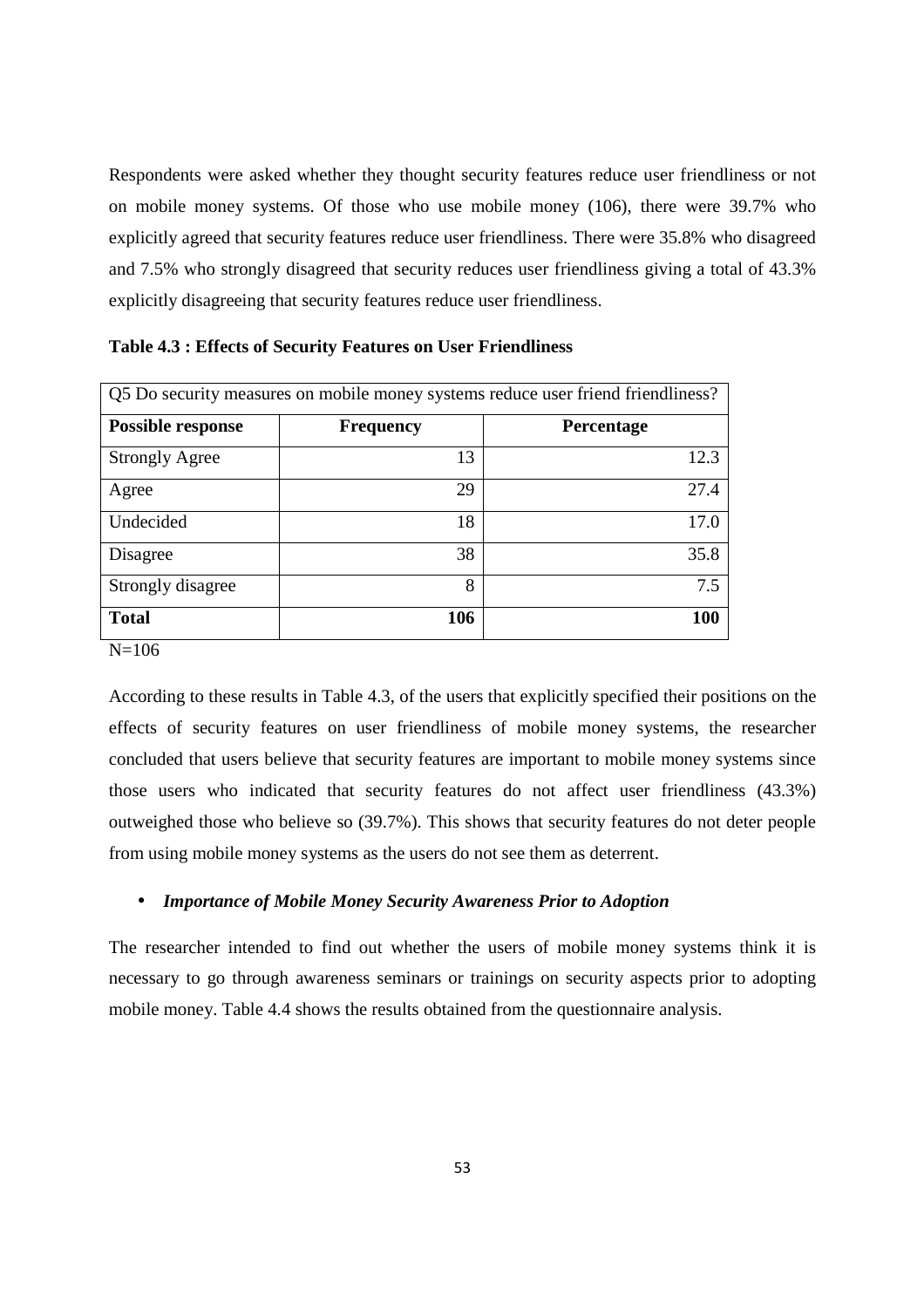Respondents were asked whether they thought security features reduce user friendliness or not on mobile money systems. Of those who use mobile money (106), there were 39.7% who explicitly agreed that security features reduce user friendliness. There were 35.8% who disagreed and 7.5% who strongly disagreed that security reduces user friendliness giving a total of 43.3% explicitly disagreeing that security features reduce user friendliness.

**Table 4.3 : Effects of Security Features on User Friendliness**

| Q5 Do security measures on mobile money systems reduce user friend friendliness? | | |
|---|---|---|
| **Possible response** | **Frequency** | **Percentage** |
| Strongly Agree | 13 | 12.3 |
| Agree | 29 | 27.4 |
| Undecided | 18 | 17.0 |
| Disagree | 38 | 35.8 |
| Strongly disagree | 8 | 7.5 |
| **Total** | **106** | **100** |

N=106

According to these results in Table 4.3, of the users that explicitly specified their positions on the effects of security features on user friendliness of mobile money systems, the researcher concluded that users believe that security features are important to mobile money systems since those users who indicated that security features do not affect user friendliness (43.3%) outweighed those who believe so (39.7%). This shows that security features do not deter people from using mobile money systems as the users do not see them as deterrent.

- ***Importance of Mobile Money Security Awareness Prior to Adoption***

The researcher intended to find out whether the users of mobile money systems think it is necessary to go through awareness seminars or trainings on security aspects prior to adopting mobile money. Table 4.4 shows the results obtained from the questionnaire analysis.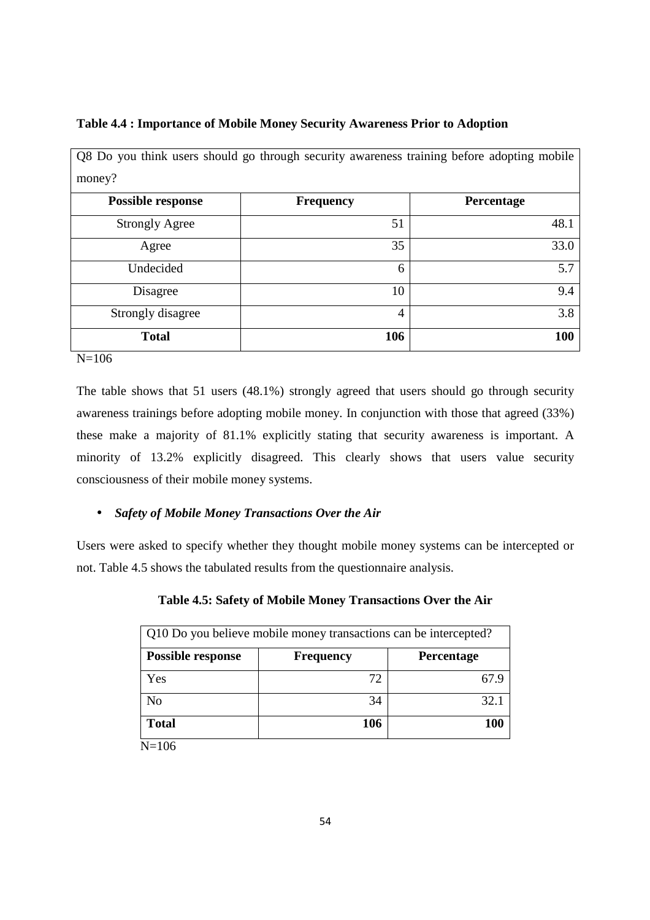**Table 4.4 : Importance of Mobile Money Security Awareness Prior to Adoption**

| Q8 Do you think users should go through security awareness training before adopting mobile money? | | |
|---|---|---|
| **Possible response** | **Frequency** | **Percentage** |
| Strongly Agree | 51 | 48.1 |
| Agree | 35 | 33.0 |
| Undecided | 6 | 5.7 |
| Disagree | 10 | 9.4 |
| Strongly disagree | 4 | 3.8 |
| **Total** | **106** | **100** |

N=106

The table shows that 51 users (48.1%) strongly agreed that users should go through security awareness trainings before adopting mobile money. In conjunction with those that agreed (33%) these make a majority of 81.1% explicitly stating that security awareness is important. A minority of 13.2% explicitly disagreed. This clearly shows that users value security consciousness of their mobile money systems.

- ***Safety of Mobile Money Transactions Over the Air***

Users were asked to specify whether they thought mobile money systems can be intercepted or not. Table 4.5 shows the tabulated results from the questionnaire analysis.

**Table 4.5: Safety of Mobile Money Transactions Over the Air**

| Q10 Do you believe mobile money transactions can be intercepted? | | |
|---|---|---|
| **Possible response** | **Frequency** | **Percentage** |
| Yes | 72 | 67.9 |
| No | 34 | 32.1 |
| **Total** | **106** | **100** |

N=106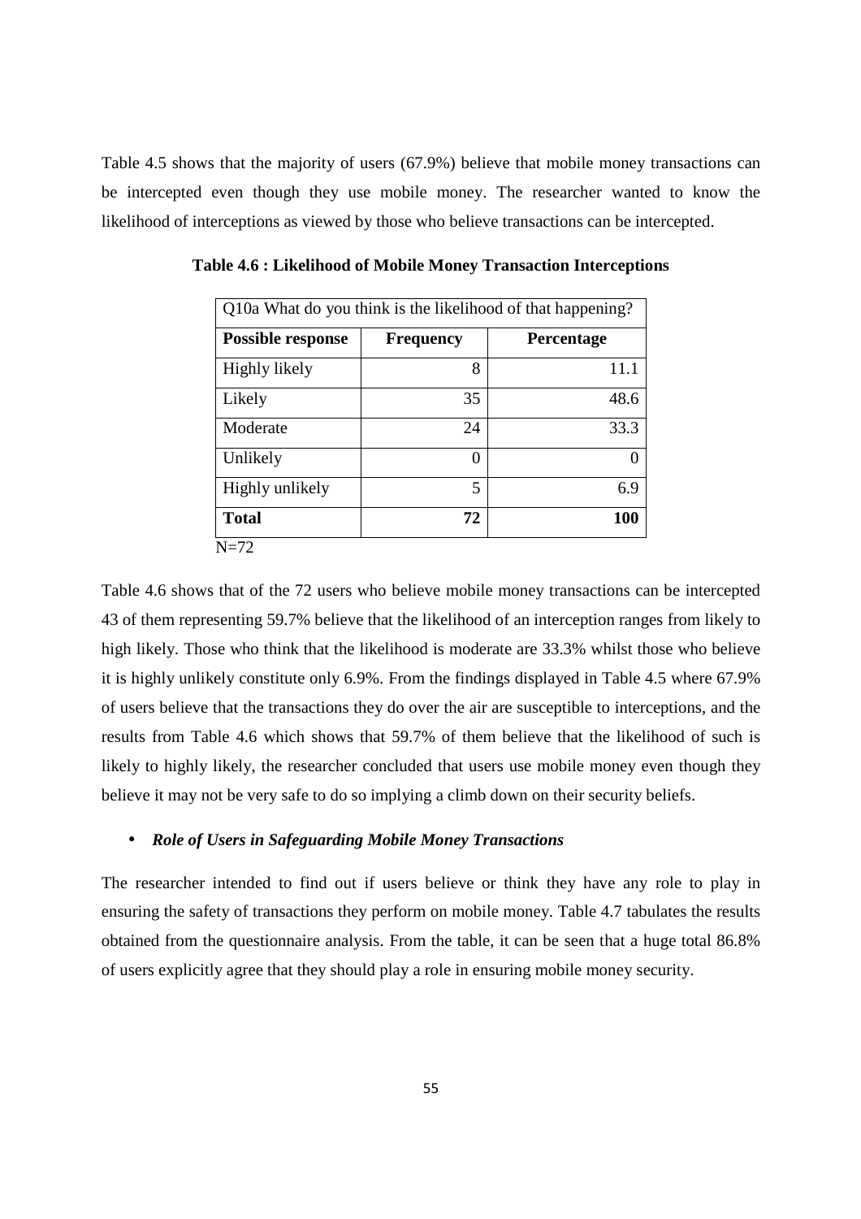Table 4.5 shows that the majority of users (67.9%) believe that mobile money transactions can be intercepted even though they use mobile money. The researcher wanted to know the likelihood of interceptions as viewed by those who believe transactions can be intercepted.

**Table 4.6 : Likelihood of Mobile Money Transaction Interceptions**

| Q10a What do you think is the likelihood of that happening? | | |
|---|---|---|
| **Possible response** | **Frequency** | **Percentage** |
| Highly likely | 8 | 11.1 |
| Likely | 35 | 48.6 |
| Moderate | 24 | 33.3 |
| Unlikely | 0 | 0 |
| Highly unlikely | 5 | 6.9 |
| **Total** | **72** | **100** |

N=72

Table 4.6 shows that of the 72 users who believe mobile money transactions can be intercepted 43 of them representing 59.7% believe that the likelihood of an interception ranges from likely to high likely. Those who think that the likelihood is moderate are 33.3% whilst those who believe it is highly unlikely constitute only 6.9%. From the findings displayed in Table 4.5 where 67.9% of users believe that the transactions they do over the air are susceptible to interceptions, and the results from Table 4.6 which shows that 59.7% of them believe that the likelihood of such is likely to highly likely, the researcher concluded that users use mobile money even though they believe it may not be very safe to do so implying a climb down on their security beliefs.

- ***Role of Users in Safeguarding Mobile Money Transactions***

The researcher intended to find out if users believe or think they have any role to play in ensuring the safety of transactions they perform on mobile money. Table 4.7 tabulates the results obtained from the questionnaire analysis. From the table, it can be seen that a huge total 86.8% of users explicitly agree that they should play a role in ensuring mobile money security.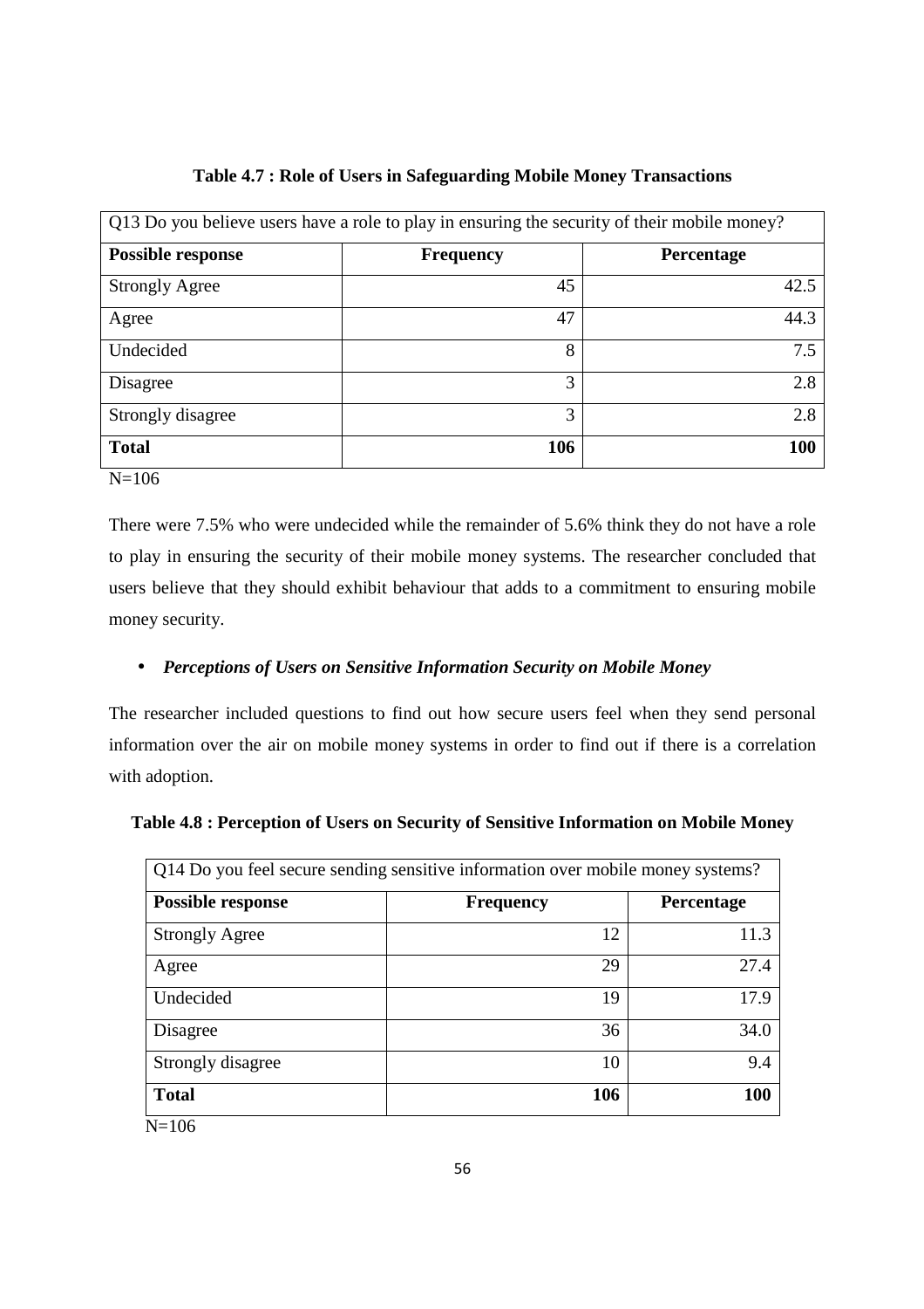**Table 4.7 : Role of Users in Safeguarding Mobile Money Transactions**

| Q13 Do you believe users have a role to play in ensuring the security of their mobile money? | | |
|---|---|---|
| **Possible response** | **Frequency** | **Percentage** |
| Strongly Agree | 45 | 42.5 |
| Agree | 47 | 44.3 |
| Undecided | 8 | 7.5 |
| Disagree | 3 | 2.8 |
| Strongly disagree | 3 | 2.8 |
| **Total** | **106** | **100** |

N=106

There were 7.5% who were undecided while the remainder of 5.6% think they do not have a role to play in ensuring the security of their mobile money systems. The researcher concluded that users believe that they should exhibit behaviour that adds to a commitment to ensuring mobile money security.

- ***Perceptions of Users on Sensitive Information Security on Mobile Money***

The researcher included questions to find out how secure users feel when they send personal information over the air on mobile money systems in order to find out if there is a correlation with adoption.

**Table 4.8 : Perception of Users on Security of Sensitive Information on Mobile Money**

| Q14 Do you feel secure sending sensitive information over mobile money systems? | | |
|---|---|---|
| **Possible response** | **Frequency** | **Percentage** |
| Strongly Agree | 12 | 11.3 |
| Agree | 29 | 27.4 |
| Undecided | 19 | 17.9 |
| Disagree | 36 | 34.0 |
| Strongly disagree | 10 | 9.4 |
| **Total** | **106** | **100** |

N=106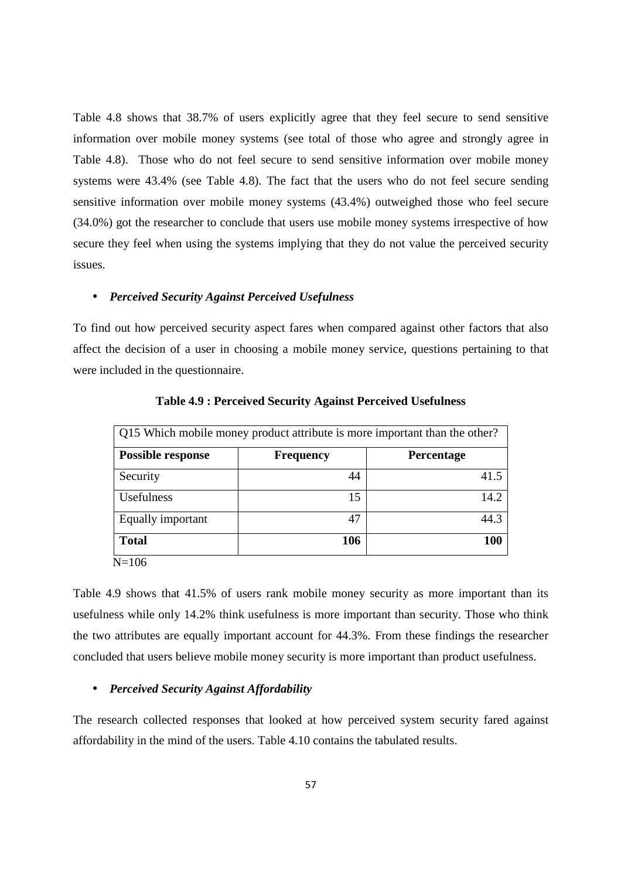Table 4.8 shows that 38.7% of users explicitly agree that they feel secure to send sensitive information over mobile money systems (see total of those who agree and strongly agree in Table 4.8). Those who do not feel secure to send sensitive information over mobile money systems were 43.4% (see Table 4.8). The fact that the users who do not feel secure sending sensitive information over mobile money systems (43.4%) outweighed those who feel secure (34.0%) got the researcher to conclude that users use mobile money systems irrespective of how secure they feel when using the systems implying that they do not value the perceived security issues.

- ***Perceived Security Against Perceived Usefulness***

To find out how perceived security aspect fares when compared against other factors that also affect the decision of a user in choosing a mobile money service, questions pertaining to that were included in the questionnaire.

**Table 4.9 : Perceived Security Against Perceived Usefulness**

| Q15 Which mobile money product attribute is more important than the other? | | |
|---|---|---|
| **Possible response** | **Frequency** | **Percentage** |
| Security | 44 | 41.5 |
| Usefulness | 15 | 14.2 |
| Equally important | 47 | 44.3 |
| **Total** | **106** | **100** |

N=106

Table 4.9 shows that 41.5% of users rank mobile money security as more important than its usefulness while only 14.2% think usefulness is more important than security. Those who think the two attributes are equally important account for 44.3%. From these findings the researcher concluded that users believe mobile money security is more important than product usefulness.

- ***Perceived Security Against Affordability***

The research collected responses that looked at how perceived system security fared against affordability in the mind of the users. Table 4.10 contains the tabulated results.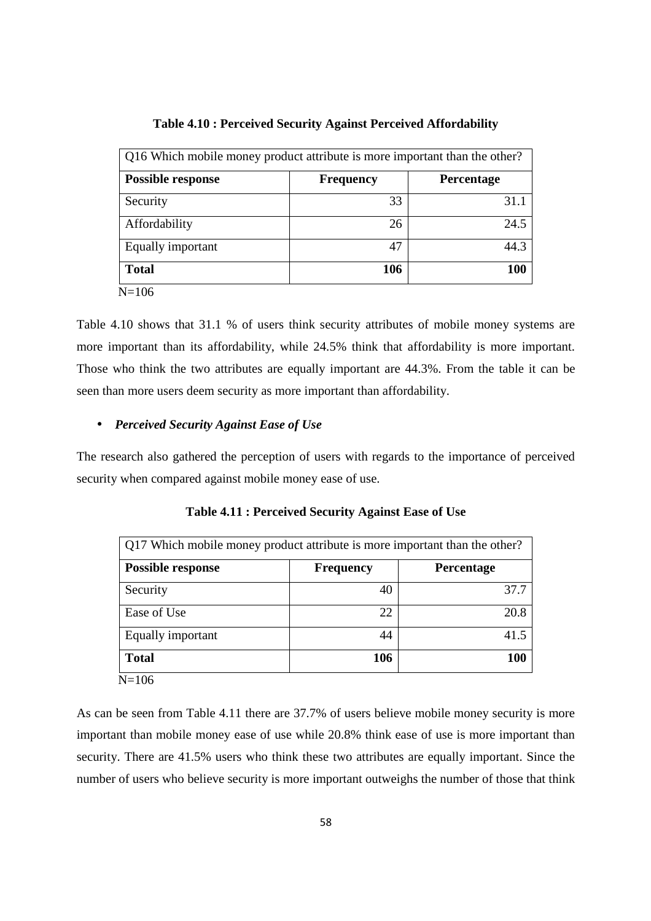**Table 4.10 : Perceived Security Against Perceived Affordability**

| Q16 Which mobile money product attribute is more important than the other? | | |
|---|---|---|
| **Possible response** | **Frequency** | **Percentage** |
| Security | 33 | 31.1 |
| Affordability | 26 | 24.5 |
| Equally important | 47 | 44.3 |
| **Total** | **106** | **100** |

N=106

Table 4.10 shows that 31.1 % of users think security attributes of mobile money systems are more important than its affordability, while 24.5% think that affordability is more important. Those who think the two attributes are equally important are 44.3%. From the table it can be seen than more users deem security as more important than affordability.

- ***Perceived Security Against Ease of Use***

The research also gathered the perception of users with regards to the importance of perceived security when compared against mobile money ease of use.

**Table 4.11 : Perceived Security Against Ease of Use**

| Q17 Which mobile money product attribute is more important than the other? | | |
|---|---|---|
| **Possible response** | **Frequency** | **Percentage** |
| Security | 40 | 37.7 |
| Ease of Use | 22 | 20.8 |
| Equally important | 44 | 41.5 |
| **Total** | **106** | **100** |

N=106

As can be seen from Table 4.11 there are 37.7% of users believe mobile money security is more important than mobile money ease of use while 20.8% think ease of use is more important than security. There are 41.5% users who think these two attributes are equally important. Since the number of users who believe security is more important outweighs the number of those that think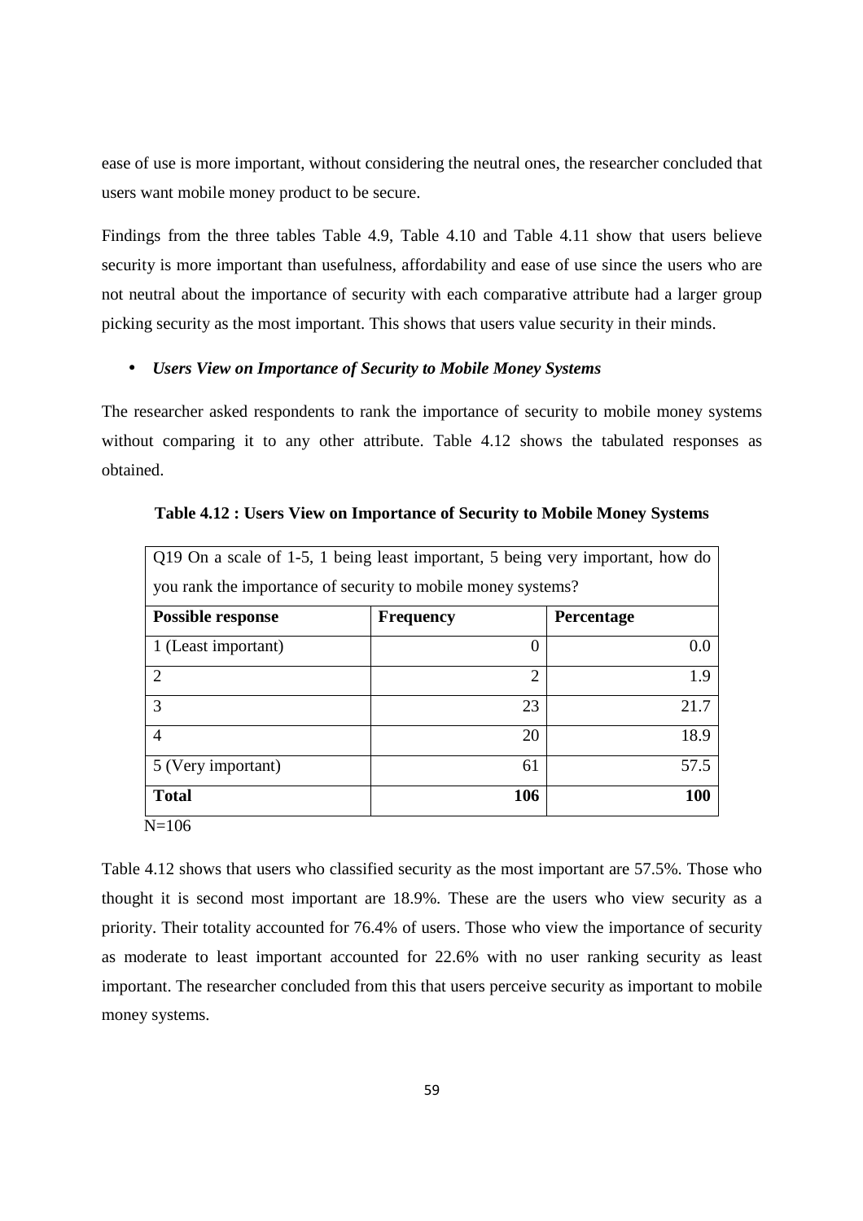ease of use is more important, without considering the neutral ones, the researcher concluded that users want mobile money product to be secure.

Findings from the three tables Table 4.9, Table 4.10 and Table 4.11 show that users believe security is more important than usefulness, affordability and ease of use since the users who are not neutral about the importance of security with each comparative attribute had a larger group picking security as the most important. This shows that users value security in their minds.

- ***Users View on Importance of Security to Mobile Money Systems***

The researcher asked respondents to rank the importance of security to mobile money systems without comparing it to any other attribute. Table 4.12 shows the tabulated responses as obtained.

**Table 4.12 : Users View on Importance of Security to Mobile Money Systems**

| Q19 On a scale of 1-5, 1 being least important, 5 being very important, how do you rank the importance of security to mobile money systems? | | |
|---|---|---|
| **Possible response** | **Frequency** | **Percentage** |
| 1 (Least important) | 0 | 0.0 |
| 2 | 2 | 1.9 |
| 3 | 23 | 21.7 |
| 4 | 20 | 18.9 |
| 5 (Very important) | 61 | 57.5 |
| **Total** | **106** | **100** |

N=106

Table 4.12 shows that users who classified security as the most important are 57.5%. Those who thought it is second most important are 18.9%. These are the users who view security as a priority. Their totality accounted for 76.4% of users. Those who view the importance of security as moderate to least important accounted for 22.6% with no user ranking security as least important. The researcher concluded from this that users perceive security as important to mobile money systems.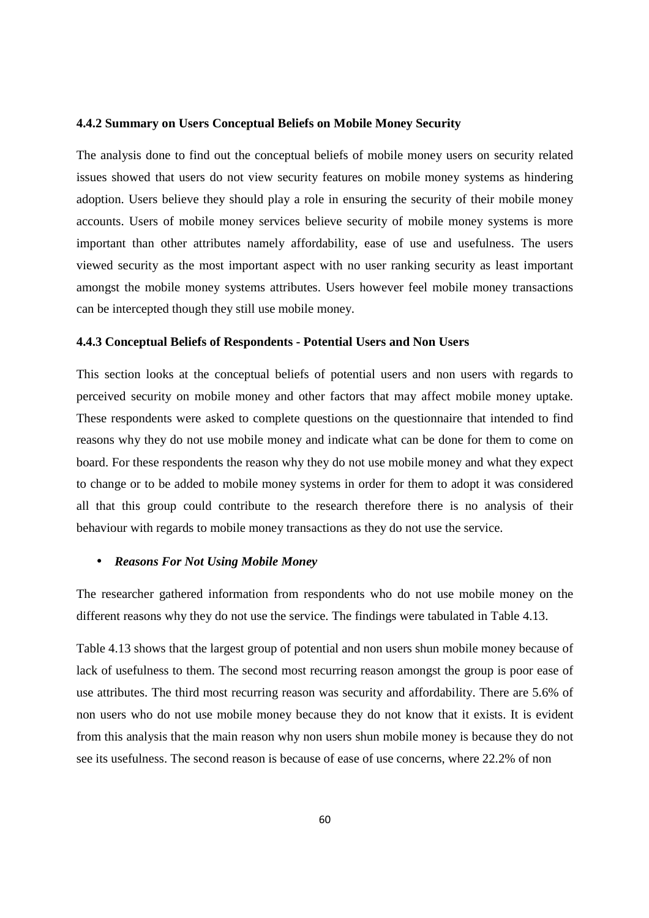### 4.4.2 Summary on Users Conceptual Beliefs on Mobile Money Security

The analysis done to find out the conceptual beliefs of mobile money users on security related issues showed that users do not view security features on mobile money systems as hindering adoption. Users believe they should play a role in ensuring the security of their mobile money accounts. Users of mobile money services believe security of mobile money systems is more important than other attributes namely affordability, ease of use and usefulness. The users viewed security as the most important aspect with no user ranking security as least important amongst the mobile money systems attributes. Users however feel mobile money transactions can be intercepted though they still use mobile money.

### 4.4.3 Conceptual Beliefs of Respondents - Potential Users and Non Users

This section looks at the conceptual beliefs of potential users and non users with regards to perceived security on mobile money and other factors that may affect mobile money uptake. These respondents were asked to complete questions on the questionnaire that intended to find reasons why they do not use mobile money and indicate what can be done for them to come on board. For these respondents the reason why they do not use mobile money and what they expect to change or to be added to mobile money systems in order for them to adopt it was considered all that this group could contribute to the research therefore there is no analysis of their behaviour with regards to mobile money transactions as they do not use the service.

- ***Reasons For Not Using Mobile Money***

The researcher gathered information from respondents who do not use mobile money on the different reasons why they do not use the service. The findings were tabulated in Table 4.13.

Table 4.13 shows that the largest group of potential and non users shun mobile money because of lack of usefulness to them. The second most recurring reason amongst the group is poor ease of use attributes. The third most recurring reason was security and affordability. There are 5.6% of non users who do not use mobile money because they do not know that it exists. It is evident from this analysis that the main reason why non users shun mobile money is because they do not see its usefulness. The second reason is because of ease of use concerns, where 22.2% of non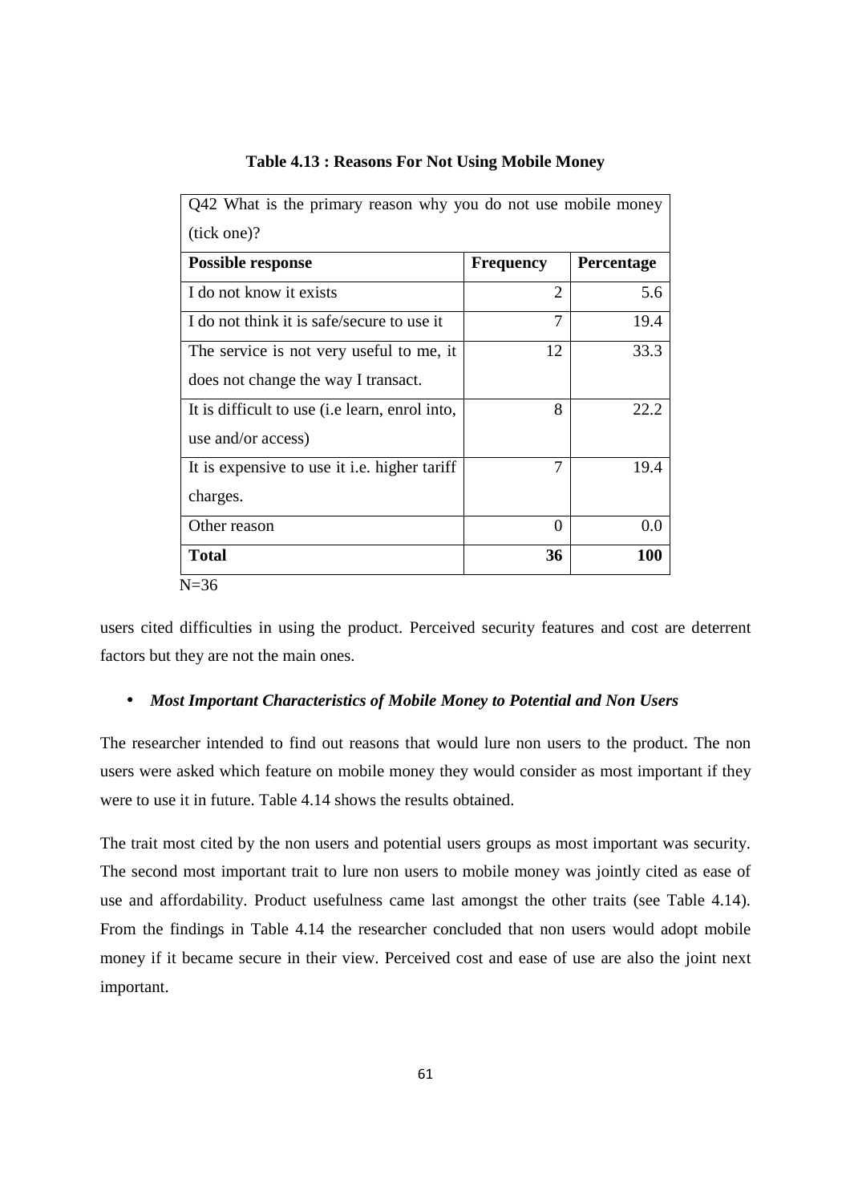**Table 4.13 : Reasons For Not Using Mobile Money**

| Q42 What is the primary reason why you do not use mobile money (tick one)? | | |
|---|---|---|
| **Possible response** | **Frequency** | **Percentage** |
| I do not know it exists | 2 | 5.6 |
| I do not think it is safe/secure to use it | 7 | 19.4 |
| The service is not very useful to me, it does not change the way I transact. | 12 | 33.3 |
| It is difficult to use (i.e learn, enrol into, use and/or access) | 8 | 22.2 |
| It is expensive to use it i.e. higher tariff charges. | 7 | 19.4 |
| Other reason | 0 | 0.0 |
| **Total** | **36** | **100** |

N=36

users cited difficulties in using the product. Perceived security features and cost are deterrent factors but they are not the main ones.

- ***Most Important Characteristics of Mobile Money to Potential and Non Users***

The researcher intended to find out reasons that would lure non users to the product. The non users were asked which feature on mobile money they would consider as most important if they were to use it in future. Table 4.14 shows the results obtained.

The trait most cited by the non users and potential users groups as most important was security. The second most important trait to lure non users to mobile money was jointly cited as ease of use and affordability. Product usefulness came last amongst the other traits (see Table 4.14). From the findings in Table 4.14 the researcher concluded that non users would adopt mobile money if it became secure in their view. Perceived cost and ease of use are also the joint next important.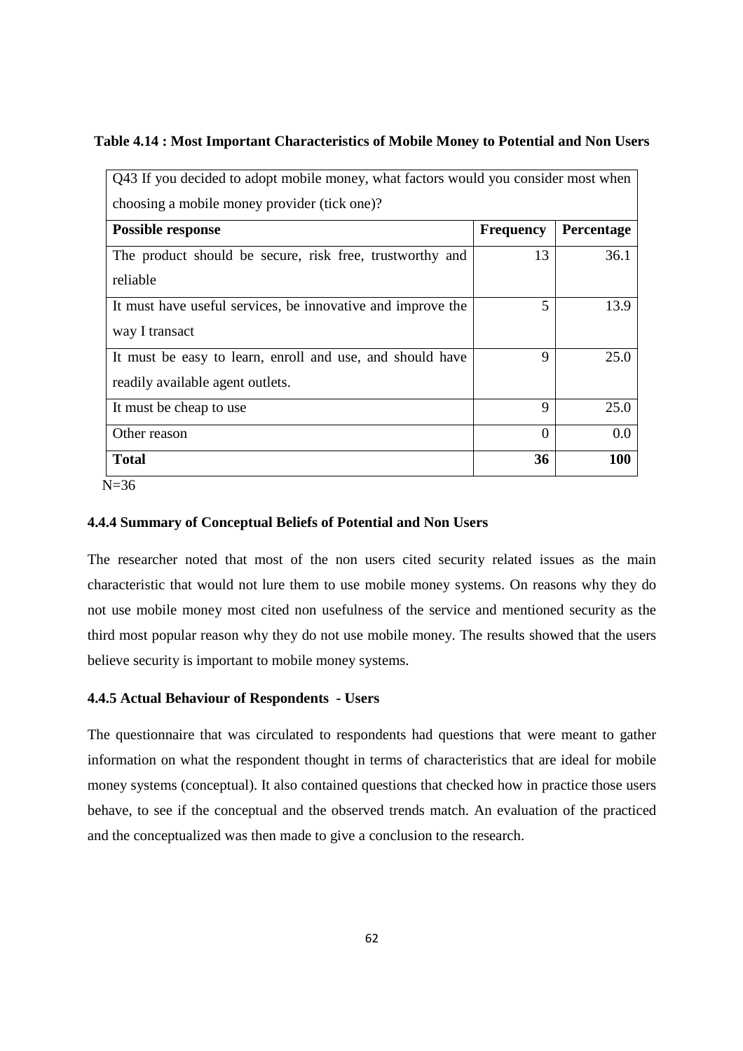**Table 4.14 : Most Important Characteristics of Mobile Money to Potential and Non Users**

| Q43 If you decided to adopt mobile money, what factors would you consider most when choosing a mobile money provider (tick one)? | | |
|---|---|---|
| **Possible response** | **Frequency** | **Percentage** |
| The product should be secure, risk free, trustworthy and reliable | 13 | 36.1 |
| It must have useful services, be innovative and improve the way I transact | 5 | 13.9 |
| It must be easy to learn, enroll and use, and should have readily available agent outlets. | 9 | 25.0 |
| It must be cheap to use | 9 | 25.0 |
| Other reason | 0 | 0.0 |
| **Total** | **36** | **100** |

N=36

### 4.4.4 Summary of Conceptual Beliefs of Potential and Non Users

The researcher noted that most of the non users cited security related issues as the main characteristic that would not lure them to use mobile money systems. On reasons why they do not use mobile money most cited non usefulness of the service and mentioned security as the third most popular reason why they do not use mobile money. The results showed that the users believe security is important to mobile money systems.

### 4.4.5 Actual Behaviour of Respondents - Users

The questionnaire that was circulated to respondents had questions that were meant to gather information on what the respondent thought in terms of characteristics that are ideal for mobile money systems (conceptual). It also contained questions that checked how in practice those users behave, to see if the conceptual and the observed trends match. An evaluation of the practiced and the conceptualized was then made to give a conclusion to the research.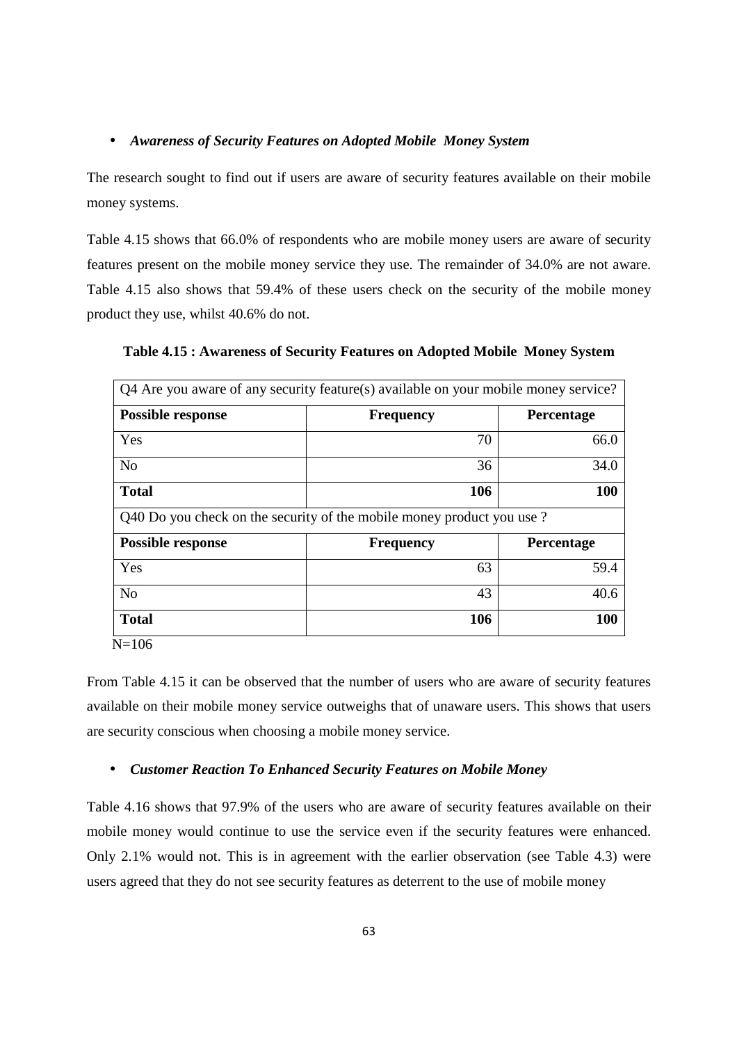- ***Awareness of Security Features on Adopted Mobile  Money System***

The research sought to find out if users are aware of security features available on their mobile money systems.

Table 4.15 shows that 66.0% of respondents who are mobile money users are aware of security features present on the mobile money service they use. The remainder of 34.0% are not aware. Table 4.15 also shows that 59.4% of these users check on the security of the mobile money product they use, whilst 40.6% do not.

**Table 4.15 : Awareness of Security Features on Adopted Mobile  Money System**

| Q4 Are you aware of any security feature(s) available on your mobile money service? | | |
|---|---|---|
| **Possible response** | **Frequency** | **Percentage** |
| Yes | 70 | 66.0 |
| No | 36 | 34.0 |
| **Total** | **106** | **100** |
| Q40 Do you check on the security of the mobile money product you use ? | | |
| **Possible response** | **Frequency** | **Percentage** |
| Yes | 63 | 59.4 |
| No | 43 | 40.6 |
| **Total** | **106** | **100** |

N=106

From Table 4.15 it can be observed that the number of users who are aware of security features available on their mobile money service outweighs that of unaware users. This shows that users are security conscious when choosing a mobile money service.

- ***Customer Reaction To Enhanced Security Features on Mobile Money***

Table 4.16 shows that 97.9% of the users who are aware of security features available on their mobile money would continue to use the service even if the security features were enhanced. Only 2.1% would not. This is in agreement with the earlier observation (see Table 4.3) were users agreed that they do not see security features as deterrent to the use of mobile money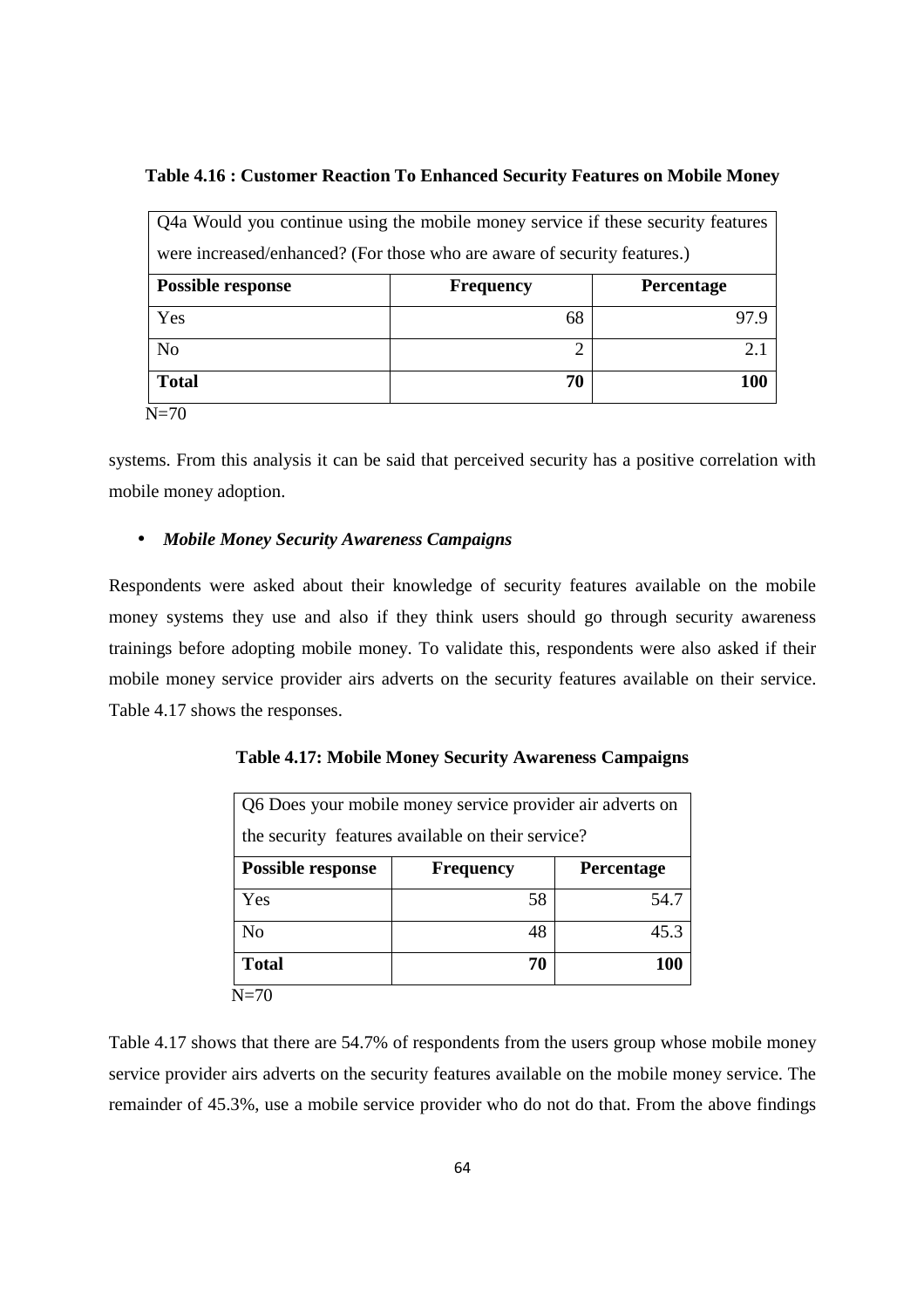**Table 4.16 : Customer Reaction To Enhanced Security Features on Mobile Money**

| Q4a Would you continue using the mobile money service if these security features were increased/enhanced? (For those who are aware of security features.) | | |
|---|---|---|
| **Possible response** | **Frequency** | **Percentage** |
| Yes | 68 | 97.9 |
| No | 2 | 2.1 |
| **Total** | **70** | **100** |

N=70

systems. From this analysis it can be said that perceived security has a positive correlation with mobile money adoption.

- ***Mobile Money Security Awareness Campaigns***

Respondents were asked about their knowledge of security features available on the mobile money systems they use and also if they think users should go through security awareness trainings before adopting mobile money. To validate this, respondents were also asked if their mobile money service provider airs adverts on the security features available on their service. Table 4.17 shows the responses.

**Table 4.17: Mobile Money Security Awareness Campaigns**

| Q6 Does your mobile money service provider air adverts on the security features available on their service? | | |
|---|---|---|
| **Possible response** | **Frequency** | **Percentage** |
| Yes | 58 | 54.7 |
| No | 48 | 45.3 |
| **Total** | **70** | **100** |

N=70

Table 4.17 shows that there are 54.7% of respondents from the users group whose mobile money service provider airs adverts on the security features available on the mobile money service. The remainder of 45.3%, use a mobile service provider who do not do that. From the above findings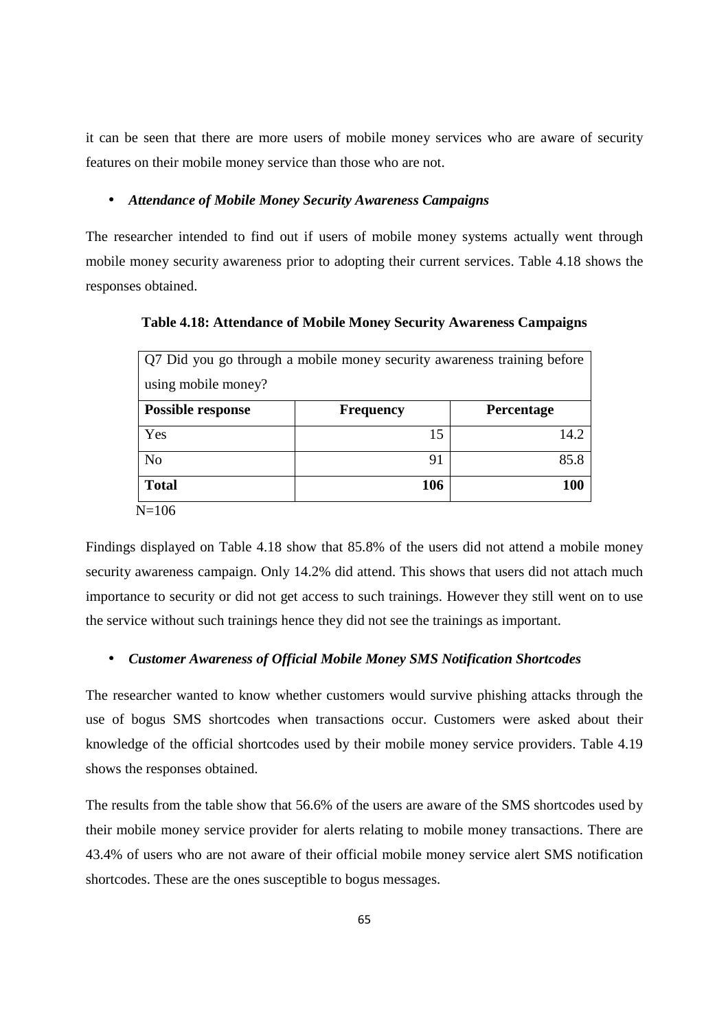it can be seen that there are more users of mobile money services who are aware of security features on their mobile money service than those who are not.

- ***Attendance of Mobile Money Security Awareness Campaigns***

The researcher intended to find out if users of mobile money systems actually went through mobile money security awareness prior to adopting their current services. Table 4.18 shows the responses obtained.

**Table 4.18: Attendance of Mobile Money Security Awareness Campaigns**

| Q7 Did you go through a mobile money security awareness training before using mobile money? | | |
|---|---|---|
| **Possible response** | **Frequency** | **Percentage** |
| Yes | 15 | 14.2 |
| No | 91 | 85.8 |
| **Total** | **106** | **100** |

N=106

Findings displayed on Table 4.18 show that 85.8% of the users did not attend a mobile money security awareness campaign. Only 14.2% did attend. This shows that users did not attach much importance to security or did not get access to such trainings. However they still went on to use the service without such trainings hence they did not see the trainings as important.

- ***Customer Awareness of Official Mobile Money SMS Notification Shortcodes***

The researcher wanted to know whether customers would survive phishing attacks through the use of bogus SMS shortcodes when transactions occur. Customers were asked about their knowledge of the official shortcodes used by their mobile money service providers. Table 4.19 shows the responses obtained.

The results from the table show that 56.6% of the users are aware of the SMS shortcodes used by their mobile money service provider for alerts relating to mobile money transactions. There are 43.4% of users who are not aware of their official mobile money service alert SMS notification shortcodes. These are the ones susceptible to bogus messages.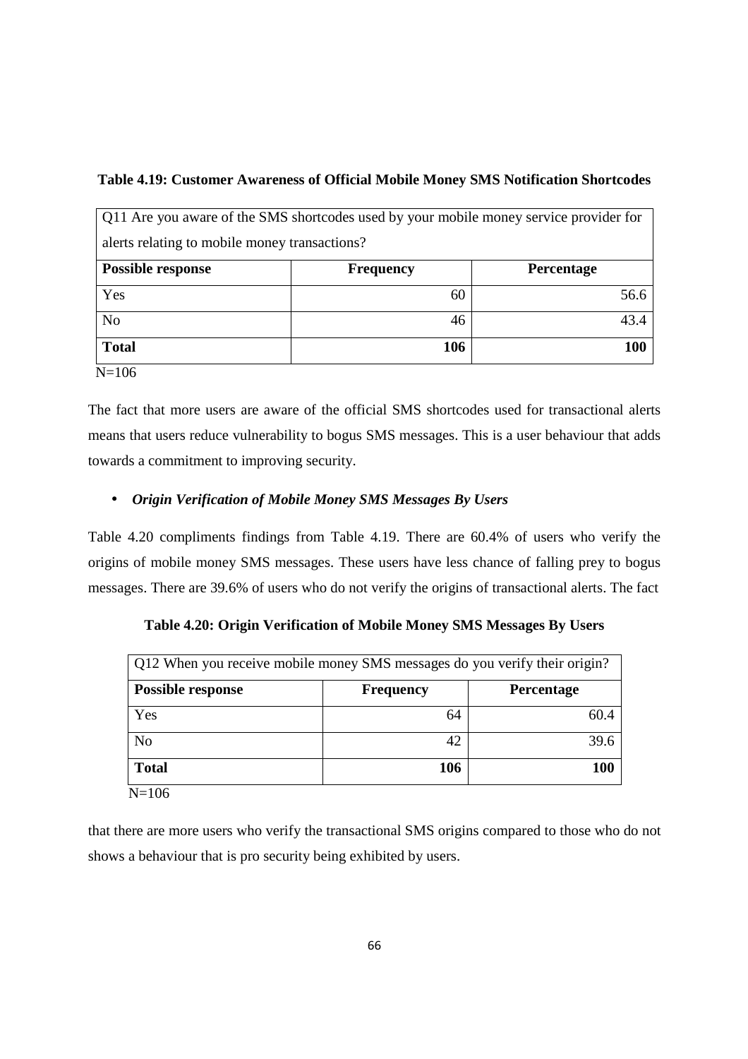**Table 4.19: Customer Awareness of Official Mobile Money SMS Notification Shortcodes**

| Q11 Are you aware of the SMS shortcodes used by your mobile money service provider for alerts relating to mobile money transactions? | | |
|---|---|---|
| **Possible response** | **Frequency** | **Percentage** |
| Yes | 60 | 56.6 |
| No | 46 | 43.4 |
| **Total** | **106** | **100** |

N=106

The fact that more users are aware of the official SMS shortcodes used for transactional alerts means that users reduce vulnerability to bogus SMS messages. This is a user behaviour that adds towards a commitment to improving security.

- ***Origin Verification of Mobile Money SMS Messages By Users***

Table 4.20 compliments findings from Table 4.19. There are 60.4% of users who verify the origins of mobile money SMS messages. These users have less chance of falling prey to bogus messages. There are 39.6% of users who do not verify the origins of transactional alerts. The fact that there are more users who verify the transactional SMS origins compared to those who do not shows a behaviour that is pro security being exhibited by users.

**Table 4.20: Origin Verification of Mobile Money SMS Messages By Users**

| Q12 When you receive mobile money SMS messages do you verify their origin? | | |
|---|---|---|
| **Possible response** | **Frequency** | **Percentage** |
| Yes | 64 | 60.4 |
| No | 42 | 39.6 |
| **Total** | **106** | **100** |

N=106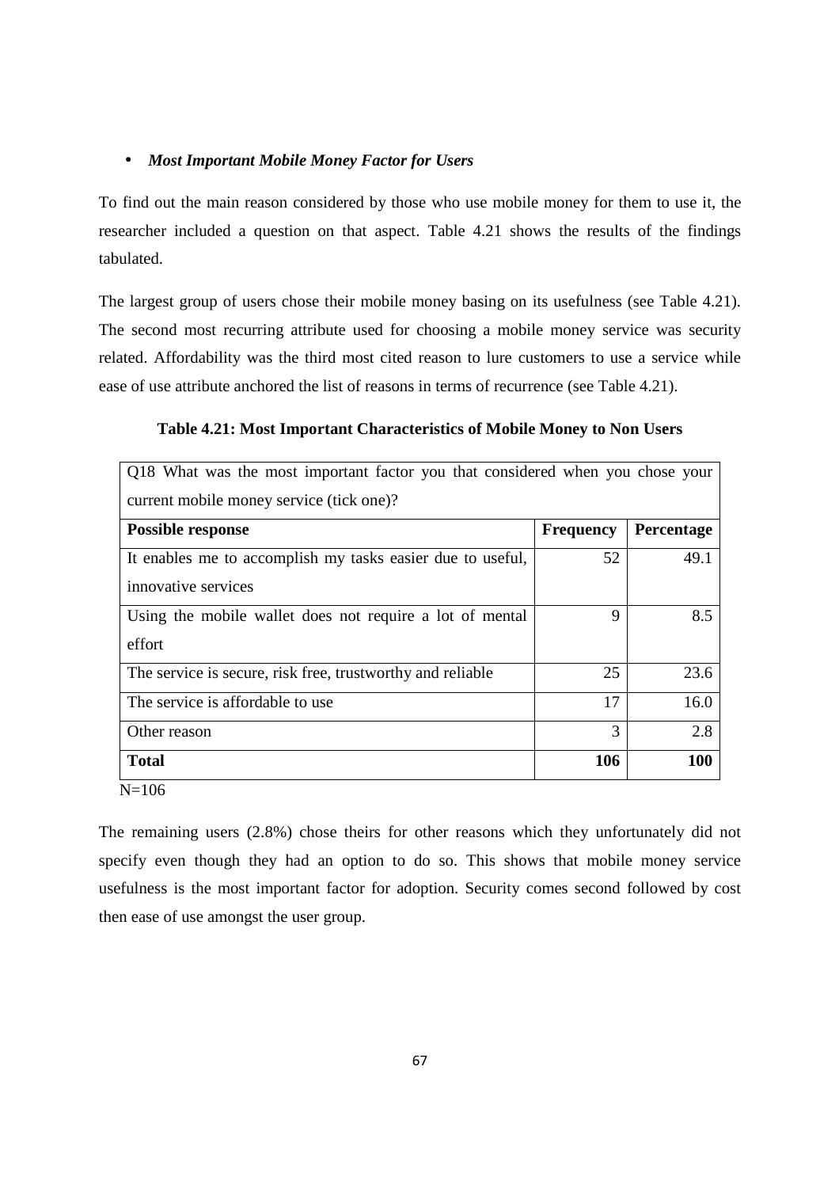- ***Most Important Mobile Money Factor for Users***

To find out the main reason considered by those who use mobile money for them to use it, the researcher included a question on that aspect. Table 4.21 shows the results of the findings tabulated.

The largest group of users chose their mobile money basing on its usefulness (see Table 4.21). The second most recurring attribute used for choosing a mobile money service was security related. Affordability was the third most cited reason to lure customers to use a service while ease of use attribute anchored the list of reasons in terms of recurrence (see Table 4.21).

**Table 4.21: Most Important Characteristics of Mobile Money to Non Users**

| Q18 What was the most important factor you that considered when you chose your current mobile money service (tick one)? | | |
|---|---|---|
| **Possible response** | **Frequency** | **Percentage** |
| It enables me to accomplish my tasks easier due to useful, innovative services | 52 | 49.1 |
| Using the mobile wallet does not require a lot of mental effort | 9 | 8.5 |
| The service is secure, risk free, trustworthy and reliable | 25 | 23.6 |
| The service is affordable to use | 17 | 16.0 |
| Other reason | 3 | 2.8 |
| **Total** | **106** | **100** |

N=106

The remaining users (2.8%) chose theirs for other reasons which they unfortunately did not specify even though they had an option to do so. This shows that mobile money service usefulness is the most important factor for adoption. Security comes second followed by cost then ease of use amongst the user group.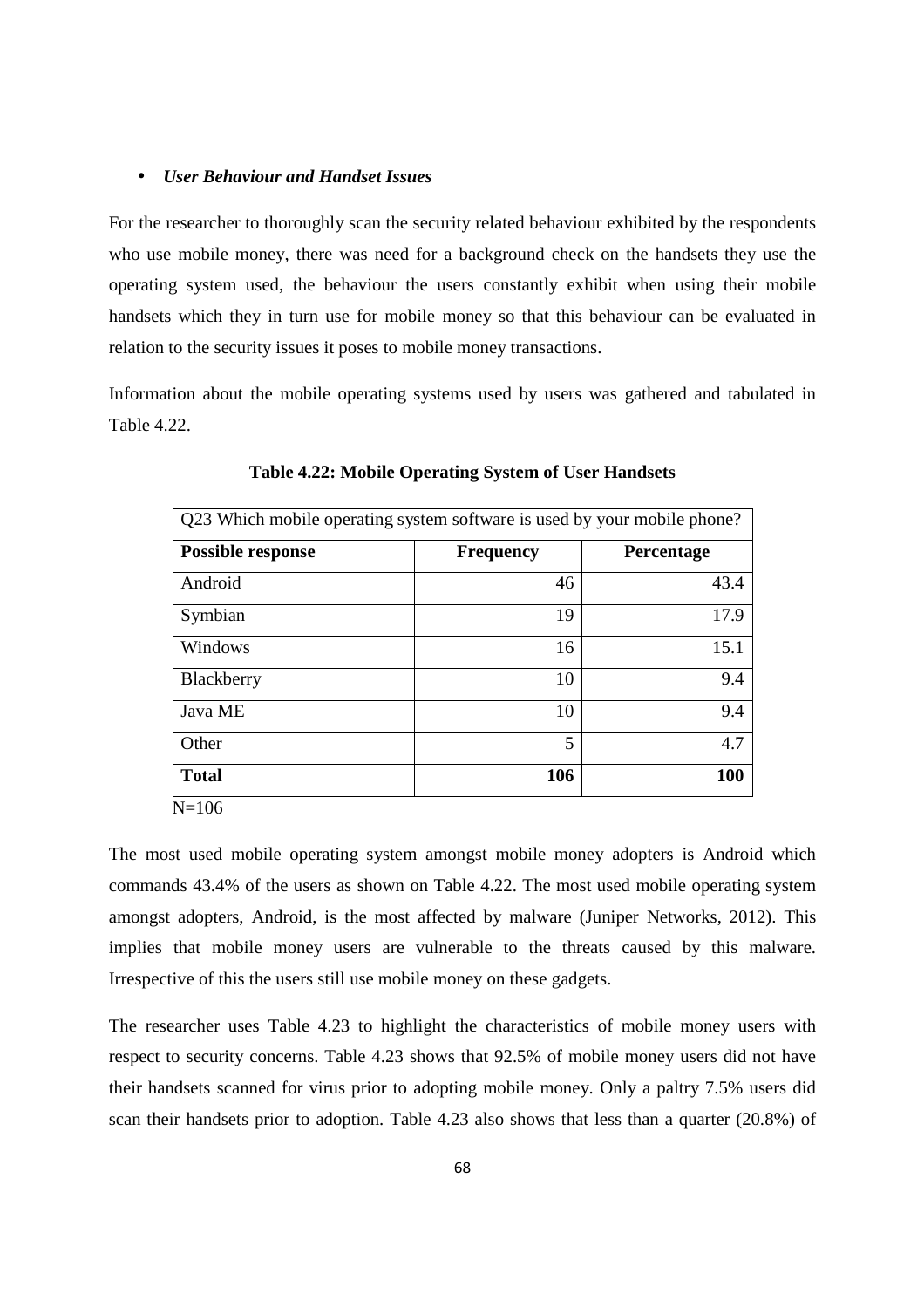- ***User Behaviour and Handset Issues***

For the researcher to thoroughly scan the security related behaviour exhibited by the respondents who use mobile money, there was need for a background check on the handsets they use the operating system used, the behaviour the users constantly exhibit when using their mobile handsets which they in turn use for mobile money so that this behaviour can be evaluated in relation to the security issues it poses to mobile money transactions.

Information about the mobile operating systems used by users was gathered and tabulated in Table 4.22.

**Table 4.22: Mobile Operating System of User Handsets**

| Q23 Which mobile operating system software is used by your mobile phone? | | |
|---|---|---|
| **Possible response** | **Frequency** | **Percentage** |
| Android | 46 | 43.4 |
| Symbian | 19 | 17.9 |
| Windows | 16 | 15.1 |
| Blackberry | 10 | 9.4 |
| Java ME | 10 | 9.4 |
| Other | 5 | 4.7 |
| **Total** | **106** | **100** |

N=106

The most used mobile operating system amongst mobile money adopters is Android which commands 43.4% of the users as shown on Table 4.22. The most used mobile operating system amongst adopters, Android, is the most affected by malware (Juniper Networks, 2012). This implies that mobile money users are vulnerable to the threats caused by this malware. Irrespective of this the users still use mobile money on these gadgets.

The researcher uses Table 4.23 to highlight the characteristics of mobile money users with respect to security concerns. Table 4.23 shows that 92.5% of mobile money users did not have their handsets scanned for virus prior to adopting mobile money. Only a paltry 7.5% users did scan their handsets prior to adoption. Table 4.23 also shows that less than a quarter (20.8%) of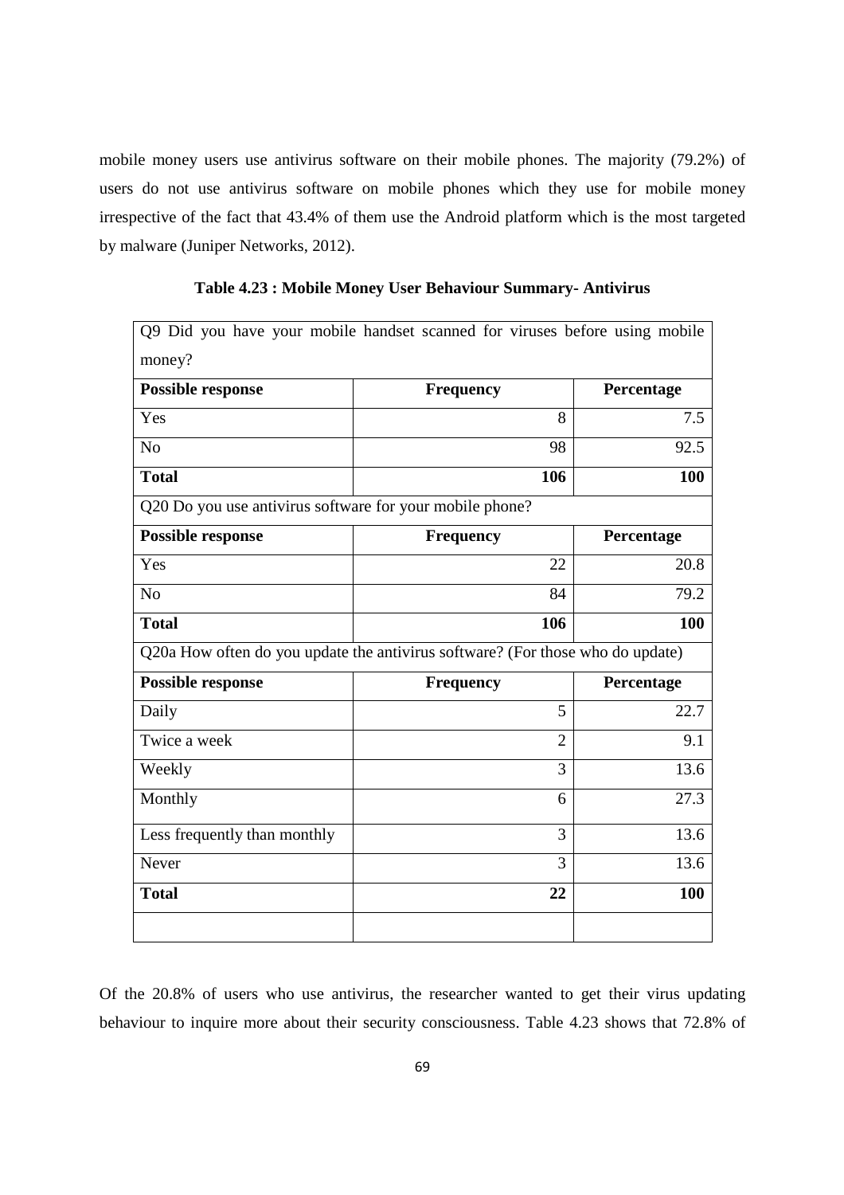mobile money users use antivirus software on their mobile phones. The majority (79.2%) of users do not use antivirus software on mobile phones which they use for mobile money irrespective of the fact that 43.4% of them use the Android platform which is the most targeted by malware (Juniper Networks, 2012).

**Table 4.23 : Mobile Money User Behaviour Summary- Antivirus**

| Q9 Did you have your mobile handset scanned for viruses before using mobile money? | | |
|---|---|---|
| **Possible response** | **Frequency** | **Percentage** |
| Yes | 8 | 7.5 |
| No | 98 | 92.5 |
| **Total** | **106** | **100** |
| Q20 Do you use antivirus software for your mobile phone? | | |
| **Possible response** | **Frequency** | **Percentage** |
| Yes | 22 | 20.8 |
| No | 84 | 79.2 |
| **Total** | **106** | **100** |
| Q20a How often do you update the antivirus software? (For those who do update) | | |
| **Possible response** | **Frequency** | **Percentage** |
| Daily | 5 | 22.7 |
| Twice a week | 2 | 9.1 |
| Weekly | 3 | 13.6 |
| Monthly | 6 | 27.3 |
| Less frequently than monthly | 3 | 13.6 |
| Never | 3 | 13.6 |
| **Total** | **22** | **100** |
| | | |

Of the 20.8% of users who use antivirus, the researcher wanted to get their virus updating behaviour to inquire more about their security consciousness. Table 4.23 shows that 72.8% of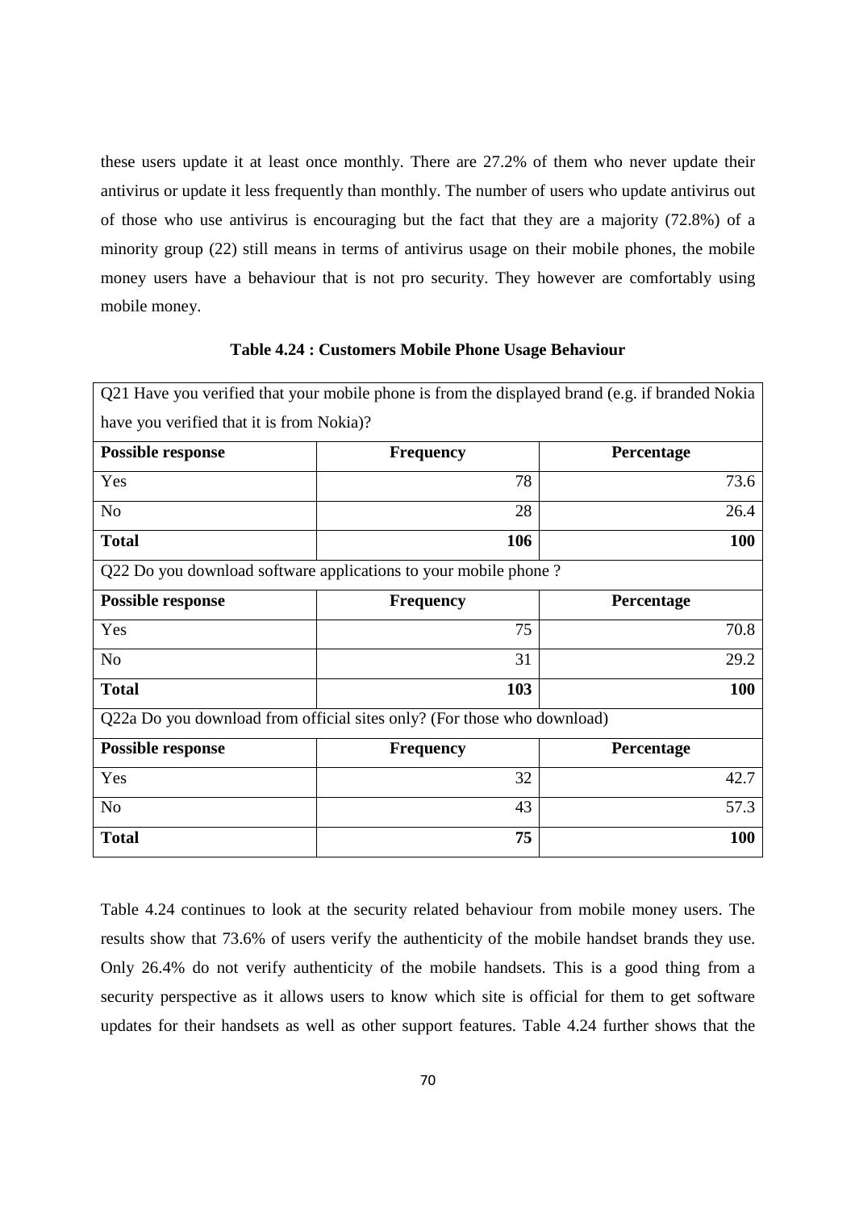these users update it at least once monthly. There are 27.2% of them who never update their antivirus or update it less frequently than monthly. The number of users who update antivirus out of those who use antivirus is encouraging but the fact that they are a majority (72.8%) of a minority group (22) still means in terms of antivirus usage on their mobile phones, the mobile money users have a behaviour that is not pro security. They however are comfortably using mobile money.

**Table 4.24 : Customers Mobile Phone Usage Behaviour**

| Q21 Have you verified that your mobile phone is from the displayed brand (e.g. if branded Nokia have you verified that it is from Nokia)? | | |
|---|---|---|
| **Possible response** | **Frequency** | **Percentage** |
| Yes | 78 | 73.6 |
| No | 28 | 26.4 |
| **Total** | **106** | **100** |
| Q22 Do you download software applications to your mobile phone ? | | |
| **Possible response** | **Frequency** | **Percentage** |
| Yes | 75 | 70.8 |
| No | 31 | 29.2 |
| **Total** | **103** | **100** |
| Q22a Do you download from official sites only? (For those who download) | | |
| **Possible response** | **Frequency** | **Percentage** |
| Yes | 32 | 42.7 |
| No | 43 | 57.3 |
| **Total** | **75** | **100** |

Table 4.24 continues to look at the security related behaviour from mobile money users. The results show that 73.6% of users verify the authenticity of the mobile handset brands they use. Only 26.4% do not verify authenticity of the mobile handsets. This is a good thing from a security perspective as it allows users to know which site is official for them to get software updates for their handsets as well as other support features. Table 4.24 further shows that the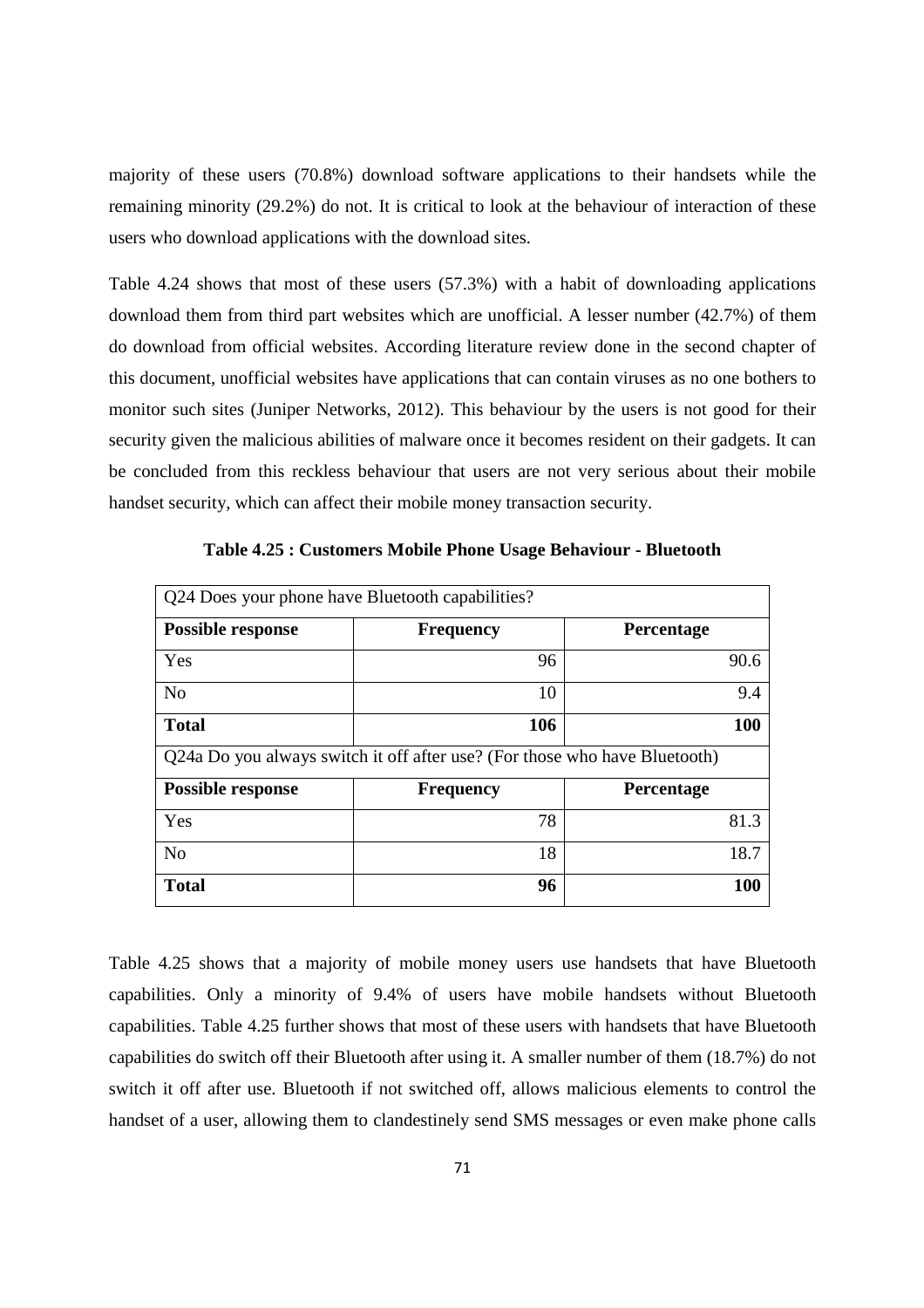majority of these users (70.8%) download software applications to their handsets while the remaining minority (29.2%) do not. It is critical to look at the behaviour of interaction of these users who download applications with the download sites.

Table 4.24 shows that most of these users (57.3%) with a habit of downloading applications download them from third part websites which are unofficial. A lesser number (42.7%) of them do download from official websites. According literature review done in the second chapter of this document, unofficial websites have applications that can contain viruses as no one bothers to monitor such sites (Juniper Networks, 2012). This behaviour by the users is not good for their security given the malicious abilities of malware once it becomes resident on their gadgets. It can be concluded from this reckless behaviour that users are not very serious about their mobile handset security, which can affect their mobile money transaction security.

**Table 4.25 : Customers Mobile Phone Usage Behaviour - Bluetooth**

| Q24 Does your phone have Bluetooth capabilities? | | |
|---|---|---|
| **Possible response** | **Frequency** | **Percentage** |
| Yes | 96 | 90.6 |
| No | 10 | 9.4 |
| **Total** | **106** | **100** |
| Q24a Do you always switch it off after use? (For those who have Bluetooth) | | |
| **Possible response** | **Frequency** | **Percentage** |
| Yes | 78 | 81.3 |
| No | 18 | 18.7 |
| **Total** | **96** | **100** |

Table 4.25 shows that a majority of mobile money users use handsets that have Bluetooth capabilities. Only a minority of 9.4% of users have mobile handsets without Bluetooth capabilities. Table 4.25 further shows that most of these users with handsets that have Bluetooth capabilities do switch off their Bluetooth after using it. A smaller number of them (18.7%) do not switch it off after use. Bluetooth if not switched off, allows malicious elements to control the handset of a user, allowing them to clandestinely send SMS messages or even make phone calls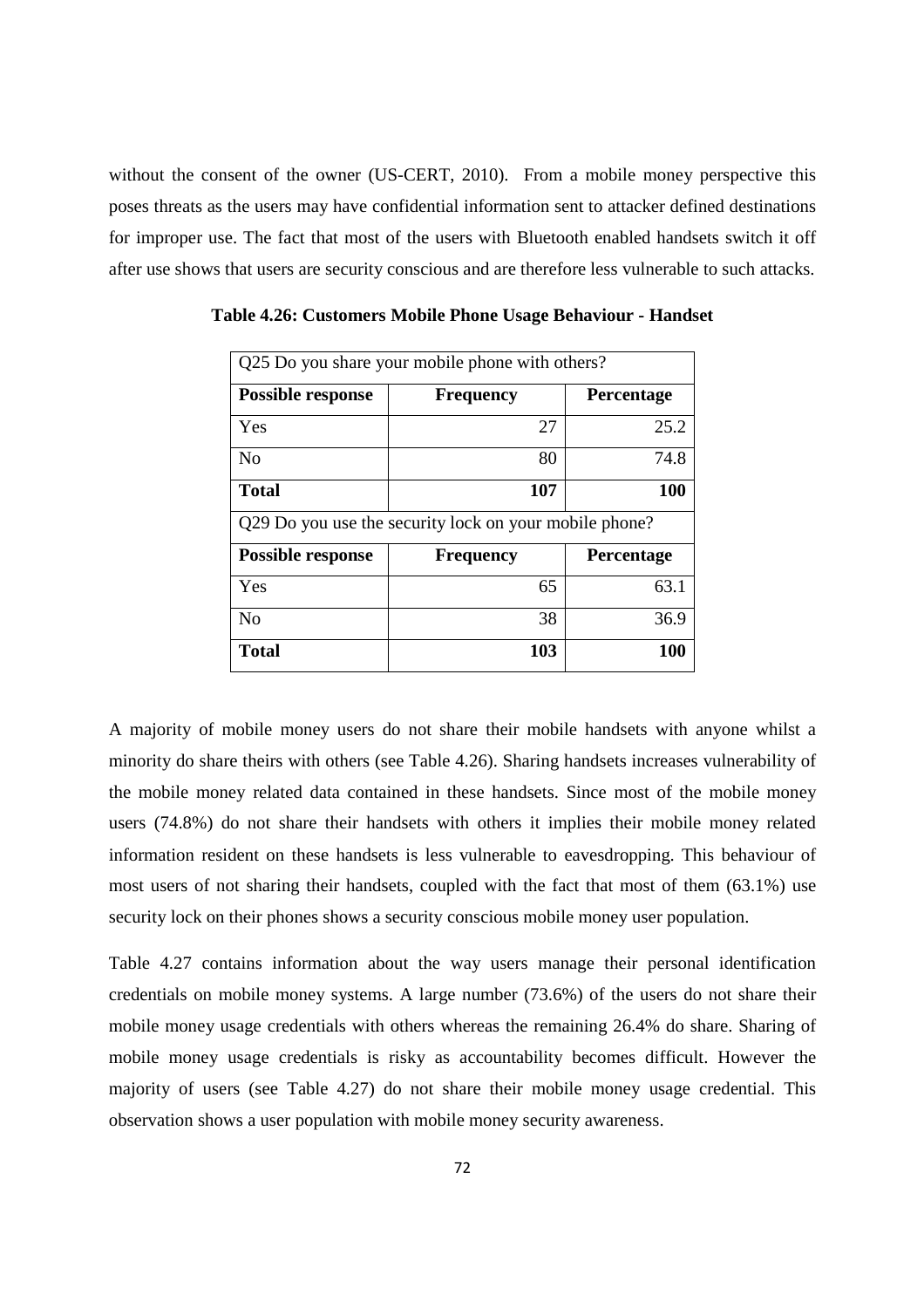without the consent of the owner (US-CERT, 2010). From a mobile money perspective this poses threats as the users may have confidential information sent to attacker defined destinations for improper use. The fact that most of the users with Bluetooth enabled handsets switch it off after use shows that users are security conscious and are therefore less vulnerable to such attacks.

**Table 4.26: Customers Mobile Phone Usage Behaviour - Handset**

| Q25 Do you share your mobile phone with others? | | |
|---|---|---|
| **Possible response** | **Frequency** | **Percentage** |
| Yes | 27 | 25.2 |
| No | 80 | 74.8 |
| **Total** | **107** | **100** |
| Q29 Do you use the security lock on your mobile phone? | | |
| **Possible response** | **Frequency** | **Percentage** |
| Yes | 65 | 63.1 |
| No | 38 | 36.9 |
| **Total** | **103** | **100** |

A majority of mobile money users do not share their mobile handsets with anyone whilst a minority do share theirs with others (see Table 4.26). Sharing handsets increases vulnerability of the mobile money related data contained in these handsets. Since most of the mobile money users (74.8%) do not share their handsets with others it implies their mobile money related information resident on these handsets is less vulnerable to eavesdropping. This behaviour of most users of not sharing their handsets, coupled with the fact that most of them (63.1%) use security lock on their phones shows a security conscious mobile money user population.

Table 4.27 contains information about the way users manage their personal identification credentials on mobile money systems. A large number (73.6%) of the users do not share their mobile money usage credentials with others whereas the remaining 26.4% do share. Sharing of mobile money usage credentials is risky as accountability becomes difficult. However the majority of users (see Table 4.27) do not share their mobile money usage credential. This observation shows a user population with mobile money security awareness.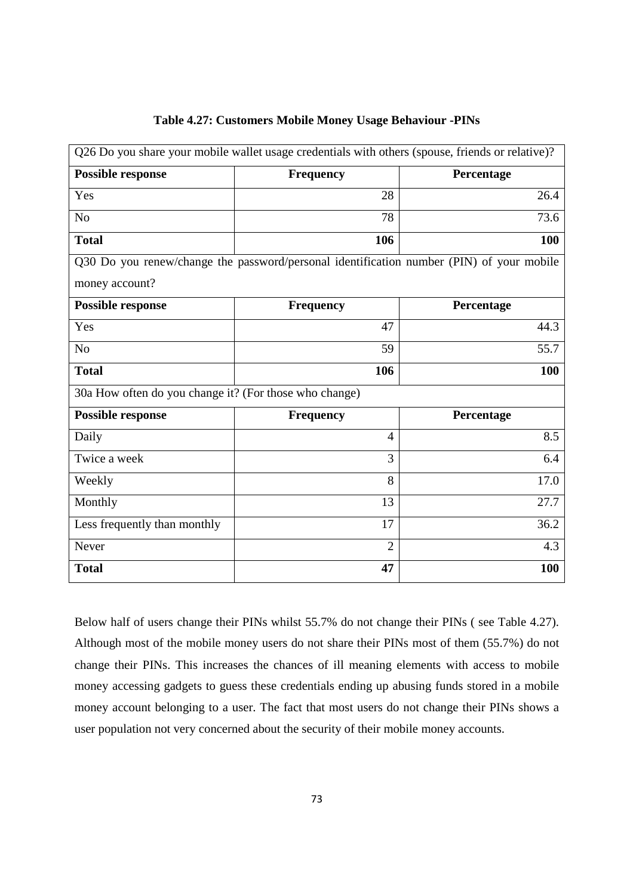**Table 4.27: Customers Mobile Money Usage Behaviour -PINs**

| Q26 Do you share your mobile wallet usage credentials with others (spouse, friends or relative)? | | |
|---|---|---|
| **Possible response** | **Frequency** | **Percentage** |
| Yes | 28 | 26.4 |
| No | 78 | 73.6 |
| **Total** | **106** | **100** |
| Q30 Do you renew/change the password/personal identification number (PIN) of your mobile money account? | | |
| **Possible response** | **Frequency** | **Percentage** |
| Yes | 47 | 44.3 |
| No | 59 | 55.7 |
| **Total** | **106** | **100** |
| 30a How often do you change it? (For those who change) | | |
| **Possible response** | **Frequency** | **Percentage** |
| Daily | 4 | 8.5 |
| Twice a week | 3 | 6.4 |
| Weekly | 8 | 17.0 |
| Monthly | 13 | 27.7 |
| Less frequently than monthly | 17 | 36.2 |
| Never | 2 | 4.3 |
| **Total** | **47** | **100** |

Below half of users change their PINs whilst 55.7% do not change their PINs ( see Table 4.27). Although most of the mobile money users do not share their PINs most of them (55.7%) do not change their PINs. This increases the chances of ill meaning elements with access to mobile money accessing gadgets to guess these credentials ending up abusing funds stored in a mobile money account belonging to a user. The fact that most users do not change their PINs shows a user population not very concerned about the security of their mobile money accounts.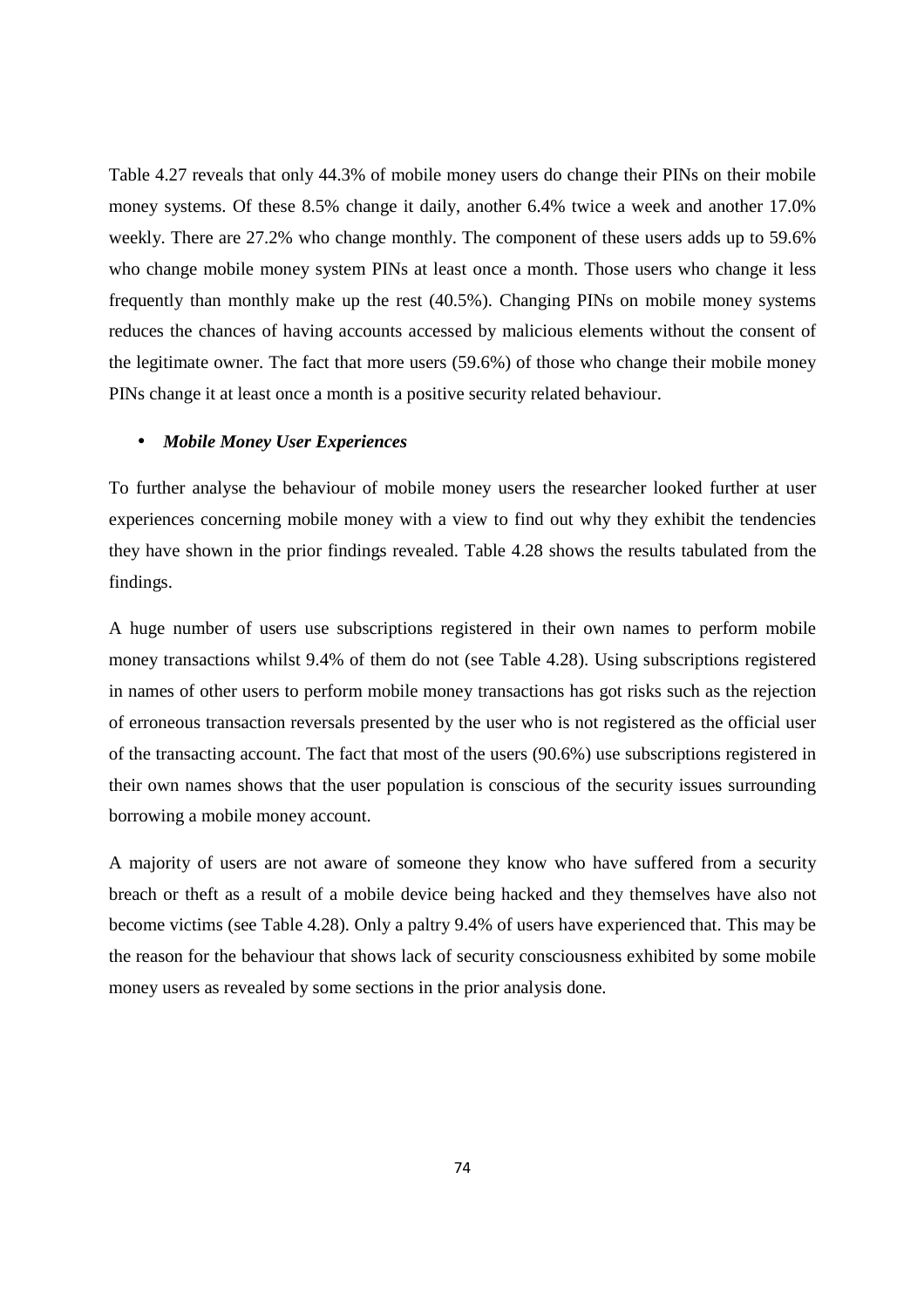Table 4.27 reveals that only 44.3% of mobile money users do change their PINs on their mobile money systems. Of these 8.5% change it daily, another 6.4% twice a week and another 17.0% weekly. There are 27.2% who change monthly. The component of these users adds up to 59.6% who change mobile money system PINs at least once a month. Those users who change it less frequently than monthly make up the rest (40.5%). Changing PINs on mobile money systems reduces the chances of having accounts accessed by malicious elements without the consent of the legitimate owner. The fact that more users (59.6%) of those who change their mobile money PINs change it at least once a month is a positive security related behaviour.

- ***Mobile Money User Experiences***

To further analyse the behaviour of mobile money users the researcher looked further at user experiences concerning mobile money with a view to find out why they exhibit the tendencies they have shown in the prior findings revealed. Table 4.28 shows the results tabulated from the findings.

A huge number of users use subscriptions registered in their own names to perform mobile money transactions whilst 9.4% of them do not (see Table 4.28). Using subscriptions registered in names of other users to perform mobile money transactions has got risks such as the rejection of erroneous transaction reversals presented by the user who is not registered as the official user of the transacting account. The fact that most of the users (90.6%) use subscriptions registered in their own names shows that the user population is conscious of the security issues surrounding borrowing a mobile money account.

A majority of users are not aware of someone they know who have suffered from a security breach or theft as a result of a mobile device being hacked and they themselves have also not become victims (see Table 4.28). Only a paltry 9.4% of users have experienced that. This may be the reason for the behaviour that shows lack of security consciousness exhibited by some mobile money users as revealed by some sections in the prior analysis done.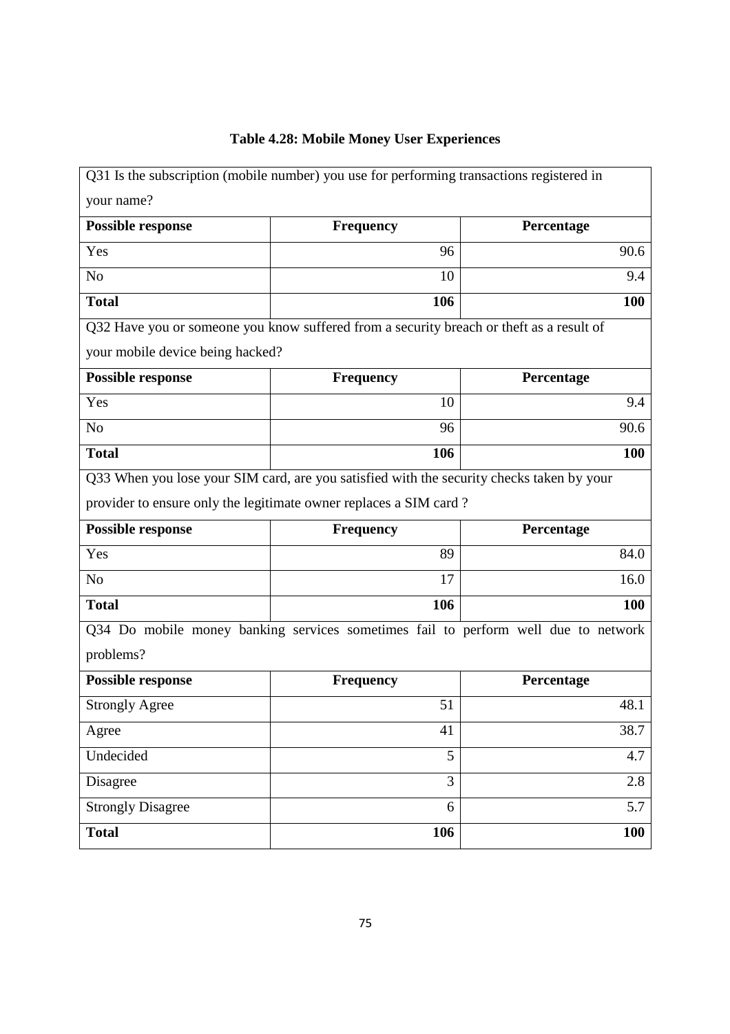**Table 4.28: Mobile Money User Experiences**

| Q31 Is the subscription (mobile number) you use for performing transactions registered in your name? | | |
|---|---|---|
| **Possible response** | **Frequency** | **Percentage** |
| Yes | 96 | 90.6 |
| No | 10 | 9.4 |
| **Total** | **106** | **100** |
| Q32 Have you or someone you know suffered from a security breach or theft as a result of your mobile device being hacked? | | |
| **Possible response** | **Frequency** | **Percentage** |
| Yes | 10 | 9.4 |
| No | 96 | 90.6 |
| **Total** | **106** | **100** |
| Q33 When you lose your SIM card, are you satisfied with the security checks taken by your provider to ensure only the legitimate owner replaces a SIM card ? | | |
| **Possible response** | **Frequency** | **Percentage** |
| Yes | 89 | 84.0 |
| No | 17 | 16.0 |
| **Total** | **106** | **100** |
| Q34 Do mobile money banking services sometimes fail to perform well due to network problems? | | |
| **Possible response** | **Frequency** | **Percentage** |
| Strongly Agree | 51 | 48.1 |
| Agree | 41 | 38.7 |
| Undecided | 5 | 4.7 |
| Disagree | 3 | 2.8 |
| Strongly Disagree | 6 | 5.7 |
| **Total** | **106** | **100** |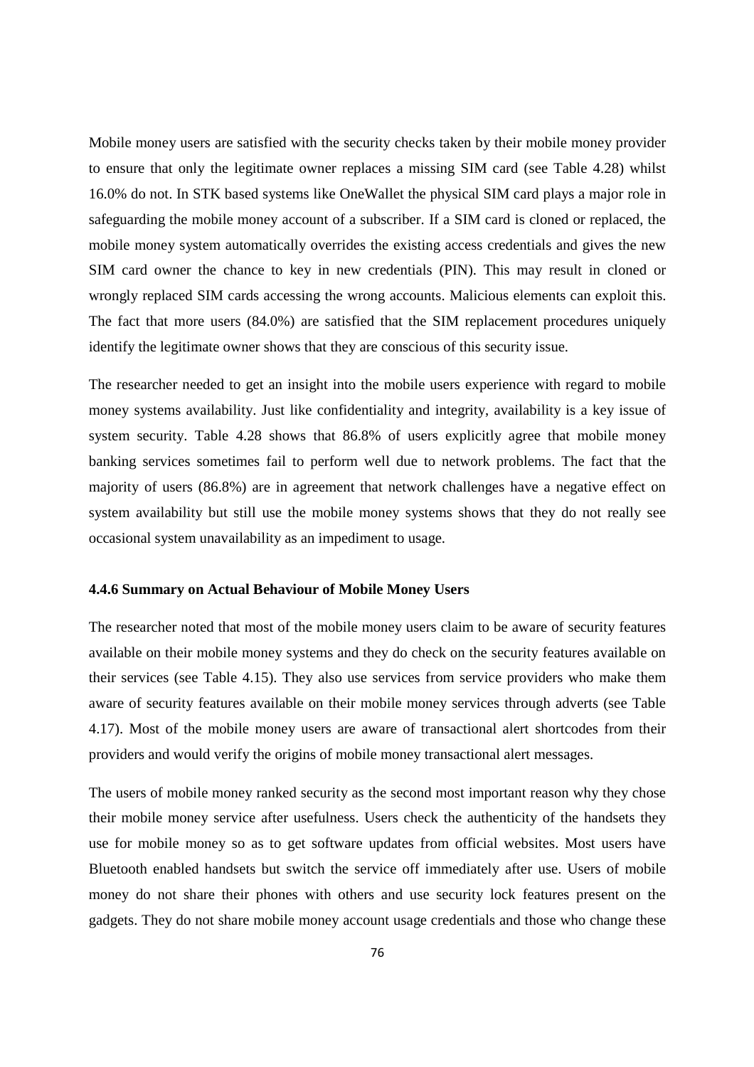Mobile money users are satisfied with the security checks taken by their mobile money provider to ensure that only the legitimate owner replaces a missing SIM card (see Table 4.28) whilst 16.0% do not. In STK based systems like OneWallet the physical SIM card plays a major role in safeguarding the mobile money account of a subscriber. If a SIM card is cloned or replaced, the mobile money system automatically overrides the existing access credentials and gives the new SIM card owner the chance to key in new credentials (PIN). This may result in cloned or wrongly replaced SIM cards accessing the wrong accounts. Malicious elements can exploit this. The fact that more users (84.0%) are satisfied that the SIM replacement procedures uniquely identify the legitimate owner shows that they are conscious of this security issue.

The researcher needed to get an insight into the mobile users experience with regard to mobile money systems availability. Just like confidentiality and integrity, availability is a key issue of system security. Table 4.28 shows that 86.8% of users explicitly agree that mobile money banking services sometimes fail to perform well due to network problems. The fact that the majority of users (86.8%) are in agreement that network challenges have a negative effect on system availability but still use the mobile money systems shows that they do not really see occasional system unavailability as an impediment to usage.

### 4.4.6 Summary on Actual Behaviour of Mobile Money Users

The researcher noted that most of the mobile money users claim to be aware of security features available on their mobile money systems and they do check on the security features available on their services (see Table 4.15). They also use services from service providers who make them aware of security features available on their mobile money services through adverts (see Table 4.17). Most of the mobile money users are aware of transactional alert shortcodes from their providers and would verify the origins of mobile money transactional alert messages.

The users of mobile money ranked security as the second most important reason why they chose their mobile money service after usefulness. Users check the authenticity of the handsets they use for mobile money so as to get software updates from official websites. Most users have Bluetooth enabled handsets but switch the service off immediately after use. Users of mobile money do not share their phones with others and use security lock features present on the gadgets. They do not share mobile money account usage credentials and those who change these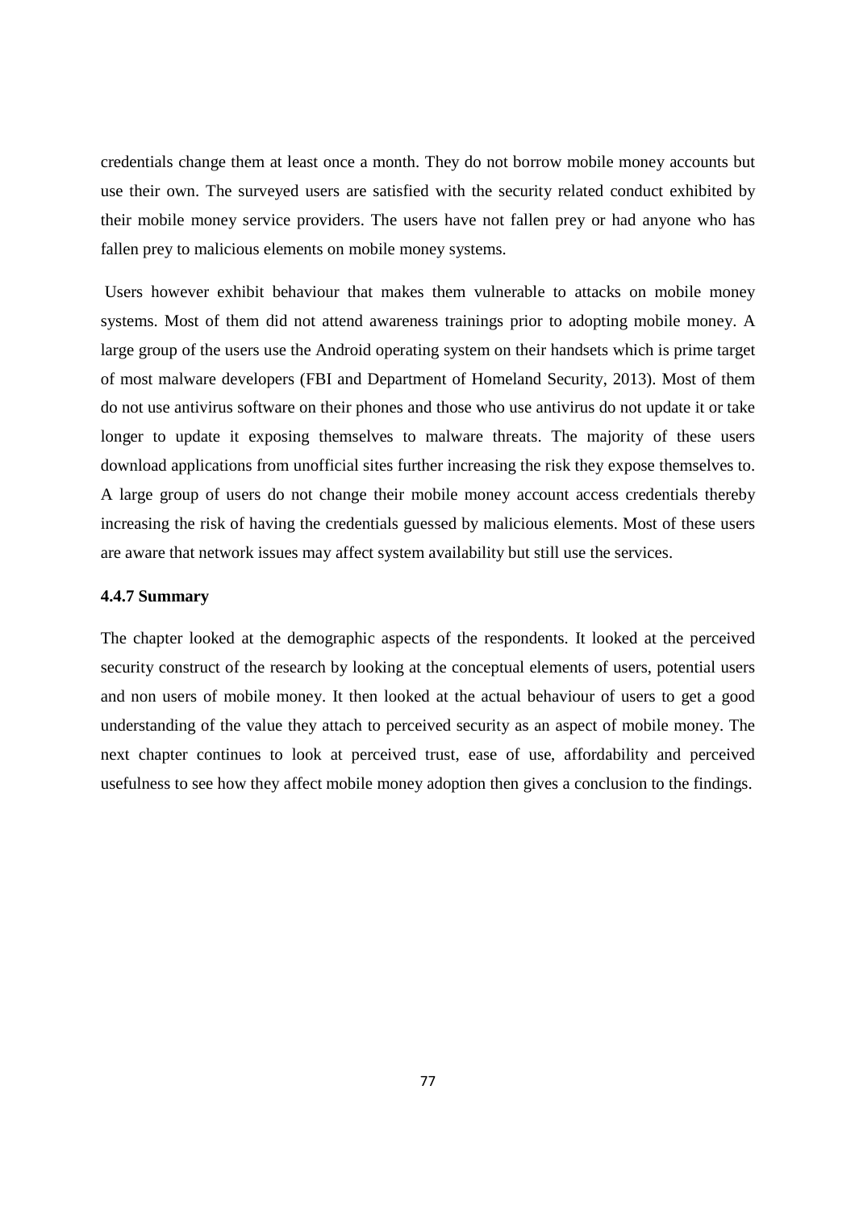credentials change them at least once a month. They do not borrow mobile money accounts but use their own. The surveyed users are satisfied with the security related conduct exhibited by their mobile money service providers. The users have not fallen prey or had anyone who has fallen prey to malicious elements on mobile money systems.

Users however exhibit behaviour that makes them vulnerable to attacks on mobile money systems. Most of them did not attend awareness trainings prior to adopting mobile money. A large group of the users use the Android operating system on their handsets which is prime target of most malware developers (FBI and Department of Homeland Security, 2013). Most of them do not use antivirus software on their phones and those who use antivirus do not update it or take longer to update it exposing themselves to malware threats. The majority of these users download applications from unofficial sites further increasing the risk they expose themselves to. A large group of users do not change their mobile money account access credentials thereby increasing the risk of having the credentials guessed by malicious elements. Most of these users are aware that network issues may affect system availability but still use the services.

#### 4.4.7 Summary

The chapter looked at the demographic aspects of the respondents. It looked at the perceived security construct of the research by looking at the conceptual elements of users, potential users and non users of mobile money. It then looked at the actual behaviour of users to get a good understanding of the value they attach to perceived security as an aspect of mobile money. The next chapter continues to look at perceived trust, ease of use, affordability and perceived usefulness to see how they affect mobile money adoption then gives a conclusion to the findings.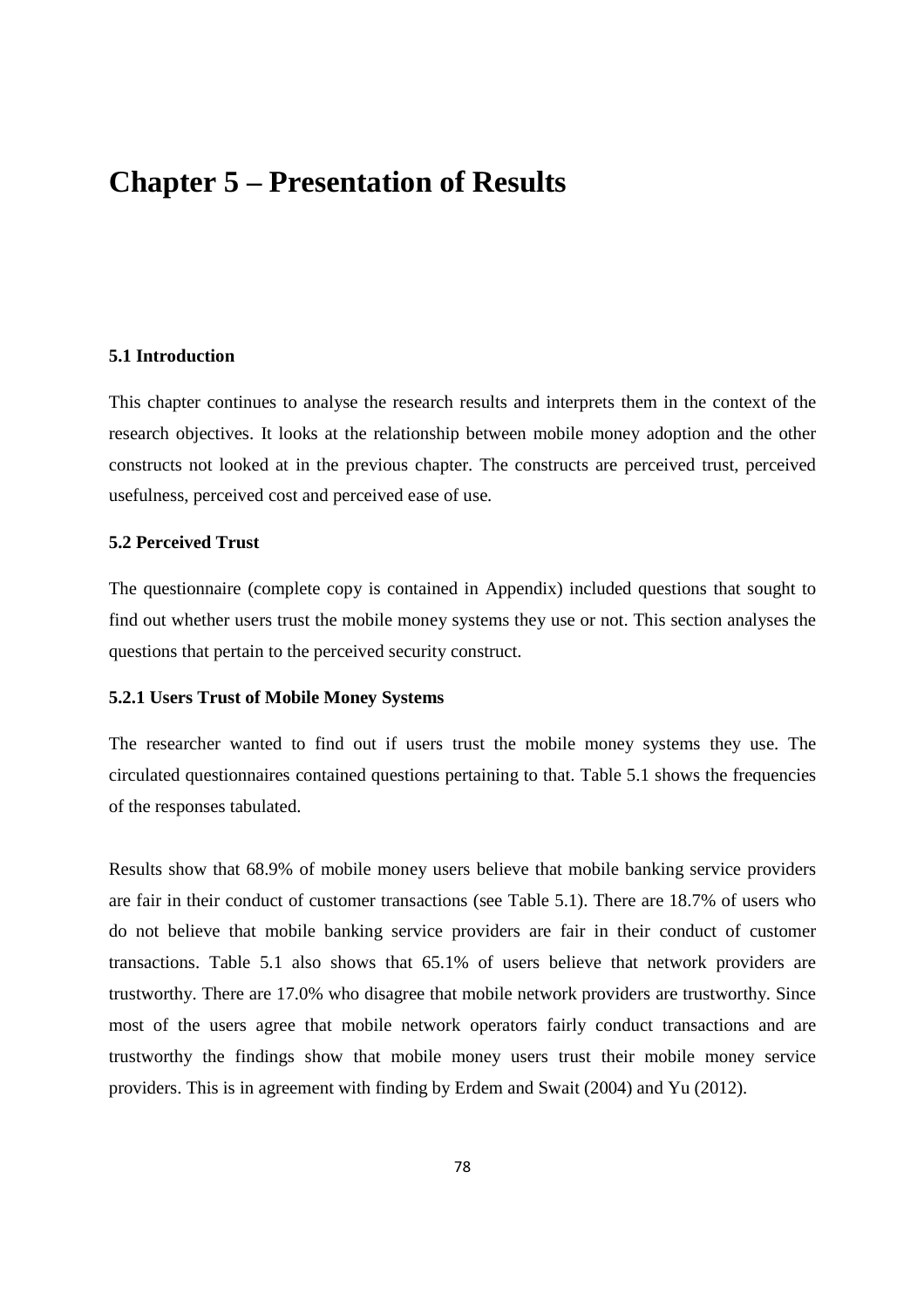# Chapter 5 – Presentation of Results

### 5.1 Introduction

This chapter continues to analyse the research results and interprets them in the context of the research objectives. It looks at the relationship between mobile money adoption and the other constructs not looked at in the previous chapter. The constructs are perceived trust, perceived usefulness, perceived cost and perceived ease of use.

### 5.2 Perceived Trust

The questionnaire (complete copy is contained in Appendix) included questions that sought to find out whether users trust the mobile money systems they use or not. This section analyses the questions that pertain to the perceived security construct.

#### 5.2.1 Users Trust of Mobile Money Systems

The researcher wanted to find out if users trust the mobile money systems they use. The circulated questionnaires contained questions pertaining to that. Table 5.1 shows the frequencies of the responses tabulated.

Results show that 68.9% of mobile money users believe that mobile banking service providers are fair in their conduct of customer transactions (see Table 5.1). There are 18.7% of users who do not believe that mobile banking service providers are fair in their conduct of customer transactions. Table 5.1 also shows that 65.1% of users believe that network providers are trustworthy. There are 17.0% who disagree that mobile network providers are trustworthy. Since most of the users agree that mobile network operators fairly conduct transactions and are trustworthy the findings show that mobile money users trust their mobile money service providers. This is in agreement with finding by Erdem and Swait (2004) and Yu (2012).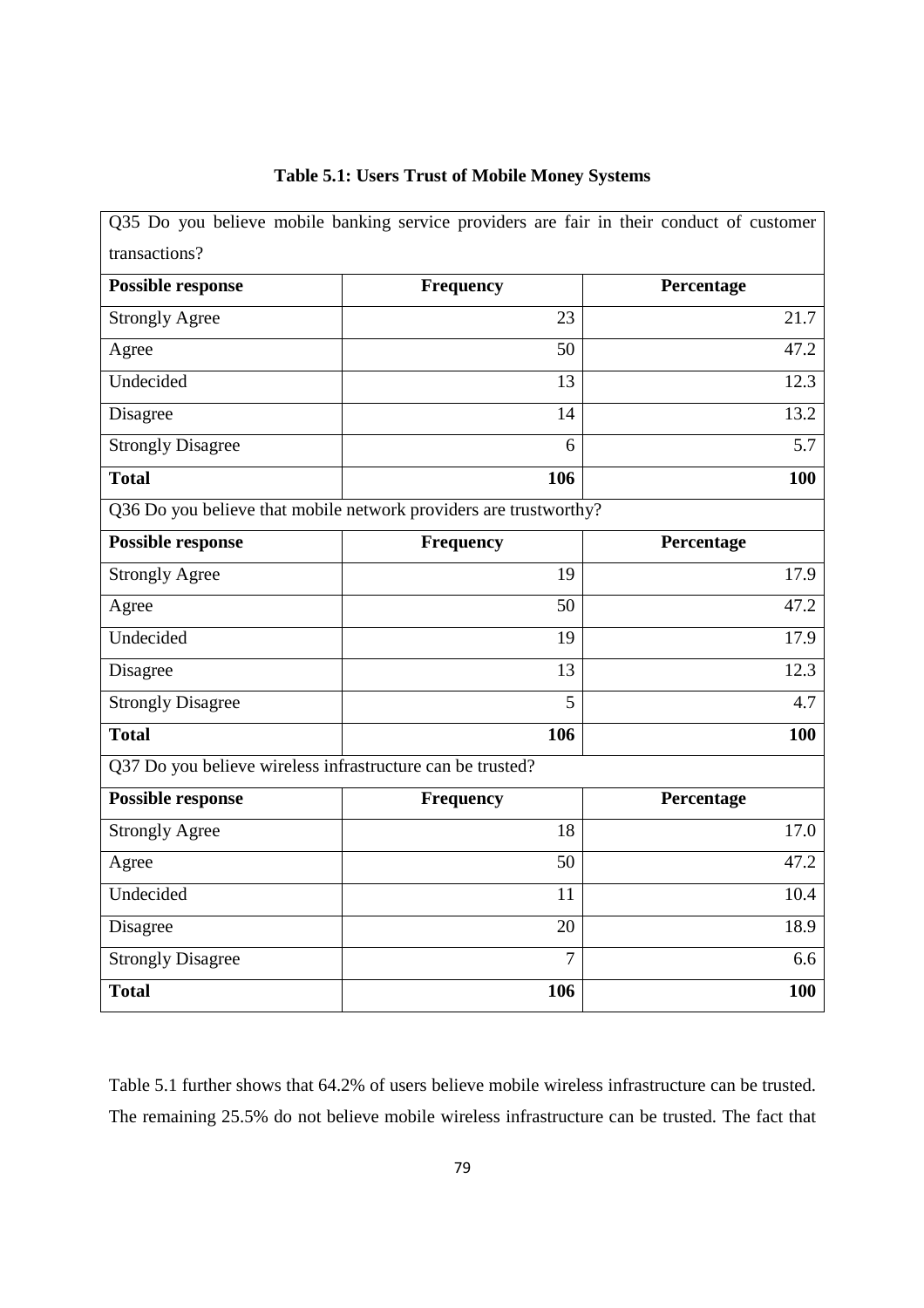**Table 5.1: Users Trust of Mobile Money Systems**

| Q35 Do you believe mobile banking service providers are fair in their conduct of customer transactions? | | |
|---|---|---|
| **Possible response** | **Frequency** | **Percentage** |
| Strongly Agree | 23 | 21.7 |
| Agree | 50 | 47.2 |
| Undecided | 13 | 12.3 |
| Disagree | 14 | 13.2 |
| Strongly Disagree | 6 | 5.7 |
| **Total** | **106** | **100** |
| Q36 Do you believe that mobile network providers are trustworthy? | | |
| **Possible response** | **Frequency** | **Percentage** |
| Strongly Agree | 19 | 17.9 |
| Agree | 50 | 47.2 |
| Undecided | 19 | 17.9 |
| Disagree | 13 | 12.3 |
| Strongly Disagree | 5 | 4.7 |
| **Total** | **106** | **100** |
| Q37 Do you believe wireless infrastructure can be trusted? | | |
| **Possible response** | **Frequency** | **Percentage** |
| Strongly Agree | 18 | 17.0 |
| Agree | 50 | 47.2 |
| Undecided | 11 | 10.4 |
| Disagree | 20 | 18.9 |
| Strongly Disagree | 7 | 6.6 |
| **Total** | **106** | **100** |

Table 5.1 further shows that 64.2% of users believe mobile wireless infrastructure can be trusted. The remaining 25.5% do not believe mobile wireless infrastructure can be trusted. The fact that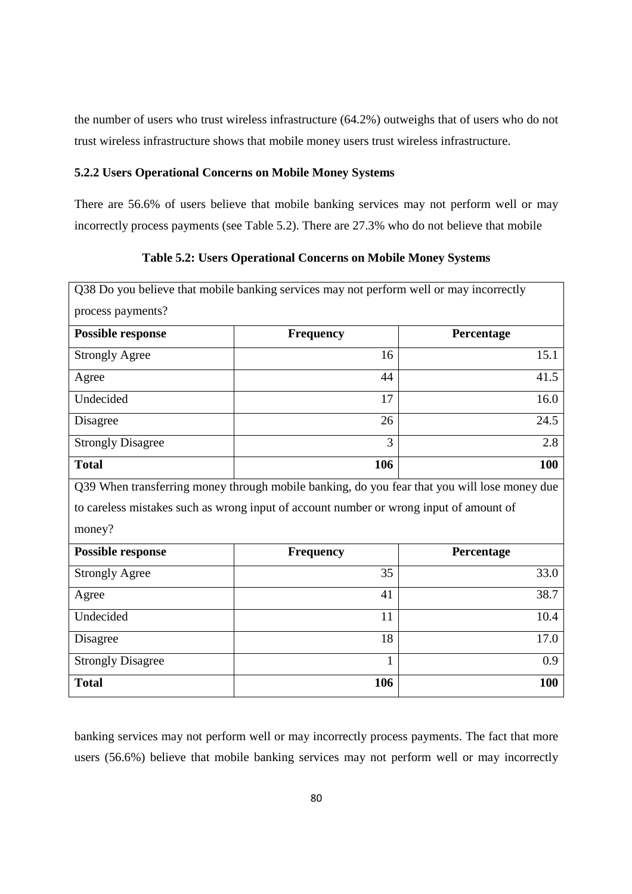the number of users who trust wireless infrastructure (64.2%) outweighs that of users who do not trust wireless infrastructure shows that mobile money users trust wireless infrastructure.

### 5.2.2 Users Operational Concerns on Mobile Money Systems

There are 56.6% of users believe that mobile banking services may not perform well or may incorrectly process payments (see Table 5.2). There are 27.3% who do not believe that mobile banking services may not perform well or may incorrectly process payments. The fact that more users (56.6%) believe that mobile banking services may not perform well or may incorrectly

**Table 5.2: Users Operational Concerns on Mobile Money Systems**

| Q38 Do you believe that mobile banking services may not perform well or may incorrectly process payments? | | |
|---|---|---|
| **Possible response** | **Frequency** | **Percentage** |
| Strongly Agree | 16 | 15.1 |
| Agree | 44 | 41.5 |
| Undecided | 17 | 16.0 |
| Disagree | 26 | 24.5 |
| Strongly Disagree | 3 | 2.8 |
| **Total** | **106** | **100** |
| Q39 When transferring money through mobile banking, do you fear that you will lose money due to careless mistakes such as wrong input of account number or wrong input of amount of money? | | |
| **Possible response** | **Frequency** | **Percentage** |
| Strongly Agree | 35 | 33.0 |
| Agree | 41 | 38.7 |
| Undecided | 11 | 10.4 |
| Disagree | 18 | 17.0 |
| Strongly Disagree | 1 | 0.9 |
| **Total** | **106** | **100** |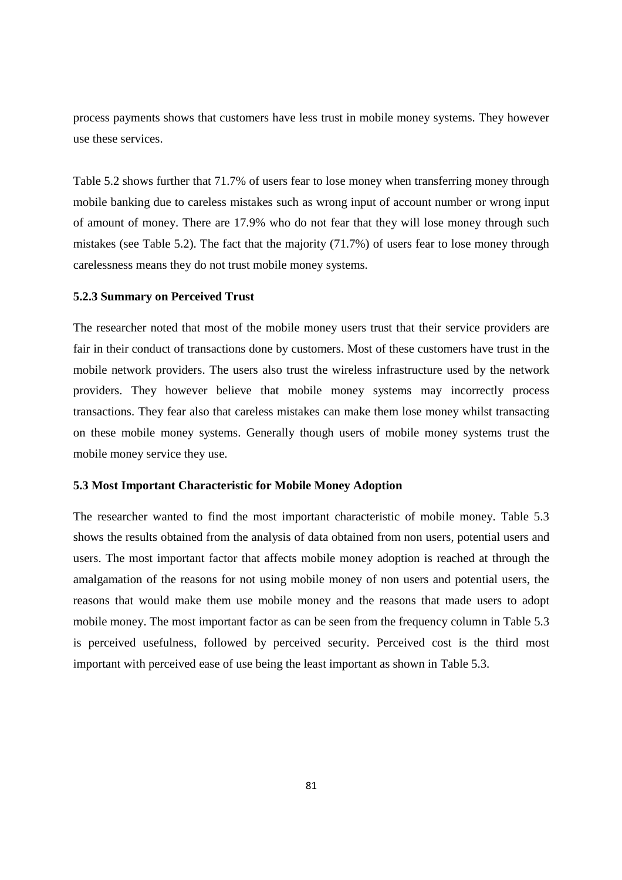process payments shows that customers have less trust in mobile money systems. They however use these services.

Table 5.2 shows further that 71.7% of users fear to lose money when transferring money through mobile banking due to careless mistakes such as wrong input of account number or wrong input of amount of money. There are 17.9% who do not fear that they will lose money through such mistakes (see Table 5.2). The fact that the majority (71.7%) of users fear to lose money through carelessness means they do not trust mobile money systems.

### 5.2.3 Summary on Perceived Trust

The researcher noted that most of the mobile money users trust that their service providers are fair in their conduct of transactions done by customers. Most of these customers have trust in the mobile network providers. The users also trust the wireless infrastructure used by the network providers. They however believe that mobile money systems may incorrectly process transactions. They fear also that careless mistakes can make them lose money whilst transacting on these mobile money systems. Generally though users of mobile money systems trust the mobile money service they use.

### 5.3 Most Important Characteristic for Mobile Money Adoption

The researcher wanted to find the most important characteristic of mobile money. Table 5.3 shows the results obtained from the analysis of data obtained from non users, potential users and users. The most important factor that affects mobile money adoption is reached at through the amalgamation of the reasons for not using mobile money of non users and potential users, the reasons that would make them use mobile money and the reasons that made users to adopt mobile money. The most important factor as can be seen from the frequency column in Table 5.3 is perceived usefulness, followed by perceived security. Perceived cost is the third most important with perceived ease of use being the least important as shown in Table 5.3.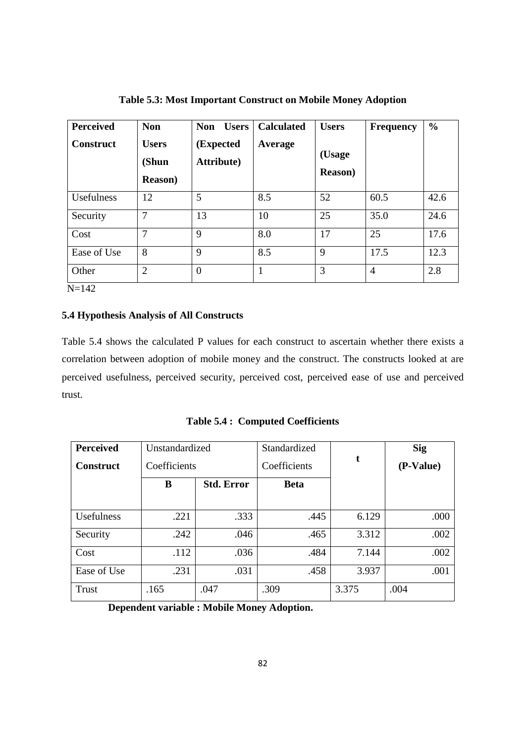**Table 5.3: Most Important Construct on Mobile Money Adoption**

| Perceived Construct | Non Users (Shun Reason) | Non Users (Expected Attribute) | Calculated Average | Users (Usage Reason) | Frequency | % |
|---|---|---|---|---|---|---|
| Usefulness | 12 | 5 | 8.5 | 52 | 60.5 | 42.6 |
| Security | 7 | 13 | 10 | 25 | 35.0 | 24.6 |
| Cost | 7 | 9 | 8.0 | 17 | 25 | 17.6 |
| Ease of Use | 8 | 9 | 8.5 | 9 | 17.5 | 12.3 |
| Other | 2 | 0 | 1 | 3 | 4 | 2.8 |

N=142

### 5.4 Hypothesis Analysis of All Constructs

Table 5.4 shows the calculated P values for each construct to ascertain whether there exists a correlation between adoption of mobile money and the construct. The constructs looked at are perceived usefulness, perceived security, perceived cost, perceived ease of use and perceived trust.

**Table 5.4 : Computed Coefficients**

| Perceived Construct | Unstandardized Coefficients | | Standardized Coefficients | t | Sig (P-Value) |
|---|---|---|---|---|---|
| | B | Std. Error | Beta | | |
| Usefulness | .221 | .333 | .445 | 6.129 | .000 |
| Security | .242 | .046 | .465 | 3.312 | .002 |
| Cost | .112 | .036 | .484 | 7.144 | .002 |
| Ease of Use | .231 | .031 | .458 | 3.937 | .001 |
| Trust | .165 | .047 | .309 | 3.375 | .004 |

**Dependent variable : Mobile Money Adoption.**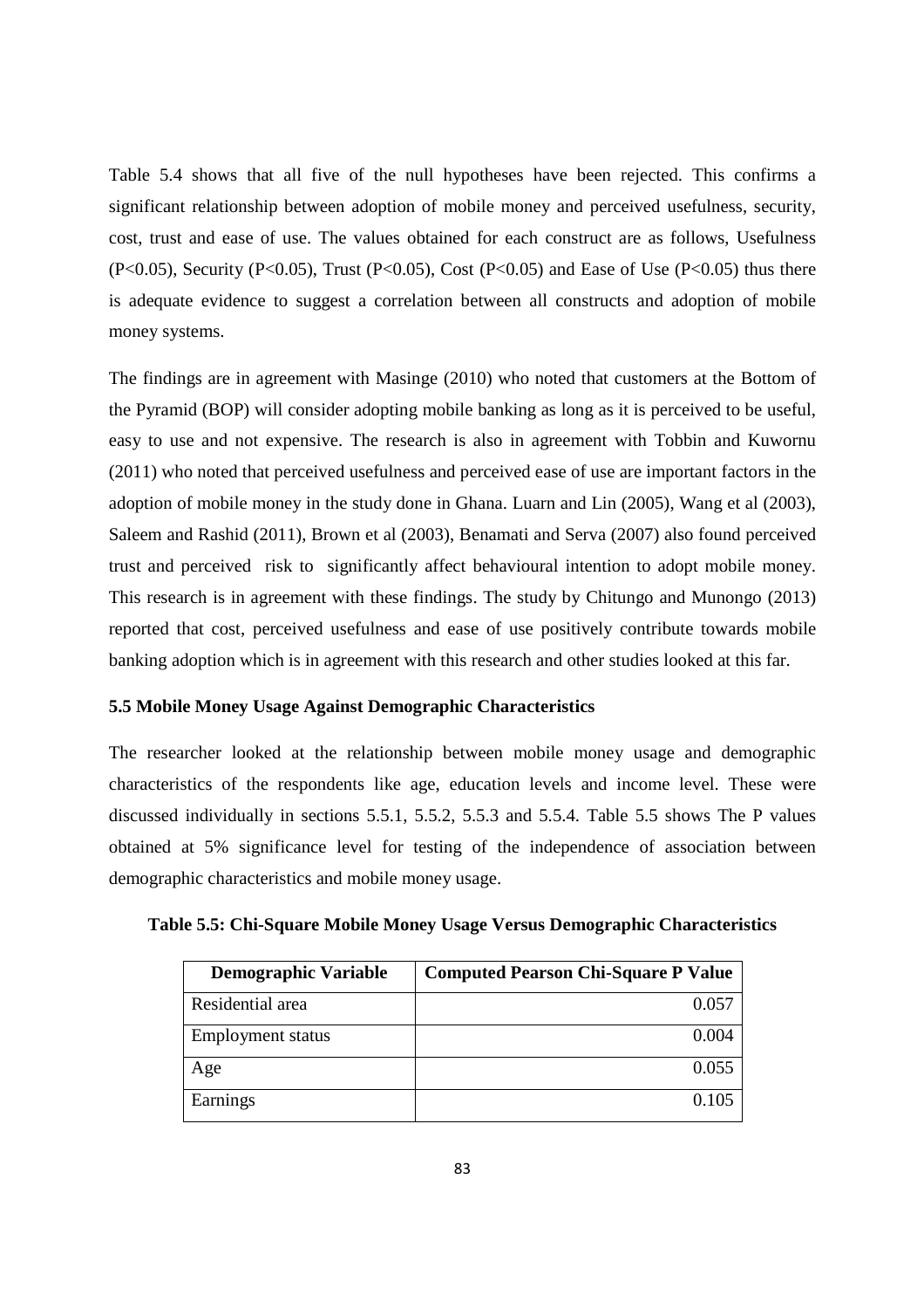Table 5.4 shows that all five of the null hypotheses have been rejected. This confirms a significant relationship between adoption of mobile money and perceived usefulness, security, cost, trust and ease of use. The values obtained for each construct are as follows, Usefulness ($P<0.05$), Security ($P<0.05$), Trust ($P<0.05$), Cost ($P<0.05$) and Ease of Use ($P<0.05$) thus there is adequate evidence to suggest a correlation between all constructs and adoption of mobile money systems.

The findings are in agreement with Masinge (2010) who noted that customers at the Bottom of the Pyramid (BOP) will consider adopting mobile banking as long as it is perceived to be useful, easy to use and not expensive. The research is also in agreement with Tobbin and Kuwornu (2011) who noted that perceived usefulness and perceived ease of use are important factors in the adoption of mobile money in the study done in Ghana. Luarn and Lin (2005), Wang et al (2003), Saleem and Rashid (2011), Brown et al (2003), Benamati and Serva (2007) also found perceived trust and perceived risk to significantly affect behavioural intention to adopt mobile money. This research is in agreement with these findings. The study by Chitungo and Munongo (2013) reported that cost, perceived usefulness and ease of use positively contribute towards mobile banking adoption which is in agreement with this research and other studies looked at this far.

### 5.5 Mobile Money Usage Against Demographic Characteristics

The researcher looked at the relationship between mobile money usage and demographic characteristics of the respondents like age, education levels and income level. These were discussed individually in sections 5.5.1, 5.5.2, 5.5.3 and 5.5.4. Table 5.5 shows The P values obtained at 5% significance level for testing of the independence of association between demographic characteristics and mobile money usage.

**Table 5.5: Chi-Square Mobile Money Usage Versus Demographic Characteristics**

| Demographic Variable | Computed Pearson Chi-Square P Value |
|---|---|
| Residential area | 0.057 |
| Employment status | 0.004 |
| Age | 0.055 |
| Earnings | 0.105 |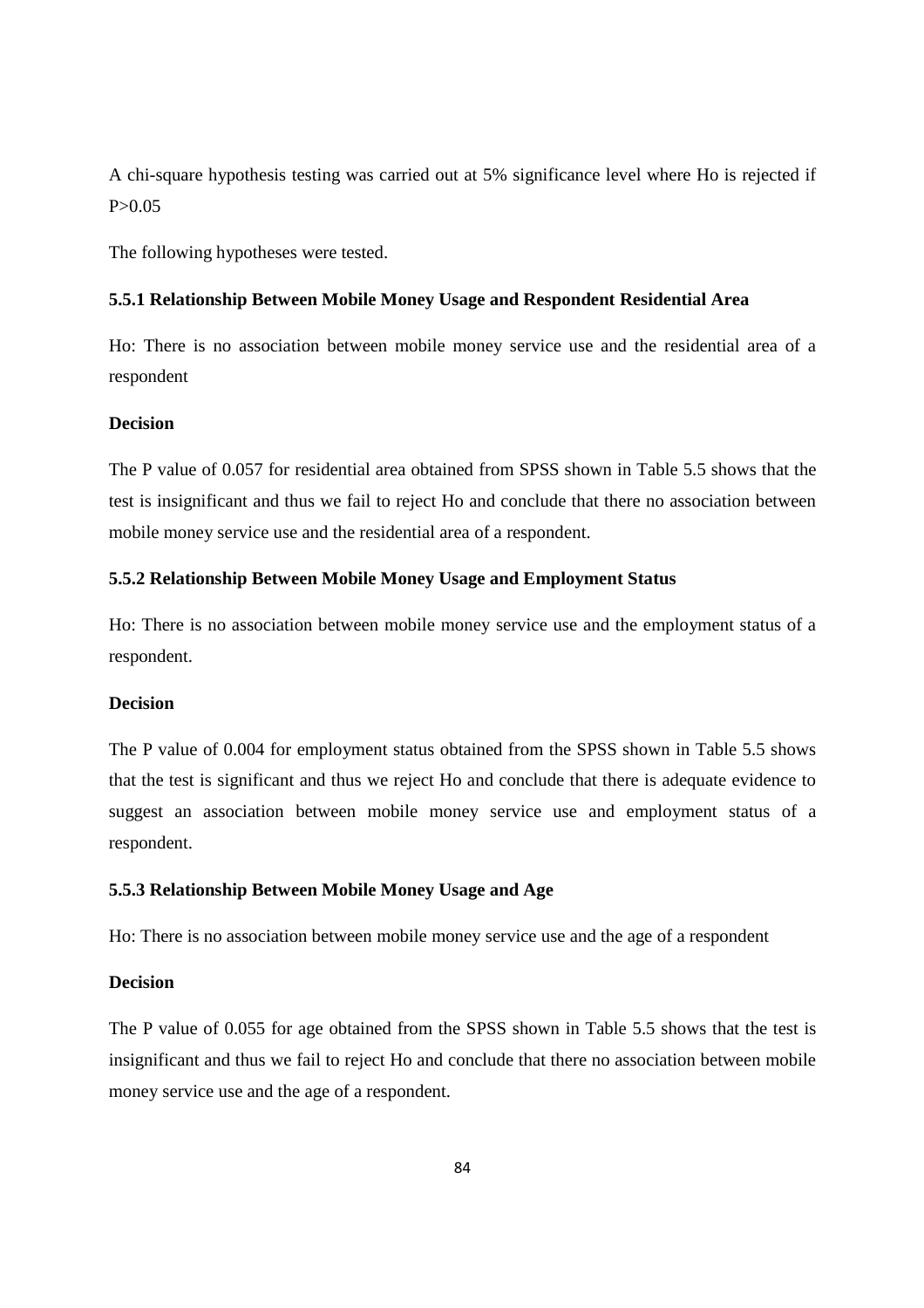A chi-square hypothesis testing was carried out at 5% significance level where Ho is rejected if P>0.05

The following hypotheses were tested.

### 5.5.1 Relationship Between Mobile Money Usage and Respondent Residential Area

Ho: There is no association between mobile money service use and the residential area of a respondent

**Decision**

The P value of 0.057 for residential area obtained from SPSS shown in Table 5.5 shows that the test is insignificant and thus we fail to reject Ho and conclude that there no association between mobile money service use and the residential area of a respondent.

### 5.5.2 Relationship Between Mobile Money Usage and Employment Status

Ho: There is no association between mobile money service use and the employment status of a respondent.

**Decision**

The P value of 0.004 for employment status obtained from the SPSS shown in Table 5.5 shows that the test is significant and thus we reject Ho and conclude that there is adequate evidence to suggest an association between mobile money service use and employment status of a respondent.

### 5.5.3 Relationship Between Mobile Money Usage and Age

Ho: There is no association between mobile money service use and the age of a respondent

**Decision**

The P value of 0.055 for age obtained from the SPSS shown in Table 5.5 shows that the test is insignificant and thus we fail to reject Ho and conclude that there no association between mobile money service use and the age of a respondent.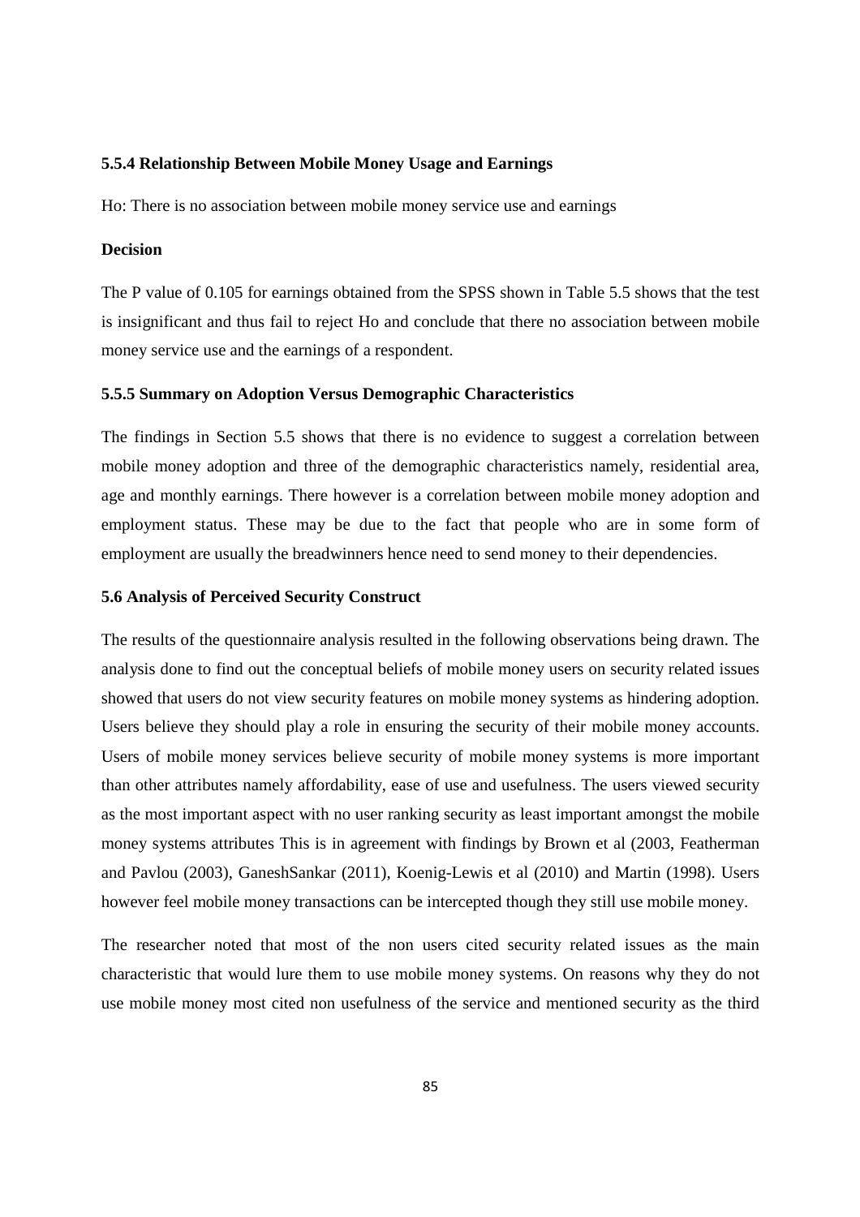### 5.5.4 Relationship Between Mobile Money Usage and Earnings

Ho: There is no association between mobile money service use and earnings

**Decision**

The P value of 0.105 for earnings obtained from the SPSS shown in Table 5.5 shows that the test is insignificant and thus fail to reject Ho and conclude that there no association between mobile money service use and the earnings of a respondent.

### 5.5.5 Summary on Adoption Versus Demographic Characteristics

The findings in Section 5.5 shows that there is no evidence to suggest a correlation between mobile money adoption and three of the demographic characteristics namely, residential area, age and monthly earnings. There however is a correlation between mobile money adoption and employment status. These may be due to the fact that people who are in some form of employment are usually the breadwinners hence need to send money to their dependencies.

## 5.6 Analysis of Perceived Security Construct

The results of the questionnaire analysis resulted in the following observations being drawn. The analysis done to find out the conceptual beliefs of mobile money users on security related issues showed that users do not view security features on mobile money systems as hindering adoption. Users believe they should play a role in ensuring the security of their mobile money accounts. Users of mobile money services believe security of mobile money systems is more important than other attributes namely affordability, ease of use and usefulness. The users viewed security as the most important aspect with no user ranking security as least important amongst the mobile money systems attributes This is in agreement with findings by Brown et al (2003, Featherman and Pavlou (2003), GaneshSankar (2011), Koenig-Lewis et al (2010) and Martin (1998). Users however feel mobile money transactions can be intercepted though they still use mobile money.

The researcher noted that most of the non users cited security related issues as the main characteristic that would lure them to use mobile money systems. On reasons why they do not use mobile money most cited non usefulness of the service and mentioned security as the third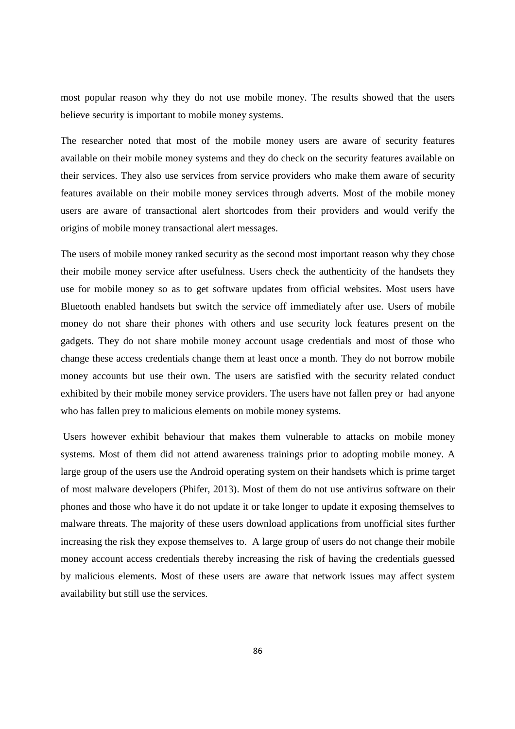most popular reason why they do not use mobile money. The results showed that the users believe security is important to mobile money systems.

The researcher noted that most of the mobile money users are aware of security features available on their mobile money systems and they do check on the security features available on their services. They also use services from service providers who make them aware of security features available on their mobile money services through adverts. Most of the mobile money users are aware of transactional alert shortcodes from their providers and would verify the origins of mobile money transactional alert messages.

The users of mobile money ranked security as the second most important reason why they chose their mobile money service after usefulness. Users check the authenticity of the handsets they use for mobile money so as to get software updates from official websites. Most users have Bluetooth enabled handsets but switch the service off immediately after use. Users of mobile money do not share their phones with others and use security lock features present on the gadgets. They do not share mobile money account usage credentials and most of those who change these access credentials change them at least once a month. They do not borrow mobile money accounts but use their own. The users are satisfied with the security related conduct exhibited by their mobile money service providers. The users have not fallen prey or had anyone who has fallen prey to malicious elements on mobile money systems.

Users however exhibit behaviour that makes them vulnerable to attacks on mobile money systems. Most of them did not attend awareness trainings prior to adopting mobile money. A large group of the users use the Android operating system on their handsets which is prime target of most malware developers (Phifer, 2013). Most of them do not use antivirus software on their phones and those who have it do not update it or take longer to update it exposing themselves to malware threats. The majority of these users download applications from unofficial sites further increasing the risk they expose themselves to. A large group of users do not change their mobile money account access credentials thereby increasing the risk of having the credentials guessed by malicious elements. Most of these users are aware that network issues may affect system availability but still use the services.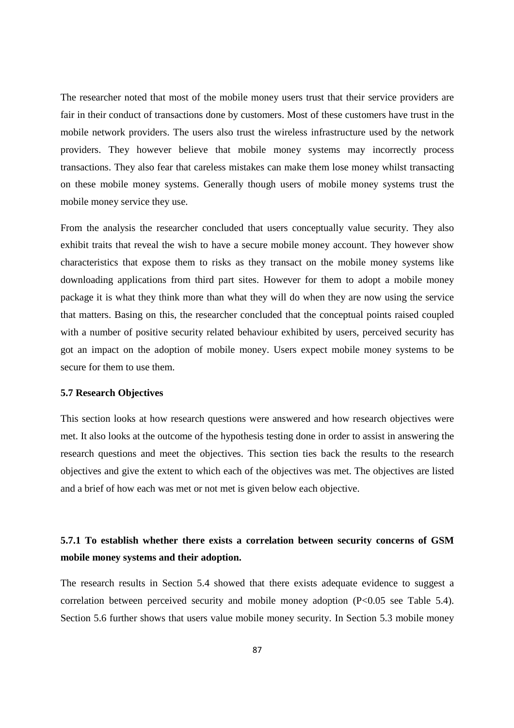The researcher noted that most of the mobile money users trust that their service providers are fair in their conduct of transactions done by customers. Most of these customers have trust in the mobile network providers. The users also trust the wireless infrastructure used by the network providers. They however believe that mobile money systems may incorrectly process transactions. They also fear that careless mistakes can make them lose money whilst transacting on these mobile money systems. Generally though users of mobile money systems trust the mobile money service they use.

From the analysis the researcher concluded that users conceptually value security. They also exhibit traits that reveal the wish to have a secure mobile money account. They however show characteristics that expose them to risks as they transact on the mobile money systems like downloading applications from third part sites. However for them to adopt a mobile money package it is what they think more than what they will do when they are now using the service that matters. Basing on this, the researcher concluded that the conceptual points raised coupled with a number of positive security related behaviour exhibited by users, perceived security has got an impact on the adoption of mobile money. Users expect mobile money systems to be secure for them to use them.

### 5.7 Research Objectives

This section looks at how research questions were answered and how research objectives were met. It also looks at the outcome of the hypothesis testing done in order to assist in answering the research questions and meet the objectives. This section ties back the results to the research objectives and give the extent to which each of the objectives was met. The objectives are listed and a brief of how each was met or not met is given below each objective.

#### 5.7.1 To establish whether there exists a correlation between security concerns of GSM mobile money systems and their adoption.

The research results in Section 5.4 showed that there exists adequate evidence to suggest a correlation between perceived security and mobile money adoption ($P<0.05$ see Table 5.4). Section 5.6 further shows that users value mobile money security. In Section 5.3 mobile money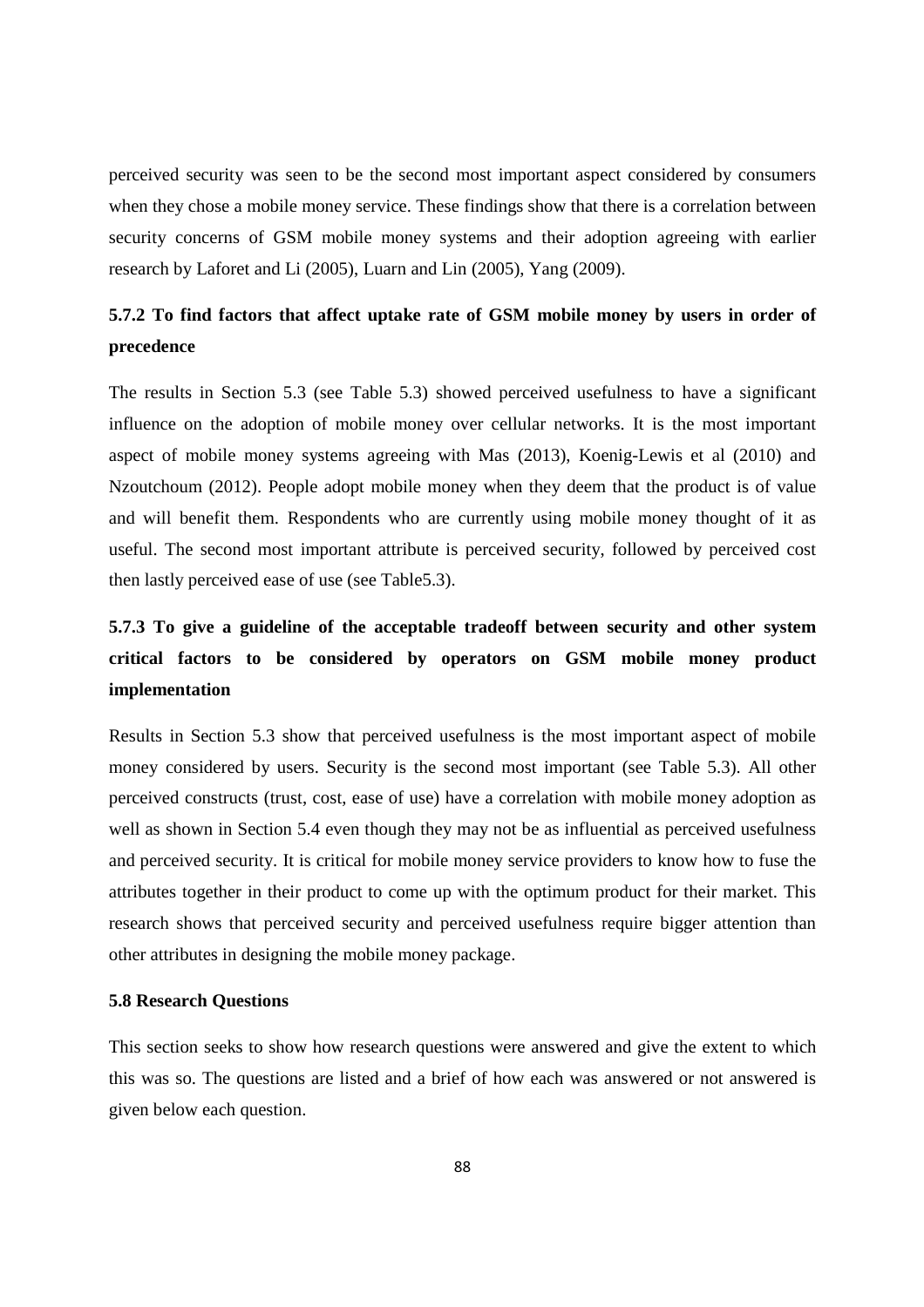perceived security was seen to be the second most important aspect considered by consumers when they chose a mobile money service. These findings show that there is a correlation between security concerns of GSM mobile money systems and their adoption agreeing with earlier research by Laforet and Li (2005), Luarn and Lin (2005), Yang (2009).

### 5.7.2 To find factors that affect uptake rate of GSM mobile money by users in order of precedence

The results in Section 5.3 (see Table 5.3) showed perceived usefulness to have a significant influence on the adoption of mobile money over cellular networks. It is the most important aspect of mobile money systems agreeing with Mas (2013), Koenig-Lewis et al (2010) and Nzoutchoum (2012). People adopt mobile money when they deem that the product is of value and will benefit them. Respondents who are currently using mobile money thought of it as useful. The second most important attribute is perceived security, followed by perceived cost then lastly perceived ease of use (see Table5.3).

### 5.7.3 To give a guideline of the acceptable tradeoff between security and other system critical factors to be considered by operators on GSM mobile money product implementation

Results in Section 5.3 show that perceived usefulness is the most important aspect of mobile money considered by users. Security is the second most important (see Table 5.3). All other perceived constructs (trust, cost, ease of use) have a correlation with mobile money adoption as well as shown in Section 5.4 even though they may not be as influential as perceived usefulness and perceived security. It is critical for mobile money service providers to know how to fuse the attributes together in their product to come up with the optimum product for their market. This research shows that perceived security and perceived usefulness require bigger attention than other attributes in designing the mobile money package.

### 5.8 Research Questions

This section seeks to show how research questions were answered and give the extent to which this was so. The questions are listed and a brief of how each was answered or not answered is given below each question.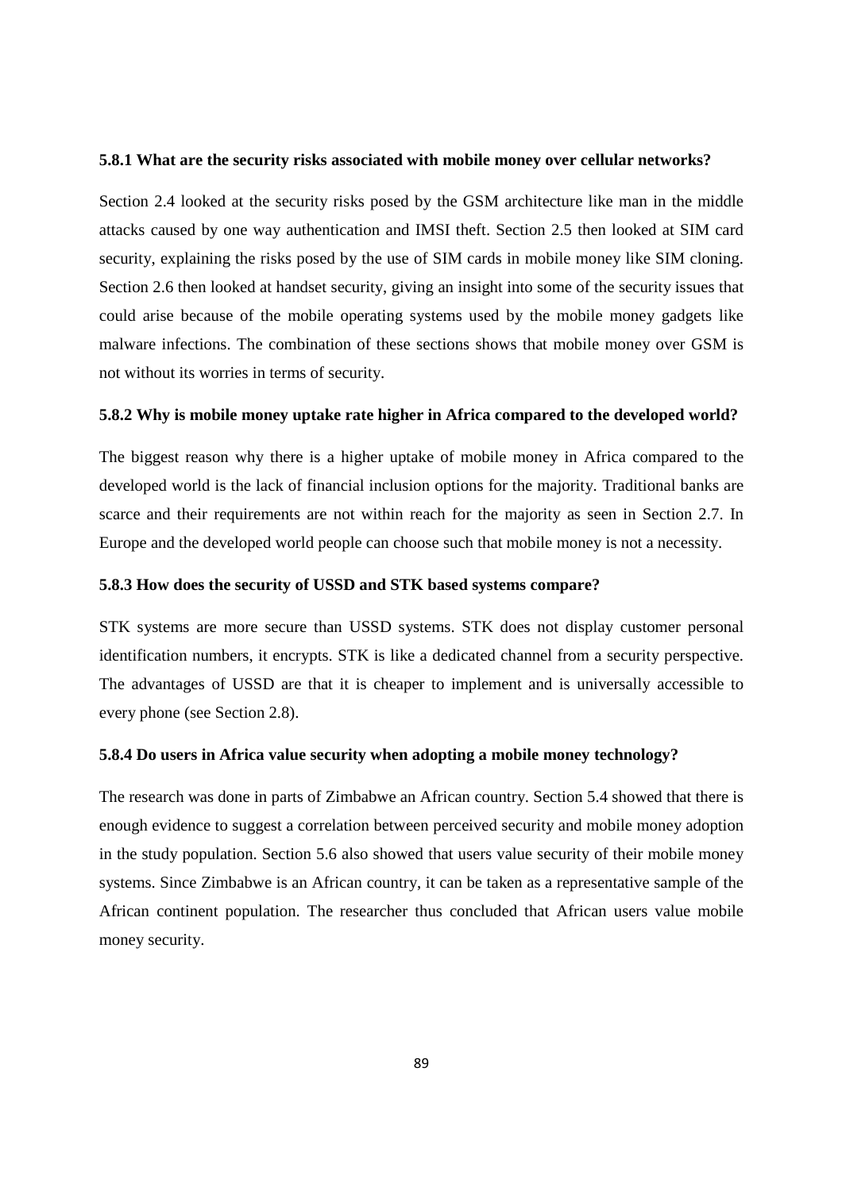### 5.8.1 What are the security risks associated with mobile money over cellular networks?

Section 2.4 looked at the security risks posed by the GSM architecture like man in the middle attacks caused by one way authentication and IMSI theft. Section 2.5 then looked at SIM card security, explaining the risks posed by the use of SIM cards in mobile money like SIM cloning. Section 2.6 then looked at handset security, giving an insight into some of the security issues that could arise because of the mobile operating systems used by the mobile money gadgets like malware infections. The combination of these sections shows that mobile money over GSM is not without its worries in terms of security.

### 5.8.2 Why is mobile money uptake rate higher in Africa compared to the developed world?

The biggest reason why there is a higher uptake of mobile money in Africa compared to the developed world is the lack of financial inclusion options for the majority. Traditional banks are scarce and their requirements are not within reach for the majority as seen in Section 2.7. In Europe and the developed world people can choose such that mobile money is not a necessity.

### 5.8.3 How does the security of USSD and STK based systems compare?

STK systems are more secure than USSD systems. STK does not display customer personal identification numbers, it encrypts. STK is like a dedicated channel from a security perspective. The advantages of USSD are that it is cheaper to implement and is universally accessible to every phone (see Section 2.8).

### 5.8.4 Do users in Africa value security when adopting a mobile money technology?

The research was done in parts of Zimbabwe an African country. Section 5.4 showed that there is enough evidence to suggest a correlation between perceived security and mobile money adoption in the study population. Section 5.6 also showed that users value security of their mobile money systems. Since Zimbabwe is an African country, it can be taken as a representative sample of the African continent population. The researcher thus concluded that African users value mobile money security.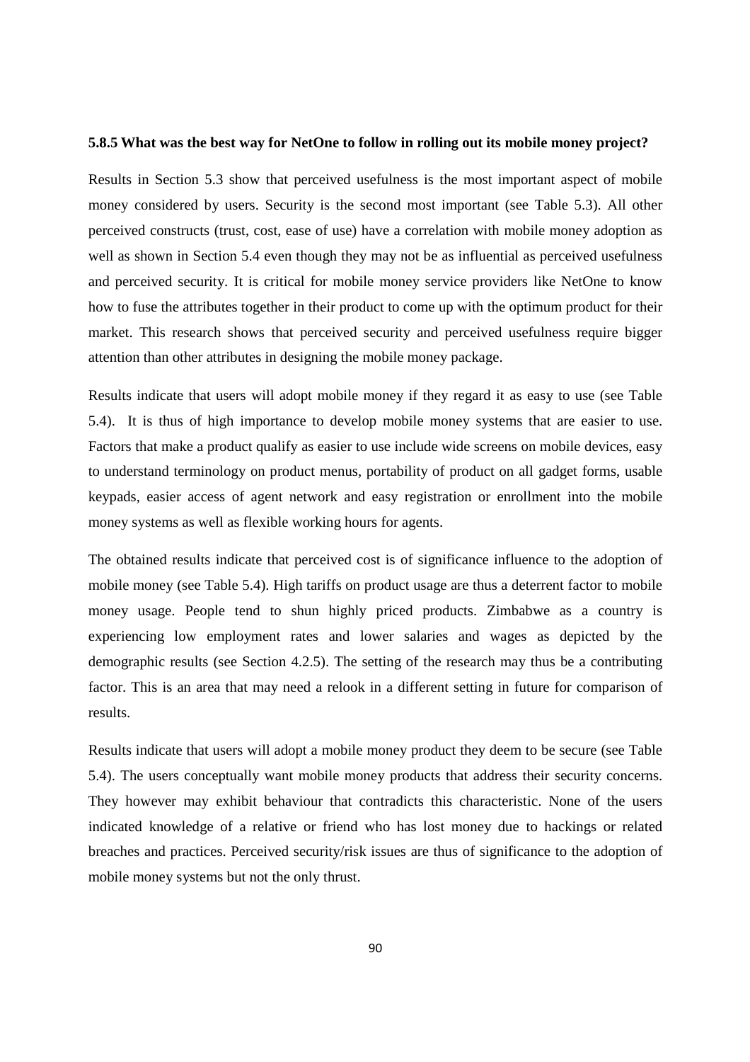#### 5.8.5 What was the best way for NetOne to follow in rolling out its mobile money project?

Results in Section 5.3 show that perceived usefulness is the most important aspect of mobile money considered by users. Security is the second most important (see Table 5.3). All other perceived constructs (trust, cost, ease of use) have a correlation with mobile money adoption as well as shown in Section 5.4 even though they may not be as influential as perceived usefulness and perceived security. It is critical for mobile money service providers like NetOne to know how to fuse the attributes together in their product to come up with the optimum product for their market. This research shows that perceived security and perceived usefulness require bigger attention than other attributes in designing the mobile money package.

Results indicate that users will adopt mobile money if they regard it as easy to use (see Table 5.4). It is thus of high importance to develop mobile money systems that are easier to use. Factors that make a product qualify as easier to use include wide screens on mobile devices, easy to understand terminology on product menus, portability of product on all gadget forms, usable keypads, easier access of agent network and easy registration or enrollment into the mobile money systems as well as flexible working hours for agents.

The obtained results indicate that perceived cost is of significance influence to the adoption of mobile money (see Table 5.4). High tariffs on product usage are thus a deterrent factor to mobile money usage. People tend to shun highly priced products. Zimbabwe as a country is experiencing low employment rates and lower salaries and wages as depicted by the demographic results (see Section 4.2.5). The setting of the research may thus be a contributing factor. This is an area that may need a relook in a different setting in future for comparison of results.

Results indicate that users will adopt a mobile money product they deem to be secure (see Table 5.4). The users conceptually want mobile money products that address their security concerns. They however may exhibit behaviour that contradicts this characteristic. None of the users indicated knowledge of a relative or friend who has lost money due to hackings or related breaches and practices. Perceived security/risk issues are thus of significance to the adoption of mobile money systems but not the only thrust.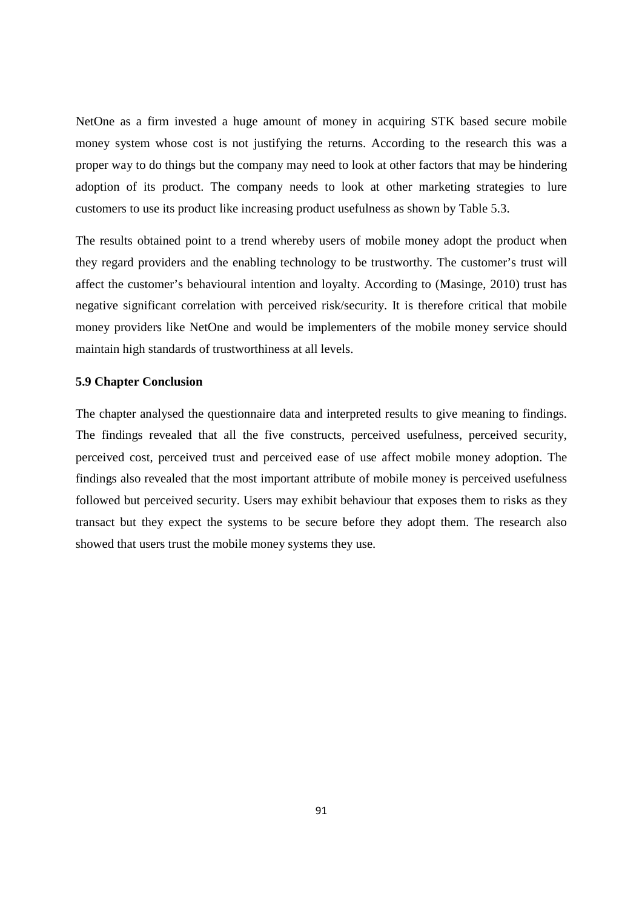NetOne as a firm invested a huge amount of money in acquiring STK based secure mobile money system whose cost is not justifying the returns. According to the research this was a proper way to do things but the company may need to look at other factors that may be hindering adoption of its product. The company needs to look at other marketing strategies to lure customers to use its product like increasing product usefulness as shown by Table 5.3.

The results obtained point to a trend whereby users of mobile money adopt the product when they regard providers and the enabling technology to be trustworthy. The customer's trust will affect the customer's behavioural intention and loyalty. According to (Masinge, 2010) trust has negative significant correlation with perceived risk/security. It is therefore critical that mobile money providers like NetOne and would be implementers of the mobile money service should maintain high standards of trustworthiness at all levels.

### 5.9 Chapter Conclusion

The chapter analysed the questionnaire data and interpreted results to give meaning to findings. The findings revealed that all the five constructs, perceived usefulness, perceived security, perceived cost, perceived trust and perceived ease of use affect mobile money adoption. The findings also revealed that the most important attribute of mobile money is perceived usefulness followed but perceived security. Users may exhibit behaviour that exposes them to risks as they transact but they expect the systems to be secure before they adopt them. The research also showed that users trust the mobile money systems they use.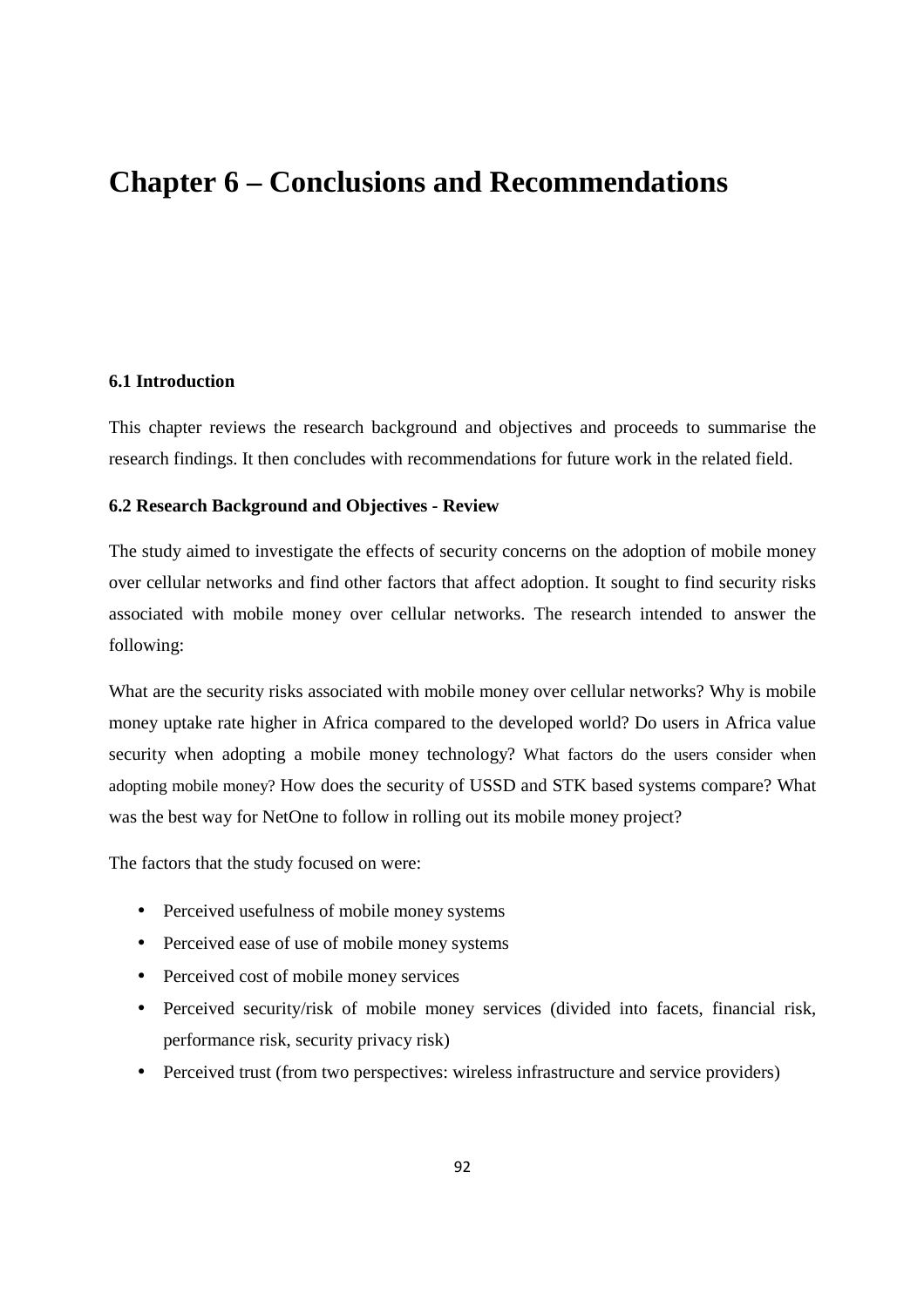# Chapter 6 – Conclusions and Recommendations

### 6.1 Introduction

This chapter reviews the research background and objectives and proceeds to summarise the research findings. It then concludes with recommendations for future work in the related field.

### 6.2 Research Background and Objectives - Review

The study aimed to investigate the effects of security concerns on the adoption of mobile money over cellular networks and find other factors that affect adoption. It sought to find security risks associated with mobile money over cellular networks. The research intended to answer the following:

What are the security risks associated with mobile money over cellular networks? Why is mobile money uptake rate higher in Africa compared to the developed world? Do users in Africa value security when adopting a mobile money technology? What factors do the users consider when adopting mobile money? How does the security of USSD and STK based systems compare? What was the best way for NetOne to follow in rolling out its mobile money project?

The factors that the study focused on were:

- Perceived usefulness of mobile money systems
- Perceived ease of use of mobile money systems
- Perceived cost of mobile money services
- Perceived security/risk of mobile money services (divided into facets, financial risk, performance risk, security privacy risk)
- Perceived trust (from two perspectives: wireless infrastructure and service providers)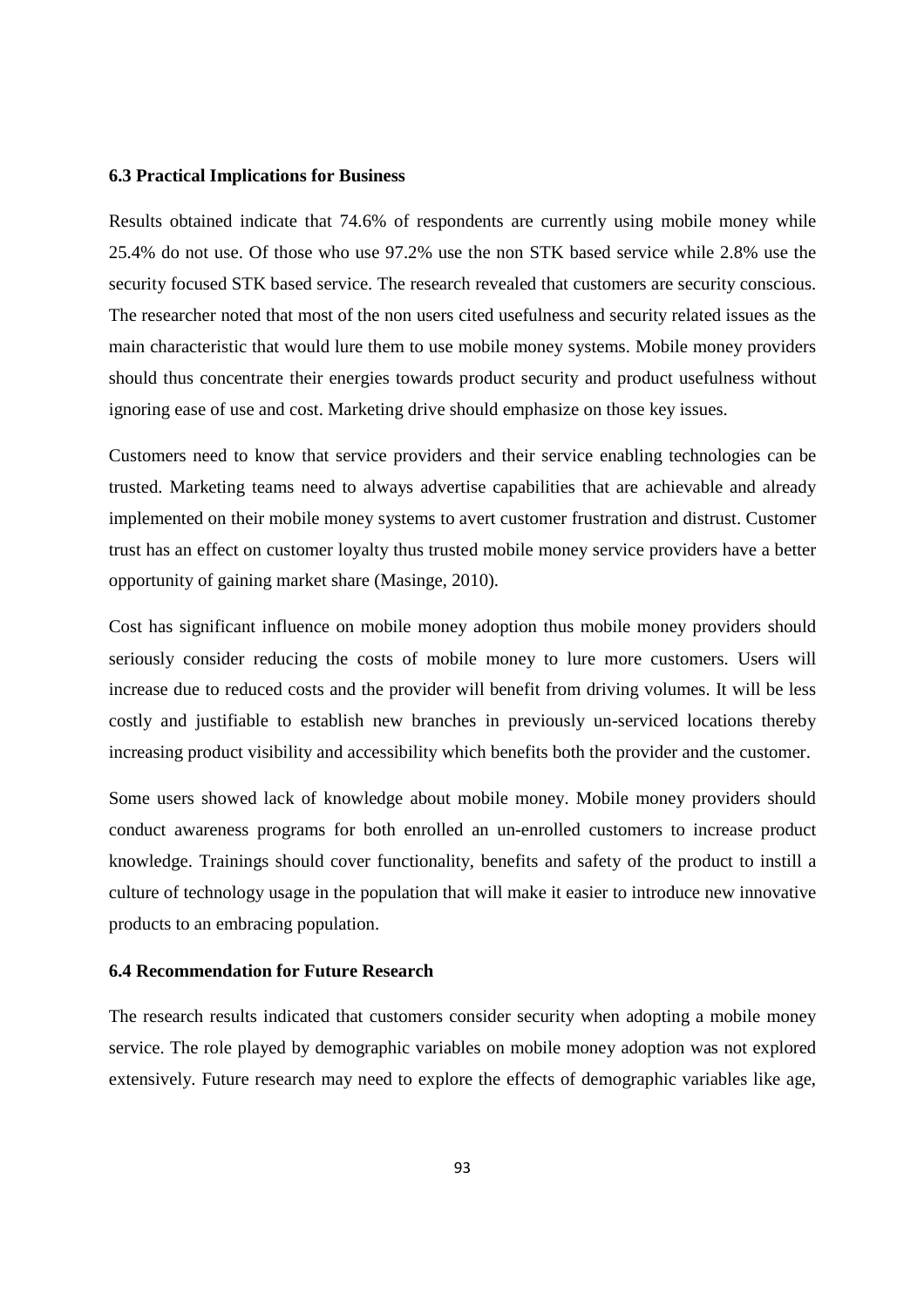### 6.3 Practical Implications for Business

Results obtained indicate that 74.6% of respondents are currently using mobile money while 25.4% do not use. Of those who use 97.2% use the non STK based service while 2.8% use the security focused STK based service. The research revealed that customers are security conscious. The researcher noted that most of the non users cited usefulness and security related issues as the main characteristic that would lure them to use mobile money systems. Mobile money providers should thus concentrate their energies towards product security and product usefulness without ignoring ease of use and cost. Marketing drive should emphasize on those key issues.

Customers need to know that service providers and their service enabling technologies can be trusted. Marketing teams need to always advertise capabilities that are achievable and already implemented on their mobile money systems to avert customer frustration and distrust. Customer trust has an effect on customer loyalty thus trusted mobile money service providers have a better opportunity of gaining market share (Masinge, 2010).

Cost has significant influence on mobile money adoption thus mobile money providers should seriously consider reducing the costs of mobile money to lure more customers. Users will increase due to reduced costs and the provider will benefit from driving volumes. It will be less costly and justifiable to establish new branches in previously un-serviced locations thereby increasing product visibility and accessibility which benefits both the provider and the customer.

Some users showed lack of knowledge about mobile money. Mobile money providers should conduct awareness programs for both enrolled an un-enrolled customers to increase product knowledge. Trainings should cover functionality, benefits and safety of the product to instill a culture of technology usage in the population that will make it easier to introduce new innovative products to an embracing population.

### 6.4 Recommendation for Future Research

The research results indicated that customers consider security when adopting a mobile money service. The role played by demographic variables on mobile money adoption was not explored extensively. Future research may need to explore the effects of demographic variables like age,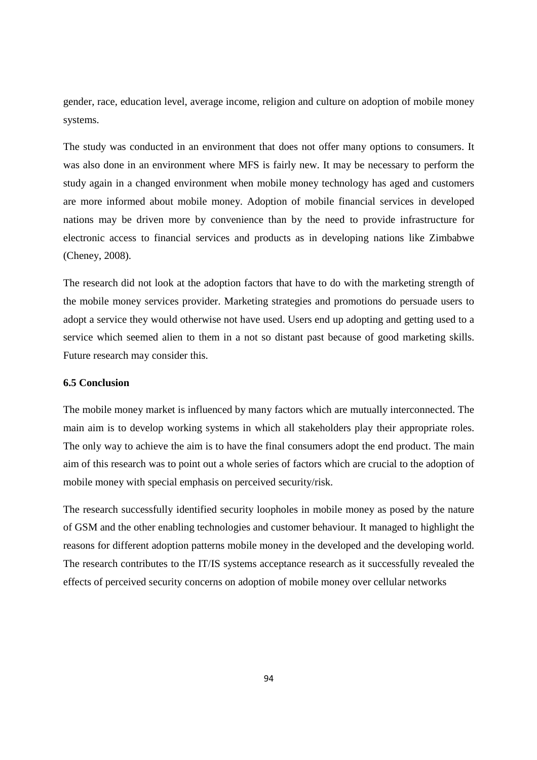gender, race, education level, average income, religion and culture on adoption of mobile money systems.

The study was conducted in an environment that does not offer many options to consumers. It was also done in an environment where MFS is fairly new. It may be necessary to perform the study again in a changed environment when mobile money technology has aged and customers are more informed about mobile money. Adoption of mobile financial services in developed nations may be driven more by convenience than by the need to provide infrastructure for electronic access to financial services and products as in developing nations like Zimbabwe (Cheney, 2008).

The research did not look at the adoption factors that have to do with the marketing strength of the mobile money services provider. Marketing strategies and promotions do persuade users to adopt a service they would otherwise not have used. Users end up adopting and getting used to a service which seemed alien to them in a not so distant past because of good marketing skills. Future research may consider this.

### 6.5 Conclusion

The mobile money market is influenced by many factors which are mutually interconnected. The main aim is to develop working systems in which all stakeholders play their appropriate roles. The only way to achieve the aim is to have the final consumers adopt the end product. The main aim of this research was to point out a whole series of factors which are crucial to the adoption of mobile money with special emphasis on perceived security/risk.

The research successfully identified security loopholes in mobile money as posed by the nature of GSM and the other enabling technologies and customer behaviour. It managed to highlight the reasons for different adoption patterns mobile money in the developed and the developing world. The research contributes to the IT/IS systems acceptance research as it successfully revealed the effects of perceived security concerns on adoption of mobile money over cellular networks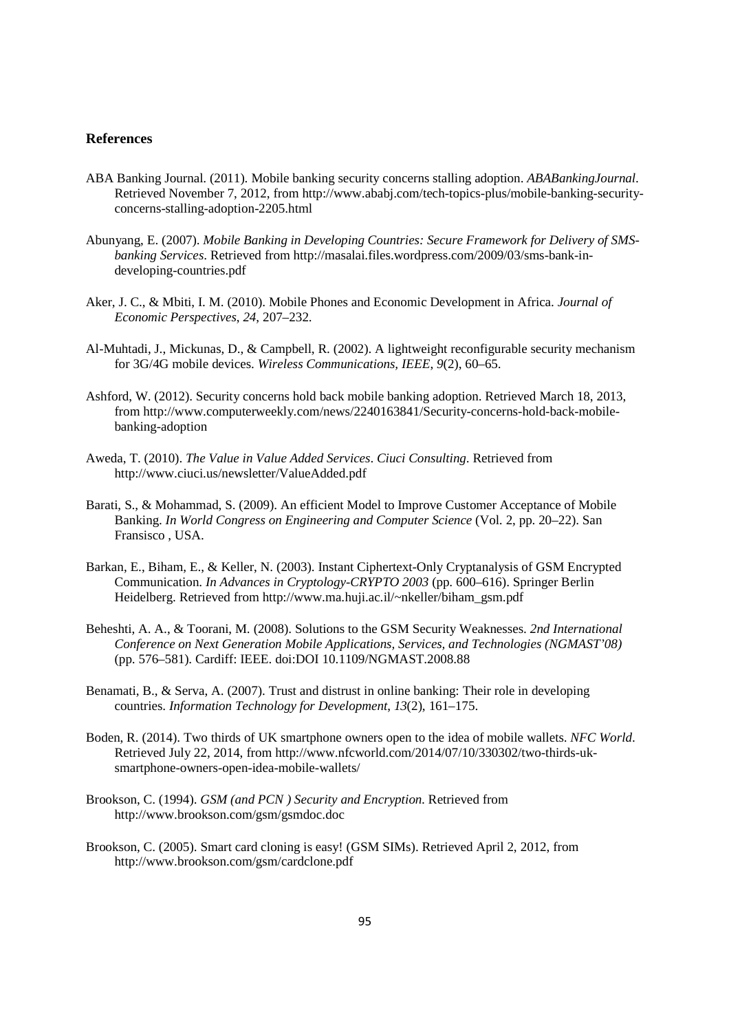## References

ABA Banking Journal. (2011). Mobile banking security concerns stalling adoption. *ABABankingJournal*. Retrieved November 7, 2012, from http://www.ababj.com/tech-topics-plus/mobile-banking-security-concerns-stalling-adoption-2205.html

Abunyang, E. (2007). *Mobile Banking in Developing Countries: Secure Framework for Delivery of SMS-banking Services*. Retrieved from http://masalai.files.wordpress.com/2009/03/sms-bank-in-developing-countries.pdf

Aker, J. C., & Mbiti, I. M. (2010). Mobile Phones and Economic Development in Africa. *Journal of Economic Perspectives*, *24*, 207–232.

Al-Muhtadi, J., Mickunas, D., & Campbell, R. (2002). A lightweight reconfigurable security mechanism for 3G/4G mobile devices. *Wireless Communications, IEEE*, *9*(2), 60–65.

Ashford, W. (2012). Security concerns hold back mobile banking adoption. Retrieved March 18, 2013, from http://www.computerweekly.com/news/2240163841/Security-concerns-hold-back-mobile-banking-adoption

Aweda, T. (2010). *The Value in Value Added Services*. *Ciuci Consulting*. Retrieved from http://www.ciuci.us/newsletter/ValueAdded.pdf

Barati, S., & Mohammad, S. (2009). An efficient Model to Improve Customer Acceptance of Mobile Banking. *In World Congress on Engineering and Computer Science* (Vol. 2, pp. 20–22). San Fransisco , USA.

Barkan, E., Biham, E., & Keller, N. (2003). Instant Ciphertext-Only Cryptanalysis of GSM Encrypted Communication. *In Advances in Cryptology-CRYPTO 2003* (pp. 600–616). Springer Berlin Heidelberg. Retrieved from http://www.ma.huji.ac.il/~nkeller/biham_gsm.pdf

Beheshti, A. A., & Toorani, M. (2008). Solutions to the GSM Security Weaknesses. *2nd International Conference on Next Generation Mobile Applications, Services, and Technologies (NGMAST'08)* (pp. 576–581). Cardiff: IEEE. doi:DOI 10.1109/NGMAST.2008.88

Benamati, B., & Serva, A. (2007). Trust and distrust in online banking: Their role in developing countries. *Information Technology for Development*, *13*(2), 161–175.

Boden, R. (2014). Two thirds of UK smartphone owners open to the idea of mobile wallets. *NFC World*. Retrieved July 22, 2014, from http://www.nfcworld.com/2014/07/10/330302/two-thirds-uk-smartphone-owners-open-idea-mobile-wallets/

Brookson, C. (1994). *GSM (and PCN ) Security and Encryption*. Retrieved from http://www.brookson.com/gsm/gsmdoc.doc

Brookson, C. (2005). Smart card cloning is easy! (GSM SIMs). Retrieved April 2, 2012, from http://www.brookson.com/gsm/cardclone.pdf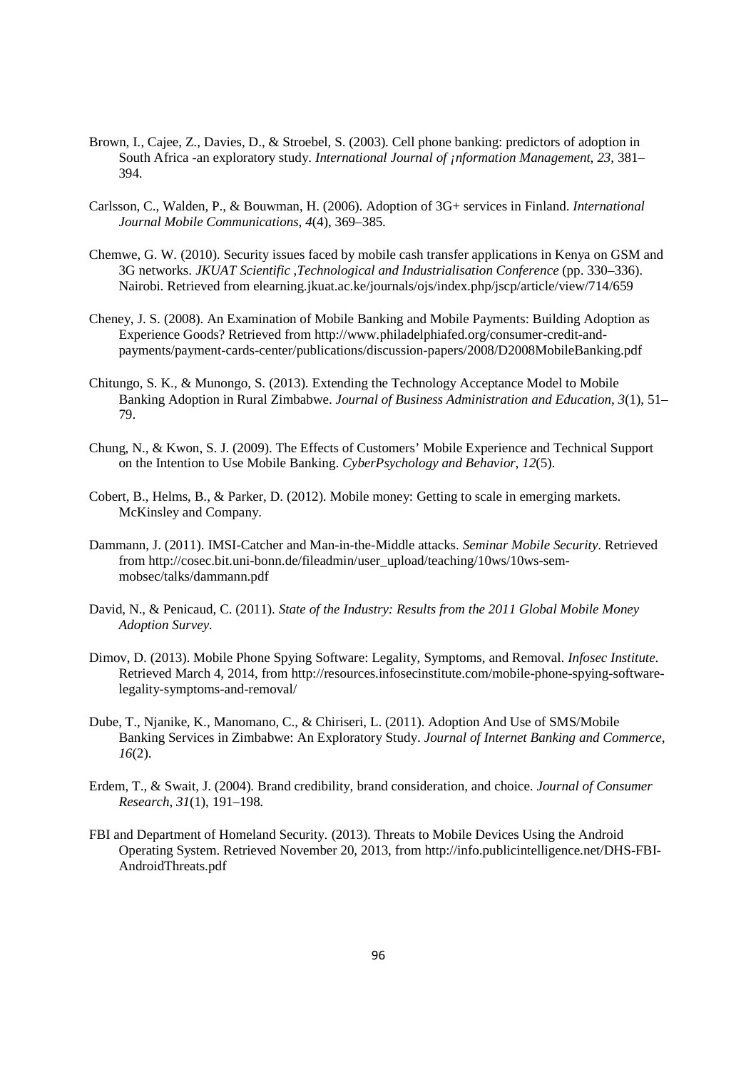Brown, I., Cajee, Z., Davies, D., & Stroebel, S. (2003). Cell phone banking: predictors of adoption in South Africa -an exploratory study. *International Journal of ¡nformation Management*, *23*, 381–394.

Carlsson, C., Walden, P., & Bouwman, H. (2006). Adoption of 3G+ services in Finland. *International Journal Mobile Communications*, *4*(4), 369–385.

Chemwe, G. W. (2010). Security issues faced by mobile cash transfer applications in Kenya on GSM and 3G networks. *JKUAT Scientific ,Technological and Industrialisation Conference* (pp. 330–336). Nairobi. Retrieved from elearning.jkuat.ac.ke/journals/ojs/index.php/jscp/article/view/714/659

Cheney, J. S. (2008). An Examination of Mobile Banking and Mobile Payments: Building Adoption as Experience Goods? Retrieved from http://www.philadelphiafed.org/consumer-credit-and-payments/payment-cards-center/publications/discussion-papers/2008/D2008MobileBanking.pdf

Chitungo, S. K., & Munongo, S. (2013). Extending the Technology Acceptance Model to Mobile Banking Adoption in Rural Zimbabwe. *Journal of Business Administration and Education*, *3*(1), 51–79.

Chung, N., & Kwon, S. J. (2009). The Effects of Customers' Mobile Experience and Technical Support on the Intention to Use Mobile Banking. *CyberPsychology and Behavior*, *12*(5).

Cobert, B., Helms, B., & Parker, D. (2012). Mobile money: Getting to scale in emerging markets. McKinsley and Company.

Dammann, J. (2011). IMSI-Catcher and Man-in-the-Middle attacks. *Seminar Mobile Security*. Retrieved from http://cosec.bit.uni-bonn.de/fileadmin/user_upload/teaching/10ws/10ws-sem-mobsec/talks/dammann.pdf

David, N., & Penicaud, C. (2011). *State of the Industry: Results from the 2011 Global Mobile Money Adoption Survey*.

Dimov, D. (2013). Mobile Phone Spying Software: Legality, Symptoms, and Removal. *Infosec Institute*. Retrieved March 4, 2014, from http://resources.infosecinstitute.com/mobile-phone-spying-software-legality-symptoms-and-removal/

Dube, T., Njanike, K., Manomano, C., & Chiriseri, L. (2011). Adoption And Use of SMS/Mobile Banking Services in Zimbabwe: An Exploratory Study. *Journal of Internet Banking and Commerce*, *16*(2).

Erdem, T., & Swait, J. (2004). Brand credibility, brand consideration, and choice. *Journal of Consumer Research*, *31*(1), 191–198.

FBI and Department of Homeland Security. (2013). Threats to Mobile Devices Using the Android Operating System. Retrieved November 20, 2013, from http://info.publicintelligence.net/DHS-FBI-AndroidThreats.pdf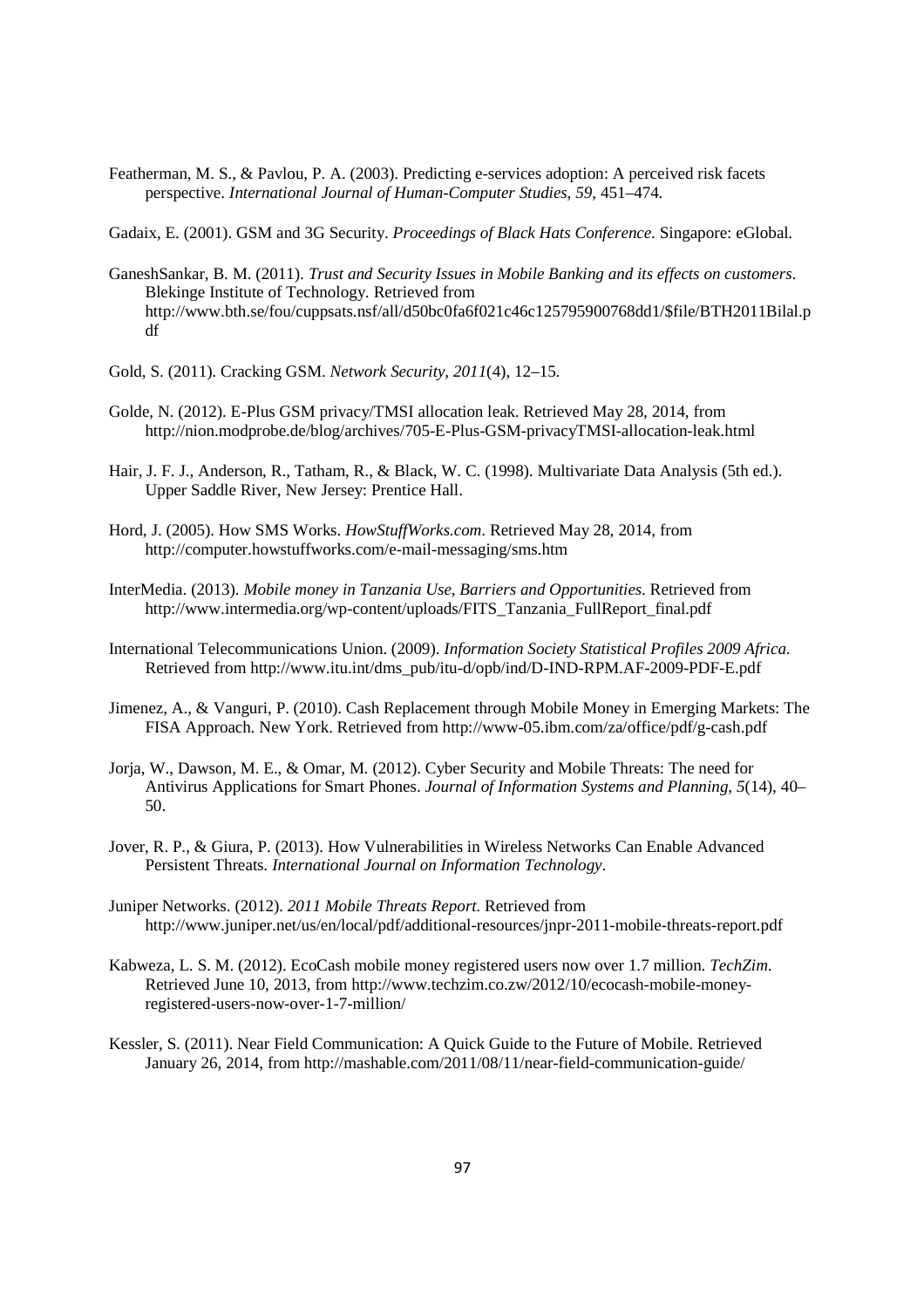Featherman, M. S., & Pavlou, P. A. (2003). Predicting e-services adoption: A perceived risk facets perspective. *International Journal of Human-Computer Studies*, *59*, 451–474.

Gadaix, E. (2001). GSM and 3G Security. *Proceedings of Black Hats Conference*. Singapore: eGlobal.

GaneshSankar, B. M. (2011). *Trust and Security Issues in Mobile Banking and its effects on customers*. Blekinge Institute of Technology. Retrieved from http://www.bth.se/fou/cuppsats.nsf/all/d50bc0fa6f021c46c125795900768dd1/$file/BTH2011Bilal.pdf

Gold, S. (2011). Cracking GSM. *Network Security*, *2011*(4), 12–15.

Golde, N. (2012). E-Plus GSM privacy/TMSI allocation leak. Retrieved May 28, 2014, from http://nion.modprobe.de/blog/archives/705-E-Plus-GSM-privacyTMSI-allocation-leak.html

Hair, J. F. J., Anderson, R., Tatham, R., & Black, W. C. (1998). Multivariate Data Analysis (5th ed.). Upper Saddle River, New Jersey: Prentice Hall.

Hord, J. (2005). How SMS Works. *HowStuffWorks.com*. Retrieved May 28, 2014, from http://computer.howstuffworks.com/e-mail-messaging/sms.htm

InterMedia. (2013). *Mobile money in Tanzania Use, Barriers and Opportunities*. Retrieved from http://www.intermedia.org/wp-content/uploads/FITS_Tanzania_FullReport_final.pdf

International Telecommunications Union. (2009). *Information Society Statistical Profiles 2009 Africa*. Retrieved from http://www.itu.int/dms_pub/itu-d/opb/ind/D-IND-RPM.AF-2009-PDF-E.pdf

Jimenez, A., & Vanguri, P. (2010). Cash Replacement through Mobile Money in Emerging Markets: The FISA Approach. New York. Retrieved from http://www-05.ibm.com/za/office/pdf/g-cash.pdf

Jorja, W., Dawson, M. E., & Omar, M. (2012). Cyber Security and Mobile Threats: The need for Antivirus Applications for Smart Phones. *Journal of Information Systems and Planning*, *5*(14), 40–50.

Jover, R. P., & Giura, P. (2013). How Vulnerabilities in Wireless Networks Can Enable Advanced Persistent Threats. *International Journal on Information Technology*.

Juniper Networks. (2012). *2011 Mobile Threats Report*. Retrieved from http://www.juniper.net/us/en/local/pdf/additional-resources/jnpr-2011-mobile-threats-report.pdf

Kabweza, L. S. M. (2012). EcoCash mobile money registered users now over 1.7 million. *TechZim*. Retrieved June 10, 2013, from http://www.techzim.co.zw/2012/10/ecocash-mobile-money-registered-users-now-over-1-7-million/

Kessler, S. (2011). Near Field Communication: A Quick Guide to the Future of Mobile. Retrieved January 26, 2014, from http://mashable.com/2011/08/11/near-field-communication-guide/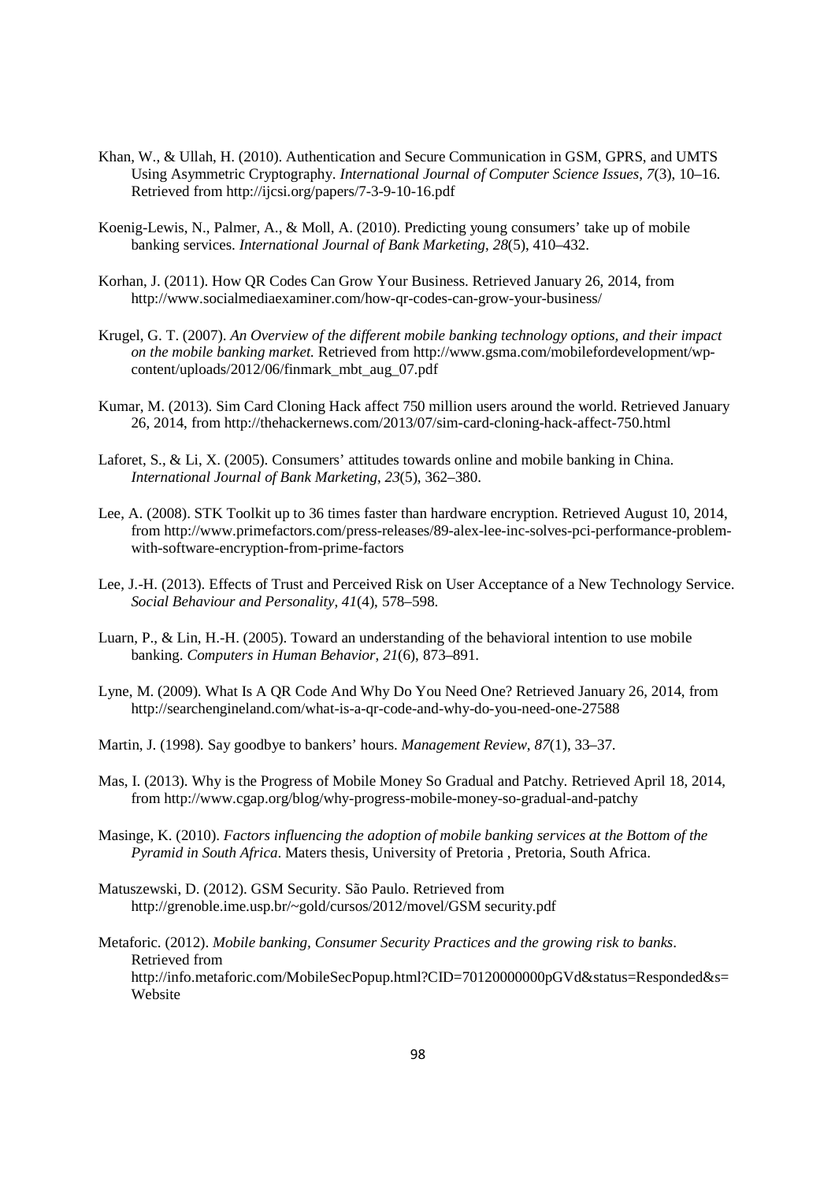Khan, W., & Ullah, H. (2010). Authentication and Secure Communication in GSM, GPRS, and UMTS Using Asymmetric Cryptography. *International Journal of Computer Science Issues*, *7*(3), 10–16. Retrieved from http://ijcsi.org/papers/7-3-9-10-16.pdf

Koenig-Lewis, N., Palmer, A., & Moll, A. (2010). Predicting young consumers' take up of mobile banking services. *International Journal of Bank Marketing*, *28*(5), 410–432.

Korhan, J. (2011). How QR Codes Can Grow Your Business. Retrieved January 26, 2014, from http://www.socialmediaexaminer.com/how-qr-codes-can-grow-your-business/

Krugel, G. T. (2007). *An Overview of the different mobile banking technology options, and their impact on the mobile banking market.* Retrieved from http://www.gsma.com/mobilefordevelopment/wp-content/uploads/2012/06/finmark_mbt_aug_07.pdf

Kumar, M. (2013). Sim Card Cloning Hack affect 750 million users around the world. Retrieved January 26, 2014, from http://thehackernews.com/2013/07/sim-card-cloning-hack-affect-750.html

Laforet, S., & Li, X. (2005). Consumers' attitudes towards online and mobile banking in China. *International Journal of Bank Marketing*, *23*(5), 362–380.

Lee, A. (2008). STK Toolkit up to 36 times faster than hardware encryption. Retrieved August 10, 2014, from http://www.primefactors.com/press-releases/89-alex-lee-inc-solves-pci-performance-problem-with-software-encryption-from-prime-factors

Lee, J.-H. (2013). Effects of Trust and Perceived Risk on User Acceptance of a New Technology Service. *Social Behaviour and Personality*, *41*(4), 578–598.

Luarn, P., & Lin, H.-H. (2005). Toward an understanding of the behavioral intention to use mobile banking. *Computers in Human Behavior*, *21*(6), 873–891.

Lyne, M. (2009). What Is A QR Code And Why Do You Need One? Retrieved January 26, 2014, from http://searchengineland.com/what-is-a-qr-code-and-why-do-you-need-one-27588

Martin, J. (1998). Say goodbye to bankers' hours. *Management Review*, *87*(1), 33–37.

Mas, I. (2013). Why is the Progress of Mobile Money So Gradual and Patchy. Retrieved April 18, 2014, from http://www.cgap.org/blog/why-progress-mobile-money-so-gradual-and-patchy

Masinge, K. (2010). *Factors influencing the adoption of mobile banking services at the Bottom of the Pyramid in South Africa*. Maters thesis, University of Pretoria , Pretoria, South Africa.

Matuszewski, D. (2012). GSM Security. São Paulo. Retrieved from http://grenoble.ime.usp.br/~gold/cursos/2012/movel/GSM security.pdf

Metaforic. (2012). *Mobile banking, Consumer Security Practices and the growing risk to banks*. Retrieved from http://info.metaforic.com/MobileSecPopup.html?CID=70120000000pGVd&status=Responded&s=Website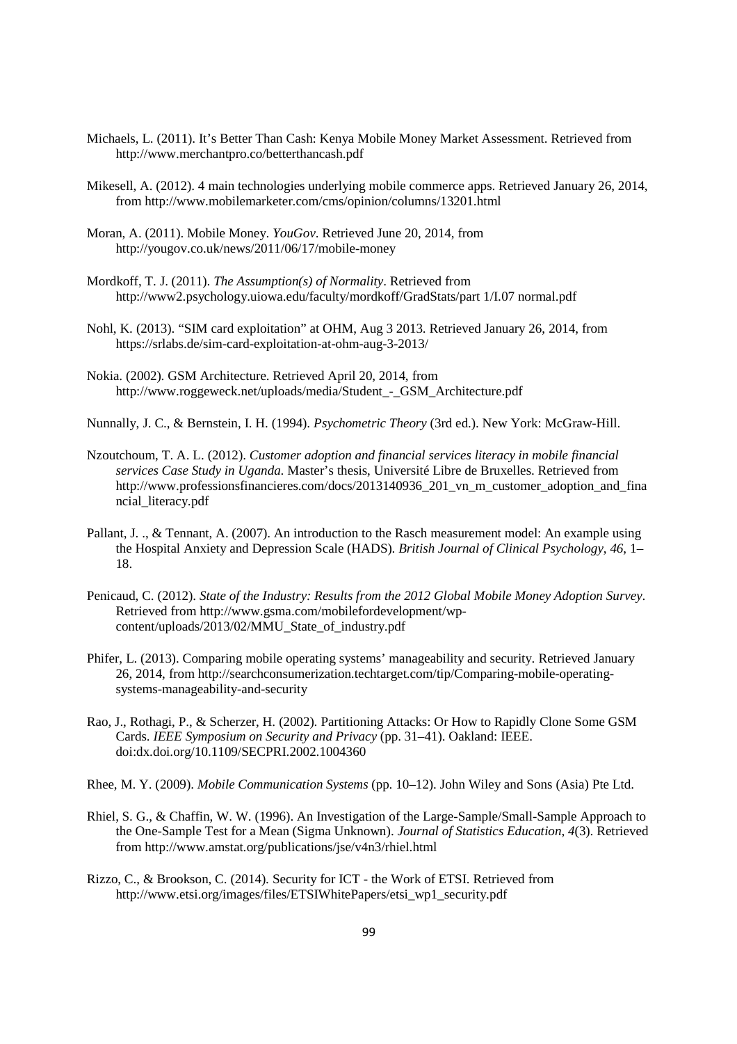Michaels, L. (2011). It's Better Than Cash: Kenya Mobile Money Market Assessment. Retrieved from http://www.merchantpro.co/betterthancash.pdf

Mikesell, A. (2012). 4 main technologies underlying mobile commerce apps. Retrieved January 26, 2014, from http://www.mobilemarketer.com/cms/opinion/columns/13201.html

Moran, A. (2011). Mobile Money. *YouGov*. Retrieved June 20, 2014, from http://yougov.co.uk/news/2011/06/17/mobile-money

Mordkoff, T. J. (2011). *The Assumption(s) of Normality*. Retrieved from http://www2.psychology.uiowa.edu/faculty/mordkoff/GradStats/part 1/I.07 normal.pdf

Nohl, K. (2013). "SIM card exploitation" at OHM, Aug 3 2013. Retrieved January 26, 2014, from https://srlabs.de/sim-card-exploitation-at-ohm-aug-3-2013/

Nokia. (2002). GSM Architecture. Retrieved April 20, 2014, from http://www.roggeweck.net/uploads/media/Student_-_GSM_Architecture.pdf

Nunnally, J. C., & Bernstein, I. H. (1994). *Psychometric Theory* (3rd ed.). New York: McGraw-Hill.

Nzoutchoum, T. A. L. (2012). *Customer adoption and financial services literacy in mobile financial services Case Study in Uganda*. Master's thesis, Université Libre de Bruxelles. Retrieved from http://www.professionsfinancieres.com/docs/2013140936_201_vn_m_customer_adoption_and_financial_literacy.pdf

Pallant, J. ., & Tennant, A. (2007). An introduction to the Rasch measurement model: An example using the Hospital Anxiety and Depression Scale (HADS). *British Journal of Clinical Psychology*, *46*, 1–18.

Penicaud, C. (2012). *State of the Industry: Results from the 2012 Global Mobile Money Adoption Survey*. Retrieved from http://www.gsma.com/mobilefordevelopment/wp-content/uploads/2013/02/MMU_State_of_industry.pdf

Phifer, L. (2013). Comparing mobile operating systems' manageability and security. Retrieved January 26, 2014, from http://searchconsumerization.techtarget.com/tip/Comparing-mobile-operating-systems-manageability-and-security

Rao, J., Rothagi, P., & Scherzer, H. (2002). Partitioning Attacks: Or How to Rapidly Clone Some GSM Cards. *IEEE Symposium on Security and Privacy* (pp. 31–41). Oakland: IEEE. doi:dx.doi.org/10.1109/SECPRI.2002.1004360

Rhee, M. Y. (2009). *Mobile Communication Systems* (pp. 10–12). John Wiley and Sons (Asia) Pte Ltd.

Rhiel, S. G., & Chaffin, W. W. (1996). An Investigation of the Large-Sample/Small-Sample Approach to the One-Sample Test for a Mean (Sigma Unknown). *Journal of Statistics Education*, *4*(3). Retrieved from http://www.amstat.org/publications/jse/v4n3/rhiel.html

Rizzo, C., & Brookson, C. (2014). Security for ICT - the Work of ETSI. Retrieved from http://www.etsi.org/images/files/ETSIWhitePapers/etsi_wp1_security.pdf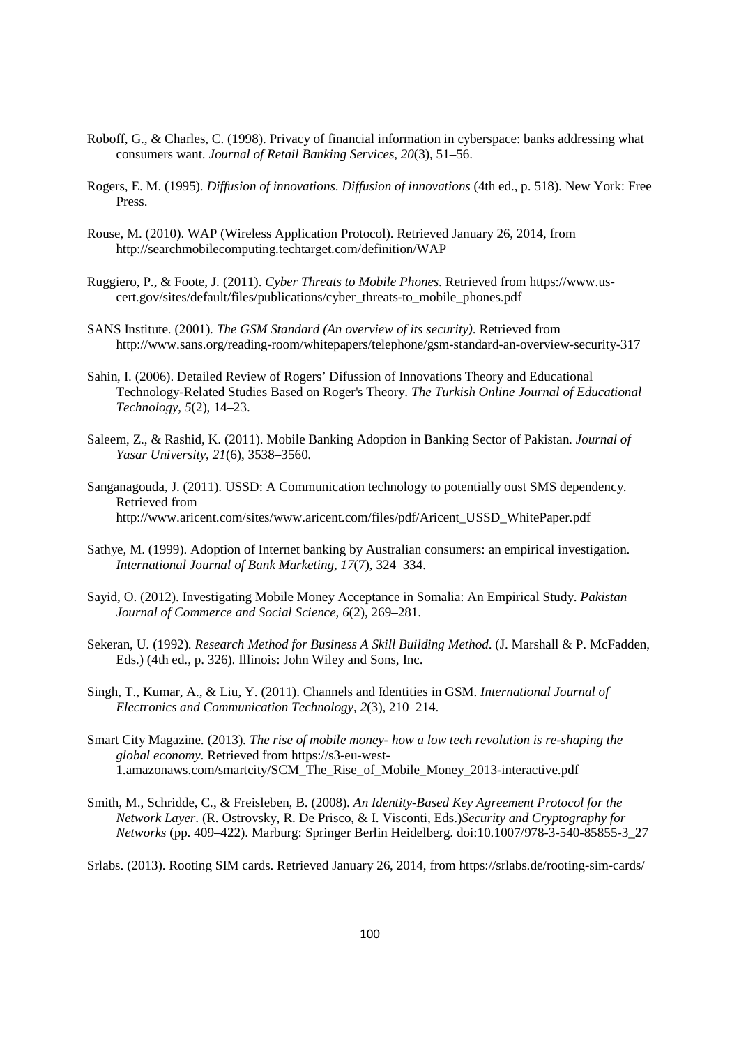Roboff, G., & Charles, C. (1998). Privacy of financial information in cyberspace: banks addressing what consumers want. *Journal of Retail Banking Services*, *20*(3), 51–56.

Rogers, E. M. (1995). *Diffusion of innovations*. *Diffusion of innovations* (4th ed., p. 518). New York: Free Press.

Rouse, M. (2010). WAP (Wireless Application Protocol). Retrieved January 26, 2014, from http://searchmobilecomputing.techtarget.com/definition/WAP

Ruggiero, P., & Foote, J. (2011). *Cyber Threats to Mobile Phones*. Retrieved from https://www.us-cert.gov/sites/default/files/publications/cyber_threats-to_mobile_phones.pdf

SANS Institute. (2001). *The GSM Standard (An overview of its security)*. Retrieved from http://www.sans.org/reading-room/whitepapers/telephone/gsm-standard-an-overview-security-317

Sahin, I. (2006). Detailed Review of Rogers' Difussion of Innovations Theory and Educational Technology-Related Studies Based on Roger's Theory. *The Turkish Online Journal of Educational Technology*, *5*(2), 14–23.

Saleem, Z., & Rashid, K. (2011). Mobile Banking Adoption in Banking Sector of Pakistan. *Journal of Yasar University*, *21*(6), 3538–3560.

Sanganagouda, J. (2011). USSD: A Communication technology to potentially oust SMS dependency. Retrieved from http://www.aricent.com/sites/www.aricent.com/files/pdf/Aricent_USSD_WhitePaper.pdf

Sathye, M. (1999). Adoption of Internet banking by Australian consumers: an empirical investigation. *International Journal of Bank Marketing*, *17*(7), 324–334.

Sayid, O. (2012). Investigating Mobile Money Acceptance in Somalia: An Empirical Study. *Pakistan Journal of Commerce and Social Science*, *6*(2), 269–281.

Sekeran, U. (1992). *Research Method for Business A Skill Building Method*. (J. Marshall & P. McFadden, Eds.) (4th ed., p. 326). Illinois: John Wiley and Sons, Inc.

Singh, T., Kumar, A., & Liu, Y. (2011). Channels and Identities in GSM. *International Journal of Electronics and Communication Technology*, *2*(3), 210–214.

Smart City Magazine. (2013). *The rise of mobile money- how a low tech revolution is re-shaping the global economy*. Retrieved from https://s3-eu-west-1.amazonaws.com/smartcity/SCM_The_Rise_of_Mobile_Money_2013-interactive.pdf

Smith, M., Schridde, C., & Freisleben, B. (2008). *An Identity-Based Key Agreement Protocol for the Network Layer*. (R. Ostrovsky, R. De Prisco, & I. Visconti, Eds.)*Security and Cryptography for Networks* (pp. 409–422). Marburg: Springer Berlin Heidelberg. doi:10.1007/978-3-540-85855-3_27

Srlabs. (2013). Rooting SIM cards. Retrieved January 26, 2014, from https://srlabs.de/rooting-sim-cards/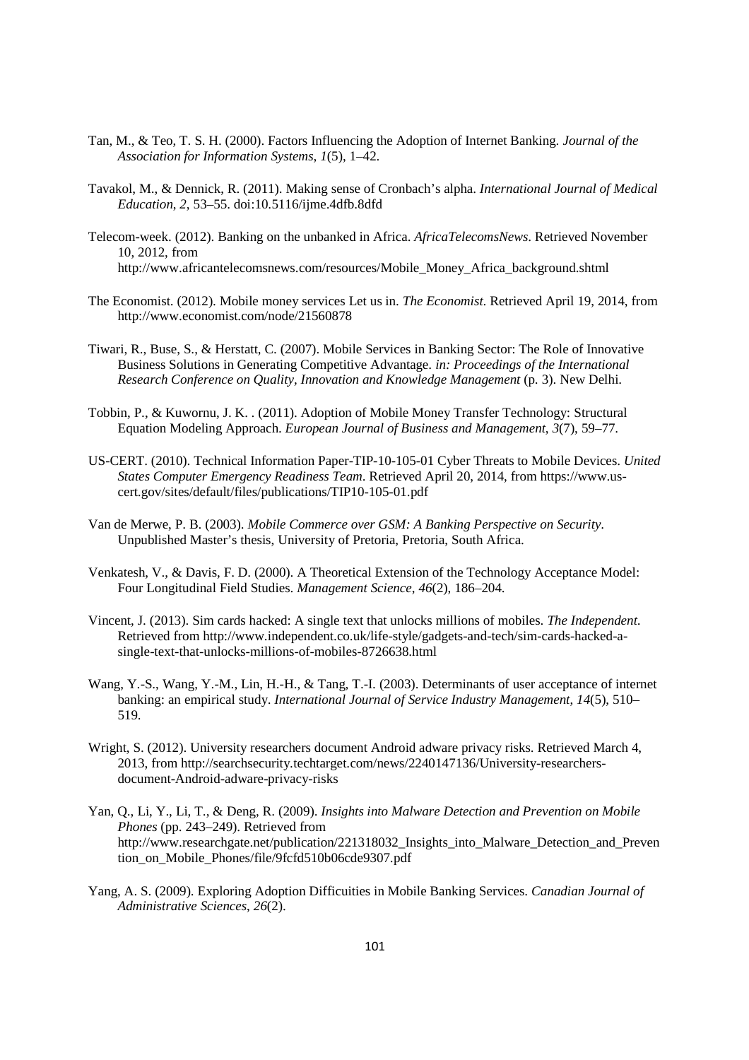Tan, M., & Teo, T. S. H. (2000). Factors Influencing the Adoption of Internet Banking. *Journal of the Association for Information Systems*, *1*(5), 1–42.

Tavakol, M., & Dennick, R. (2011). Making sense of Cronbach's alpha. *International Journal of Medical Education*, *2*, 53–55. doi:10.5116/ijme.4dfb.8dfd

Telecom-week. (2012). Banking on the unbanked in Africa. *AfricaTelecomsNews*. Retrieved November 10, 2012, from http://www.africantelecomsnews.com/resources/Mobile_Money_Africa_background.shtml

The Economist. (2012). Mobile money services Let us in. *The Economist*. Retrieved April 19, 2014, from http://www.economist.com/node/21560878

Tiwari, R., Buse, S., & Herstatt, C. (2007). Mobile Services in Banking Sector: The Role of Innovative Business Solutions in Generating Competitive Advantage. *in: Proceedings of the International Research Conference on Quality, Innovation and Knowledge Management* (p. 3). New Delhi.

Tobbin, P., & Kuwornu, J. K. . (2011). Adoption of Mobile Money Transfer Technology: Structural Equation Modeling Approach. *European Journal of Business and Management*, *3*(7), 59–77.

US-CERT. (2010). Technical Information Paper-TIP-10-105-01 Cyber Threats to Mobile Devices. *United States Computer Emergency Readiness Team*. Retrieved April 20, 2014, from https://www.us-cert.gov/sites/default/files/publications/TIP10-105-01.pdf

Van de Merwe, P. B. (2003). *Mobile Commerce over GSM: A Banking Perspective on Security*. Unpublished Master's thesis, University of Pretoria, Pretoria, South Africa.

Venkatesh, V., & Davis, F. D. (2000). A Theoretical Extension of the Technology Acceptance Model: Four Longitudinal Field Studies. *Management Science*, *46*(2), 186–204.

Vincent, J. (2013). Sim cards hacked: A single text that unlocks millions of mobiles. *The Independent*. Retrieved from http://www.independent.co.uk/life-style/gadgets-and-tech/sim-cards-hacked-a-single-text-that-unlocks-millions-of-mobiles-8726638.html

Wang, Y.-S., Wang, Y.-M., Lin, H.-H., & Tang, T.-I. (2003). Determinants of user acceptance of internet banking: an empirical study. *International Journal of Service Industry Management*, *14*(5), 510–519.

Wright, S. (2012). University researchers document Android adware privacy risks. Retrieved March 4, 2013, from http://searchsecurity.techtarget.com/news/2240147136/University-researchers-document-Android-adware-privacy-risks

Yan, Q., Li, Y., Li, T., & Deng, R. (2009). *Insights into Malware Detection and Prevention on Mobile Phones* (pp. 243–249). Retrieved from http://www.researchgate.net/publication/221318032_Insights_into_Malware_Detection_and_Prevention_on_Mobile_Phones/file/9fcfd510b06cde9307.pdf

Yang, A. S. (2009). Exploring Adoption Difficuities in Mobile Banking Services. *Canadian Journal of Administrative Sciences*, *26*(2).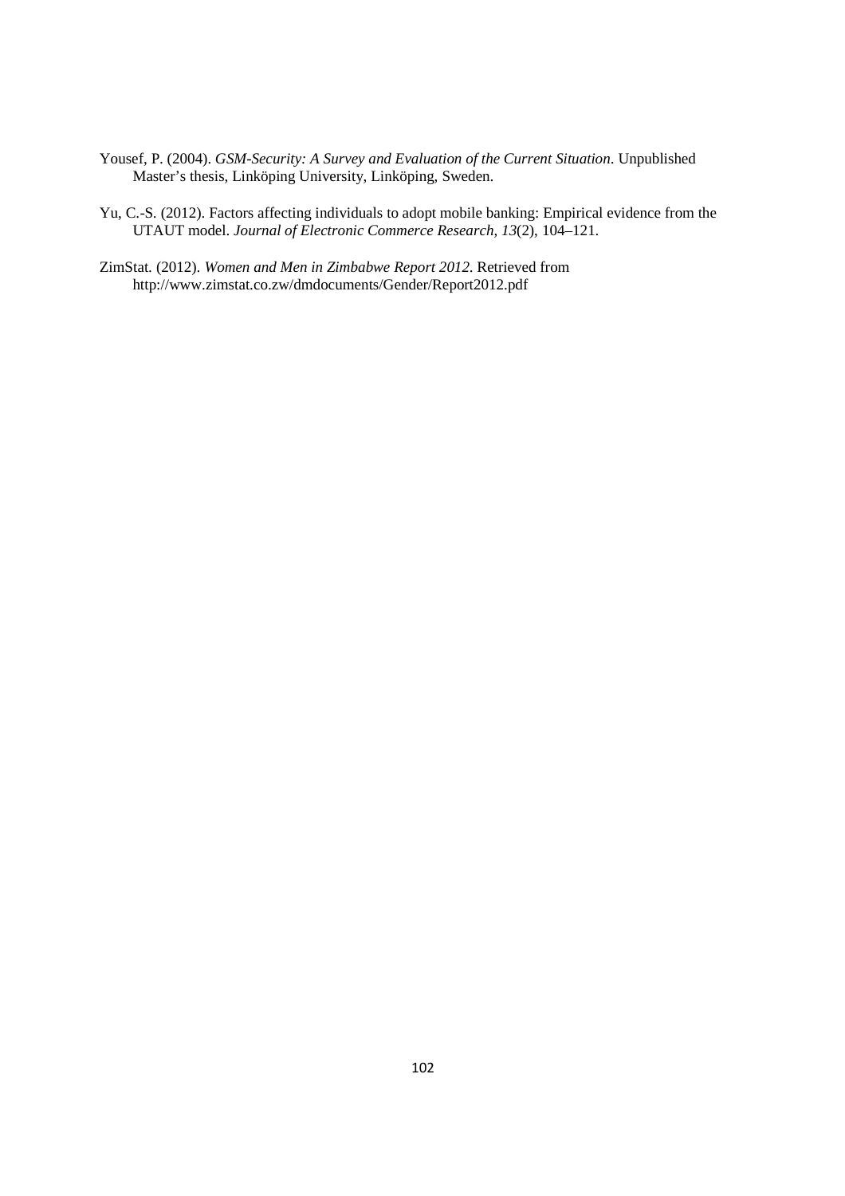Yousef, P. (2004). *GSM-Security: A Survey and Evaluation of the Current Situation*. Unpublished Master's thesis, Linköping University, Linköping, Sweden.

Yu, C.-S. (2012). Factors affecting individuals to adopt mobile banking: Empirical evidence from the UTAUT model. *Journal of Electronic Commerce Research*, *13*(2), 104–121.

ZimStat. (2012). *Women and Men in Zimbabwe Report 2012*. Retrieved from http://www.zimstat.co.zw/dmdocuments/Gender/Report2012.pdf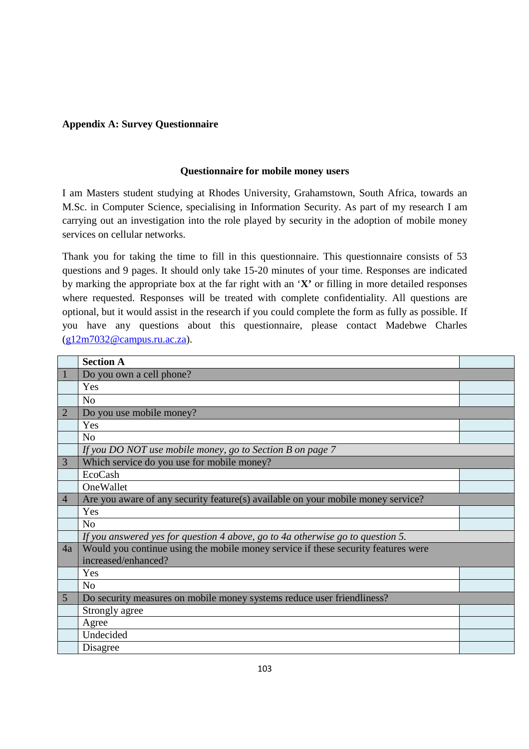**Appendix A: Survey Questionnaire**

**Questionnaire for mobile money users**

I am Masters student studying at Rhodes University, Grahamstown, South Africa, towards an M.Sc. in Computer Science, specialising in Information Security. As part of my research I am carrying out an investigation into the role played by security in the adoption of mobile money services on cellular networks.

Thank you for taking the time to fill in this questionnaire. This questionnaire consists of 53 questions and 9 pages. It should only take 15-20 minutes of your time. Responses are indicated by marking the appropriate box at the far right with an '**X**' or filling in more detailed responses where requested. Responses will be treated with complete confidentiality. All questions are optional, but it would assist in the research if you could complete the form as fully as possible. If you have any questions about this questionnaire, please contact Madebwe Charles (g12m7032@campus.ru.ac.za).

| | **Section A** | |
|---|---|---|
| 1 | Do you own a cell phone? | |
| | Yes | |
| | No | |
| 2 | Do you use mobile money? | |
| | Yes | |
| | No | |
| | *If you DO NOT use mobile money, go to Section B on page 7* | |
| 3 | Which service do you use for mobile money? | |
| | EcoCash | |
| | OneWallet | |
| 4 | Are you aware of any security feature(s) available on your mobile money service? | |
| | Yes | |
| | No | |
| | *If you answered yes for question 4 above, go to 4a otherwise go to question 5.* | |
| 4a | Would you continue using the mobile money service if these security features were increased/enhanced? | |
| | Yes | |
| | No | |
| 5 | Do security measures on mobile money systems reduce user friendliness? | |
| | Strongly agree | |
| | Agree | |
| | Undecided | |
| | Disagree | |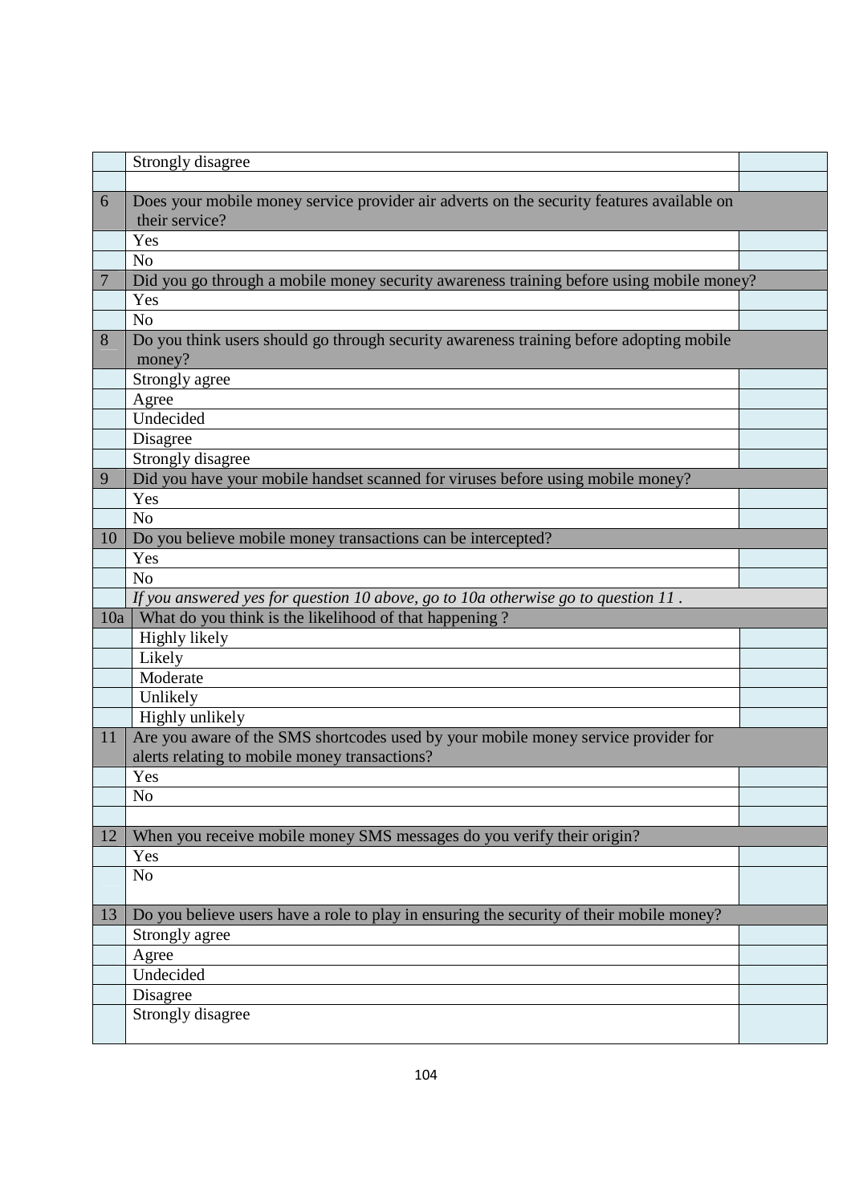| | | |
|---|---|---|
| | Strongly disagree | |
| | | |
| 6 | Does your mobile money service provider air adverts on the security features available on their service? | |
| | Yes | |
| | No | |
| 7 | Did you go through a mobile money security awareness training before using mobile money? | |
| | Yes | |
| | No | |
| 8 | Do you think users should go through security awareness training before adopting mobile money? | |
| | Strongly agree | |
| | Agree | |
| | Undecided | |
| | Disagree | |
| | Strongly disagree | |
| 9 | Did you have your mobile handset scanned for viruses before using mobile money? | |
| | Yes | |
| | No | |
| 10 | Do you believe mobile money transactions can be intercepted? | |
| | Yes | |
| | No | |
| | *If you answered yes for question 10 above, go to 10a otherwise go to question 11 .* | |
| 10a | What do you think is the likelihood of that happening ? | |
| | Highly likely | |
| | Likely | |
| | Moderate | |
| | Unlikely | |
| | Highly unlikely | |
| 11 | Are you aware of the SMS shortcodes used by your mobile money service provider for alerts relating to mobile money transactions? | |
| | Yes | |
| | No | |
| | | |
| 12 | When you receive mobile money SMS messages do you verify their origin? | |
| | Yes | |
| | No | |
| 13 | Do you believe users have a role to play in ensuring the security of their mobile money? | |
| | Strongly agree | |
| | Agree | |
| | Undecided | |
| | Disagree | |
| | Strongly disagree | |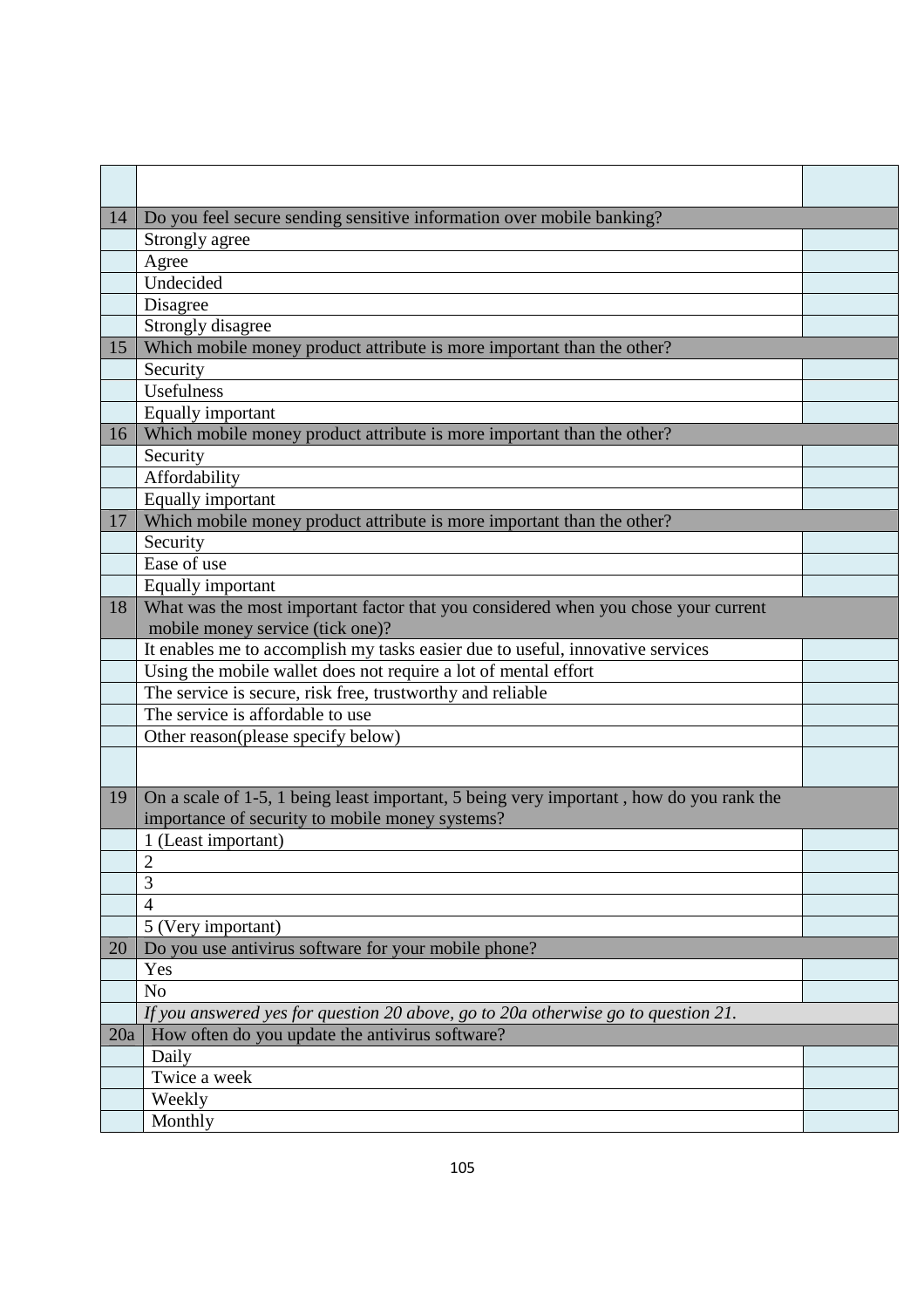| | | |
|---|---|---|
| | | |
| 14 | Do you feel secure sending sensitive information over mobile banking? | |
| | Strongly agree | |
| | Agree | |
| | Undecided | |
| | Disagree | |
| | Strongly disagree | |
| 15 | Which mobile money product attribute is more important than the other? | |
| | Security | |
| | Usefulness | |
| | Equally important | |
| 16 | Which mobile money product attribute is more important than the other? | |
| | Security | |
| | Affordability | |
| | Equally important | |
| 17 | Which mobile money product attribute is more important than the other? | |
| | Security | |
| | Ease of use | |
| | Equally important | |
| 18 | What was the most important factor that you considered when you chose your current mobile money service (tick one)? | |
| | It enables me to accomplish my tasks easier due to useful, innovative services | |
| | Using the mobile wallet does not require a lot of mental effort | |
| | The service is secure, risk free, trustworthy and reliable | |
| | The service is affordable to use | |
| | Other reason(please specify below) | |
| | | |
| 19 | On a scale of 1-5, 1 being least important, 5 being very important , how do you rank the importance of security to mobile money systems? | |
| | 1 (Least important) | |
| | 2 | |
| | 3 | |
| | 4 | |
| | 5 (Very important) | |
| 20 | Do you use antivirus software for your mobile phone? | |
| | Yes | |
| | No | |
| | *If you answered yes for question 20 above, go to 20a otherwise go to question 21.* | |
| 20a | How often do you update the antivirus software? | |
| | Daily | |
| | Twice a week | |
| | Weekly | |
| | Monthly | |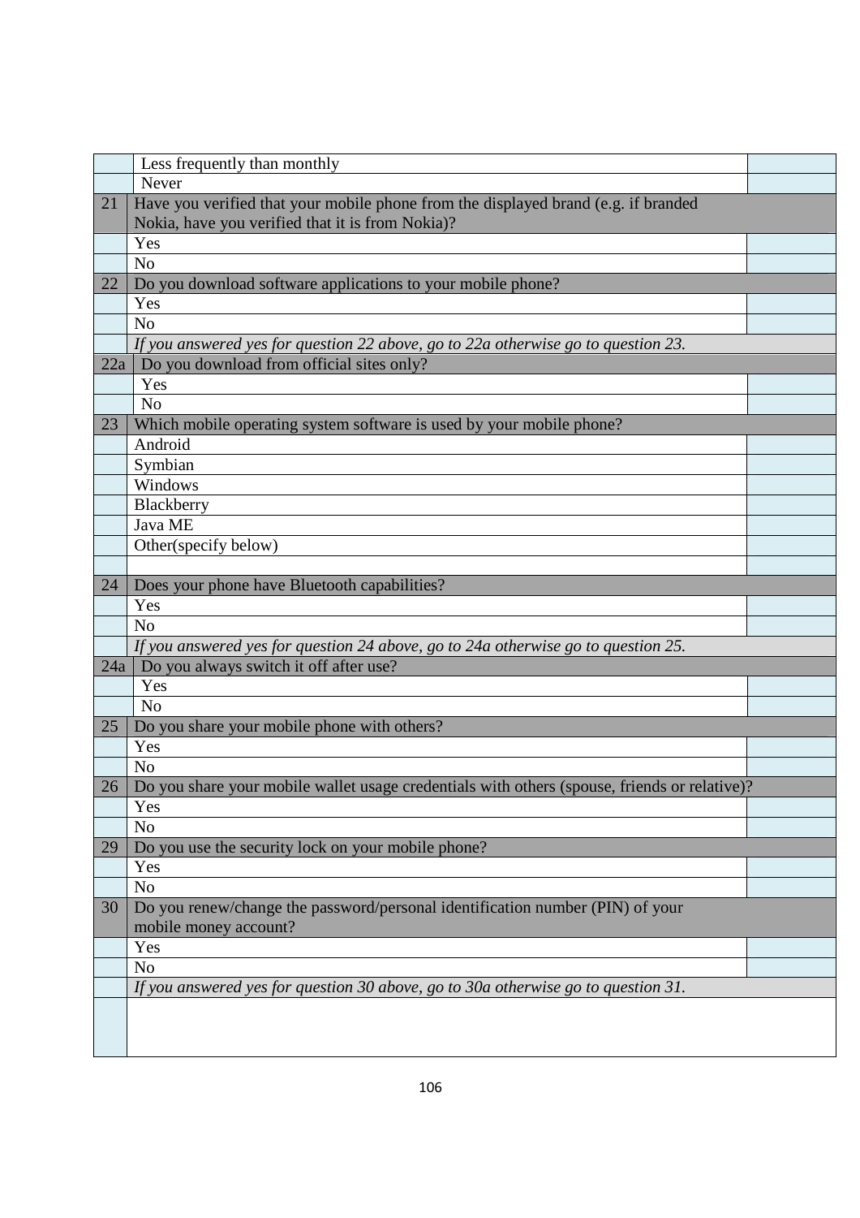| | | |
|---|---|---|
| | Less frequently than monthly | |
| | Never | |
| 21 | Have you verified that your mobile phone from the displayed brand (e.g. if branded Nokia, have you verified that it is from Nokia)? | |
| | Yes | |
| | No | |
| 22 | Do you download software applications to your mobile phone? | |
| | Yes | |
| | No | |
| | *If you answered yes for question 22 above, go to 22a otherwise go to question 23.* | |
| 22a | Do you download from official sites only? | |
| | Yes | |
| | No | |
| 23 | Which mobile operating system software is used by your mobile phone? | |
| | Android | |
| | Symbian | |
| | Windows | |
| | Blackberry | |
| | Java ME | |
| | Other(specify below) | |
| | | |
| 24 | Does your phone have Bluetooth capabilities? | |
| | Yes | |
| | No | |
| | *If you answered yes for question 24 above, go to 24a otherwise go to question 25.* | |
| 24a | Do you always switch it off after use? | |
| | Yes | |
| | No | |
| 25 | Do you share your mobile phone with others? | |
| | Yes | |
| | No | |
| 26 | Do you share your mobile wallet usage credentials with others (spouse, friends or relative)? | |
| | Yes | |
| | No | |
| 29 | Do you use the security lock on your mobile phone? | |
| | Yes | |
| | No | |
| 30 | Do you renew/change the password/personal identification number (PIN) of your mobile money account? | |
| | Yes | |
| | No | |
| | *If you answered yes for question 30 above, go to 30a otherwise go to question 31.* | |
| | | |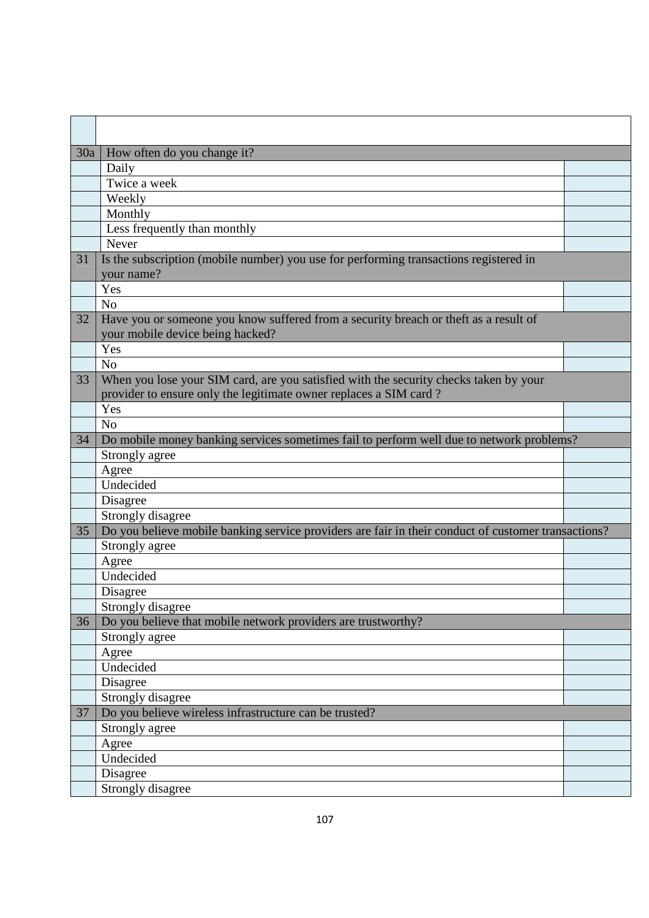| | | |
|---|---|---|
| | | |
| 30a | How often do you change it? | |
| | Daily | |
| | Twice a week | |
| | Weekly | |
| | Monthly | |
| | Less frequently than monthly | |
| | Never | |
| 31 | Is the subscription (mobile number) you use for performing transactions registered in your name? | |
| | Yes | |
| | No | |
| 32 | Have you or someone you know suffered from a security breach or theft as a result of your mobile device being hacked? | |
| | Yes | |
| | No | |
| 33 | When you lose your SIM card, are you satisfied with the security checks taken by your provider to ensure only the legitimate owner replaces a SIM card ? | |
| | Yes | |
| | No | |
| 34 | Do mobile money banking services sometimes fail to perform well due to network problems? | |
| | Strongly agree | |
| | Agree | |
| | Undecided | |
| | Disagree | |
| | Strongly disagree | |
| 35 | Do you believe mobile banking service providers are fair in their conduct of customer transactions? | |
| | Strongly agree | |
| | Agree | |
| | Undecided | |
| | Disagree | |
| | Strongly disagree | |
| 36 | Do you believe that mobile network providers are trustworthy? | |
| | Strongly agree | |
| | Agree | |
| | Undecided | |
| | Disagree | |
| | Strongly disagree | |
| 37 | Do you believe wireless infrastructure can be trusted? | |
| | Strongly agree | |
| | Agree | |
| | Undecided | |
| | Disagree | |
| | Strongly disagree | |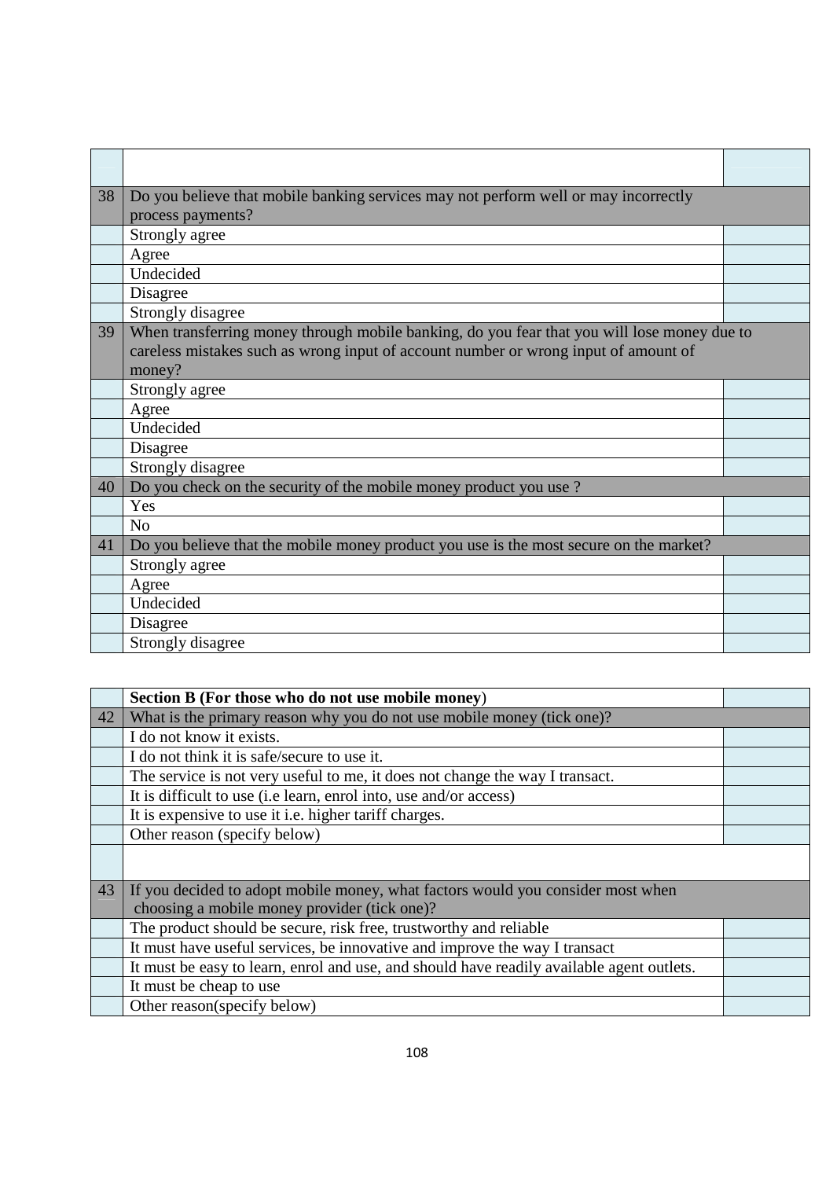| | | |
|---|---|---|
| | | |
| 38 | Do you believe that mobile banking services may not perform well or may incorrectly process payments? | |
| | Strongly agree | |
| | Agree | |
| | Undecided | |
| | Disagree | |
| | Strongly disagree | |
| 39 | When transferring money through mobile banking, do you fear that you will lose money due to careless mistakes such as wrong input of account number or wrong input of amount of money? | |
| | Strongly agree | |
| | Agree | |
| | Undecided | |
| | Disagree | |
| | Strongly disagree | |
| 40 | Do you check on the security of the mobile money product you use ? | |
| | Yes | |
| | No | |
| 41 | Do you believe that the mobile money product you use is the most secure on the market? | |
| | Strongly agree | |
| | Agree | |
| | Undecided | |
| | Disagree | |
| | Strongly disagree | |

| | | |
|---|---|---|
| | **Section B (For those who do not use mobile money**) | |
| 42 | What is the primary reason why you do not use mobile money (tick one)? | |
| | I do not know it exists. | |
| | I do not think it is safe/secure to use it. | |
| | The service is not very useful to me, it does not change the way I transact. | |
| | It is difficult to use (i.e learn, enrol into, use and/or access) | |
| | It is expensive to use it i.e. higher tariff charges. | |
| | Other reason (specify below) | |
| | | |
| 43 | If you decided to adopt mobile money, what factors would you consider most when choosing a mobile money provider (tick one)? | |
| | The product should be secure, risk free, trustworthy and reliable | |
| | It must have useful services, be innovative and improve the way I transact | |
| | It must be easy to learn, enrol and use, and should have readily available agent outlets. | |
| | It must be cheap to use | |
| | Other reason(specify below) | |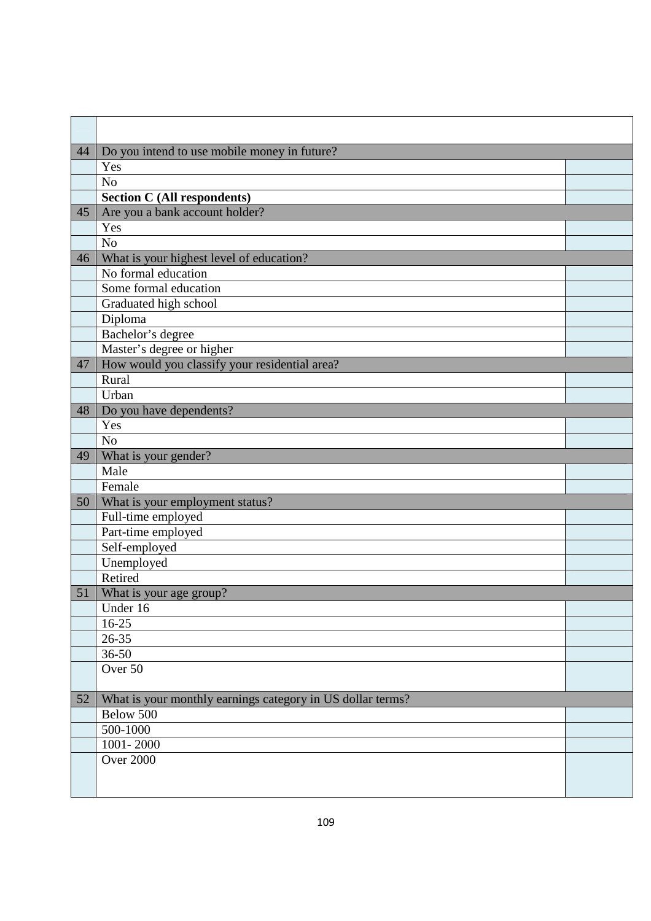| | | |
|---|---|---|
| 44 | Do you intend to use mobile money in future? | |
| | Yes | |
| | No | |
| | **Section C (All respondents)** | |
| 45 | Are you a bank account holder? | |
| | Yes | |
| | No | |
| 46 | What is your highest level of education? | |
| | No formal education | |
| | Some formal education | |
| | Graduated high school | |
| | Diploma | |
| | Bachelor's degree | |
| | Master's degree or higher | |
| 47 | How would you classify your residential area? | |
| | Rural | |
| | Urban | |
| 48 | Do you have dependents? | |
| | Yes | |
| | No | |
| 49 | What is your gender? | |
| | Male | |
| | Female | |
| 50 | What is your employment status? | |
| | Full-time employed | |
| | Part-time employed | |
| | Self-employed | |
| | Unemployed | |
| | Retired | |
| 51 | What is your age group? | |
| | Under 16 | |
| | 16-25 | |
| | 26-35 | |
| | 36-50 | |
| | Over 50 | |
| 52 | What is your monthly earnings category in US dollar terms? | |
| | Below 500 | |
| | 500-1000 | |
| | 1001- 2000 | |
| | Over 2000 | |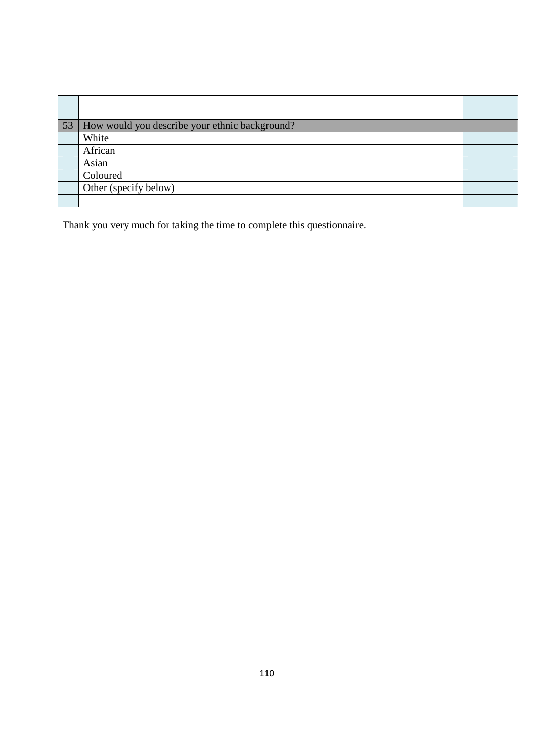| | | |
|---|---|---|
| | | |
| 53 | How would you describe your ethnic background? | |
| | White | |
| | African | |
| | Asian | |
| | Coloured | |
| | Other (specify below) | |
| | | |

Thank you very much for taking the time to complete this questionnaire.